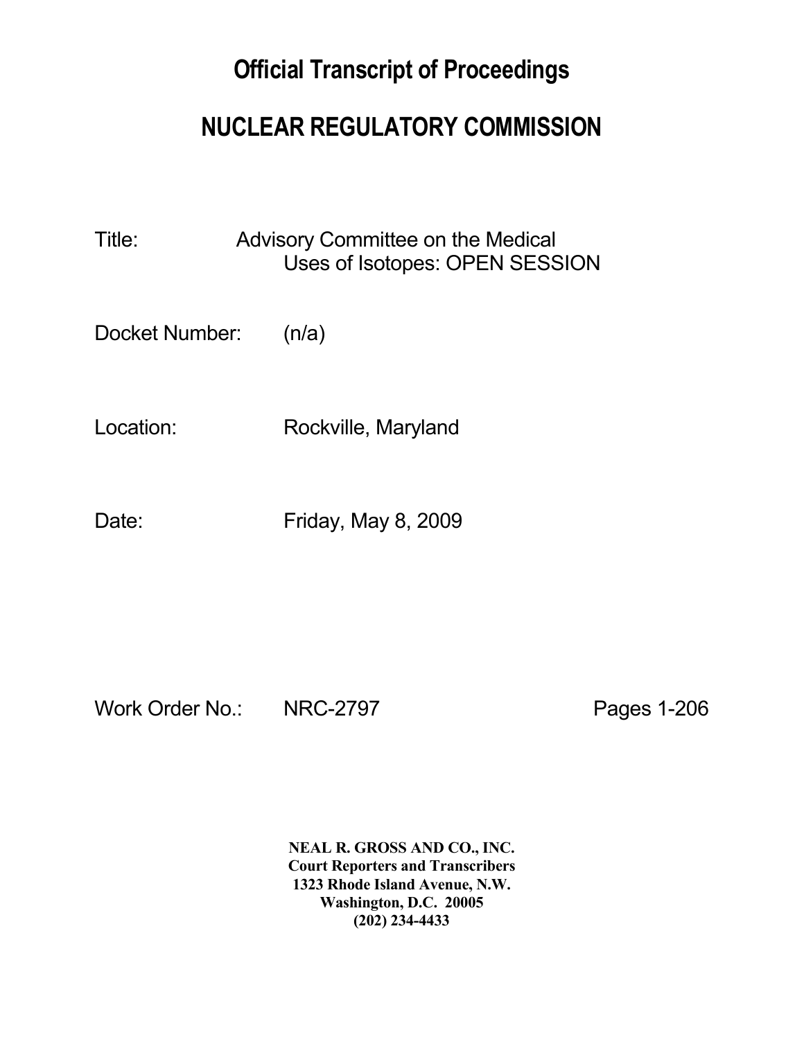# Official Transcript of Proceedings

# NUCLEAR REGULATORY COMMISSION

Title: Advisory Committee on the Medical Uses of Isotopes: OPEN SESSION

Docket Number: (n/a)

Location: Rockville, Maryland

Date: Friday, May 8, 2009

Work Order No.: NRC-2797 Pages 1-206

**NEAL R. GROSS AND CO., INC.**
**Court Reporters and Transcribers**
**1323 Rhode Island Avenue, N.W.**
**Washington, D.C. 20005**
**(202) 234-4433**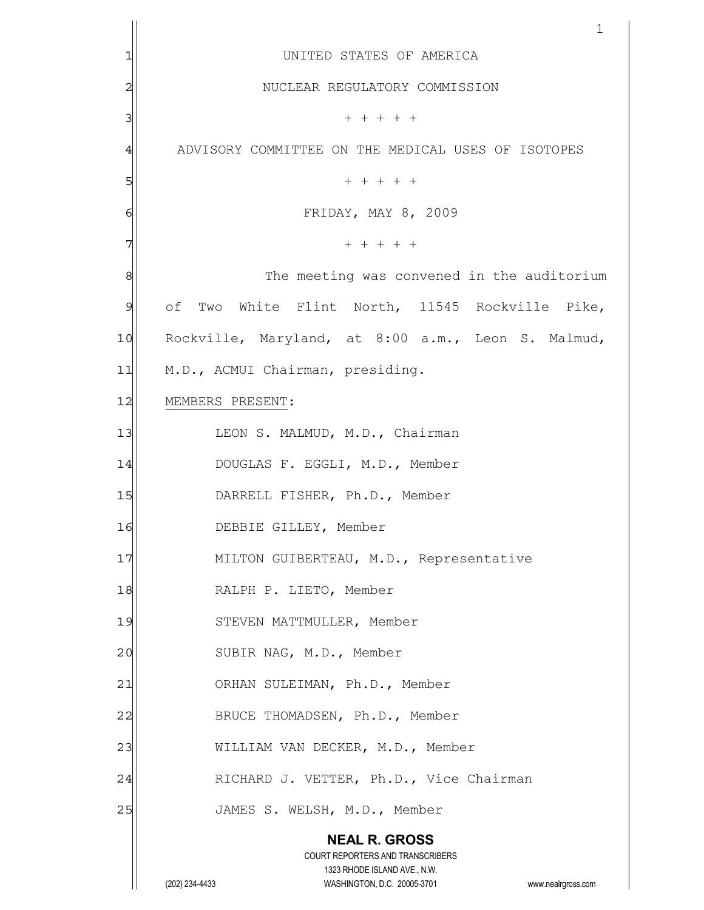UNITED STATES OF AMERICA

NUCLEAR REGULATORY COMMISSION

+ + + + +

ADVISORY COMMITTEE ON THE MEDICAL USES OF ISOTOPES

+ + + + +

FRIDAY, MAY 8, 2009

+ + + + +

The meeting was convened in the auditorium of Two White Flint North, 11545 Rockville Pike, Rockville, Maryland, at 8:00 a.m., Leon S. Malmud, M.D., ACMUI Chairman, presiding.

MEMBERS PRESENT:

LEON S. MALMUD, M.D., Chairman
DOUGLAS F. EGGLI, M.D., Member
DARRELL FISHER, Ph.D., Member
DEBBIE GILLEY, Member
MILTON GUIBERTEAU, M.D., Representative
RALPH P. LIETO, Member
STEVEN MATTMULLER, Member
SUBIR NAG, M.D., Member
ORHAN SULEIMAN, Ph.D., Member
BRUCE THOMADSEN, Ph.D., Member
WILLIAM VAN DECKER, M.D., Member
RICHARD J. VETTER, Ph.D., Vice Chairman
JAMES S. WELSH, M.D., Member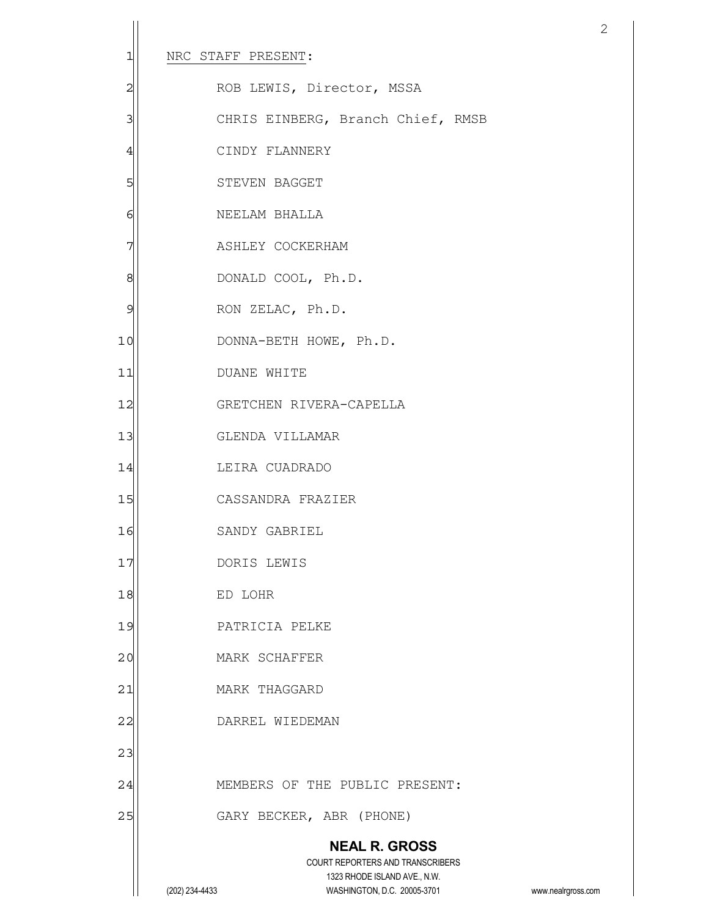NRC STAFF PRESENT:

ROB LEWIS, Director, MSSA

CHRIS EINBERG, Branch Chief, RMSB

CINDY FLANNERY

STEVEN BAGGET

NEELAM BHALLA

ASHLEY COCKERHAM

DONALD COOL, Ph.D.

RON ZELAC, Ph.D.

DONNA-BETH HOWE, Ph.D.

DUANE WHITE

GRETCHEN RIVERA-CAPELLA

GLENDA VILLAMAR

LEIRA CUADRADO

CASSANDRA FRAZIER

SANDY GABRIEL

DORIS LEWIS

ED LOHR

PATRICIA PELKE

MARK SCHAFFER

MARK THAGGARD

DARREL WIEDEMAN

MEMBERS OF THE PUBLIC PRESENT:

GARY BECKER, ABR (PHONE)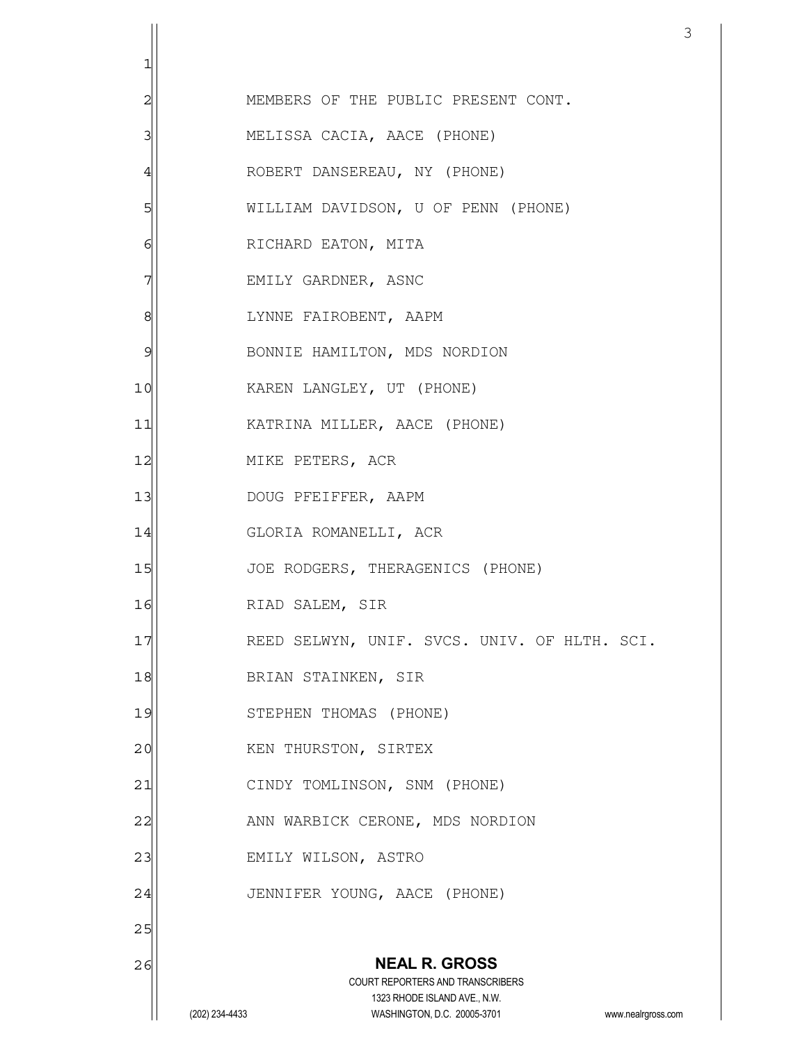MEMBERS OF THE PUBLIC PRESENT CONT.

MELISSA CACIA, AACE (PHONE)

ROBERT DANSEREAU, NY (PHONE)

WILLIAM DAVIDSON, U OF PENN (PHONE)

RICHARD EATON, MITA

EMILY GARDNER, ASNC

LYNNE FAIROBENT, AAPM

BONNIE HAMILTON, MDS NORDION

KAREN LANGLEY, UT (PHONE)

KATRINA MILLER, AACE (PHONE)

MIKE PETERS, ACR

DOUG PFEIFFER, AAPM

GLORIA ROMANELLI, ACR

JOE RODGERS, THERAGENICS (PHONE)

RIAD SALEM, SIR

REED SELWYN, UNIF. SVCS. UNIV. OF HLTH. SCI.

BRIAN STAINKEN, SIR

STEPHEN THOMAS (PHONE)

KEN THURSTON, SIRTEX

CINDY TOMLINSON, SNM (PHONE)

ANN WARBICK CERONE, MDS NORDION

EMILY WILSON, ASTRO

JENNIFER YOUNG, AACE (PHONE)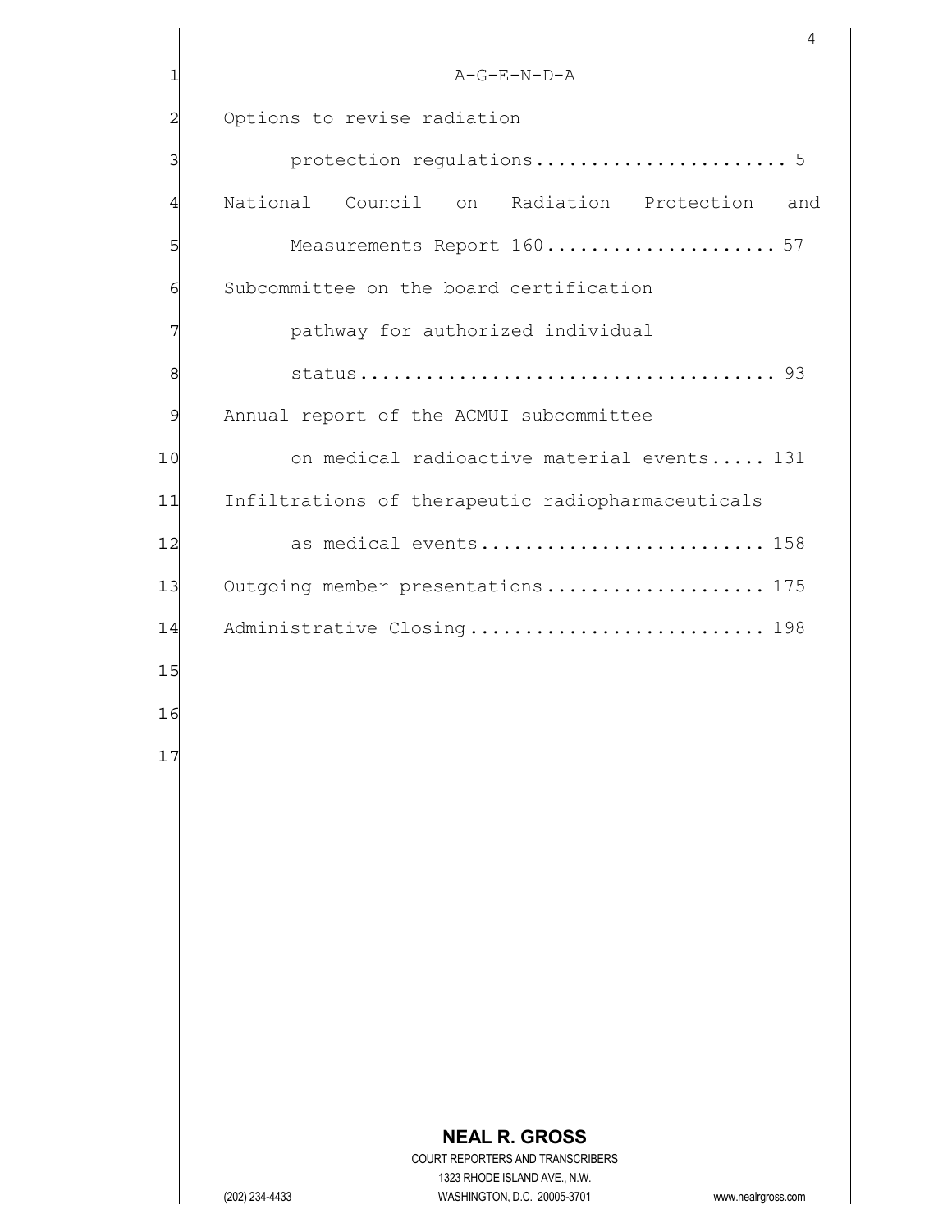# A-G-E-N-D-A

Options to revise radiation protection regulations...................... 5

National Council on Radiation Protection and Measurements Report 160..................... 57

Subcommittee on the board certification pathway for authorized individual status..................................... 93

Annual report of the ACMUI subcommittee on medical radioactive material events..... 131

Infiltrations of therapeutic radiopharmaceuticals as medical events......................... 158

Outgoing member presentations.................... 175

Administrative Closing.......................... 198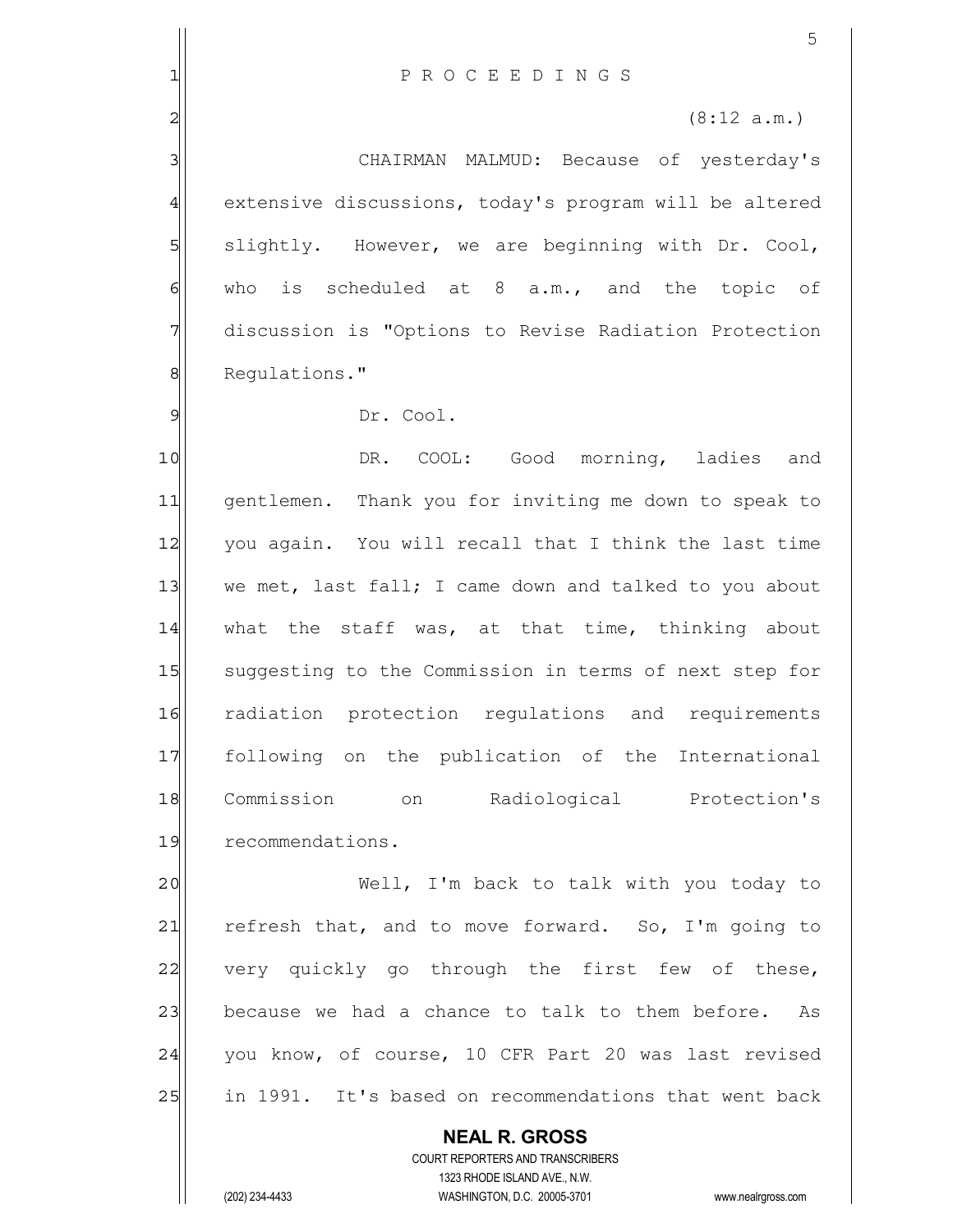P R O C E E D I N G S

(8:12 a.m.)

CHAIRMAN MALMUD: Because of yesterday's extensive discussions, today's program will be altered slightly. However, we are beginning with Dr. Cool, who is scheduled at 8 a.m., and the topic of discussion is "Options to Revise Radiation Protection Regulations."

Dr. Cool.

DR. COOL: Good morning, ladies and gentlemen. Thank you for inviting me down to speak to you again. You will recall that I think the last time we met, last fall; I came down and talked to you about what the staff was, at that time, thinking about suggesting to the Commission in terms of next step for radiation protection regulations and requirements following on the publication of the International Commission on Radiological Protection's recommendations.

Well, I'm back to talk with you today to refresh that, and to move forward. So, I'm going to very quickly go through the first few of these, because we had a chance to talk to them before. As you know, of course, 10 CFR Part 20 was last revised in 1991. It's based on recommendations that went back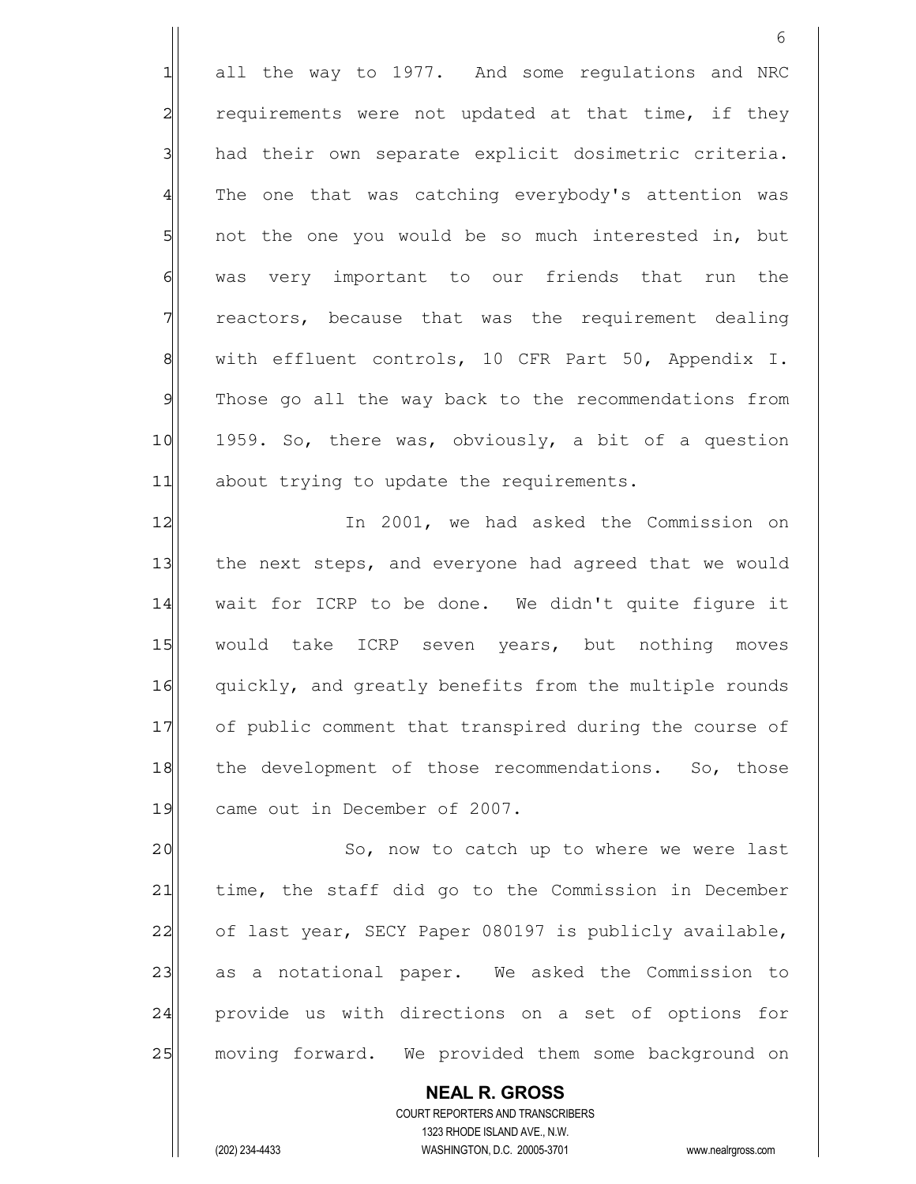all the way to 1977. And some regulations and NRC requirements were not updated at that time, if they had their own separate explicit dosimetric criteria. The one that was catching everybody's attention was not the one you would be so much interested in, but was very important to our friends that run the reactors, because that was the requirement dealing with effluent controls, 10 CFR Part 50, Appendix I. Those go all the way back to the recommendations from 1959. So, there was, obviously, a bit of a question about trying to update the requirements.

In 2001, we had asked the Commission on the next steps, and everyone had agreed that we would wait for ICRP to be done. We didn't quite figure it would take ICRP seven years, but nothing moves quickly, and greatly benefits from the multiple rounds of public comment that transpired during the course of the development of those recommendations. So, those came out in December of 2007.

So, now to catch up to where we were last time, the staff did go to the Commission in December of last year, SECY Paper 080197 is publicly available, as a notational paper. We asked the Commission to provide us with directions on a set of options for moving forward. We provided them some background on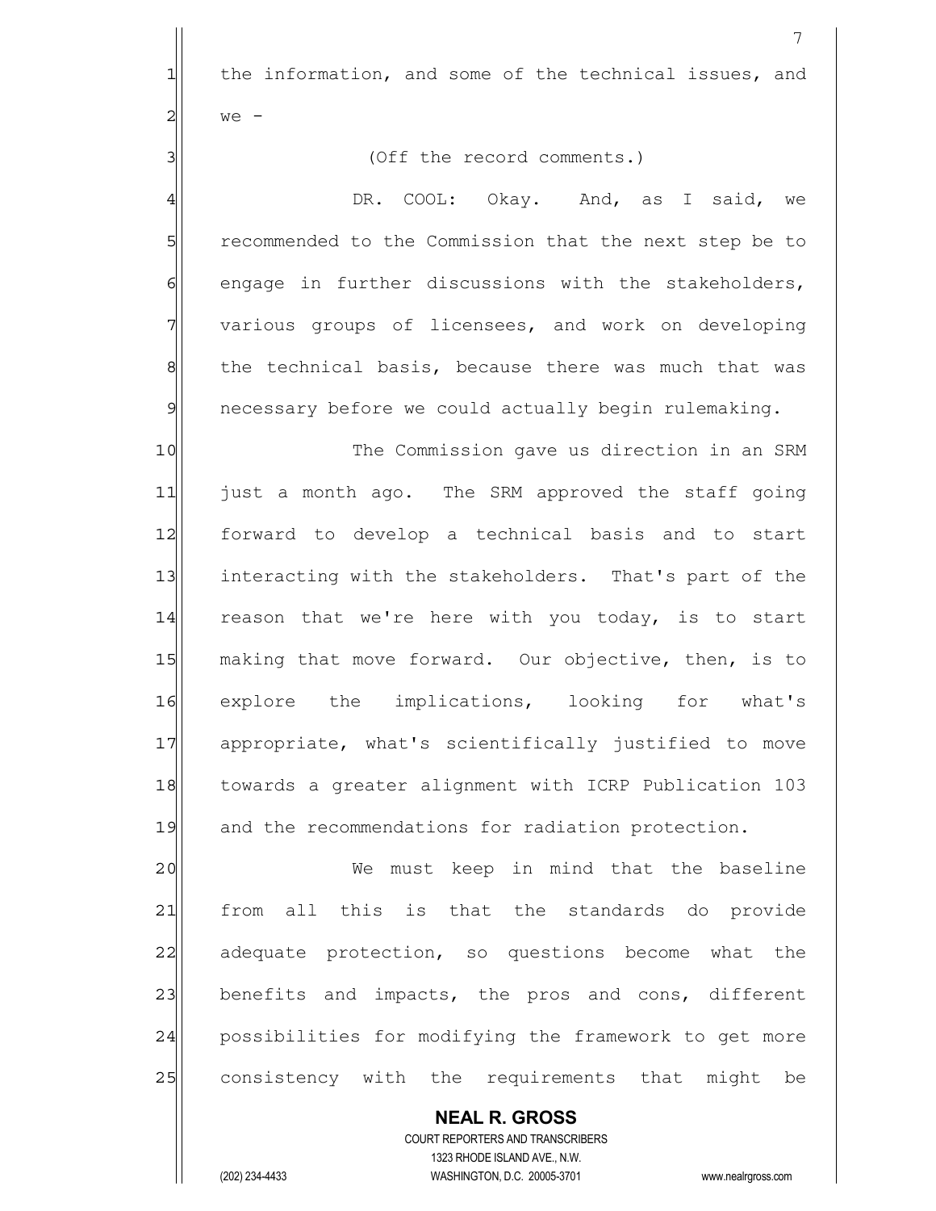the information, and some of the technical issues, and we -

(Off the record comments.)

DR. COOL: Okay. And, as I said, we recommended to the Commission that the next step be to engage in further discussions with the stakeholders, various groups of licensees, and work on developing the technical basis, because there was much that was necessary before we could actually begin rulemaking.

The Commission gave us direction in an SRM just a month ago. The SRM approved the staff going forward to develop a technical basis and to start interacting with the stakeholders. That's part of the reason that we're here with you today, is to start making that move forward. Our objective, then, is to explore the implications, looking for what's appropriate, what's scientifically justified to move towards a greater alignment with ICRP Publication 103 and the recommendations for radiation protection.

We must keep in mind that the baseline from all this is that the standards do provide adequate protection, so questions become what the benefits and impacts, the pros and cons, different possibilities for modifying the framework to get more consistency with the requirements that might be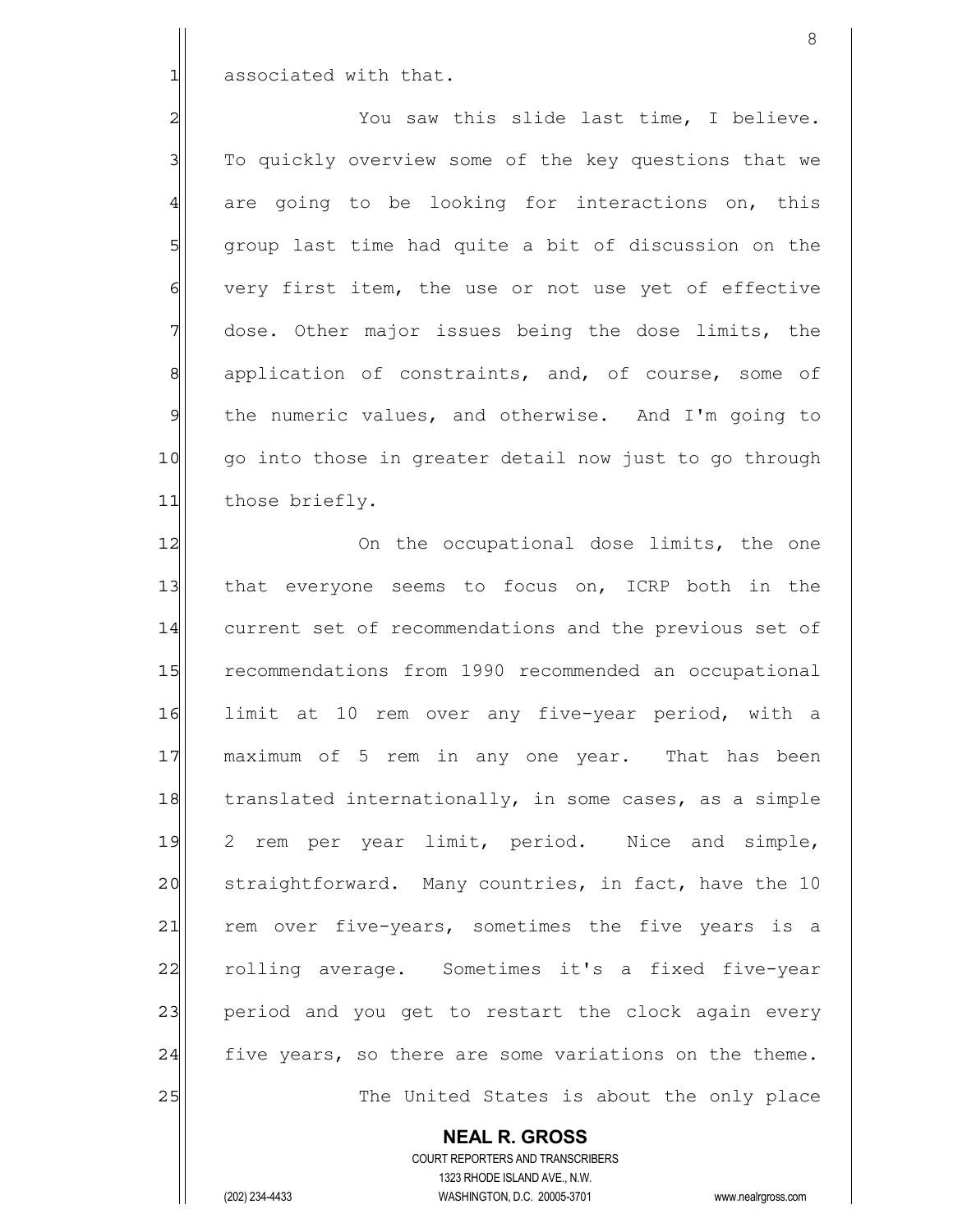associated with that.

You saw this slide last time, I believe. To quickly overview some of the key questions that we are going to be looking for interactions on, this group last time had quite a bit of discussion on the very first item, the use or not use yet of effective dose. Other major issues being the dose limits, the application of constraints, and, of course, some of the numeric values, and otherwise. And I'm going to go into those in greater detail now just to go through those briefly.

On the occupational dose limits, the one that everyone seems to focus on, ICRP both in the current set of recommendations and the previous set of recommendations from 1990 recommended an occupational limit at 10 rem over any five-year period, with a maximum of 5 rem in any one year. That has been translated internationally, in some cases, as a simple 2 rem per year limit, period. Nice and simple, straightforward. Many countries, in fact, have the 10 rem over five-years, sometimes the five years is a rolling average. Sometimes it's a fixed five-year period and you get to restart the clock again every five years, so there are some variations on the theme.

The United States is about the only place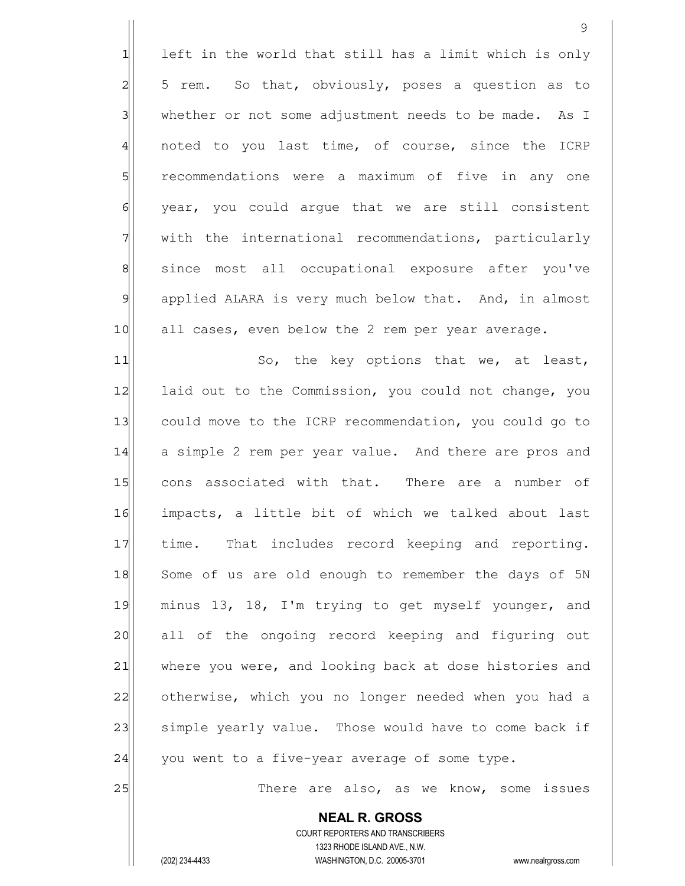left in the world that still has a limit which is only 5 rem. So that, obviously, poses a question as to whether or not some adjustment needs to be made. As I noted to you last time, of course, since the ICRP recommendations were a maximum of five in any one year, you could argue that we are still consistent with the international recommendations, particularly since most all occupational exposure after you've applied ALARA is very much below that. And, in almost all cases, even below the 2 rem per year average.

So, the key options that we, at least, laid out to the Commission, you could not change, you could move to the ICRP recommendation, you could go to a simple 2 rem per year value. And there are pros and cons associated with that. There are a number of impacts, a little bit of which we talked about last time. That includes record keeping and reporting. Some of us are old enough to remember the days of 5N minus 13, 18, I'm trying to get myself younger, and all of the ongoing record keeping and figuring out where you were, and looking back at dose histories and otherwise, which you no longer needed when you had a simple yearly value. Those would have to come back if you went to a five-year average of some type.

There are also, as we know, some issues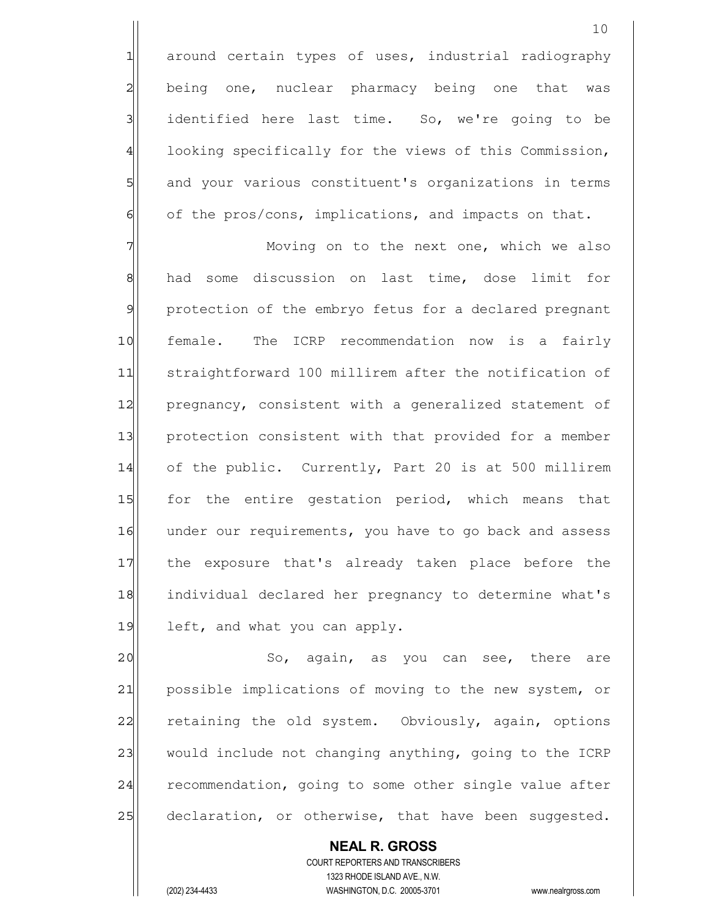around certain types of uses, industrial radiography being one, nuclear pharmacy being one that was identified here last time. So, we're going to be looking specifically for the views of this Commission, and your various constituent's organizations in terms of the pros/cons, implications, and impacts on that.

Moving on to the next one, which we also had some discussion on last time, dose limit for protection of the embryo fetus for a declared pregnant female. The ICRP recommendation now is a fairly straightforward 100 millirem after the notification of pregnancy, consistent with a generalized statement of protection consistent with that provided for a member of the public. Currently, Part 20 is at 500 millirem for the entire gestation period, which means that under our requirements, you have to go back and assess the exposure that's already taken place before the individual declared her pregnancy to determine what's left, and what you can apply.

So, again, as you can see, there are possible implications of moving to the new system, or retaining the old system. Obviously, again, options would include not changing anything, going to the ICRP recommendation, going to some other single value after declaration, or otherwise, that have been suggested.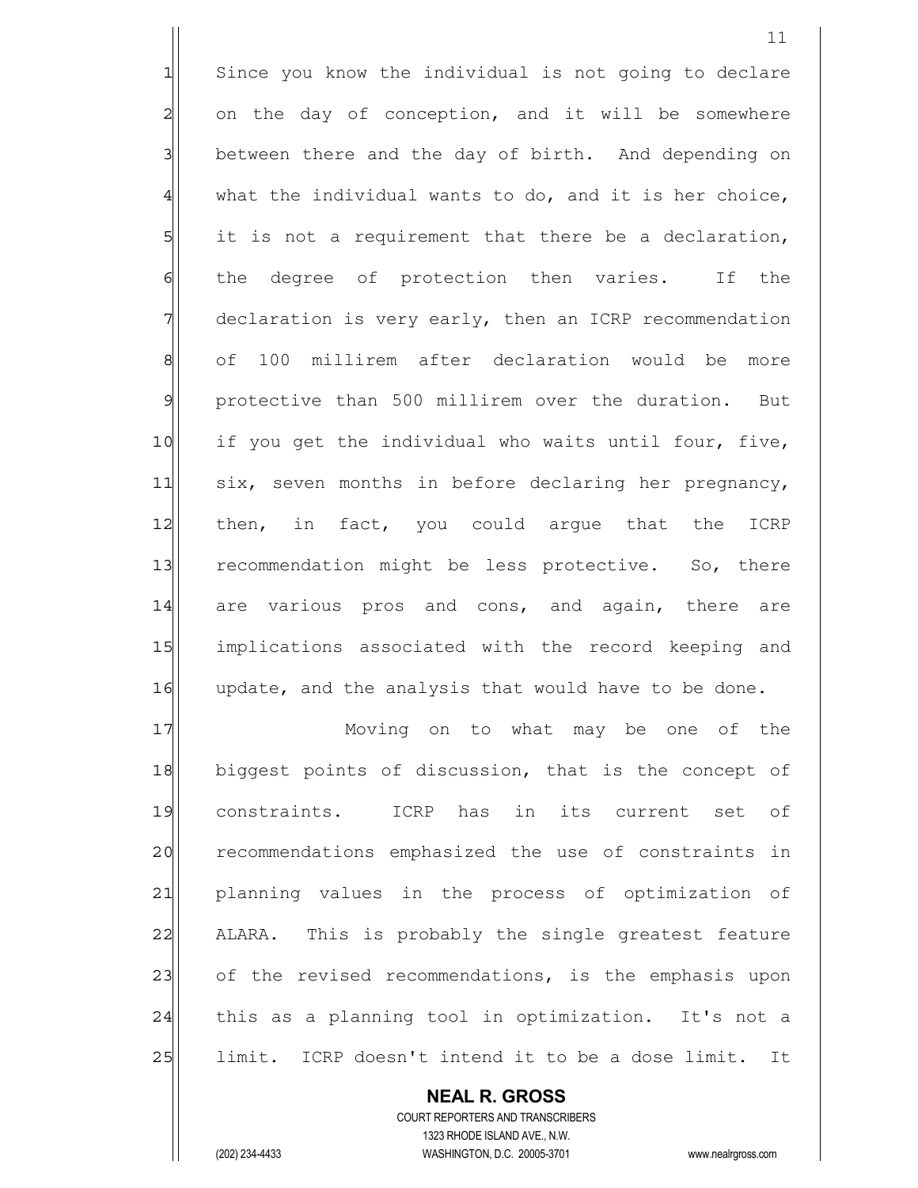Since you know the individual is not going to declare on the day of conception, and it will be somewhere between there and the day of birth. And depending on what the individual wants to do, and it is her choice, it is not a requirement that there be a declaration, the degree of protection then varies. If the declaration is very early, then an ICRP recommendation of 100 millirem after declaration would be more protective than 500 millirem over the duration. But if you get the individual who waits until four, five, six, seven months in before declaring her pregnancy, then, in fact, you could argue that the ICRP recommendation might be less protective. So, there are various pros and cons, and again, there are implications associated with the record keeping and update, and the analysis that would have to be done.

Moving on to what may be one of the biggest points of discussion, that is the concept of constraints. ICRP has in its current set of recommendations emphasized the use of constraints in planning values in the process of optimization of ALARA. This is probably the single greatest feature of the revised recommendations, is the emphasis upon this as a planning tool in optimization. It's not a limit. ICRP doesn't intend it to be a dose limit. It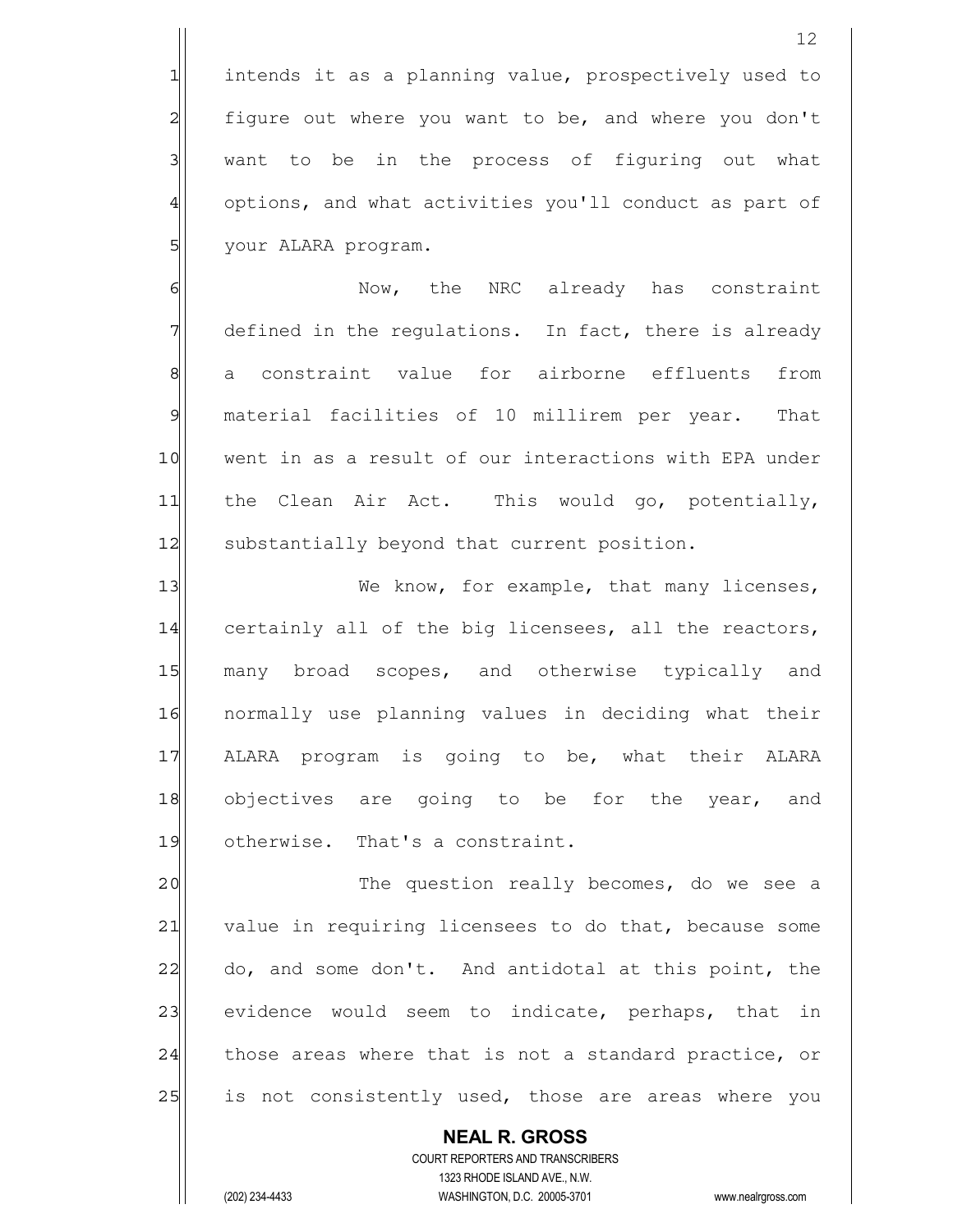intends it as a planning value, prospectively used to figure out where you want to be, and where you don't want to be in the process of figuring out what options, and what activities you'll conduct as part of your ALARA program.

Now, the NRC already has constraint defined in the regulations. In fact, there is already a constraint value for airborne effluents from material facilities of 10 millirem per year. That went in as a result of our interactions with EPA under the Clean Air Act. This would go, potentially, substantially beyond that current position.

We know, for example, that many licenses, certainly all of the big licensees, all the reactors, many broad scopes, and otherwise typically and normally use planning values in deciding what their ALARA program is going to be, what their ALARA objectives are going to be for the year, and otherwise. That's a constraint.

The question really becomes, do we see a value in requiring licensees to do that, because some do, and some don't. And antidotal at this point, the evidence would seem to indicate, perhaps, that in those areas where that is not a standard practice, or is not consistently used, those are areas where you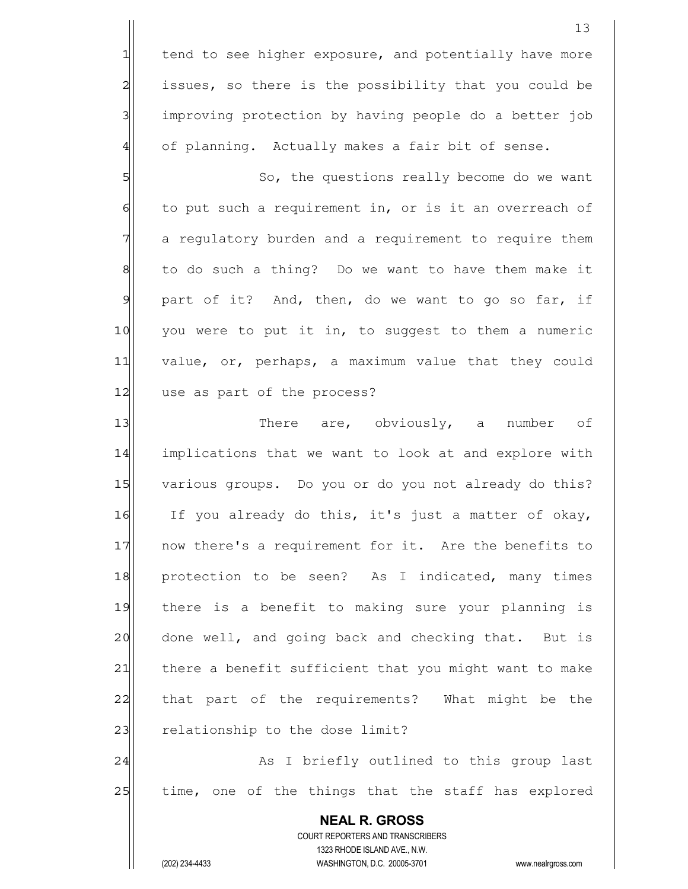tend to see higher exposure, and potentially have more issues, so there is the possibility that you could be improving protection by having people do a better job of planning. Actually makes a fair bit of sense.

So, the questions really become do we want to put such a requirement in, or is it an overreach of a regulatory burden and a requirement to require them to do such a thing? Do we want to have them make it part of it? And, then, do we want to go so far, if you were to put it in, to suggest to them a numeric value, or, perhaps, a maximum value that they could use as part of the process?

There are, obviously, a number of implications that we want to look at and explore with various groups. Do you or do you not already do this? If you already do this, it's just a matter of okay, now there's a requirement for it. Are the benefits to protection to be seen? As I indicated, many times there is a benefit to making sure your planning is done well, and going back and checking that. But is there a benefit sufficient that you might want to make that part of the requirements? What might be the relationship to the dose limit?

As I briefly outlined to this group last time, one of the things that the staff has explored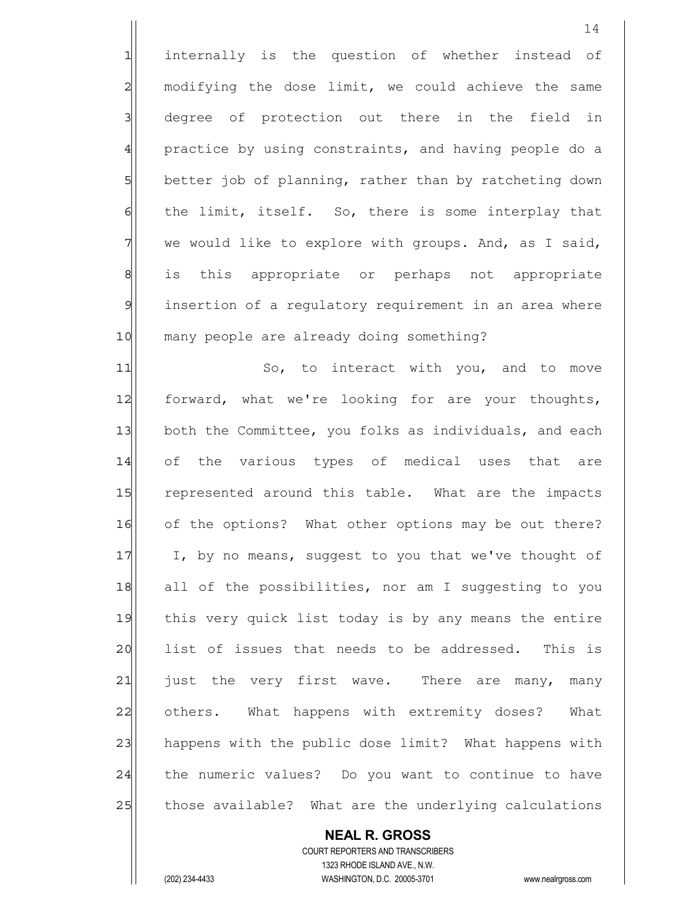internally is the question of whether instead of modifying the dose limit, we could achieve the same degree of protection out there in the field in practice by using constraints, and having people do a better job of planning, rather than by ratcheting down the limit, itself. So, there is some interplay that we would like to explore with groups. And, as I said, is this appropriate or perhaps not appropriate insertion of a regulatory requirement in an area where many people are already doing something?

So, to interact with you, and to move forward, what we're looking for are your thoughts, both the Committee, you folks as individuals, and each of the various types of medical uses that are represented around this table. What are the impacts of the options? What other options may be out there? I, by no means, suggest to you that we've thought of all of the possibilities, nor am I suggesting to you this very quick list today is by any means the entire list of issues that needs to be addressed. This is just the very first wave. There are many, many others. What happens with extremity doses? What happens with the public dose limit? What happens with the numeric values? Do you want to continue to have those available? What are the underlying calculations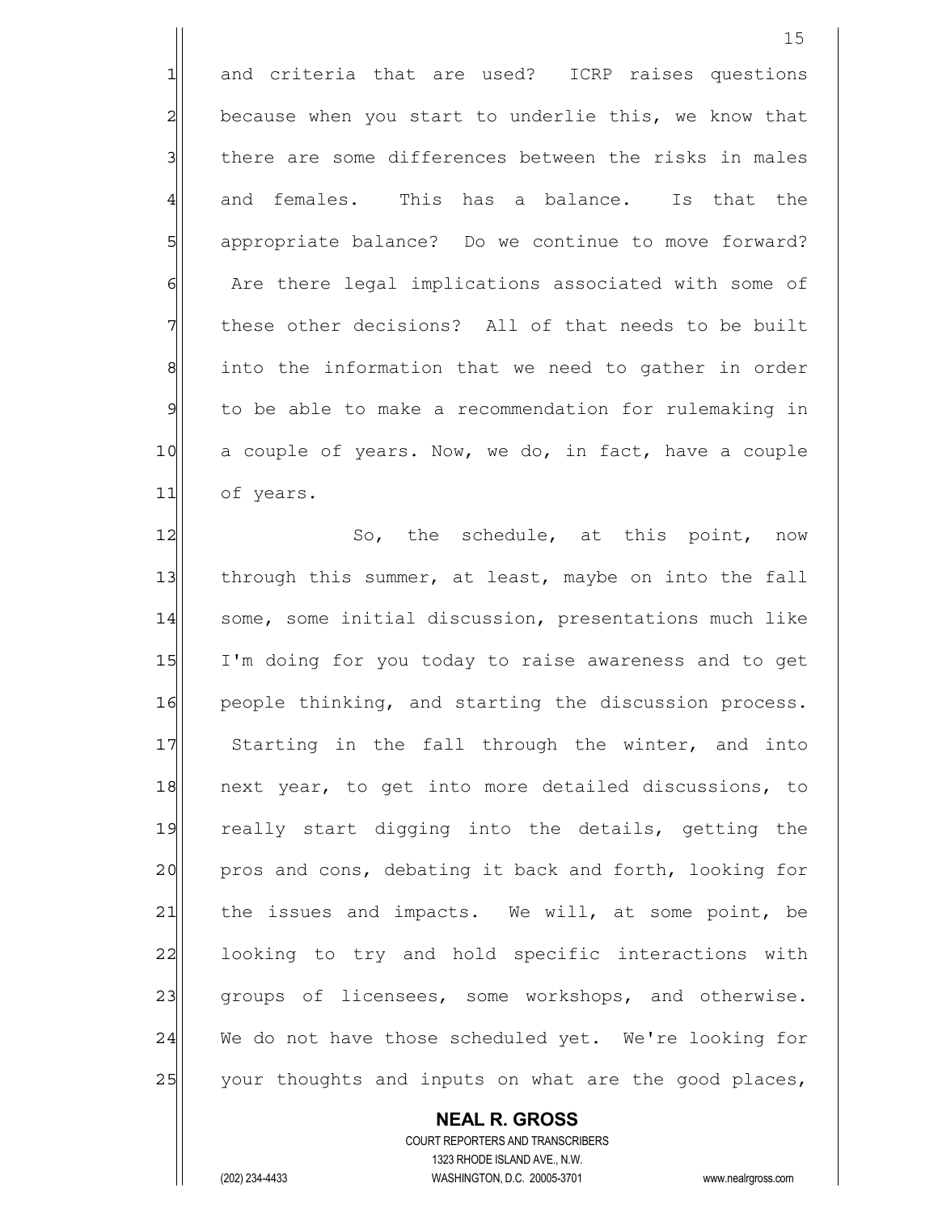and criteria that are used? ICRP raises questions because when you start to underlie this, we know that there are some differences between the risks in males and females. This has a balance. Is that the appropriate balance? Do we continue to move forward? Are there legal implications associated with some of these other decisions? All of that needs to be built into the information that we need to gather in order to be able to make a recommendation for rulemaking in a couple of years. Now, we do, in fact, have a couple of years.

So, the schedule, at this point, now through this summer, at least, maybe on into the fall some, some initial discussion, presentations much like I'm doing for you today to raise awareness and to get people thinking, and starting the discussion process. Starting in the fall through the winter, and into next year, to get into more detailed discussions, to really start digging into the details, getting the pros and cons, debating it back and forth, looking for the issues and impacts. We will, at some point, be looking to try and hold specific interactions with groups of licensees, some workshops, and otherwise. We do not have those scheduled yet. We're looking for your thoughts and inputs on what are the good places,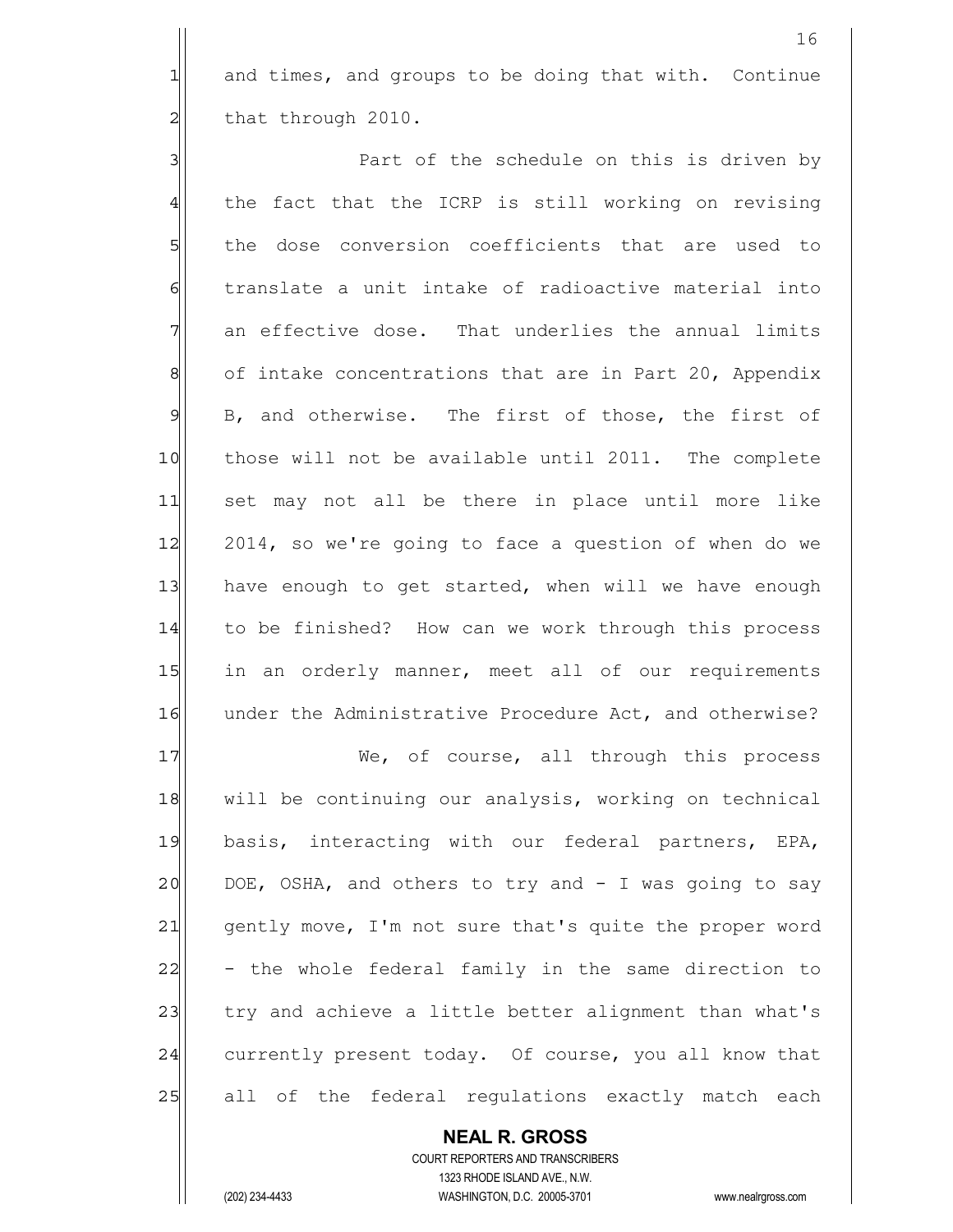and times, and groups to be doing that with. Continue that through 2010.

Part of the schedule on this is driven by the fact that the ICRP is still working on revising the dose conversion coefficients that are used to translate a unit intake of radioactive material into an effective dose. That underlies the annual limits of intake concentrations that are in Part 20, Appendix B, and otherwise. The first of those, the first of those will not be available until 2011. The complete set may not all be there in place until more like 2014, so we're going to face a question of when do we have enough to get started, when will we have enough to be finished? How can we work through this process in an orderly manner, meet all of our requirements under the Administrative Procedure Act, and otherwise?

We, of course, all through this process will be continuing our analysis, working on technical basis, interacting with our federal partners, EPA, DOE, OSHA, and others to try and - I was going to say gently move, I'm not sure that's quite the proper word - the whole federal family in the same direction to try and achieve a little better alignment than what's currently present today. Of course, you all know that all of the federal regulations exactly match each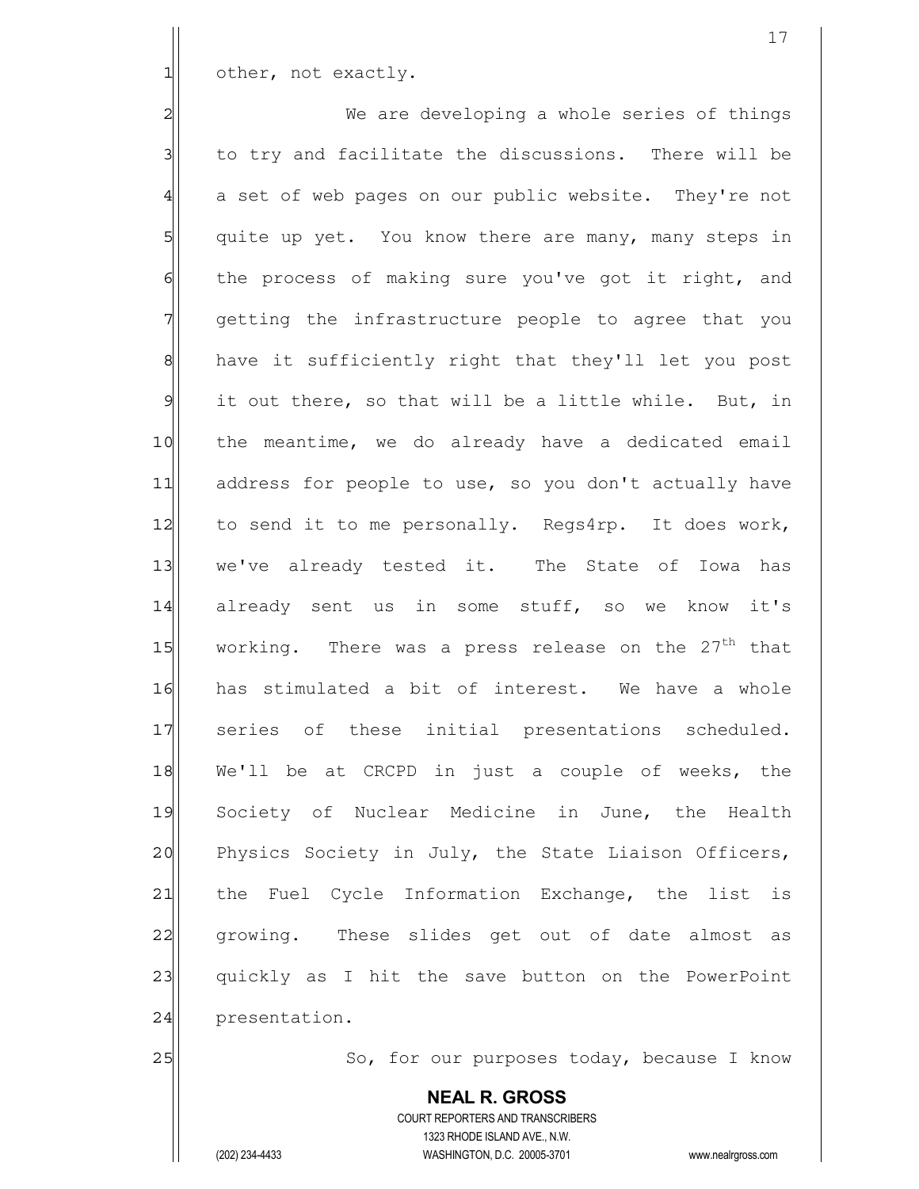other, not exactly.

We are developing a whole series of things to try and facilitate the discussions. There will be a set of web pages on our public website. They're not quite up yet. You know there are many, many steps in the process of making sure you've got it right, and getting the infrastructure people to agree that you have it sufficiently right that they'll let you post it out there, so that will be a little while. But, in the meantime, we do already have a dedicated email address for people to use, so you don't actually have to send it to me personally. Regs4rp. It does work, we've already tested it. The State of Iowa has already sent us in some stuff, so we know it's working. There was a press release on the 27th that has stimulated a bit of interest. We have a whole series of these initial presentations scheduled. We'll be at CRCPD in just a couple of weeks, the Society of Nuclear Medicine in June, the Health Physics Society in July, the State Liaison Officers, the Fuel Cycle Information Exchange, the list is growing. These slides get out of date almost as quickly as I hit the save button on the PowerPoint presentation.

So, for our purposes today, because I know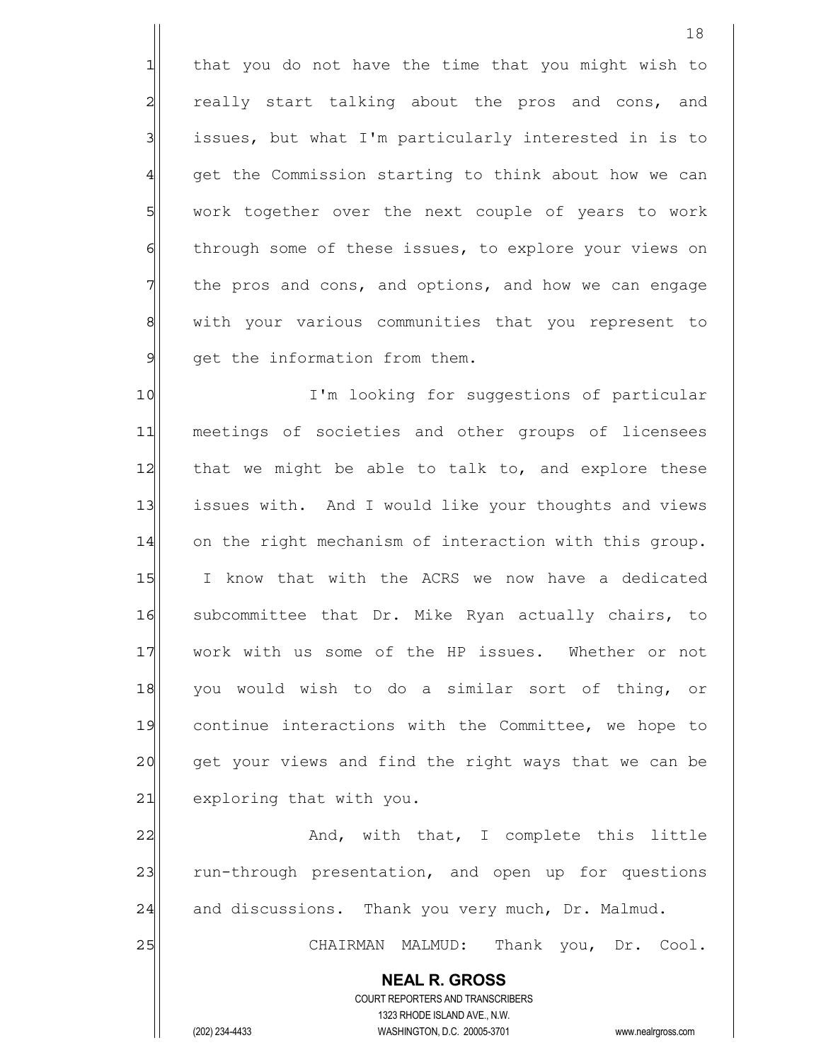that you do not have the time that you might wish to really start talking about the pros and cons, and issues, but what I'm particularly interested in is to get the Commission starting to think about how we can work together over the next couple of years to work through some of these issues, to explore your views on the pros and cons, and options, and how we can engage with your various communities that you represent to get the information from them.

I'm looking for suggestions of particular meetings of societies and other groups of licensees that we might be able to talk to, and explore these issues with. And I would like your thoughts and views on the right mechanism of interaction with this group. I know that with the ACRS we now have a dedicated subcommittee that Dr. Mike Ryan actually chairs, to work with us some of the HP issues. Whether or not you would wish to do a similar sort of thing, or continue interactions with the Committee, we hope to get your views and find the right ways that we can be exploring that with you.

And, with that, I complete this little run-through presentation, and open up for questions and discussions. Thank you very much, Dr. Malmud.

CHAIRMAN MALMUD: Thank you, Dr. Cool.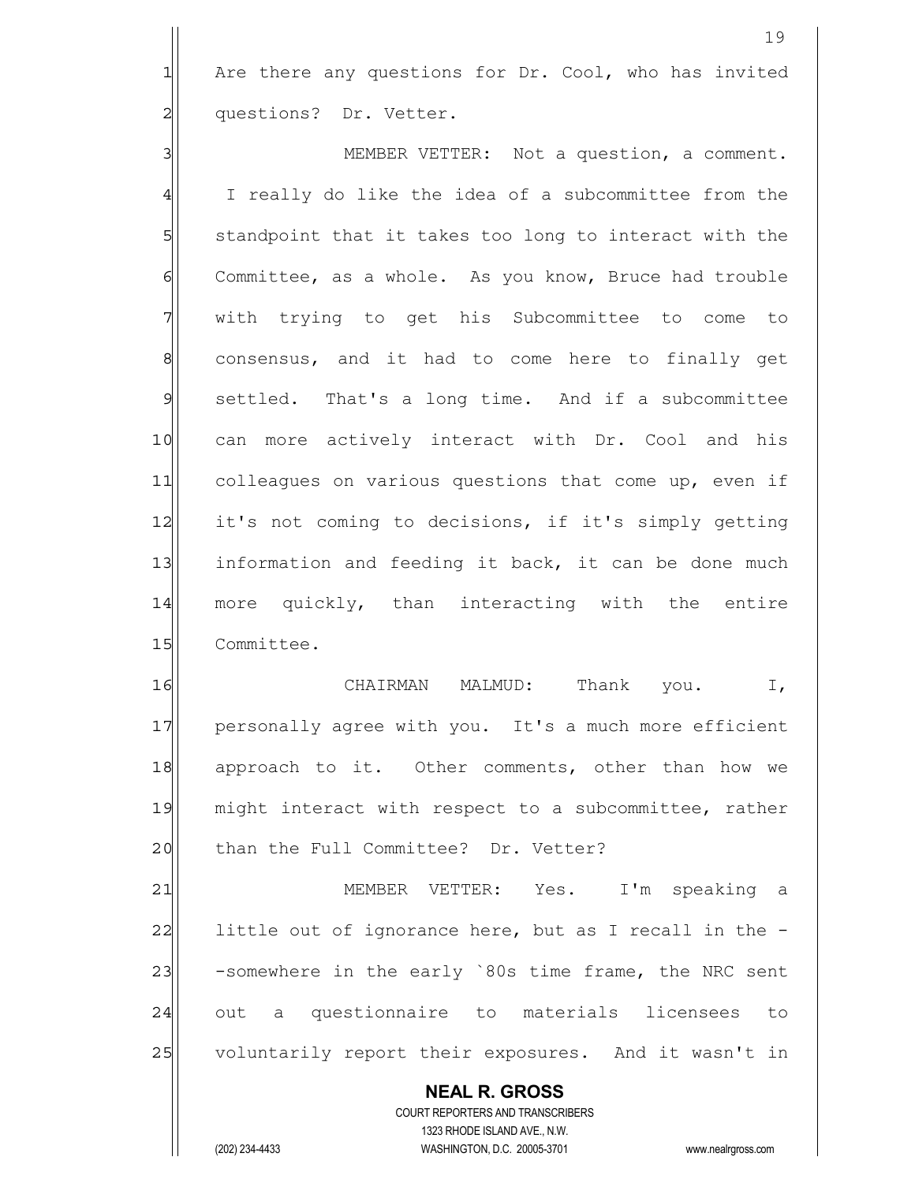Are there any questions for Dr. Cool, who has invited questions? Dr. Vetter.

MEMBER VETTER: Not a question, a comment. I really do like the idea of a subcommittee from the standpoint that it takes too long to interact with the Committee, as a whole. As you know, Bruce had trouble with trying to get his Subcommittee to come to consensus, and it had to come here to finally get settled. That's a long time. And if a subcommittee can more actively interact with Dr. Cool and his colleagues on various questions that come up, even if it's not coming to decisions, if it's simply getting information and feeding it back, it can be done much more quickly, than interacting with the entire Committee.

CHAIRMAN MALMUD: Thank you. I, personally agree with you. It's a much more efficient approach to it. Other comments, other than how we might interact with respect to a subcommittee, rather than the Full Committee? Dr. Vetter?

MEMBER VETTER: Yes. I'm speaking a little out of ignorance here, but as I recall in the --somewhere in the early `80s time frame, the NRC sent out a questionnaire to materials licensees to voluntarily report their exposures. And it wasn't in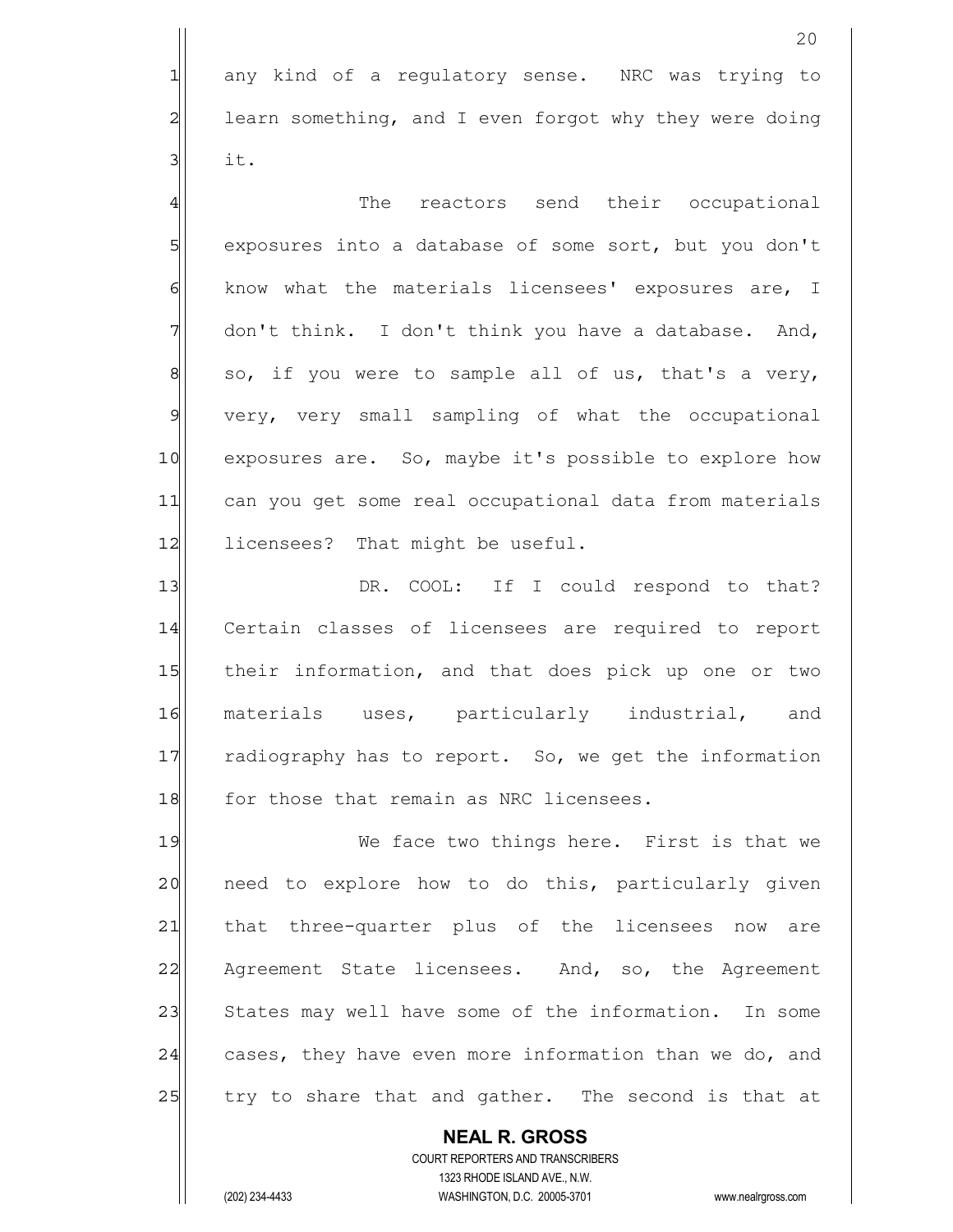any kind of a regulatory sense. NRC was trying to learn something, and I even forgot why they were doing it.

The reactors send their occupational exposures into a database of some sort, but you don't know what the materials licensees' exposures are, I don't think. I don't think you have a database. And, so, if you were to sample all of us, that's a very, very, very small sampling of what the occupational exposures are. So, maybe it's possible to explore how can you get some real occupational data from materials licensees? That might be useful.

DR. COOL: If I could respond to that? Certain classes of licensees are required to report their information, and that does pick up one or two materials uses, particularly industrial, and radiography has to report. So, we get the information for those that remain as NRC licensees.

We face two things here. First is that we need to explore how to do this, particularly given that three-quarter plus of the licensees now are Agreement State licensees. And, so, the Agreement States may well have some of the information. In some cases, they have even more information than we do, and try to share that and gather. The second is that at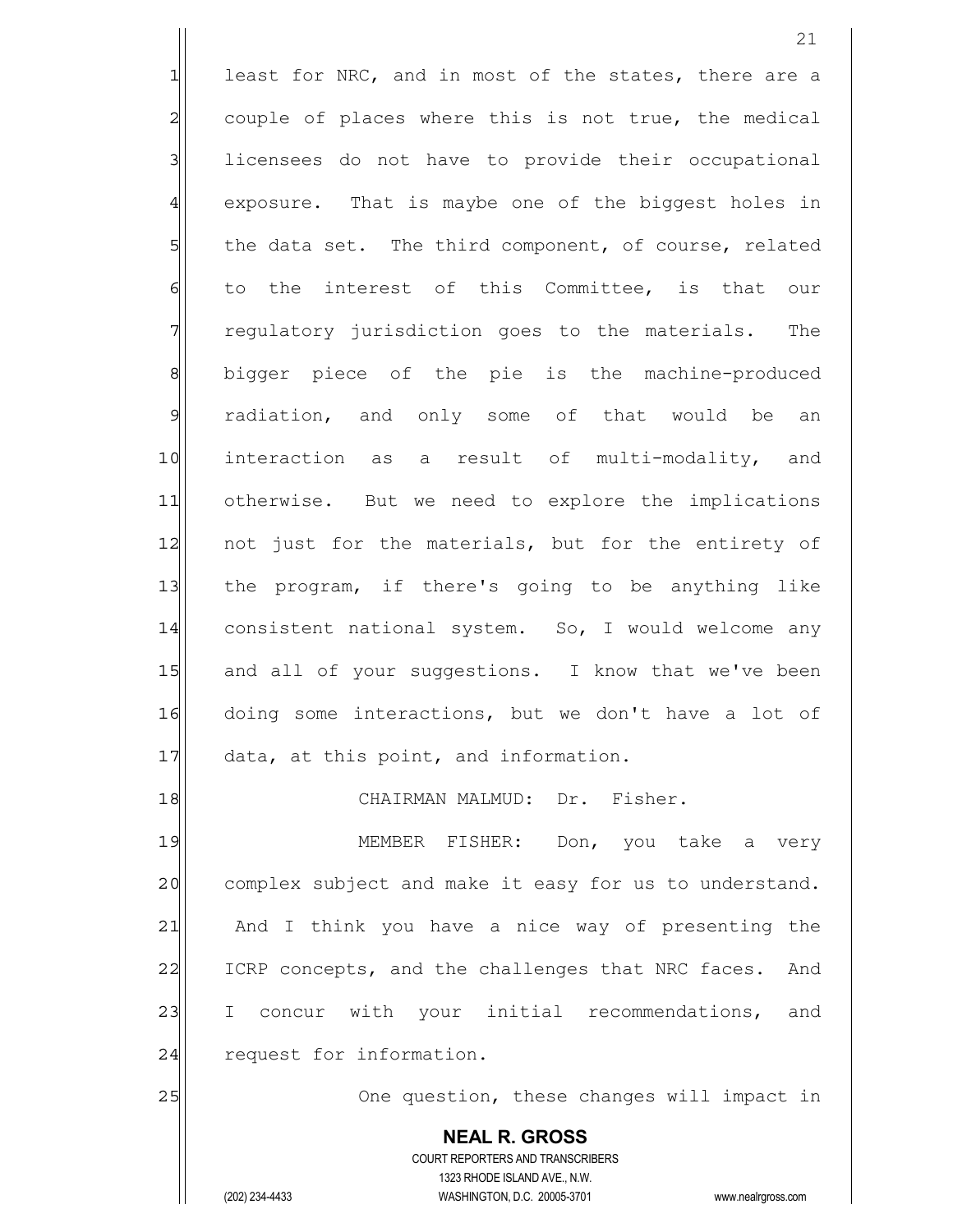least for NRC, and in most of the states, there are a couple of places where this is not true, the medical licensees do not have to provide their occupational exposure. That is maybe one of the biggest holes in the data set. The third component, of course, related to the interest of this Committee, is that our regulatory jurisdiction goes to the materials. The bigger piece of the pie is the machine-produced radiation, and only some of that would be an interaction as a result of multi-modality, and otherwise. But we need to explore the implications not just for the materials, but for the entirety of the program, if there's going to be anything like consistent national system. So, I would welcome any and all of your suggestions. I know that we've been doing some interactions, but we don't have a lot of data, at this point, and information.

CHAIRMAN MALMUD: Dr. Fisher.

MEMBER FISHER: Don, you take a very complex subject and make it easy for us to understand. And I think you have a nice way of presenting the ICRP concepts, and the challenges that NRC faces. And I concur with your initial recommendations, and request for information.

One question, these changes will impact in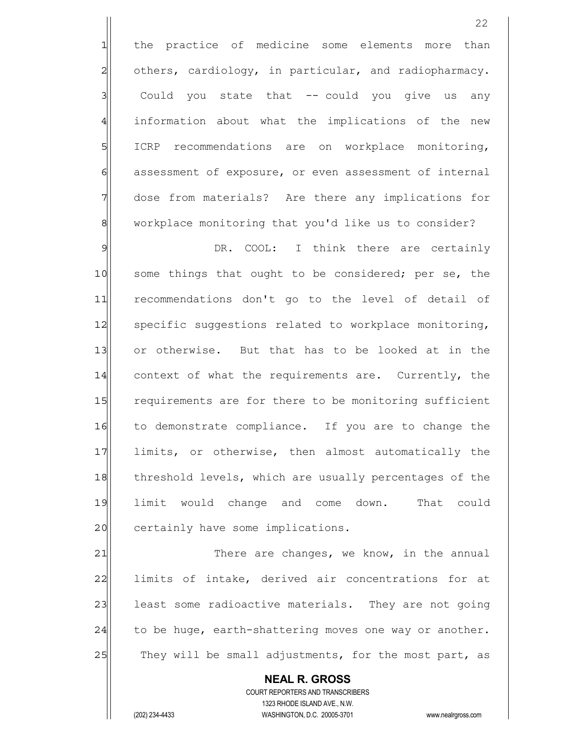the practice of medicine some elements more than others, cardiology, in particular, and radiopharmacy. Could you state that -- could you give us any information about what the implications of the new ICRP recommendations are on workplace monitoring, assessment of exposure, or even assessment of internal dose from materials? Are there any implications for workplace monitoring that you'd like us to consider?

DR. COOL: I think there are certainly some things that ought to be considered; per se, the recommendations don't go to the level of detail of specific suggestions related to workplace monitoring, or otherwise. But that has to be looked at in the context of what the requirements are. Currently, the requirements are for there to be monitoring sufficient to demonstrate compliance. If you are to change the limits, or otherwise, then almost automatically the threshold levels, which are usually percentages of the limit would change and come down. That could certainly have some implications.

There are changes, we know, in the annual limits of intake, derived air concentrations for at least some radioactive materials. They are not going to be huge, earth-shattering moves one way or another. They will be small adjustments, for the most part, as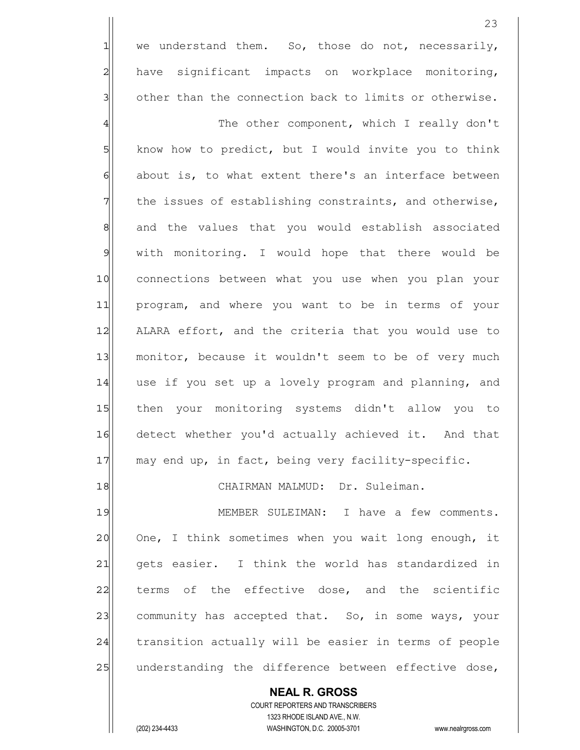we understand them. So, those do not, necessarily, have significant impacts on workplace monitoring, other than the connection back to limits or otherwise.

The other component, which I really don't know how to predict, but I would invite you to think about is, to what extent there's an interface between the issues of establishing constraints, and otherwise, and the values that you would establish associated with monitoring. I would hope that there would be connections between what you use when you plan your program, and where you want to be in terms of your ALARA effort, and the criteria that you would use to monitor, because it wouldn't seem to be of very much use if you set up a lovely program and planning, and then your monitoring systems didn't allow you to detect whether you'd actually achieved it. And that may end up, in fact, being very facility-specific.

CHAIRMAN MALMUD: Dr. Suleiman.

MEMBER SULEIMAN: I have a few comments. One, I think sometimes when you wait long enough, it gets easier. I think the world has standardized in terms of the effective dose, and the scientific community has accepted that. So, in some ways, your transition actually will be easier in terms of people understanding the difference between effective dose,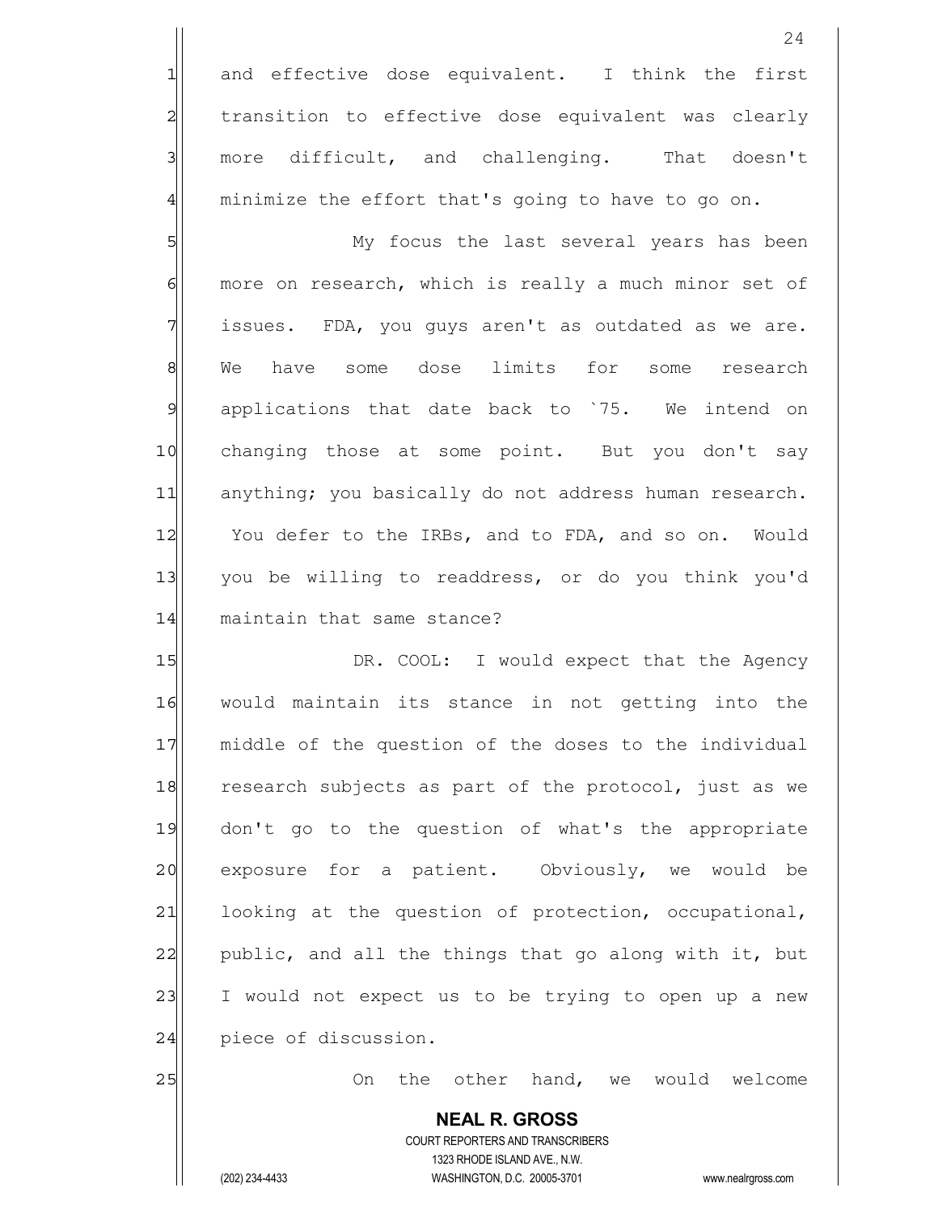and effective dose equivalent. I think the first transition to effective dose equivalent was clearly more difficult, and challenging. That doesn't minimize the effort that's going to have to go on.

My focus the last several years has been more on research, which is really a much minor set of issues. FDA, you guys aren't as outdated as we are. We have some dose limits for some research applications that date back to `75. We intend on changing those at some point. But you don't say anything; you basically do not address human research. You defer to the IRBs, and to FDA, and so on. Would you be willing to readdress, or do you think you'd maintain that same stance?

DR. COOL: I would expect that the Agency would maintain its stance in not getting into the middle of the question of the doses to the individual research subjects as part of the protocol, just as we don't go to the question of what's the appropriate exposure for a patient. Obviously, we would be looking at the question of protection, occupational, public, and all the things that go along with it, but I would not expect us to be trying to open up a new piece of discussion.

On the other hand, we would welcome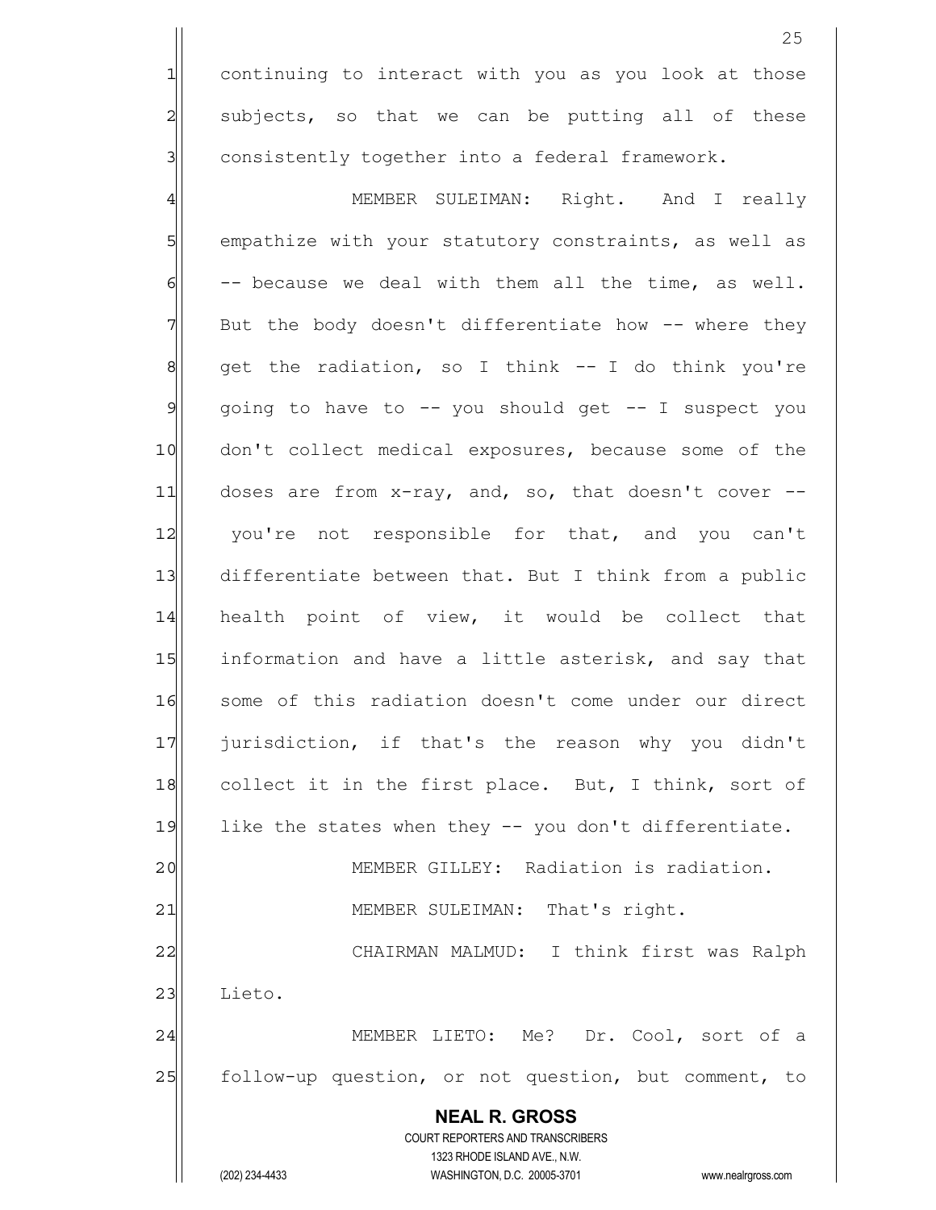continuing to interact with you as you look at those subjects, so that we can be putting all of these consistently together into a federal framework.

MEMBER SULEIMAN: Right. And I really empathize with your statutory constraints, as well as -- because we deal with them all the time, as well. But the body doesn't differentiate how -- where they get the radiation, so I think -- I do think you're going to have to -- you should get -- I suspect you don't collect medical exposures, because some of the doses are from x-ray, and, so, that doesn't cover -- you're not responsible for that, and you can't differentiate between that. But I think from a public health point of view, it would be collect that information and have a little asterisk, and say that some of this radiation doesn't come under our direct jurisdiction, if that's the reason why you didn't collect it in the first place. But, I think, sort of like the states when they -- you don't differentiate.

MEMBER GILLEY: Radiation is radiation.

MEMBER SULEIMAN: That's right.

CHAIRMAN MALMUD: I think first was Ralph Lieto.

MEMBER LIETO: Me? Dr. Cool, sort of a follow-up question, or not question, but comment, to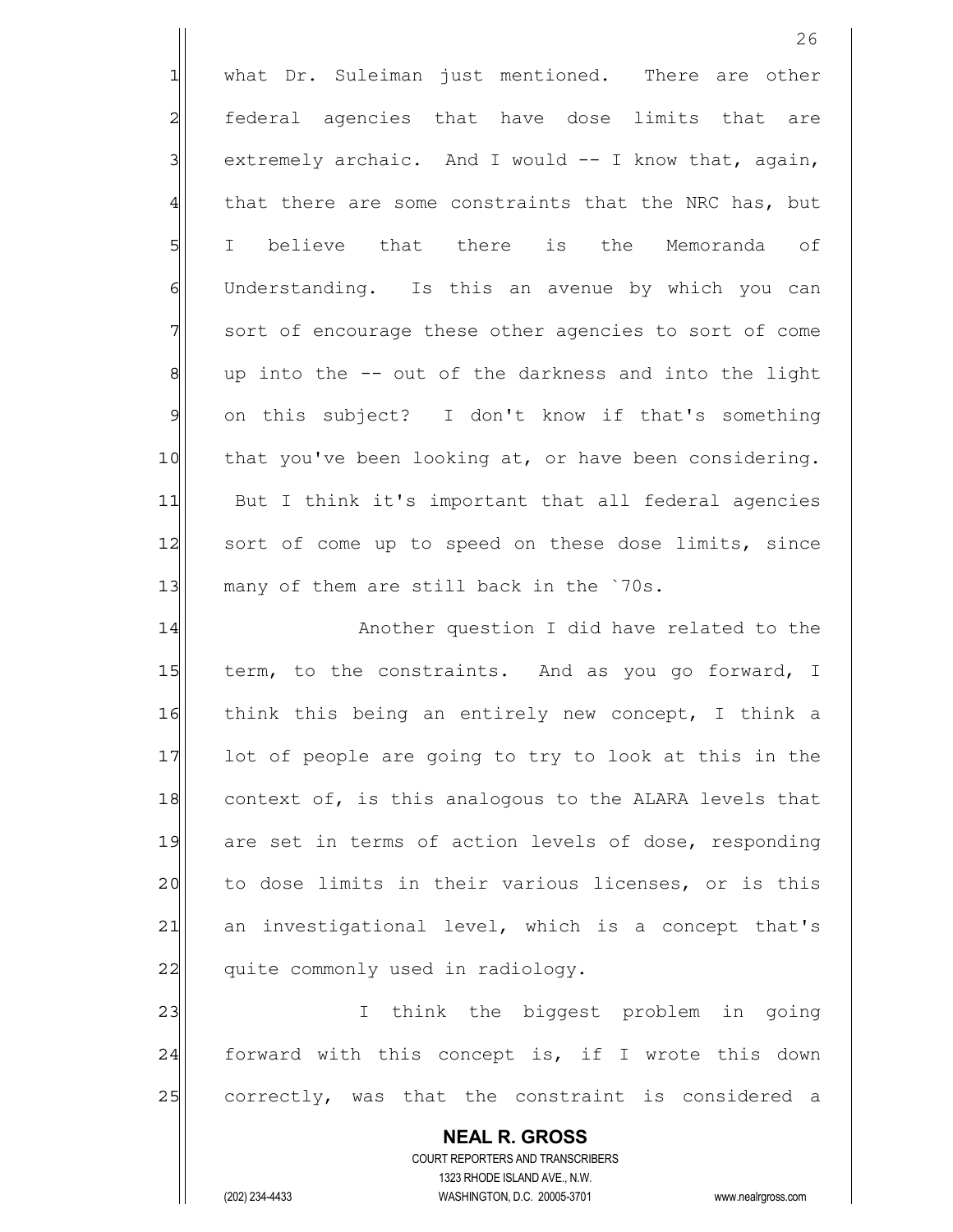what Dr. Suleiman just mentioned. There are other federal agencies that have dose limits that are extremely archaic. And I would -- I know that, again, that there are some constraints that the NRC has, but I believe that there is the Memoranda of Understanding. Is this an avenue by which you can sort of encourage these other agencies to sort of come up into the -- out of the darkness and into the light on this subject? I don't know if that's something that you've been looking at, or have been considering. But I think it's important that all federal agencies sort of come up to speed on these dose limits, since many of them are still back in the `70s.

Another question I did have related to the term, to the constraints. And as you go forward, I think this being an entirely new concept, I think a lot of people are going to try to look at this in the context of, is this analogous to the ALARA levels that are set in terms of action levels of dose, responding to dose limits in their various licenses, or is this an investigational level, which is a concept that's quite commonly used in radiology.

I think the biggest problem in going forward with this concept is, if I wrote this down correctly, was that the constraint is considered a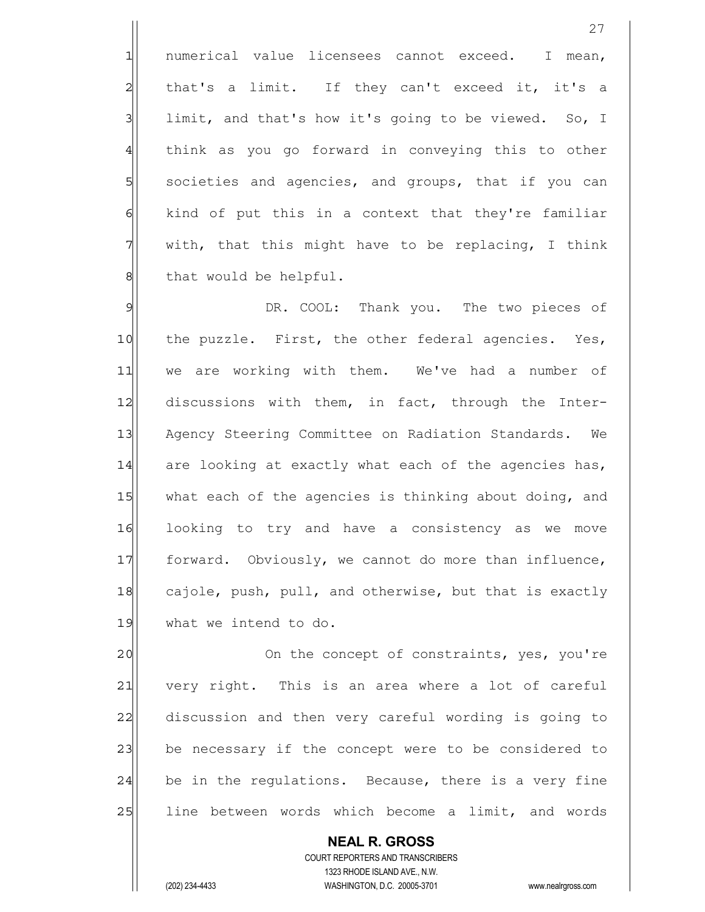numerical value licensees cannot exceed. I mean, that's a limit. If they can't exceed it, it's a limit, and that's how it's going to be viewed. So, I think as you go forward in conveying this to other societies and agencies, and groups, that if you can kind of put this in a context that they're familiar with, that this might have to be replacing, I think that would be helpful.

DR. COOL: Thank you. The two pieces of the puzzle. First, the other federal agencies. Yes, we are working with them. We've had a number of discussions with them, in fact, through the Inter-Agency Steering Committee on Radiation Standards. We are looking at exactly what each of the agencies has, what each of the agencies is thinking about doing, and looking to try and have a consistency as we move forward. Obviously, we cannot do more than influence, cajole, push, pull, and otherwise, but that is exactly what we intend to do.

On the concept of constraints, yes, you're very right. This is an area where a lot of careful discussion and then very careful wording is going to be necessary if the concept were to be considered to be in the regulations. Because, there is a very fine line between words which become a limit, and words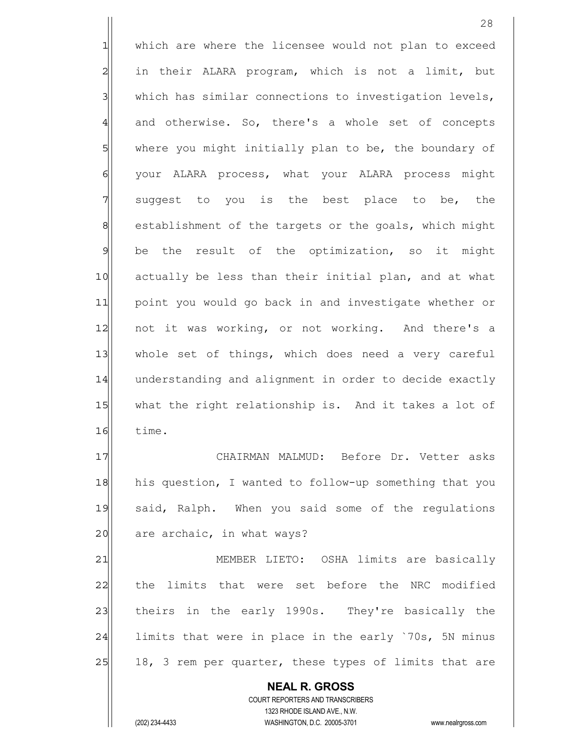which are where the licensee would not plan to exceed in their ALARA program, which is not a limit, but which has similar connections to investigation levels, and otherwise. So, there's a whole set of concepts where you might initially plan to be, the boundary of your ALARA process, what your ALARA process might suggest to you is the best place to be, the establishment of the targets or the goals, which might be the result of the optimization, so it might actually be less than their initial plan, and at what point you would go back in and investigate whether or not it was working, or not working. And there's a whole set of things, which does need a very careful understanding and alignment in order to decide exactly what the right relationship is. And it takes a lot of time.

CHAIRMAN MALMUD: Before Dr. Vetter asks his question, I wanted to follow-up something that you said, Ralph. When you said some of the regulations are archaic, in what ways?

MEMBER LIETO: OSHA limits are basically the limits that were set before the NRC modified theirs in the early 1990s. They're basically the limits that were in place in the early `70s, 5N minus 18, 3 rem per quarter, these types of limits that are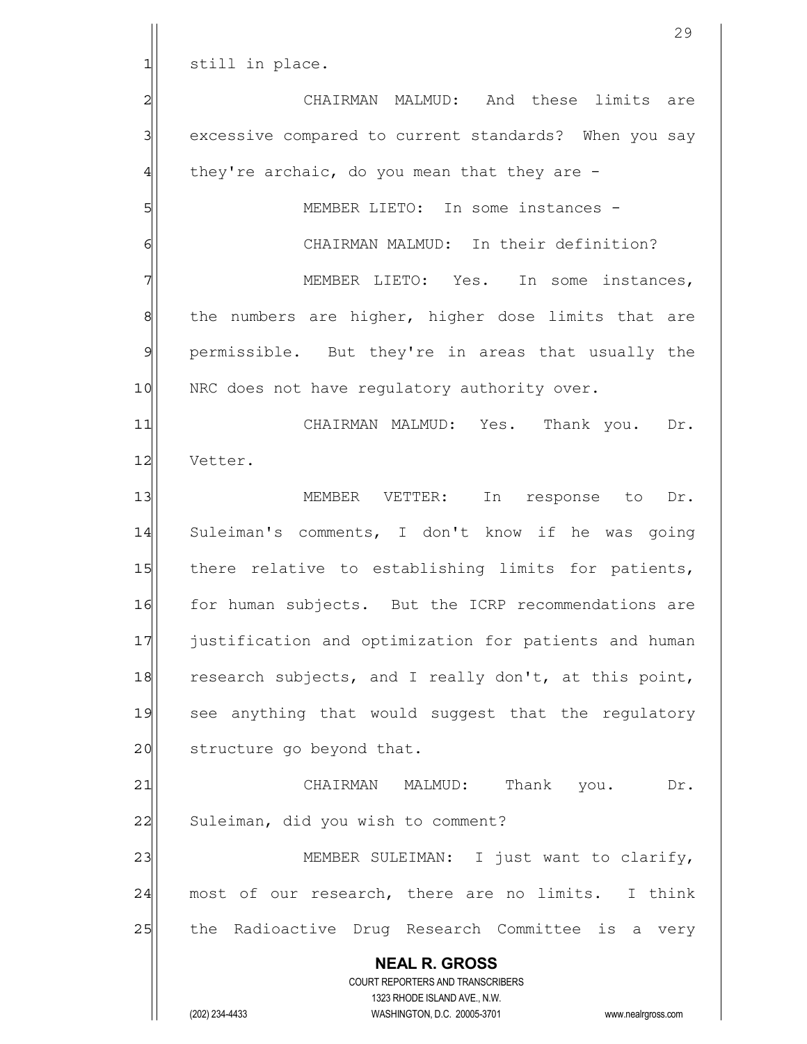still in place.

CHAIRMAN MALMUD: And these limits are excessive compared to current standards? When you say they're archaic, do you mean that they are -

MEMBER LIETO: In some instances -

CHAIRMAN MALMUD: In their definition?

MEMBER LIETO: Yes. In some instances, the numbers are higher, higher dose limits that are permissible. But they're in areas that usually the NRC does not have regulatory authority over.

CHAIRMAN MALMUD: Yes. Thank you. Dr. Vetter.

MEMBER VETTER: In response to Dr. Suleiman's comments, I don't know if he was going there relative to establishing limits for patients, for human subjects. But the ICRP recommendations are justification and optimization for patients and human research subjects, and I really don't, at this point, see anything that would suggest that the regulatory structure go beyond that.

CHAIRMAN MALMUD: Thank you. Dr. Suleiman, did you wish to comment?

MEMBER SULEIMAN: I just want to clarify, most of our research, there are no limits. I think the Radioactive Drug Research Committee is a very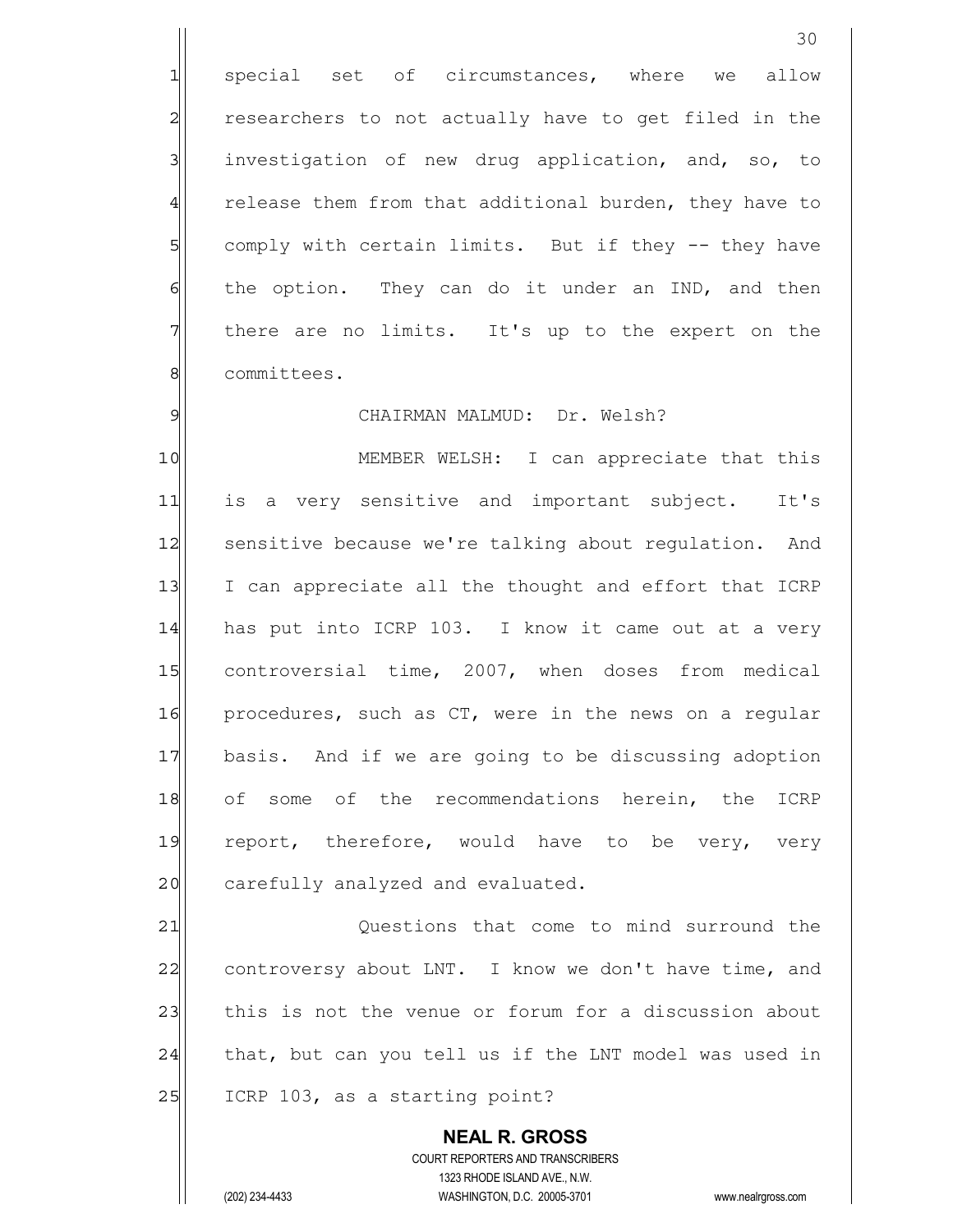special set of circumstances, where we allow researchers to not actually have to get filed in the investigation of new drug application, and, so, to release them from that additional burden, they have to comply with certain limits. But if they -- they have the option. They can do it under an IND, and then there are no limits. It's up to the expert on the committees.

CHAIRMAN MALMUD: Dr. Welsh?

MEMBER WELSH: I can appreciate that this is a very sensitive and important subject. It's sensitive because we're talking about regulation. And I can appreciate all the thought and effort that ICRP has put into ICRP 103. I know it came out at a very controversial time, 2007, when doses from medical procedures, such as CT, were in the news on a regular basis. And if we are going to be discussing adoption of some of the recommendations herein, the ICRP report, therefore, would have to be very, very carefully analyzed and evaluated.

Questions that come to mind surround the controversy about LNT. I know we don't have time, and this is not the venue or forum for a discussion about that, but can you tell us if the LNT model was used in ICRP 103, as a starting point?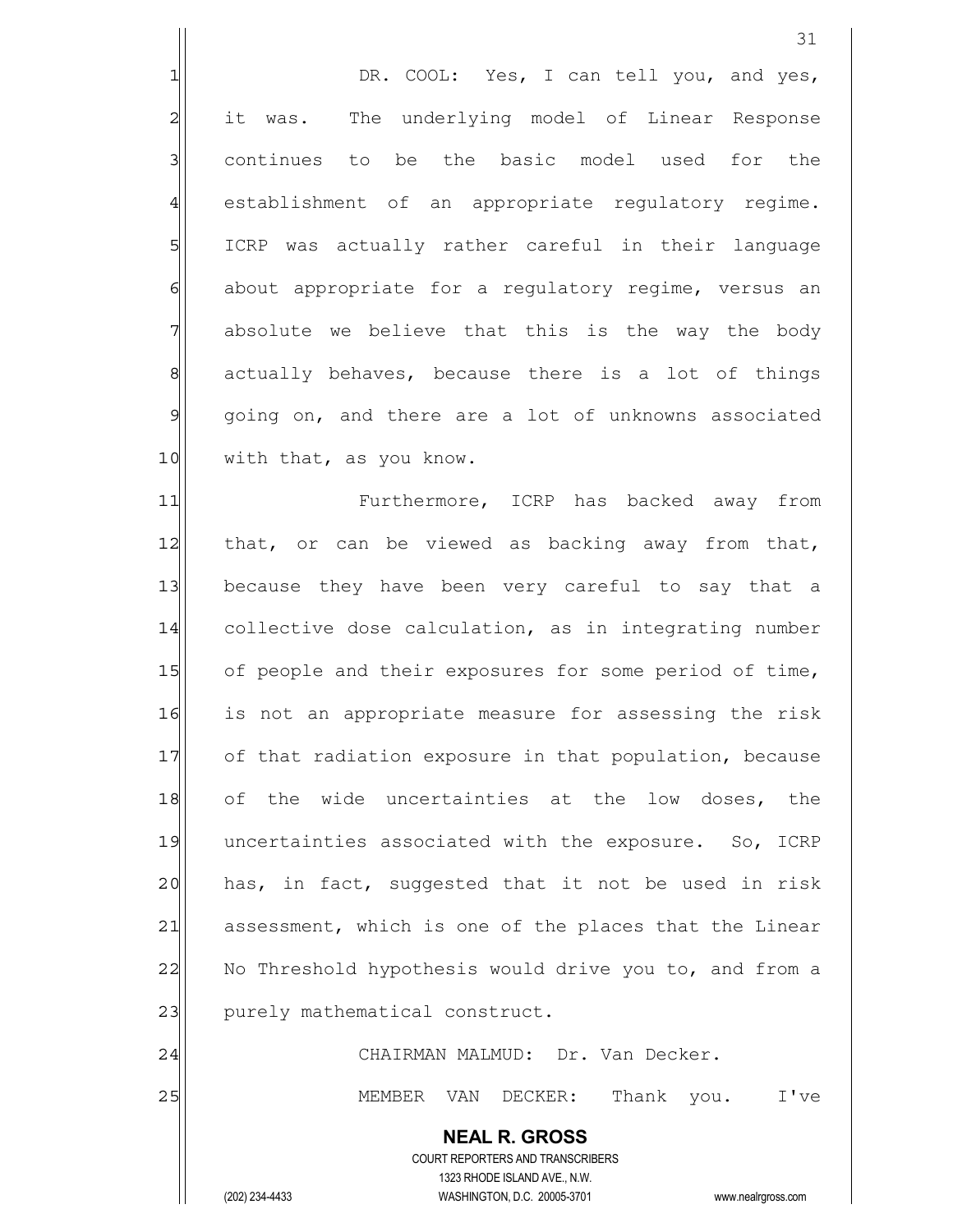DR. COOL: Yes, I can tell you, and yes, it was. The underlying model of Linear Response continues to be the basic model used for the establishment of an appropriate regulatory regime. ICRP was actually rather careful in their language about appropriate for a regulatory regime, versus an absolute we believe that this is the way the body actually behaves, because there is a lot of things going on, and there are a lot of unknowns associated with that, as you know.

Furthermore, ICRP has backed away from that, or can be viewed as backing away from that, because they have been very careful to say that a collective dose calculation, as in integrating number of people and their exposures for some period of time, is not an appropriate measure for assessing the risk of that radiation exposure in that population, because of the wide uncertainties at the low doses, the uncertainties associated with the exposure. So, ICRP has, in fact, suggested that it not be used in risk assessment, which is one of the places that the Linear No Threshold hypothesis would drive you to, and from a purely mathematical construct.

CHAIRMAN MALMUD: Dr. Van Decker.

MEMBER VAN DECKER: Thank you. I've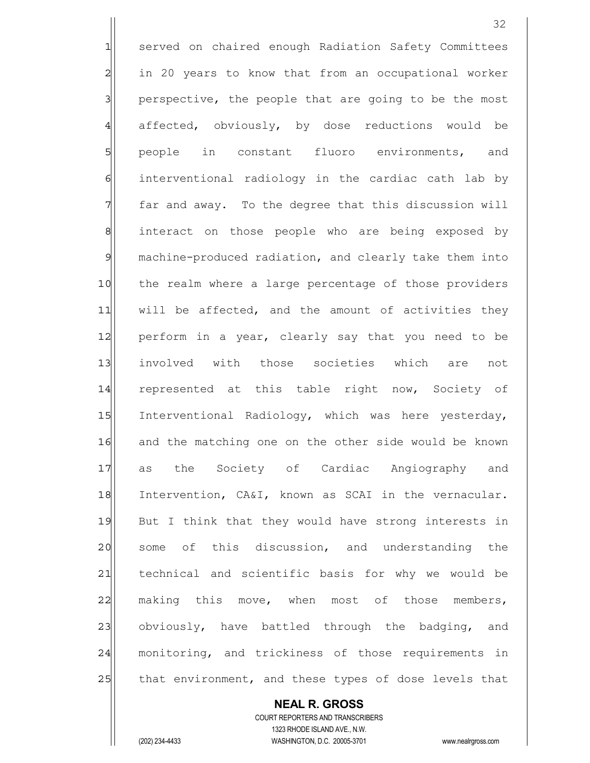served on chaired enough Radiation Safety Committees in 20 years to know that from an occupational worker perspective, the people that are going to be the most affected, obviously, by dose reductions would be people in constant fluoro environments, and interventional radiology in the cardiac cath lab by far and away. To the degree that this discussion will interact on those people who are being exposed by machine-produced radiation, and clearly take them into the realm where a large percentage of those providers will be affected, and the amount of activities they perform in a year, clearly say that you need to be involved with those societies which are not represented at this table right now, Society of Interventional Radiology, which was here yesterday, and the matching one on the other side would be known as the Society of Cardiac Angiography and Intervention, CA&I, known as SCAI in the vernacular. But I think that they would have strong interests in some of this discussion, and understanding the technical and scientific basis for why we would be making this move, when most of those members, obviously, have battled through the badging, and monitoring, and trickiness of those requirements in that environment, and these types of dose levels that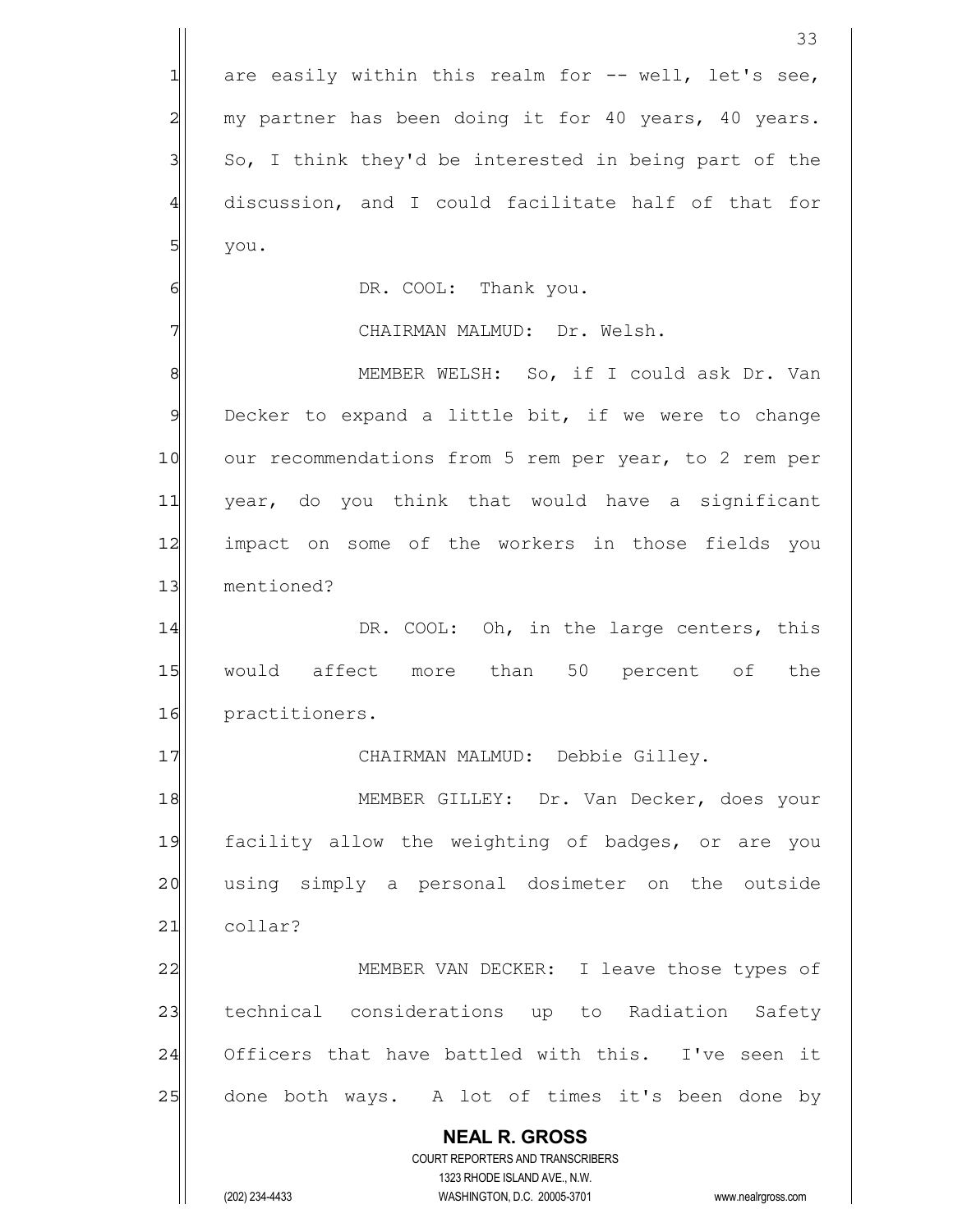are easily within this realm for -- well, let's see, my partner has been doing it for 40 years, 40 years. So, I think they'd be interested in being part of the discussion, and I could facilitate half of that for you.

DR. COOL: Thank you.

CHAIRMAN MALMUD: Dr. Welsh.

MEMBER WELSH: So, if I could ask Dr. Van Decker to expand a little bit, if we were to change our recommendations from 5 rem per year, to 2 rem per year, do you think that would have a significant impact on some of the workers in those fields you mentioned?

DR. COOL: Oh, in the large centers, this would affect more than 50 percent of the practitioners.

CHAIRMAN MALMUD: Debbie Gilley.

MEMBER GILLEY: Dr. Van Decker, does your facility allow the weighting of badges, or are you using simply a personal dosimeter on the outside collar?

MEMBER VAN DECKER: I leave those types of technical considerations up to Radiation Safety Officers that have battled with this. I've seen it done both ways. A lot of times it's been done by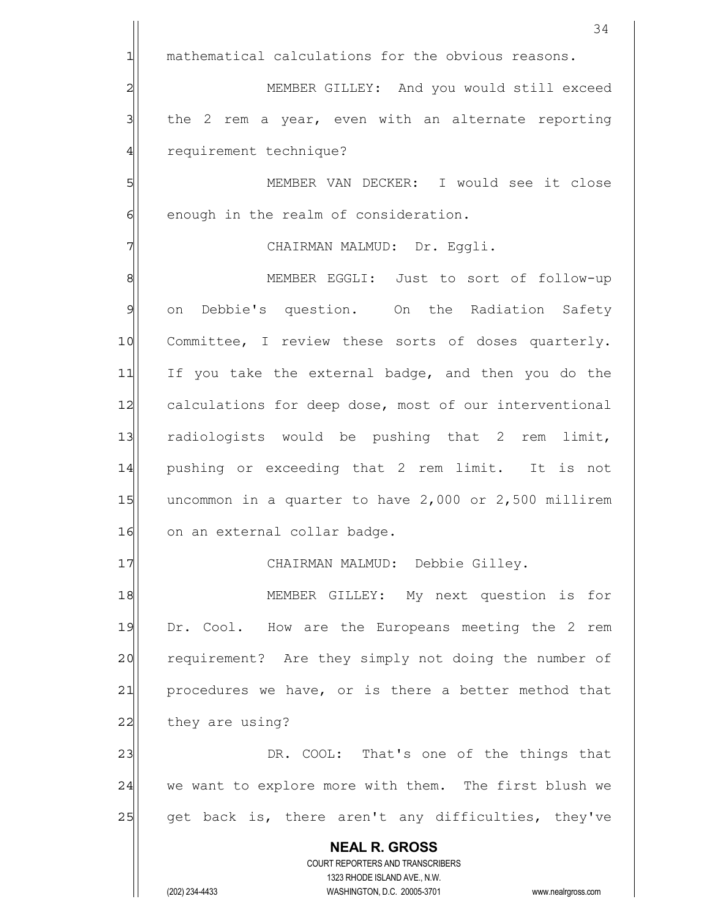mathematical calculations for the obvious reasons.

MEMBER GILLEY: And you would still exceed the 2 rem a year, even with an alternate reporting requirement technique?

MEMBER VAN DECKER: I would see it close enough in the realm of consideration.

CHAIRMAN MALMUD: Dr. Eggli.

MEMBER EGGLI: Just to sort of follow-up on Debbie's question. On the Radiation Safety Committee, I review these sorts of doses quarterly. If you take the external badge, and then you do the calculations for deep dose, most of our interventional radiologists would be pushing that 2 rem limit, pushing or exceeding that 2 rem limit. It is not uncommon in a quarter to have 2,000 or 2,500 millirem on an external collar badge.

CHAIRMAN MALMUD: Debbie Gilley.

MEMBER GILLEY: My next question is for Dr. Cool. How are the Europeans meeting the 2 rem requirement? Are they simply not doing the number of procedures we have, or is there a better method that they are using?

DR. COOL: That's one of the things that we want to explore more with them. The first blush we get back is, there aren't any difficulties, they've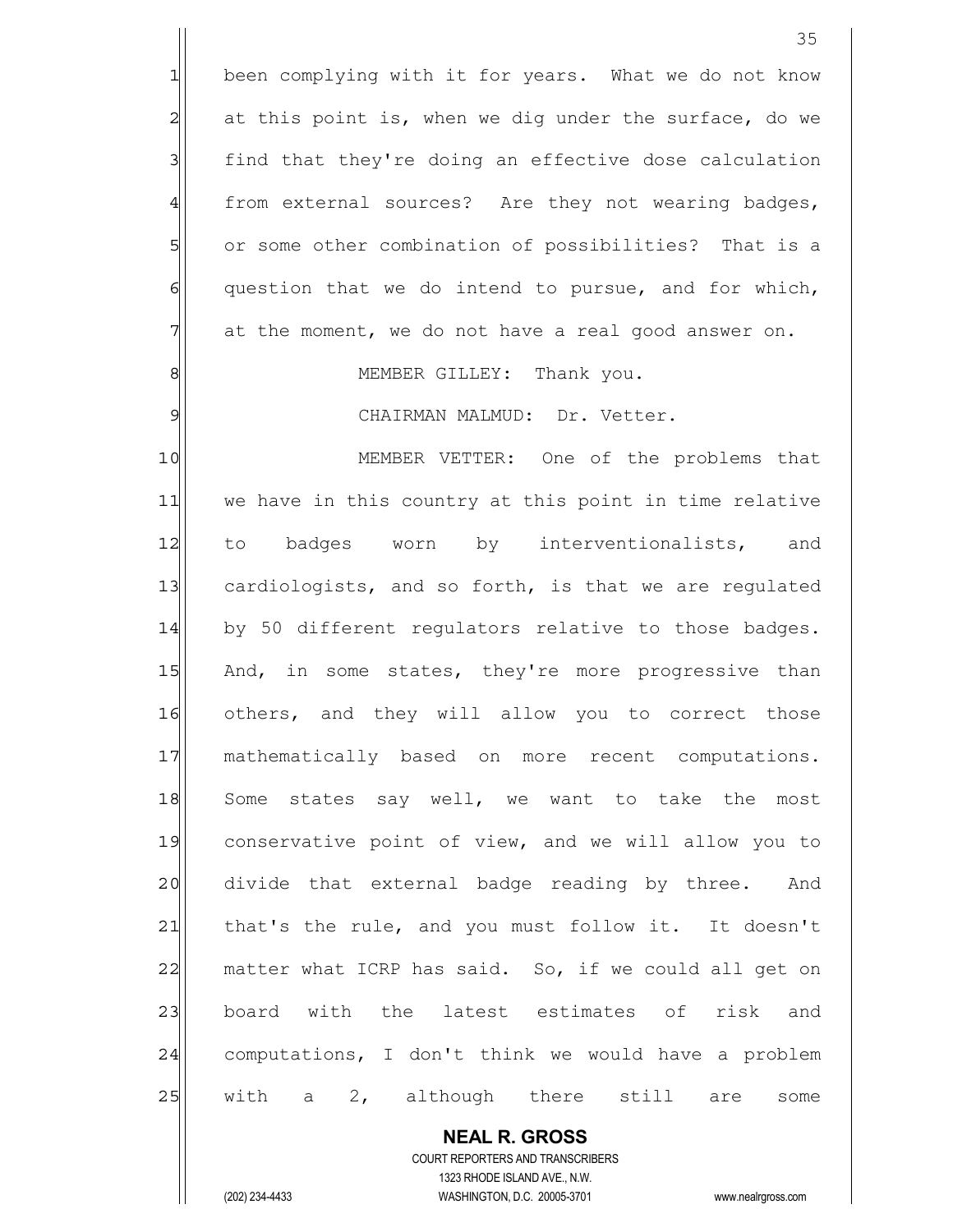been complying with it for years. What we do not know at this point is, when we dig under the surface, do we find that they're doing an effective dose calculation from external sources? Are they not wearing badges, or some other combination of possibilities? That is a question that we do intend to pursue, and for which, at the moment, we do not have a real good answer on.

MEMBER GILLEY: Thank you.

CHAIRMAN MALMUD: Dr. Vetter.

MEMBER VETTER: One of the problems that we have in this country at this point in time relative to badges worn by interventionalists, and cardiologists, and so forth, is that we are regulated by 50 different regulators relative to those badges. And, in some states, they're more progressive than others, and they will allow you to correct those mathematically based on more recent computations. Some states say well, we want to take the most conservative point of view, and we will allow you to divide that external badge reading by three. And that's the rule, and you must follow it. It doesn't matter what ICRP has said. So, if we could all get on board with the latest estimates of risk and computations, I don't think we would have a problem with a 2, although there still are some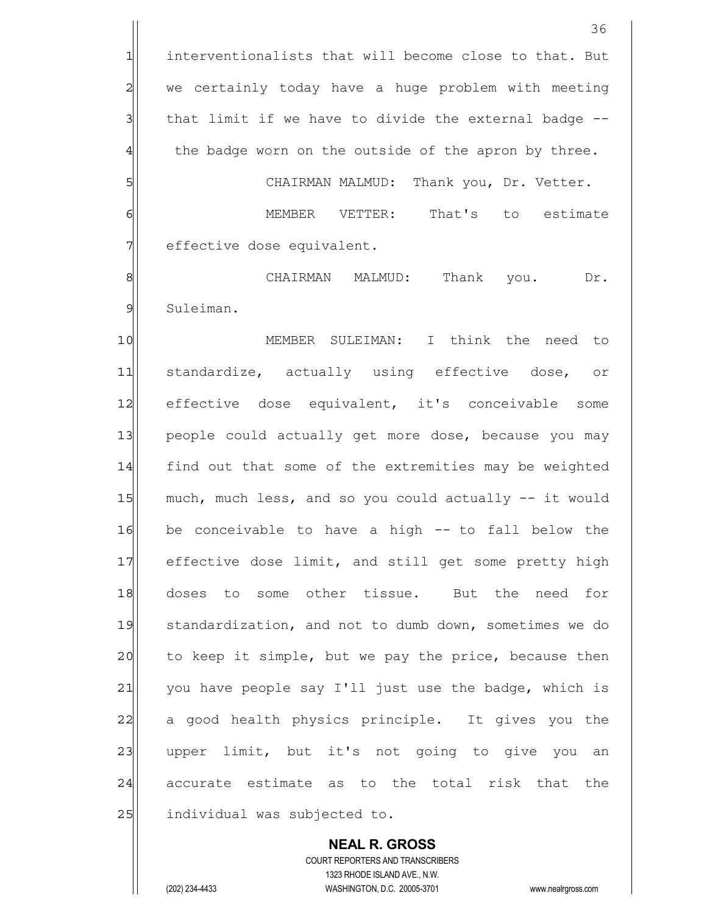interventionalists that will become close to that. But we certainly today have a huge problem with meeting that limit if we have to divide the external badge -- the badge worn on the outside of the apron by three.

CHAIRMAN MALMUD: Thank you, Dr. Vetter.

MEMBER VETTER: That's to estimate effective dose equivalent.

CHAIRMAN MALMUD: Thank you. Dr. Suleiman.

MEMBER SULEIMAN: I think the need to standardize, actually using effective dose, or effective dose equivalent, it's conceivable some people could actually get more dose, because you may find out that some of the extremities may be weighted much, much less, and so you could actually -- it would be conceivable to have a high -- to fall below the effective dose limit, and still get some pretty high doses to some other tissue. But the need for standardization, and not to dumb down, sometimes we do to keep it simple, but we pay the price, because then you have people say I'll just use the badge, which is a good health physics principle. It gives you the upper limit, but it's not going to give you an accurate estimate as to the total risk that the individual was subjected to.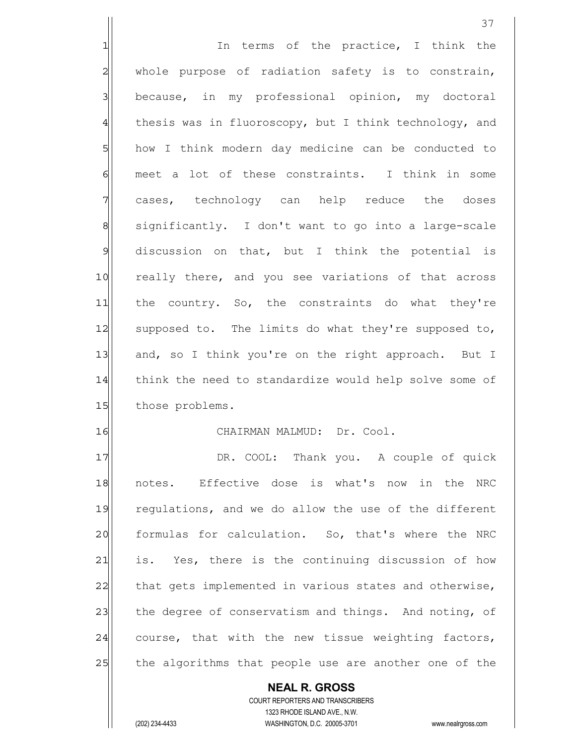In terms of the practice, I think the whole purpose of radiation safety is to constrain, because, in my professional opinion, my doctoral thesis was in fluoroscopy, but I think technology, and how I think modern day medicine can be conducted to meet a lot of these constraints. I think in some cases, technology can help reduce the doses significantly. I don't want to go into a large-scale discussion on that, but I think the potential is really there, and you see variations of that across the country. So, the constraints do what they're supposed to. The limits do what they're supposed to, and, so I think you're on the right approach. But I think the need to standardize would help solve some of those problems.

CHAIRMAN MALMUD: Dr. Cool.

DR. COOL: Thank you. A couple of quick notes. Effective dose is what's now in the NRC regulations, and we do allow the use of the different formulas for calculation. So, that's where the NRC is. Yes, there is the continuing discussion of how that gets implemented in various states and otherwise, the degree of conservatism and things. And noting, of course, that with the new tissue weighting factors, the algorithms that people use are another one of the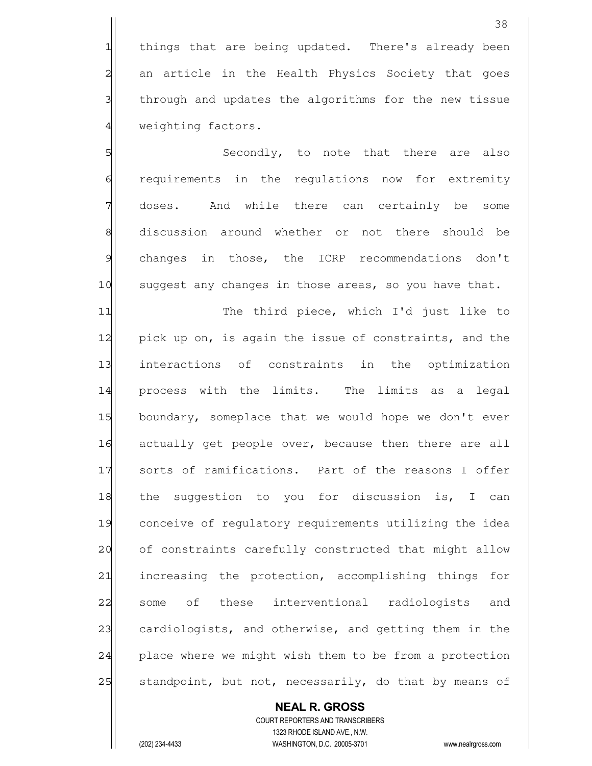things that are being updated. There's already been an article in the Health Physics Society that goes through and updates the algorithms for the new tissue weighting factors.

Secondly, to note that there are also requirements in the regulations now for extremity doses. And while there can certainly be some discussion around whether or not there should be changes in those, the ICRP recommendations don't suggest any changes in those areas, so you have that.

The third piece, which I'd just like to pick up on, is again the issue of constraints, and the interactions of constraints in the optimization process with the limits. The limits as a legal boundary, someplace that we would hope we don't ever actually get people over, because then there are all sorts of ramifications. Part of the reasons I offer the suggestion to you for discussion is, I can conceive of regulatory requirements utilizing the idea of constraints carefully constructed that might allow increasing the protection, accomplishing things for some of these interventional radiologists and cardiologists, and otherwise, and getting them in the place where we might wish them to be from a protection standpoint, but not, necessarily, do that by means of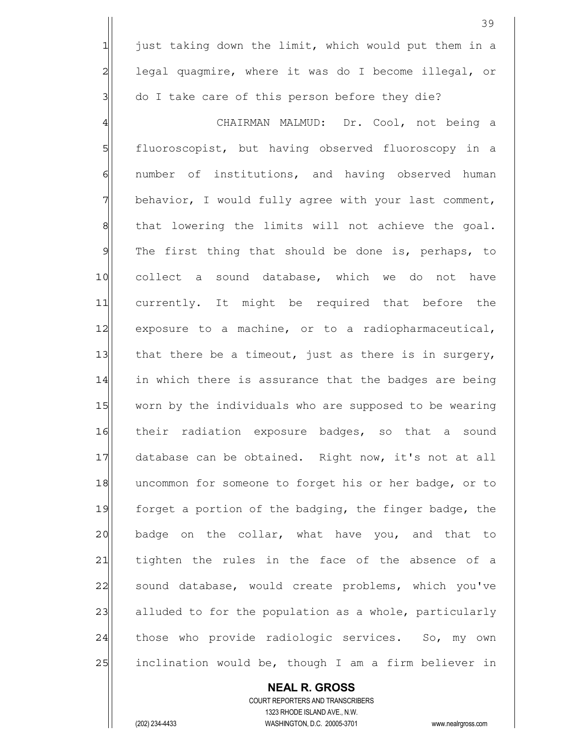just taking down the limit, which would put them in a legal quagmire, where it was do I become illegal, or do I take care of this person before they die?

CHAIRMAN MALMUD: Dr. Cool, not being a fluoroscopist, but having observed fluoroscopy in a number of institutions, and having observed human behavior, I would fully agree with your last comment, that lowering the limits will not achieve the goal. The first thing that should be done is, perhaps, to collect a sound database, which we do not have currently. It might be required that before the exposure to a machine, or to a radiopharmaceutical, that there be a timeout, just as there is in surgery, in which there is assurance that the badges are being worn by the individuals who are supposed to be wearing their radiation exposure badges, so that a sound database can be obtained. Right now, it's not at all uncommon for someone to forget his or her badge, or to forget a portion of the badging, the finger badge, the badge on the collar, what have you, and that to tighten the rules in the face of the absence of a sound database, would create problems, which you've alluded to for the population as a whole, particularly those who provide radiologic services. So, my own inclination would be, though I am a firm believer in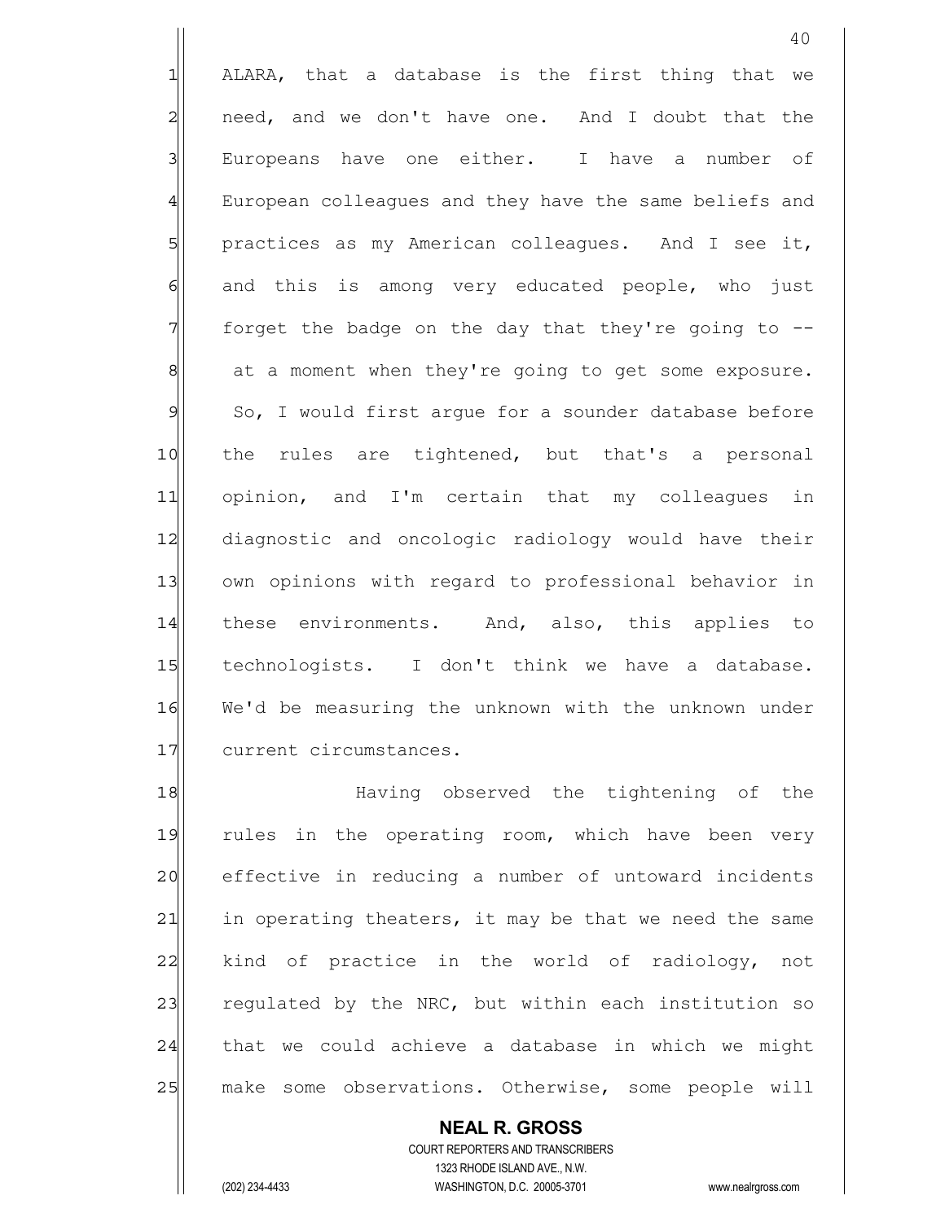ALARA, that a database is the first thing that we need, and we don't have one. And I doubt that the Europeans have one either. I have a number of European colleagues and they have the same beliefs and practices as my American colleagues. And I see it, and this is among very educated people, who just forget the badge on the day that they're going to -- at a moment when they're going to get some exposure. So, I would first argue for a sounder database before the rules are tightened, but that's a personal opinion, and I'm certain that my colleagues in diagnostic and oncologic radiology would have their own opinions with regard to professional behavior in these environments. And, also, this applies to technologists. I don't think we have a database. We'd be measuring the unknown with the unknown under current circumstances.

Having observed the tightening of the rules in the operating room, which have been very effective in reducing a number of untoward incidents in operating theaters, it may be that we need the same kind of practice in the world of radiology, not regulated by the NRC, but within each institution so that we could achieve a database in which we might make some observations. Otherwise, some people will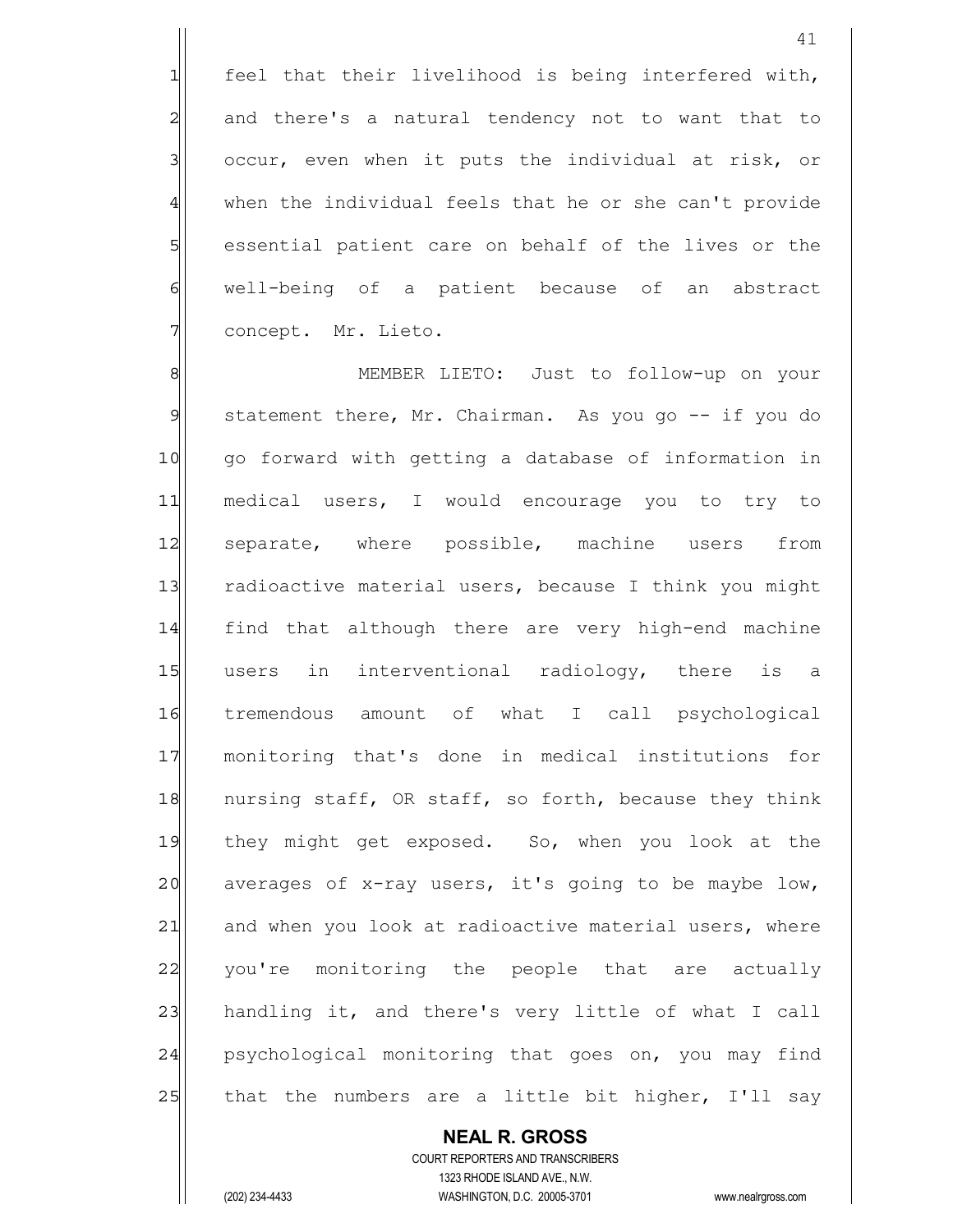feel that their livelihood is being interfered with, and there's a natural tendency not to want that to occur, even when it puts the individual at risk, or when the individual feels that he or she can't provide essential patient care on behalf of the lives or the well-being of a patient because of an abstract concept. Mr. Lieto.

MEMBER LIETO: Just to follow-up on your statement there, Mr. Chairman. As you go -- if you do go forward with getting a database of information in medical users, I would encourage you to try to separate, where possible, machine users from radioactive material users, because I think you might find that although there are very high-end machine users in interventional radiology, there is a tremendous amount of what I call psychological monitoring that's done in medical institutions for nursing staff, OR staff, so forth, because they think they might get exposed. So, when you look at the averages of x-ray users, it's going to be maybe low, and when you look at radioactive material users, where you're monitoring the people that are actually handling it, and there's very little of what I call psychological monitoring that goes on, you may find that the numbers are a little bit higher, I'll say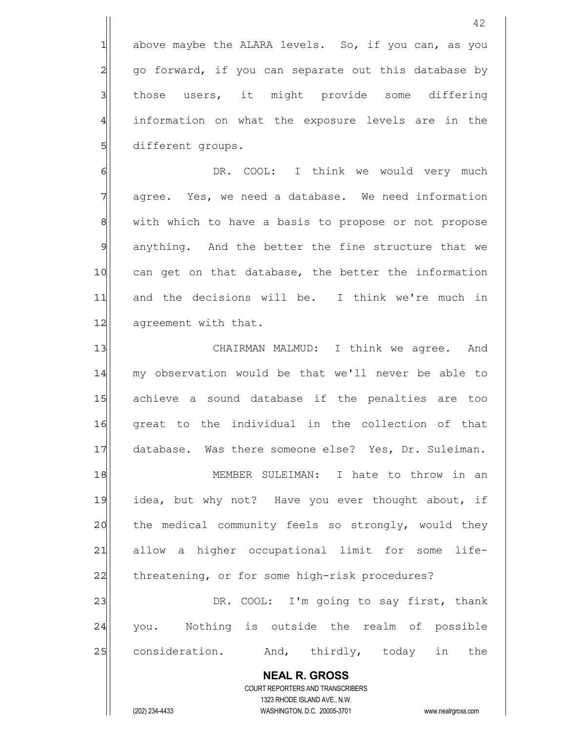above maybe the ALARA levels. So, if you can, as you go forward, if you can separate out this database by those users, it might provide some differing information on what the exposure levels are in the different groups.

DR. COOL: I think we would very much agree. Yes, we need a database. We need information with which to have a basis to propose or not propose anything. And the better the fine structure that we can get on that database, the better the information and the decisions will be. I think we're much in agreement with that.

CHAIRMAN MALMUD: I think we agree. And my observation would be that we'll never be able to achieve a sound database if the penalties are too great to the individual in the collection of that database. Was there someone else? Yes, Dr. Suleiman.

MEMBER SULEIMAN: I hate to throw in an idea, but why not? Have you ever thought about, if the medical community feels so strongly, would they allow a higher occupational limit for some life-threatening, or for some high-risk procedures?

DR. COOL: I'm going to say first, thank you. Nothing is outside the realm of possible consideration. And, thirdly, today in the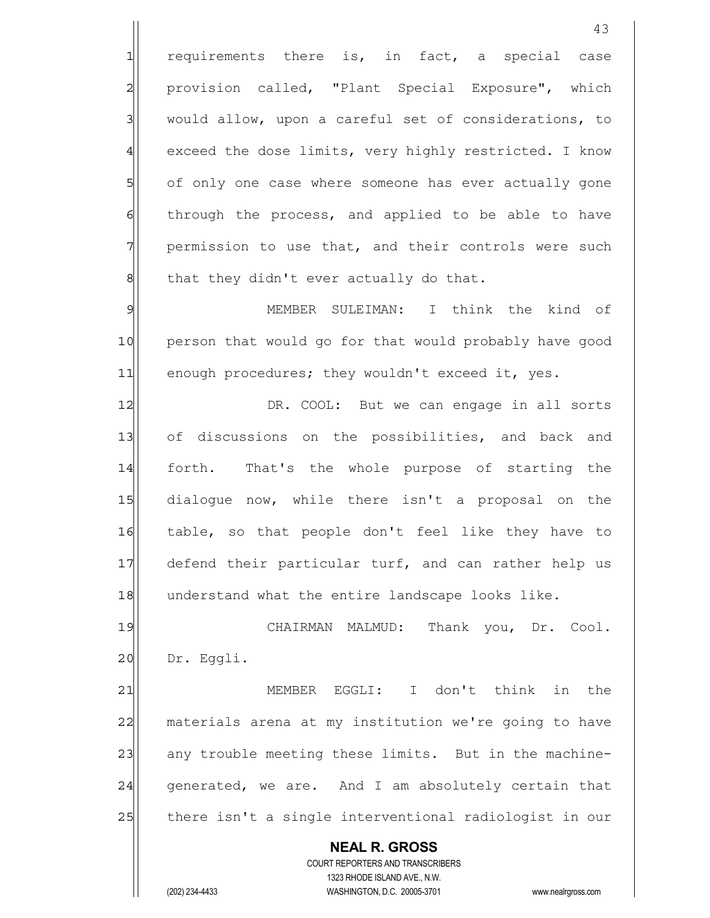requirements there is, in fact, a special case provision called, "Plant Special Exposure", which would allow, upon a careful set of considerations, to exceed the dose limits, very highly restricted. I know of only one case where someone has ever actually gone through the process, and applied to be able to have permission to use that, and their controls were such that they didn't ever actually do that.

MEMBER SULEIMAN: I think the kind of person that would go for that would probably have good enough procedures; they wouldn't exceed it, yes.

DR. COOL: But we can engage in all sorts of discussions on the possibilities, and back and forth. That's the whole purpose of starting the dialogue now, while there isn't a proposal on the table, so that people don't feel like they have to defend their particular turf, and can rather help us understand what the entire landscape looks like.

CHAIRMAN MALMUD: Thank you, Dr. Cool. Dr. Eggli.

MEMBER EGGLI: I don't think in the materials arena at my institution we're going to have any trouble meeting these limits. But in the machine-generated, we are. And I am absolutely certain that there isn't a single interventional radiologist in our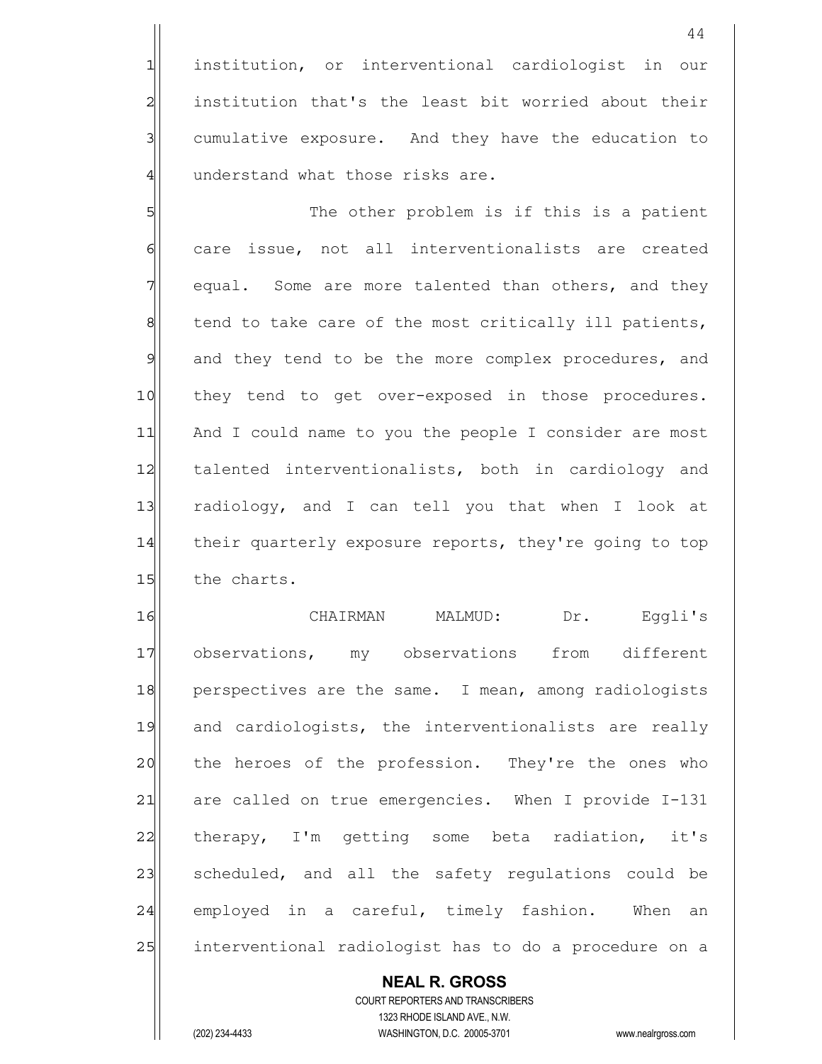institution, or interventional cardiologist in our institution that's the least bit worried about their cumulative exposure. And they have the education to understand what those risks are.

The other problem is if this is a patient care issue, not all interventionalists are created equal. Some are more talented than others, and they tend to take care of the most critically ill patients, and they tend to be the more complex procedures, and they tend to get over-exposed in those procedures. And I could name to you the people I consider are most talented interventionalists, both in cardiology and radiology, and I can tell you that when I look at their quarterly exposure reports, they're going to top the charts.

CHAIRMAN MALMUD: Dr. Eggli's observations, my observations from different perspectives are the same. I mean, among radiologists and cardiologists, the interventionalists are really the heroes of the profession. They're the ones who are called on true emergencies. When I provide I-131 therapy, I'm getting some beta radiation, it's scheduled, and all the safety regulations could be employed in a careful, timely fashion. When an interventional radiologist has to do a procedure on a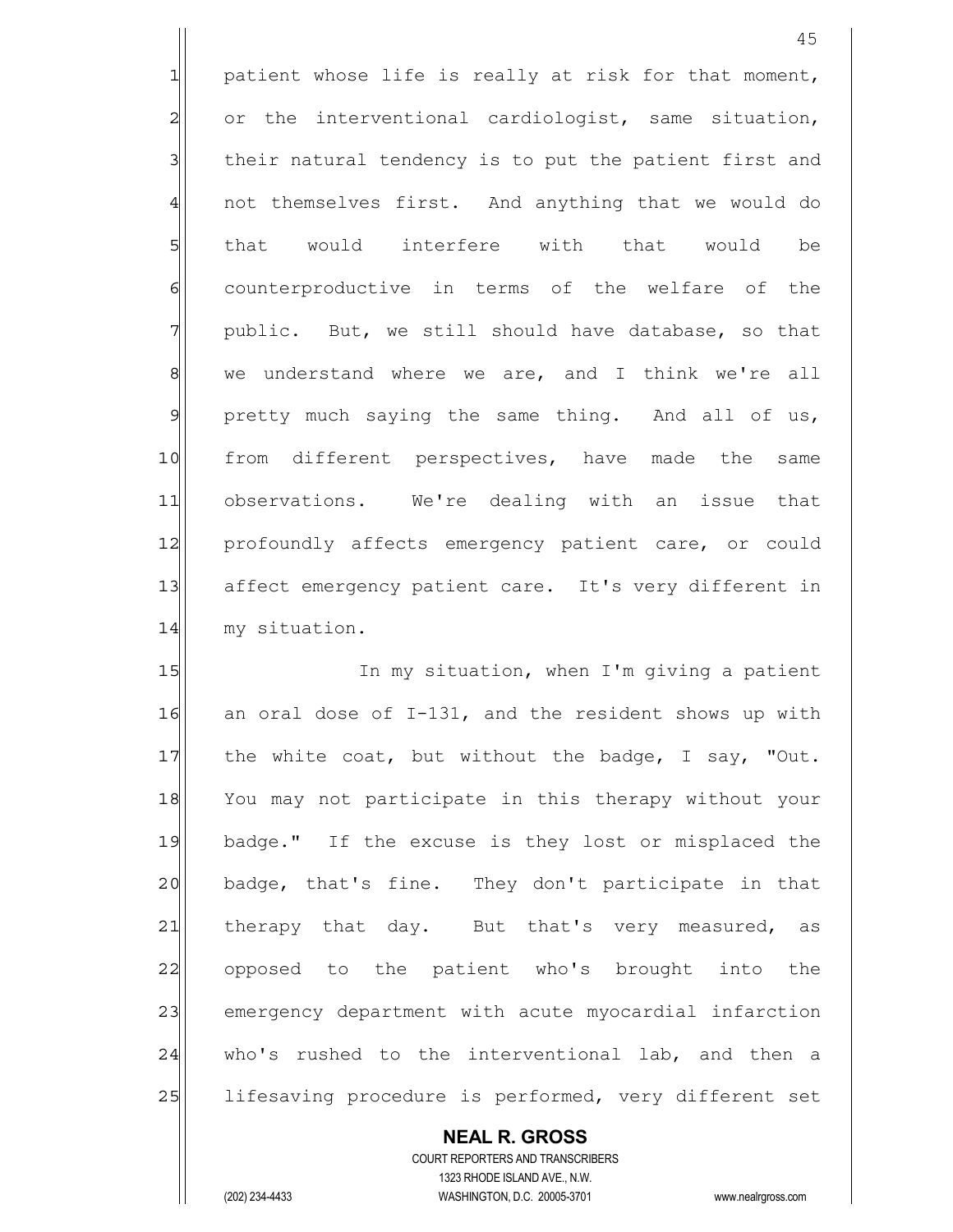patient whose life is really at risk for that moment, or the interventional cardiologist, same situation, their natural tendency is to put the patient first and not themselves first. And anything that we would do that would interfere with that would be counterproductive in terms of the welfare of the public. But, we still should have database, so that we understand where we are, and I think we're all pretty much saying the same thing. And all of us, from different perspectives, have made the same observations. We're dealing with an issue that profoundly affects emergency patient care, or could affect emergency patient care. It's very different in my situation.

In my situation, when I'm giving a patient an oral dose of I-131, and the resident shows up with the white coat, but without the badge, I say, "Out. You may not participate in this therapy without your badge." If the excuse is they lost or misplaced the badge, that's fine. They don't participate in that therapy that day. But that's very measured, as opposed to the patient who's brought into the emergency department with acute myocardial infarction who's rushed to the interventional lab, and then a lifesaving procedure is performed, very different set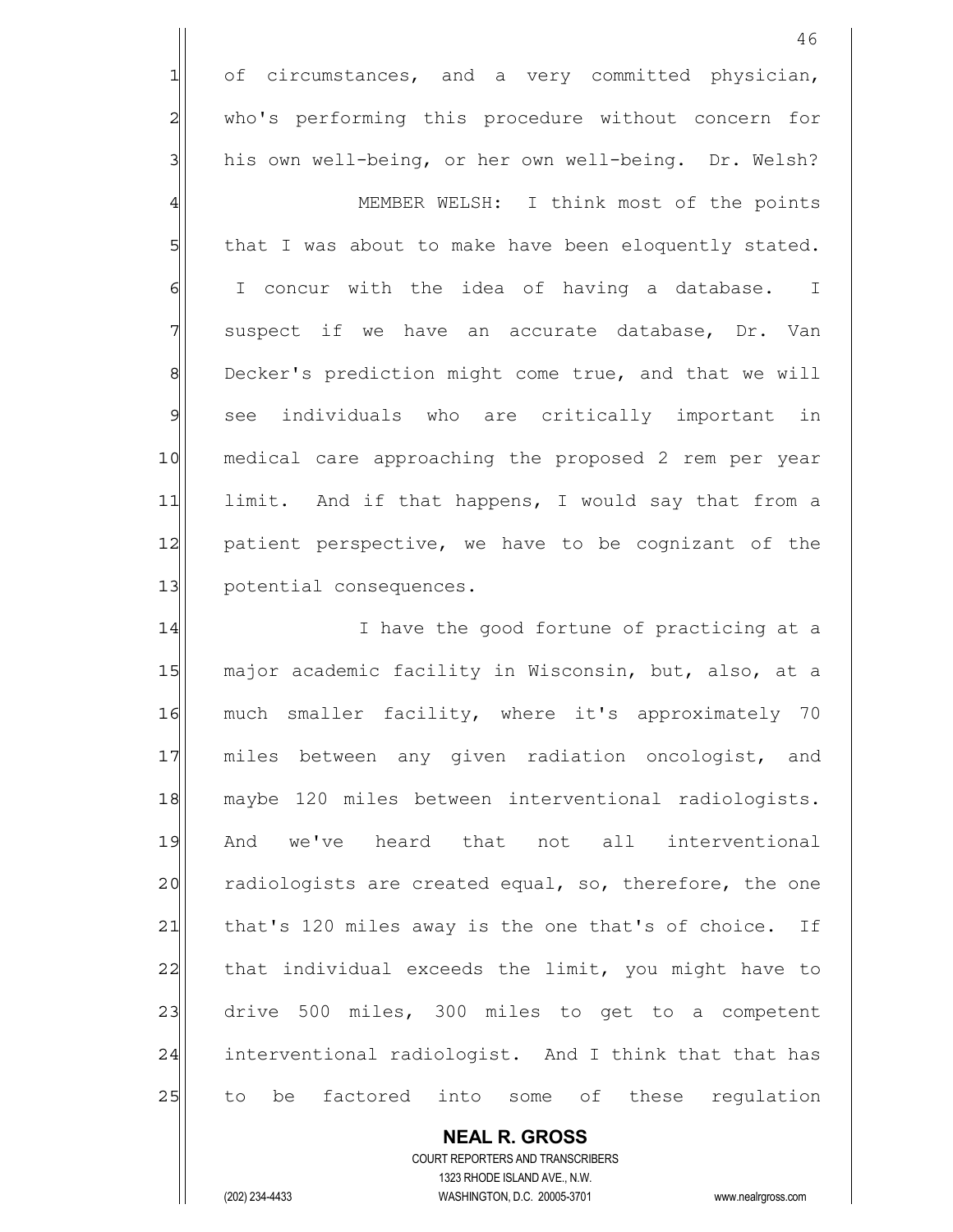of circumstances, and a very committed physician, who's performing this procedure without concern for his own well-being, or her own well-being. Dr. Welsh?

MEMBER WELSH: I think most of the points that I was about to make have been eloquently stated. I concur with the idea of having a database. I suspect if we have an accurate database, Dr. Van Decker's prediction might come true, and that we will see individuals who are critically important in medical care approaching the proposed 2 rem per year limit. And if that happens, I would say that from a patient perspective, we have to be cognizant of the potential consequences.

I have the good fortune of practicing at a major academic facility in Wisconsin, but, also, at a much smaller facility, where it's approximately 70 miles between any given radiation oncologist, and maybe 120 miles between interventional radiologists. And we've heard that not all interventional radiologists are created equal, so, therefore, the one that's 120 miles away is the one that's of choice. If that individual exceeds the limit, you might have to drive 500 miles, 300 miles to get to a competent interventional radiologist. And I think that that has to be factored into some of these regulation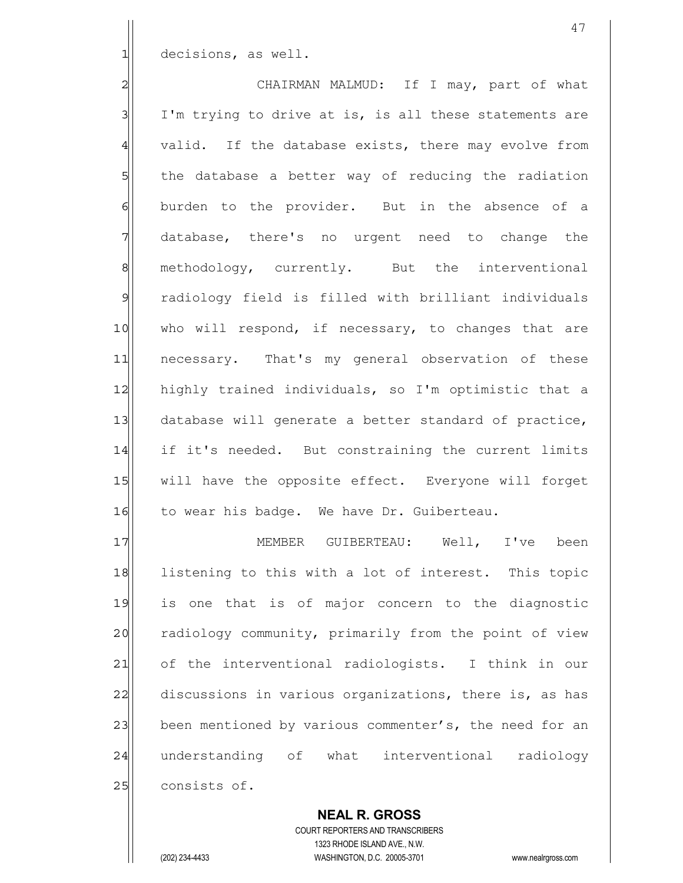decisions, as well.

CHAIRMAN MALMUD: If I may, part of what I'm trying to drive at is, is all these statements are valid. If the database exists, there may evolve from the database a better way of reducing the radiation burden to the provider. But in the absence of a database, there's no urgent need to change the methodology, currently. But the interventional radiology field is filled with brilliant individuals who will respond, if necessary, to changes that are necessary. That's my general observation of these highly trained individuals, so I'm optimistic that a database will generate a better standard of practice, if it's needed. But constraining the current limits will have the opposite effect. Everyone will forget to wear his badge. We have Dr. Guiberteau.

MEMBER GUIBERTEAU: Well, I've been listening to this with a lot of interest. This topic is one that is of major concern to the diagnostic radiology community, primarily from the point of view of the interventional radiologists. I think in our discussions in various organizations, there is, as has been mentioned by various commenter's, the need for an understanding of what interventional radiology consists of.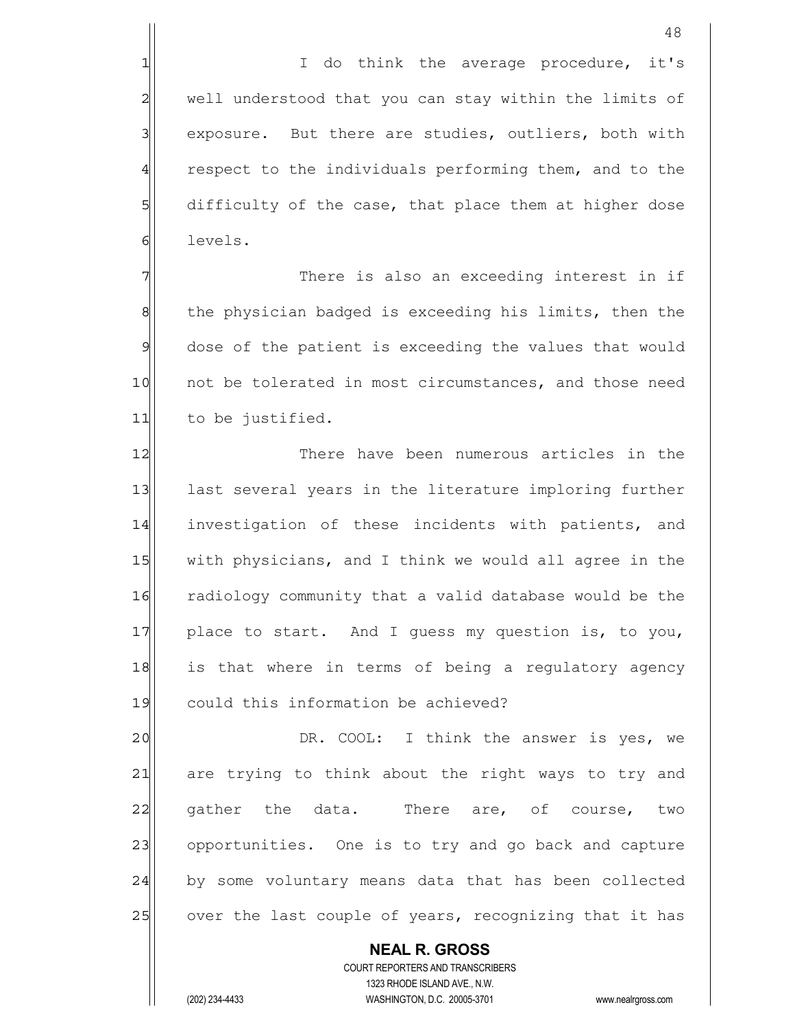I do think the average procedure, it's well understood that you can stay within the limits of exposure. But there are studies, outliers, both with respect to the individuals performing them, and to the difficulty of the case, that place them at higher dose levels.

There is also an exceeding interest in if the physician badged is exceeding his limits, then the dose of the patient is exceeding the values that would not be tolerated in most circumstances, and those need to be justified.

There have been numerous articles in the last several years in the literature imploring further investigation of these incidents with patients, and with physicians, and I think we would all agree in the radiology community that a valid database would be the place to start. And I guess my question is, to you, is that where in terms of being a regulatory agency could this information be achieved?

DR. COOL: I think the answer is yes, we are trying to think about the right ways to try and gather the data. There are, of course, two opportunities. One is to try and go back and capture by some voluntary means data that has been collected over the last couple of years, recognizing that it has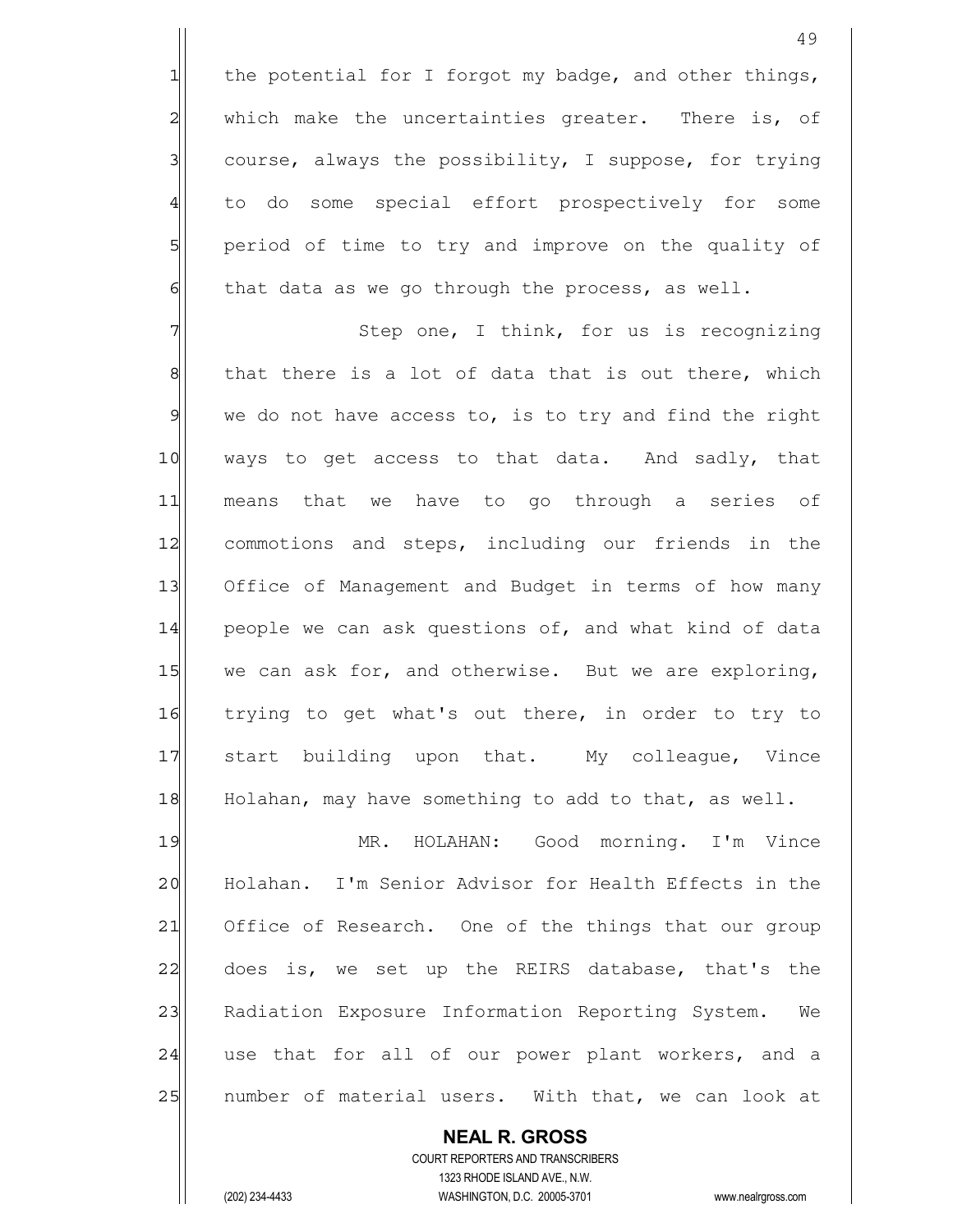the potential for I forgot my badge, and other things, which make the uncertainties greater. There is, of course, always the possibility, I suppose, for trying to do some special effort prospectively for some period of time to try and improve on the quality of that data as we go through the process, as well.

Step one, I think, for us is recognizing that there is a lot of data that is out there, which we do not have access to, is to try and find the right ways to get access to that data. And sadly, that means that we have to go through a series of commotions and steps, including our friends in the Office of Management and Budget in terms of how many people we can ask questions of, and what kind of data we can ask for, and otherwise. But we are exploring, trying to get what's out there, in order to try to start building upon that. My colleague, Vince Holahan, may have something to add to that, as well.

MR. HOLAHAN: Good morning. I'm Vince Holahan. I'm Senior Advisor for Health Effects in the Office of Research. One of the things that our group does is, we set up the REIRS database, that's the Radiation Exposure Information Reporting System. We use that for all of our power plant workers, and a number of material users. With that, we can look at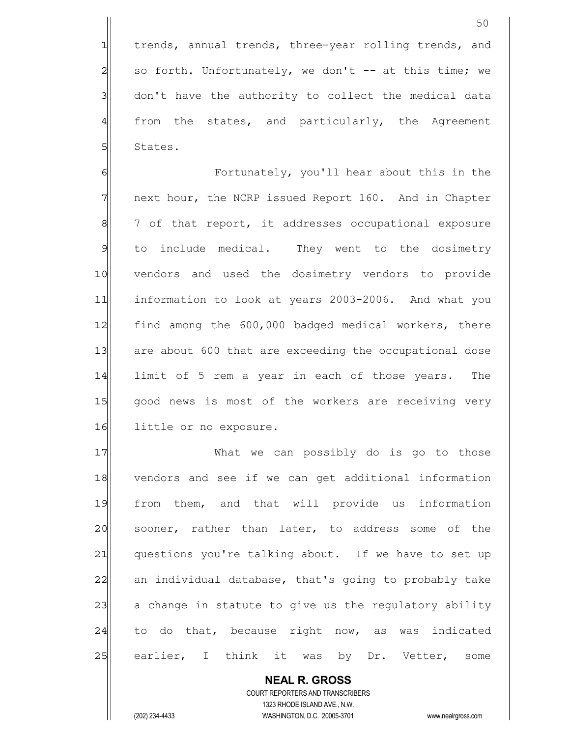trends, annual trends, three-year rolling trends, and so forth. Unfortunately, we don't -- at this time; we don't have the authority to collect the medical data from the states, and particularly, the Agreement States.

Fortunately, you'll hear about this in the next hour, the NCRP issued Report 160. And in Chapter 7 of that report, it addresses occupational exposure to include medical. They went to the dosimetry vendors and used the dosimetry vendors to provide information to look at years 2003-2006. And what you find among the 600,000 badged medical workers, there are about 600 that are exceeding the occupational dose limit of 5 rem a year in each of those years. The good news is most of the workers are receiving very little or no exposure.

What we can possibly do is go to those vendors and see if we can get additional information from them, and that will provide us information sooner, rather than later, to address some of the questions you're talking about. If we have to set up an individual database, that's going to probably take a change in statute to give us the regulatory ability to do that, because right now, as was indicated earlier, I think it was by Dr. Vetter, some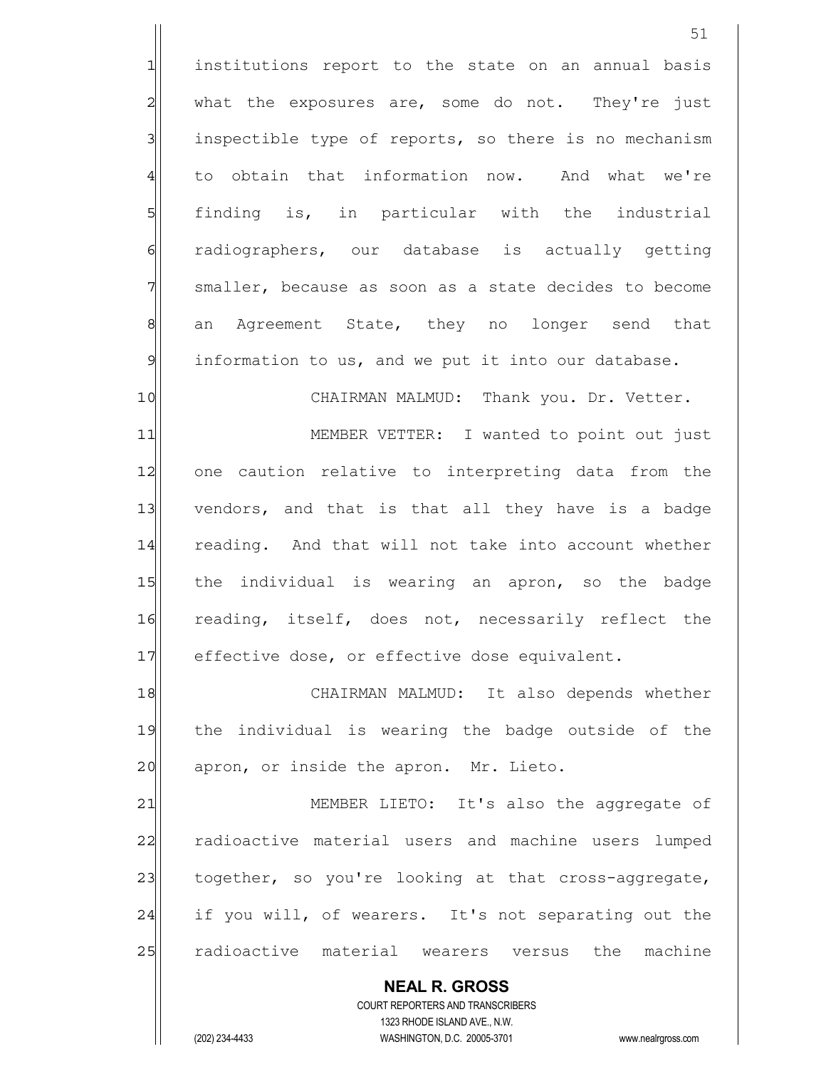institutions report to the state on an annual basis what the exposures are, some do not. They're just inspectible type of reports, so there is no mechanism to obtain that information now. And what we're finding is, in particular with the industrial radiographers, our database is actually getting smaller, because as soon as a state decides to become an Agreement State, they no longer send that information to us, and we put it into our database.

CHAIRMAN MALMUD: Thank you. Dr. Vetter.

MEMBER VETTER: I wanted to point out just one caution relative to interpreting data from the vendors, and that is that all they have is a badge reading. And that will not take into account whether the individual is wearing an apron, so the badge reading, itself, does not, necessarily reflect the effective dose, or effective dose equivalent.

CHAIRMAN MALMUD: It also depends whether the individual is wearing the badge outside of the apron, or inside the apron. Mr. Lieto.

MEMBER LIETO: It's also the aggregate of radioactive material users and machine users lumped together, so you're looking at that cross-aggregate, if you will, of wearers. It's not separating out the radioactive material wearers versus the machine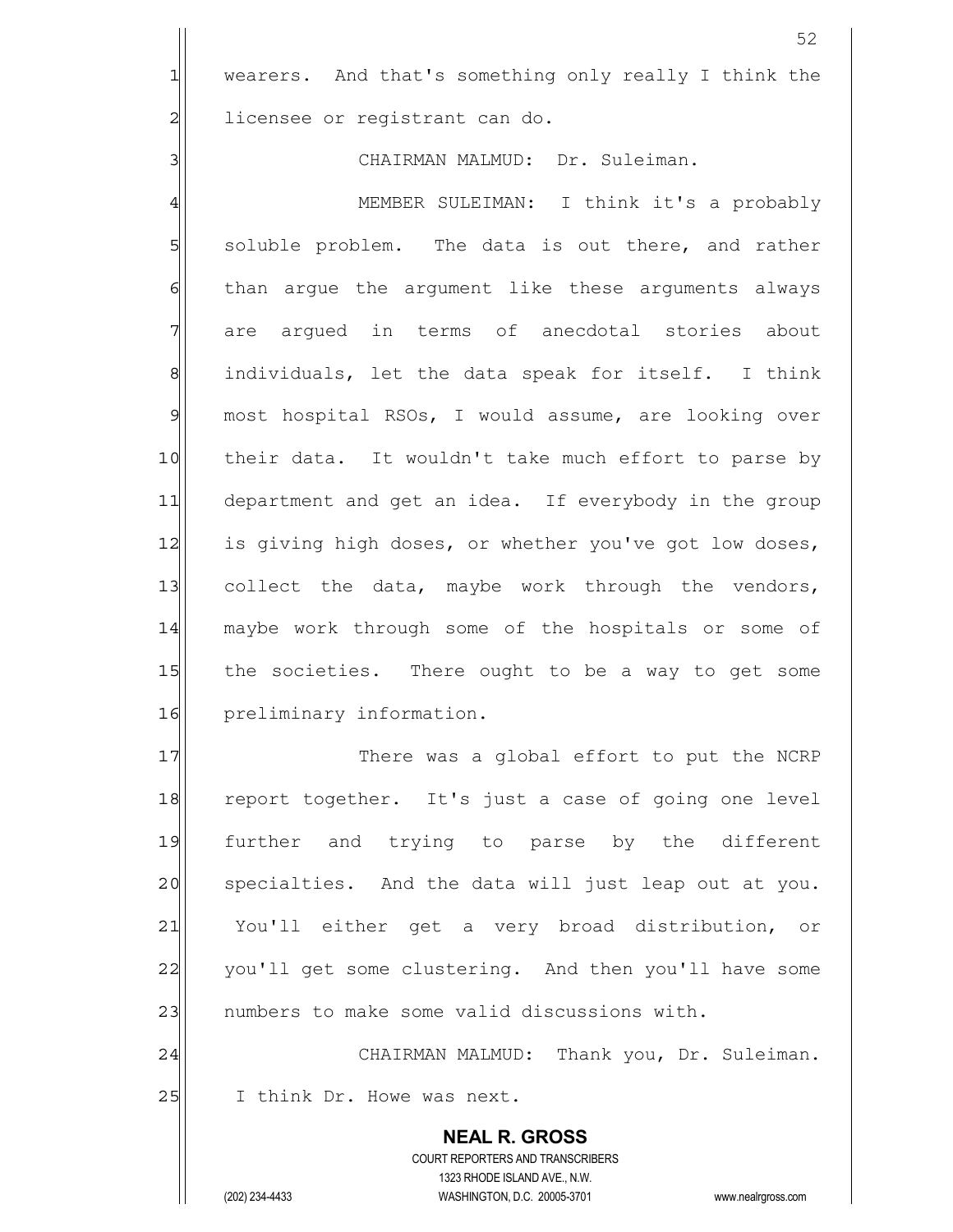wearers. And that's something only really I think the licensee or registrant can do.

CHAIRMAN MALMUD: Dr. Suleiman.

MEMBER SULEIMAN: I think it's a probably soluble problem. The data is out there, and rather than argue the argument like these arguments always are argued in terms of anecdotal stories about individuals, let the data speak for itself. I think most hospital RSOs, I would assume, are looking over their data. It wouldn't take much effort to parse by department and get an idea. If everybody in the group is giving high doses, or whether you've got low doses, collect the data, maybe work through the vendors, maybe work through some of the hospitals or some of the societies. There ought to be a way to get some preliminary information.

There was a global effort to put the NCRP report together. It's just a case of going one level further and trying to parse by the different specialties. And the data will just leap out at you. You'll either get a very broad distribution, or you'll get some clustering. And then you'll have some numbers to make some valid discussions with.

CHAIRMAN MALMUD: Thank you, Dr. Suleiman. I think Dr. Howe was next.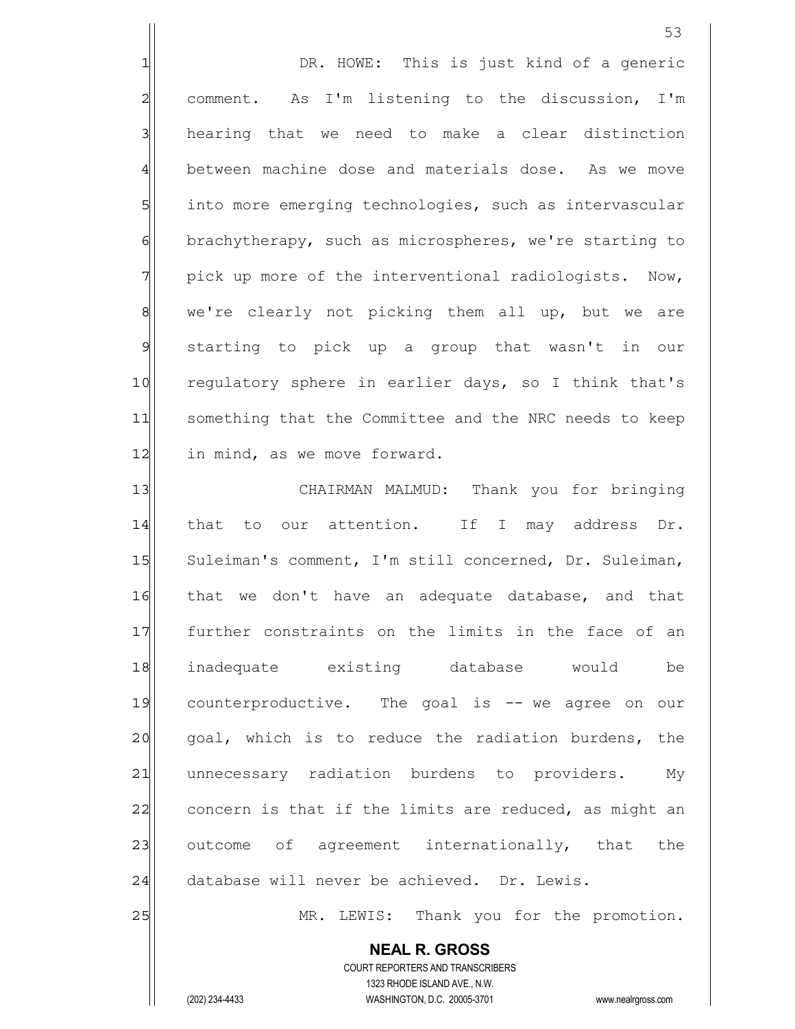DR. HOWE: This is just kind of a generic comment. As I'm listening to the discussion, I'm hearing that we need to make a clear distinction between machine dose and materials dose. As we move into more emerging technologies, such as intervascular brachytherapy, such as microspheres, we're starting to pick up more of the interventional radiologists. Now, we're clearly not picking them all up, but we are starting to pick up a group that wasn't in our regulatory sphere in earlier days, so I think that's something that the Committee and the NRC needs to keep in mind, as we move forward.

CHAIRMAN MALMUD: Thank you for bringing that to our attention. If I may address Dr. Suleiman's comment, I'm still concerned, Dr. Suleiman, that we don't have an adequate database, and that further constraints on the limits in the face of an inadequate existing database would be counterproductive. The goal is -- we agree on our goal, which is to reduce the radiation burdens, the unnecessary radiation burdens to providers. My concern is that if the limits are reduced, as might an outcome of agreement internationally, that the database will never be achieved. Dr. Lewis.

MR. LEWIS: Thank you for the promotion.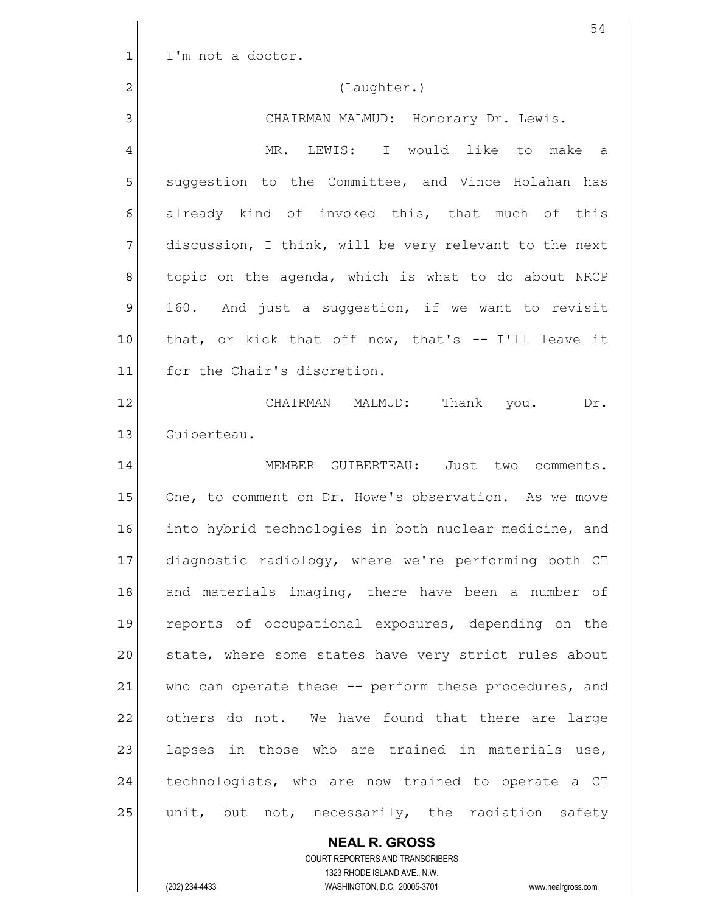I'm not a doctor.

(Laughter.)

CHAIRMAN MALMUD: Honorary Dr. Lewis.

MR. LEWIS: I would like to make a suggestion to the Committee, and Vince Holahan has already kind of invoked this, that much of this discussion, I think, will be very relevant to the next topic on the agenda, which is what to do about NRCP 160. And just a suggestion, if we want to revisit that, or kick that off now, that's -- I'll leave it for the Chair's discretion.

CHAIRMAN MALMUD: Thank you. Dr. Guiberteau.

MEMBER GUIBERTEAU: Just two comments. One, to comment on Dr. Howe's observation. As we move into hybrid technologies in both nuclear medicine, and diagnostic radiology, where we're performing both CT and materials imaging, there have been a number of reports of occupational exposures, depending on the state, where some states have very strict rules about who can operate these -- perform these procedures, and others do not. We have found that there are large lapses in those who are trained in materials use, technologists, who are now trained to operate a CT unit, but not, necessarily, the radiation safety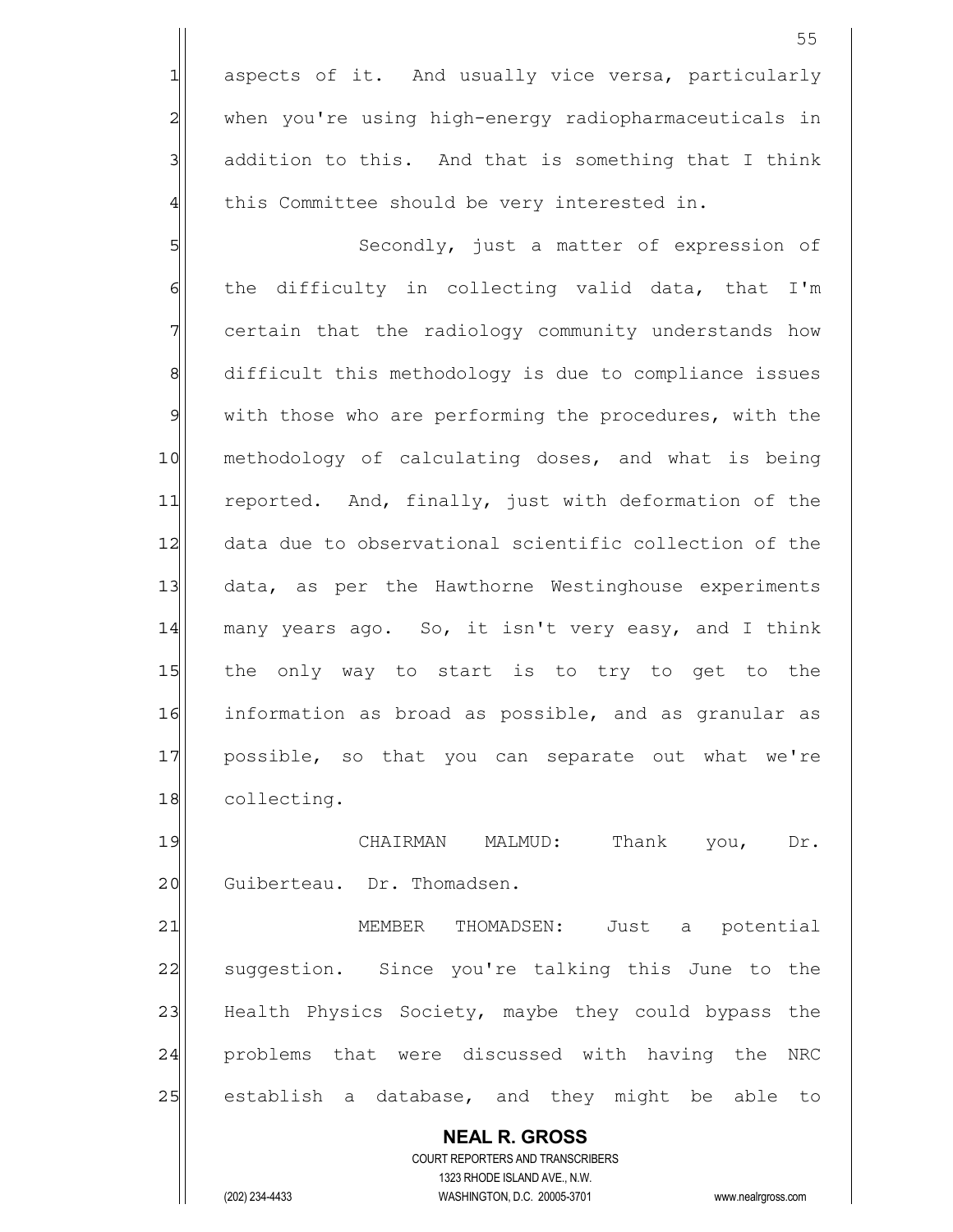aspects of it. And usually vice versa, particularly when you're using high-energy radiopharmaceuticals in addition to this. And that is something that I think this Committee should be very interested in.

Secondly, just a matter of expression of the difficulty in collecting valid data, that I'm certain that the radiology community understands how difficult this methodology is due to compliance issues with those who are performing the procedures, with the methodology of calculating doses, and what is being reported. And, finally, just with deformation of the data due to observational scientific collection of the data, as per the Hawthorne Westinghouse experiments many years ago. So, it isn't very easy, and I think the only way to start is to try to get to the information as broad as possible, and as granular as possible, so that you can separate out what we're collecting.

CHAIRMAN MALMUD: Thank you, Dr. Guiberteau. Dr. Thomadsen.

MEMBER THOMADSEN: Just a potential suggestion. Since you're talking this June to the Health Physics Society, maybe they could bypass the problems that were discussed with having the NRC establish a database, and they might be able to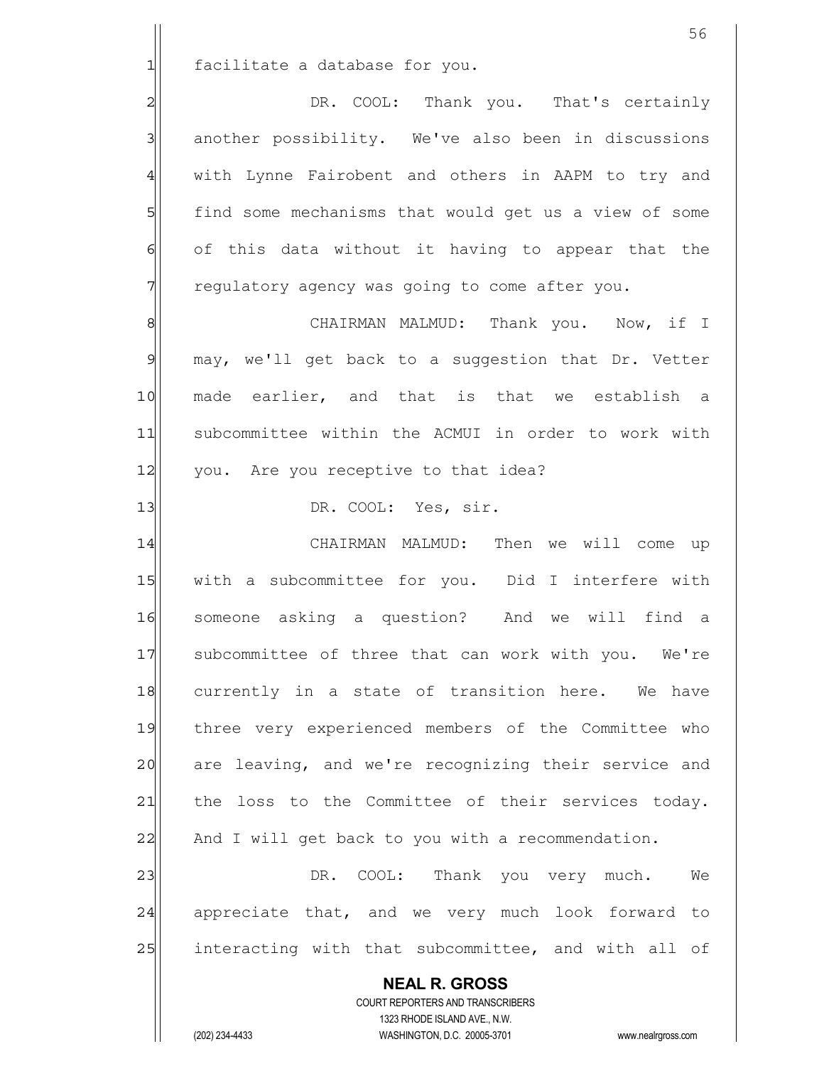facilitate a database for you.

DR. COOL: Thank you. That's certainly another possibility. We've also been in discussions with Lynne Fairobent and others in AAPM to try and find some mechanisms that would get us a view of some of this data without it having to appear that the regulatory agency was going to come after you.

CHAIRMAN MALMUD: Thank you. Now, if I may, we'll get back to a suggestion that Dr. Vetter made earlier, and that is that we establish a subcommittee within the ACMUI in order to work with you. Are you receptive to that idea?

DR. COOL: Yes, sir.

CHAIRMAN MALMUD: Then we will come up with a subcommittee for you. Did I interfere with someone asking a question? And we will find a subcommittee of three that can work with you. We're currently in a state of transition here. We have three very experienced members of the Committee who are leaving, and we're recognizing their service and the loss to the Committee of their services today. And I will get back to you with a recommendation.

DR. COOL: Thank you very much. We appreciate that, and we very much look forward to interacting with that subcommittee, and with all of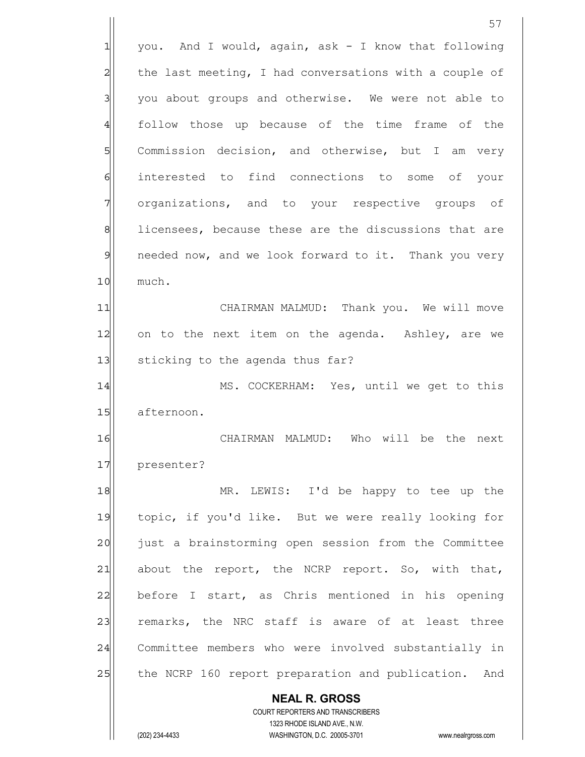you. And I would, again, ask - I know that following the last meeting, I had conversations with a couple of you about groups and otherwise. We were not able to follow those up because of the time frame of the Commission decision, and otherwise, but I am very interested to find connections to some of your organizations, and to your respective groups of licensees, because these are the discussions that are needed now, and we look forward to it. Thank you very much.

CHAIRMAN MALMUD: Thank you. We will move on to the next item on the agenda. Ashley, are we sticking to the agenda thus far?

MS. COCKERHAM: Yes, until we get to this afternoon.

CHAIRMAN MALMUD: Who will be the next presenter?

MR. LEWIS: I'd be happy to tee up the topic, if you'd like. But we were really looking for just a brainstorming open session from the Committee about the report, the NCRP report. So, with that, before I start, as Chris mentioned in his opening remarks, the NRC staff is aware of at least three Committee members who were involved substantially in the NCRP 160 report preparation and publication. And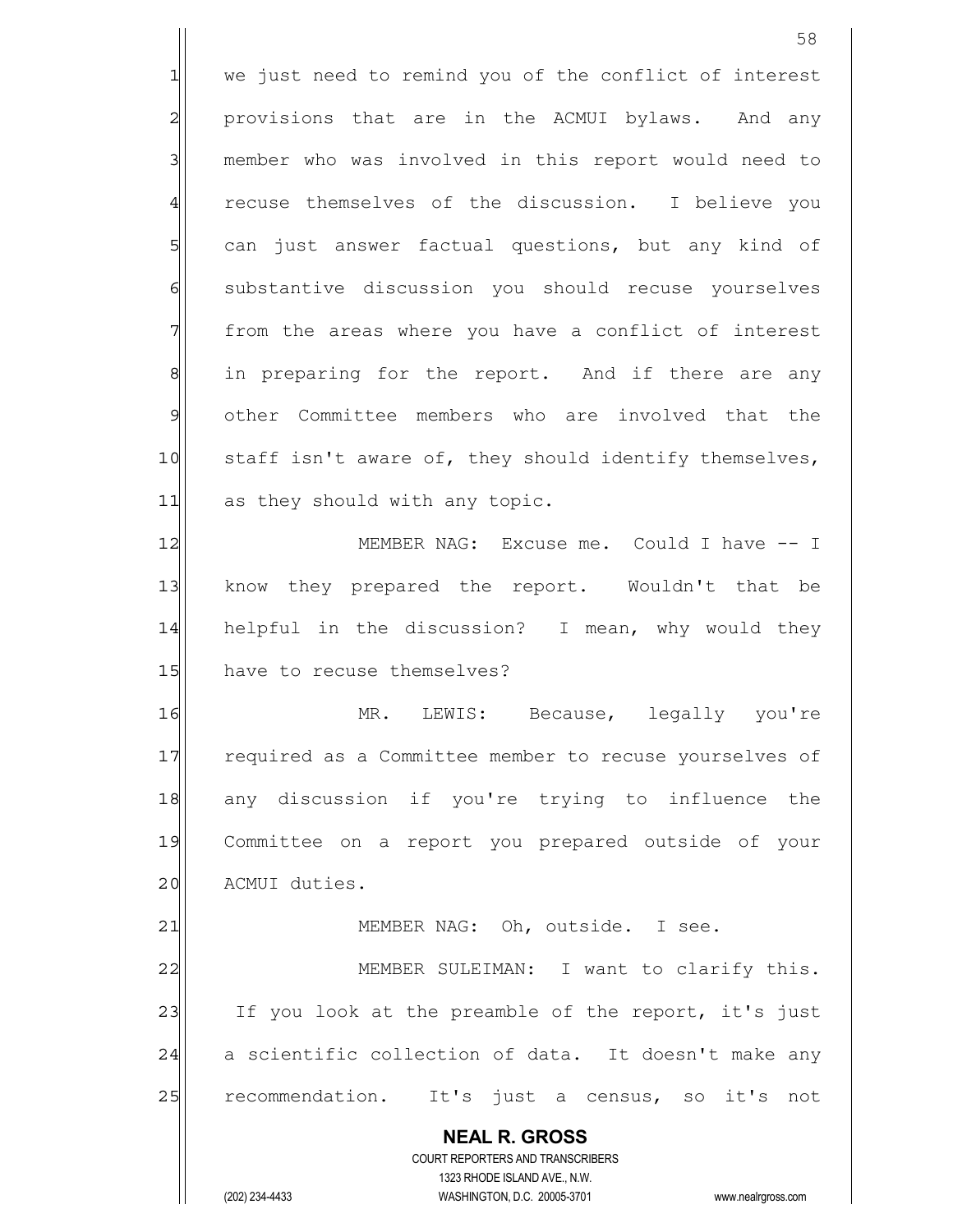we just need to remind you of the conflict of interest provisions that are in the ACMUI bylaws. And any member who was involved in this report would need to recuse themselves of the discussion. I believe you can just answer factual questions, but any kind of substantive discussion you should recuse yourselves from the areas where you have a conflict of interest in preparing for the report. And if there are any other Committee members who are involved that the staff isn't aware of, they should identify themselves, as they should with any topic.

MEMBER NAG: Excuse me. Could I have -- I know they prepared the report. Wouldn't that be helpful in the discussion? I mean, why would they have to recuse themselves?

MR. LEWIS: Because, legally you're required as a Committee member to recuse yourselves of any discussion if you're trying to influence the Committee on a report you prepared outside of your ACMUI duties.

MEMBER NAG: Oh, outside. I see.

MEMBER SULEIMAN: I want to clarify this. If you look at the preamble of the report, it's just a scientific collection of data. It doesn't make any recommendation. It's just a census, so it's not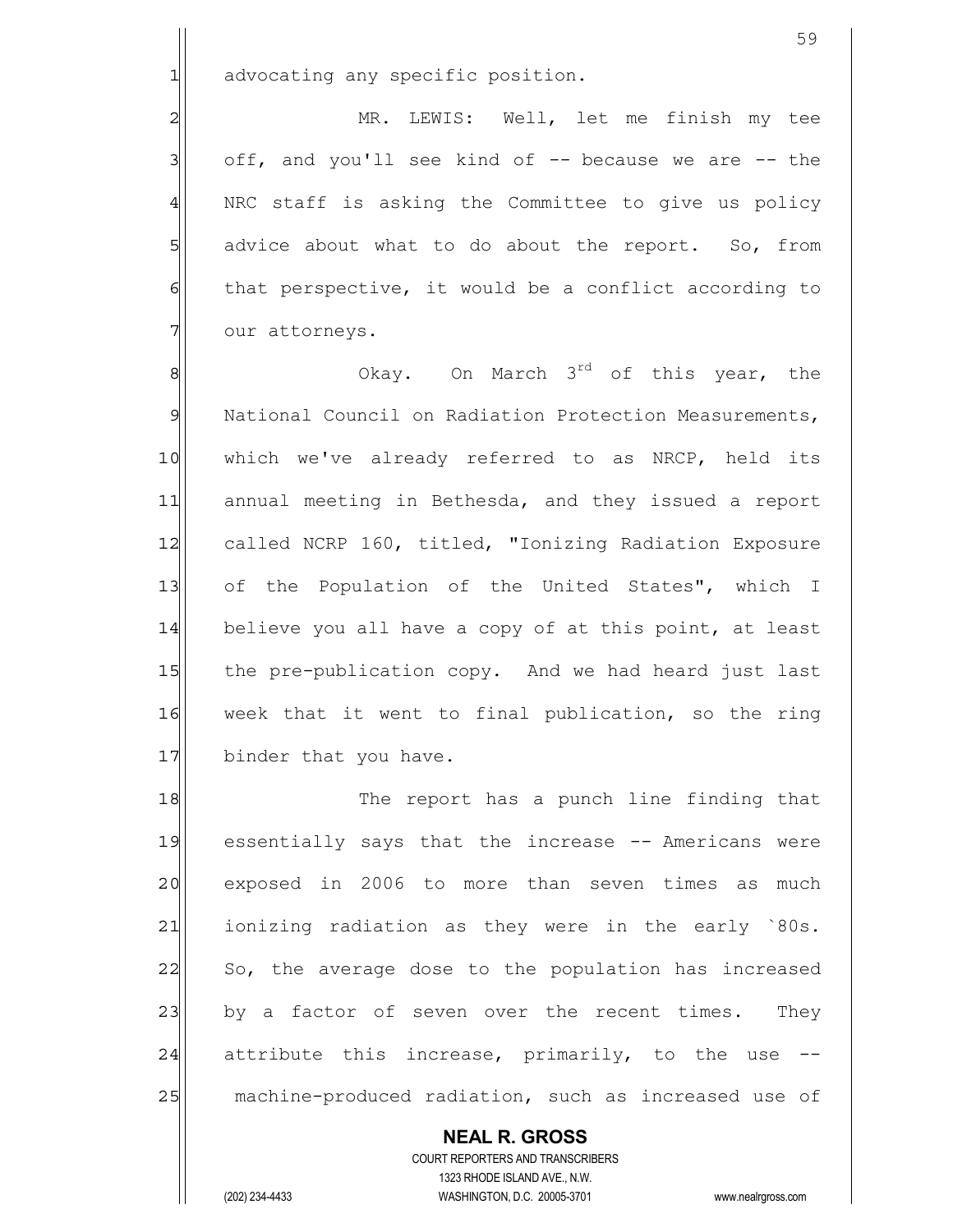advocating any specific position.

MR. LEWIS: Well, let me finish my tee off, and you'll see kind of -- because we are -- the NRC staff is asking the Committee to give us policy advice about what to do about the report. So, from that perspective, it would be a conflict according to our attorneys.

Okay. On March 3rd of this year, the National Council on Radiation Protection Measurements, which we've already referred to as NRCP, held its annual meeting in Bethesda, and they issued a report called NCRP 160, titled, "Ionizing Radiation Exposure of the Population of the United States", which I believe you all have a copy of at this point, at least the pre-publication copy. And we had heard just last week that it went to final publication, so the ring binder that you have.

The report has a punch line finding that essentially says that the increase -- Americans were exposed in 2006 to more than seven times as much ionizing radiation as they were in the early `80s. So, the average dose to the population has increased by a factor of seven over the recent times. They attribute this increase, primarily, to the use -- machine-produced radiation, such as increased use of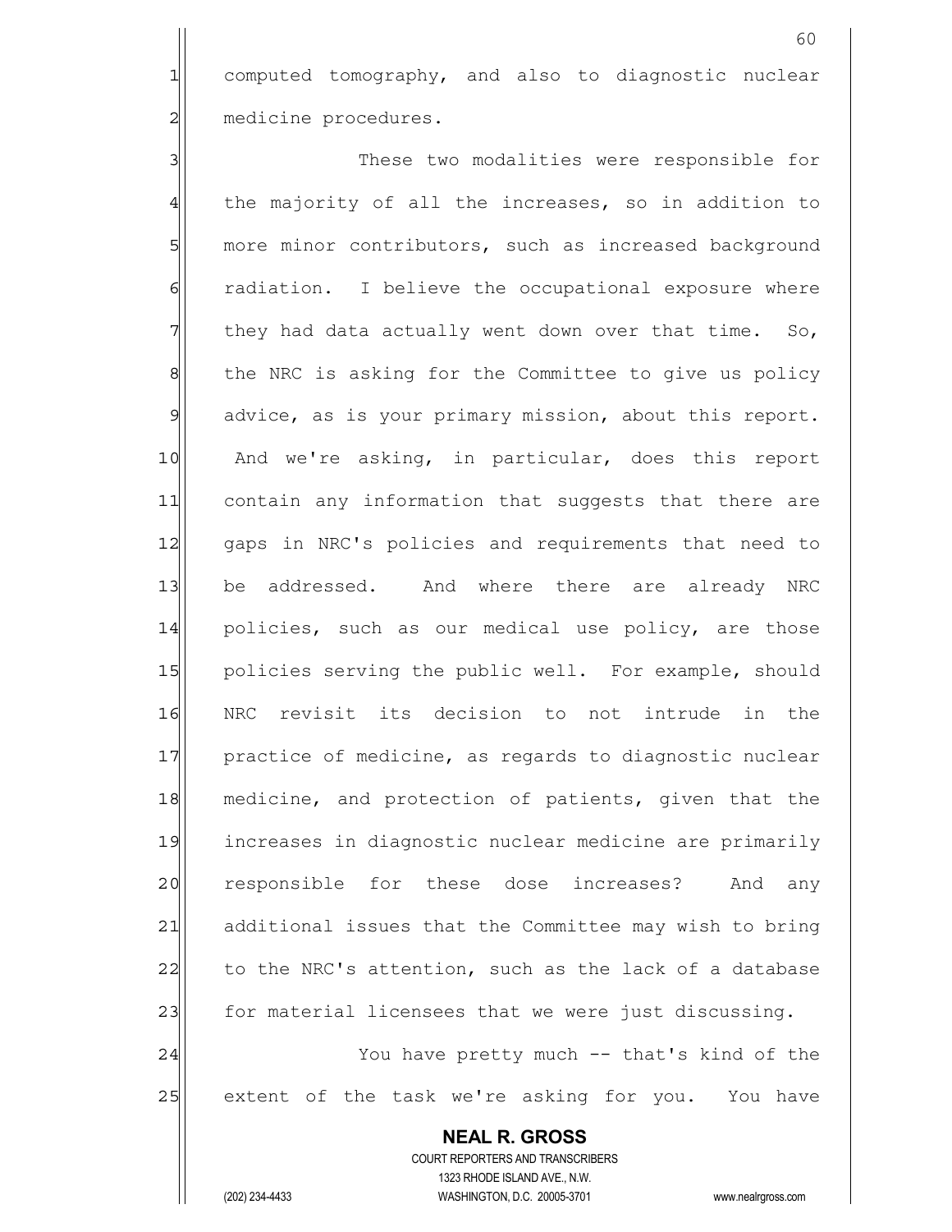computed tomography, and also to diagnostic nuclear medicine procedures.

These two modalities were responsible for the majority of all the increases, so in addition to more minor contributors, such as increased background radiation. I believe the occupational exposure where they had data actually went down over that time. So, the NRC is asking for the Committee to give us policy advice, as is your primary mission, about this report. And we're asking, in particular, does this report contain any information that suggests that there are gaps in NRC's policies and requirements that need to be addressed. And where there are already NRC policies, such as our medical use policy, are those policies serving the public well. For example, should NRC revisit its decision to not intrude in the practice of medicine, as regards to diagnostic nuclear medicine, and protection of patients, given that the increases in diagnostic nuclear medicine are primarily responsible for these dose increases? And any additional issues that the Committee may wish to bring to the NRC's attention, such as the lack of a database for material licensees that we were just discussing.

You have pretty much -- that's kind of the extent of the task we're asking for you. You have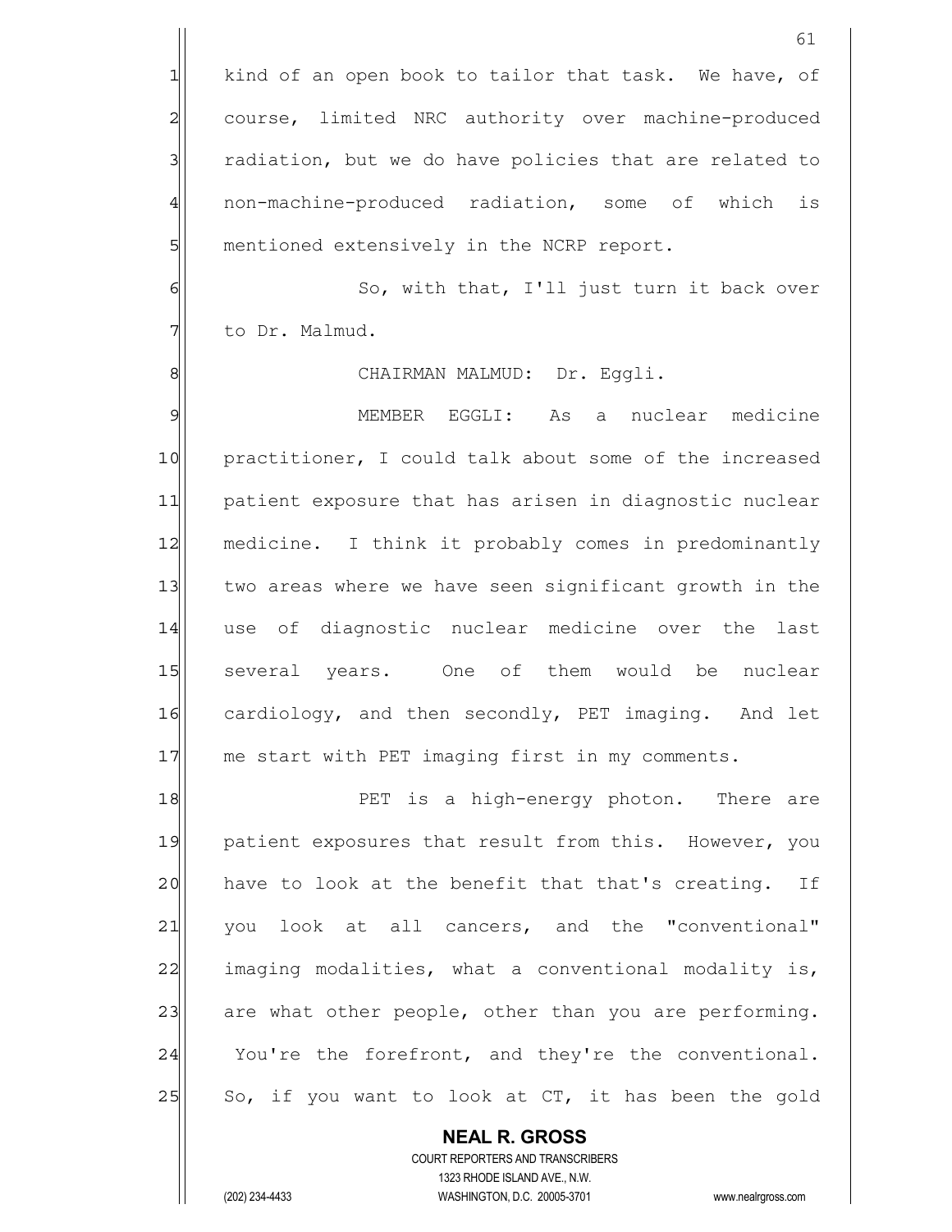kind of an open book to tailor that task. We have, of course, limited NRC authority over machine-produced radiation, but we do have policies that are related to non-machine-produced radiation, some of which is mentioned extensively in the NCRP report.

So, with that, I'll just turn it back over to Dr. Malmud.

CHAIRMAN MALMUD: Dr. Eggli.

MEMBER EGGLI: As a nuclear medicine practitioner, I could talk about some of the increased patient exposure that has arisen in diagnostic nuclear medicine. I think it probably comes in predominantly two areas where we have seen significant growth in the use of diagnostic nuclear medicine over the last several years. One of them would be nuclear cardiology, and then secondly, PET imaging. And let me start with PET imaging first in my comments.

PET is a high-energy photon. There are patient exposures that result from this. However, you have to look at the benefit that that's creating. If you look at all cancers, and the "conventional" imaging modalities, what a conventional modality is, are what other people, other than you are performing. You're the forefront, and they're the conventional. So, if you want to look at CT, it has been the gold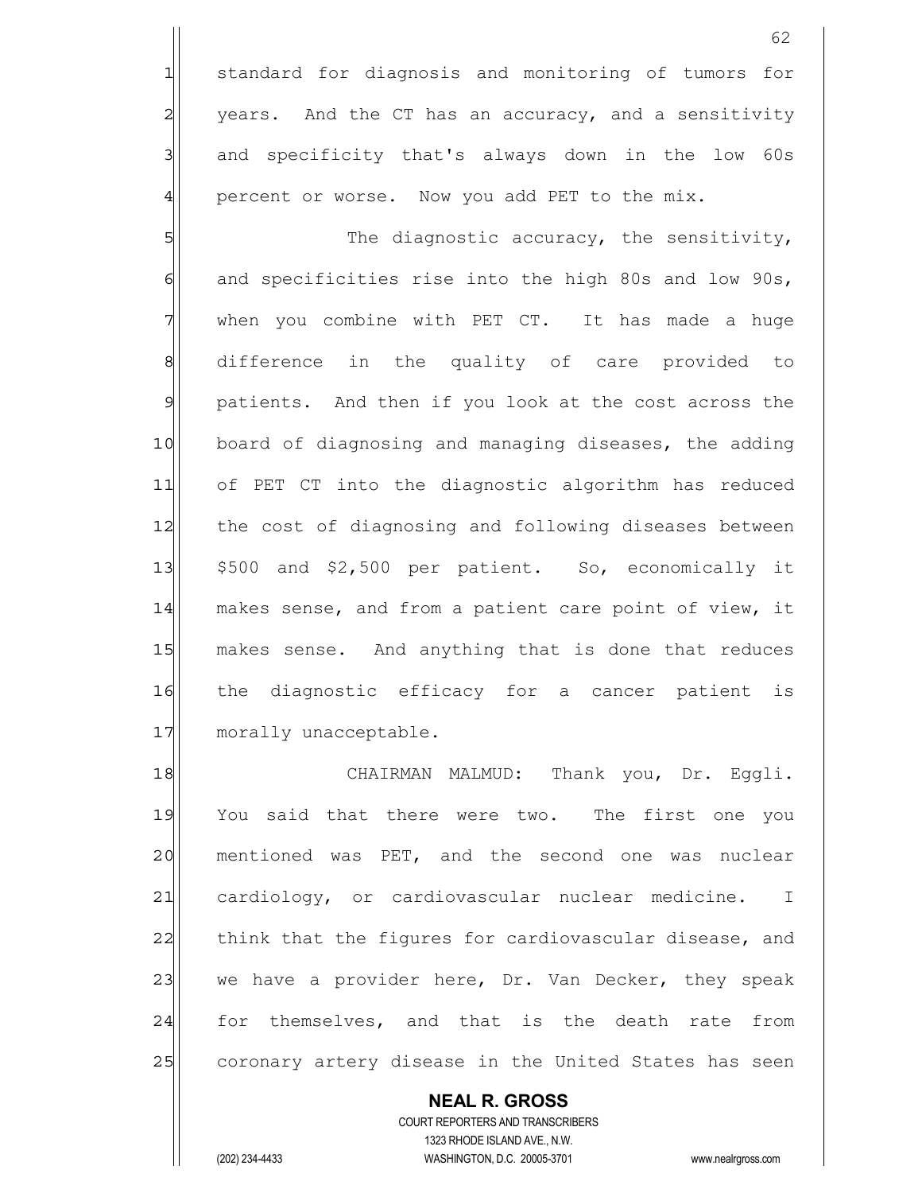standard for diagnosis and monitoring of tumors for years. And the CT has an accuracy, and a sensitivity and specificity that's always down in the low 60s percent or worse. Now you add PET to the mix.

The diagnostic accuracy, the sensitivity, and specificities rise into the high 80s and low 90s, when you combine with PET CT. It has made a huge difference in the quality of care provided to patients. And then if you look at the cost across the board of diagnosing and managing diseases, the adding of PET CT into the diagnostic algorithm has reduced the cost of diagnosing and following diseases between $500 and $2,500 per patient. So, economically it makes sense, and from a patient care point of view, it makes sense. And anything that is done that reduces the diagnostic efficacy for a cancer patient is morally unacceptable.

CHAIRMAN MALMUD: Thank you, Dr. Eggli. You said that there were two. The first one you mentioned was PET, and the second one was nuclear cardiology, or cardiovascular nuclear medicine. I think that the figures for cardiovascular disease, and we have a provider here, Dr. Van Decker, they speak for themselves, and that is the death rate from coronary artery disease in the United States has seen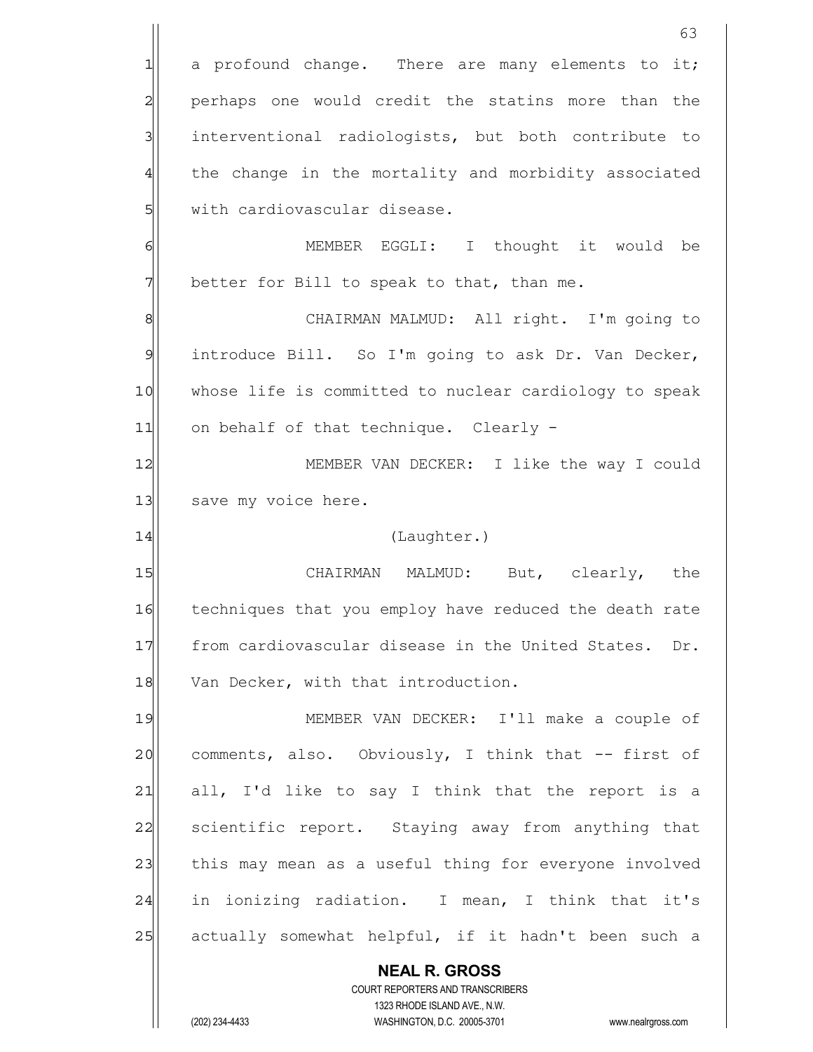a profound change. There are many elements to it; perhaps one would credit the statins more than the interventional radiologists, but both contribute to the change in the mortality and morbidity associated with cardiovascular disease.

MEMBER EGGLI: I thought it would be better for Bill to speak to that, than me.

CHAIRMAN MALMUD: All right. I'm going to introduce Bill. So I'm going to ask Dr. Van Decker, whose life is committed to nuclear cardiology to speak on behalf of that technique. Clearly -

MEMBER VAN DECKER: I like the way I could save my voice here.

(Laughter.)

CHAIRMAN MALMUD: But, clearly, the techniques that you employ have reduced the death rate from cardiovascular disease in the United States. Dr. Van Decker, with that introduction.

MEMBER VAN DECKER: I'll make a couple of comments, also. Obviously, I think that -- first of all, I'd like to say I think that the report is a scientific report. Staying away from anything that this may mean as a useful thing for everyone involved in ionizing radiation. I mean, I think that it's actually somewhat helpful, if it hadn't been such a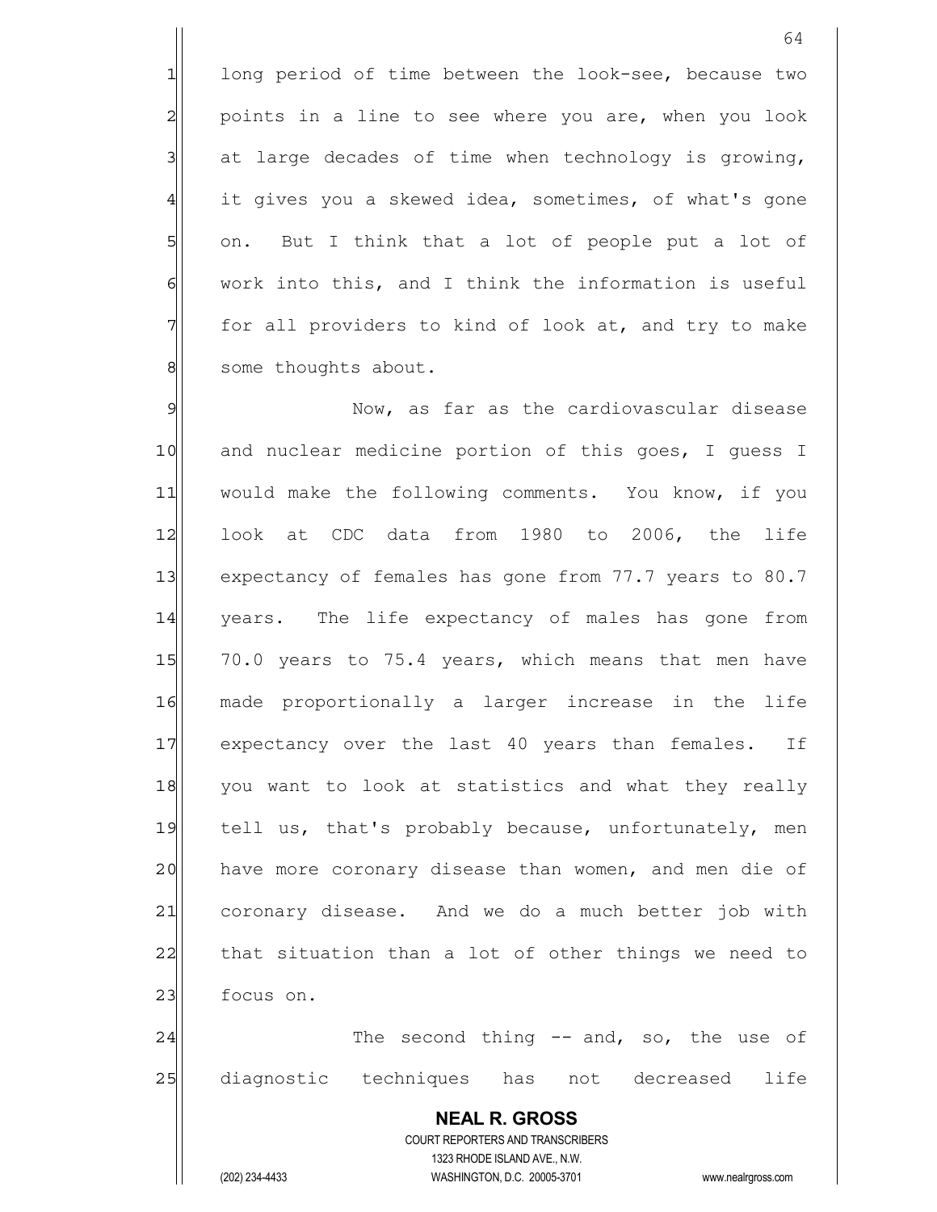long period of time between the look-see, because two points in a line to see where you are, when you look at large decades of time when technology is growing, it gives you a skewed idea, sometimes, of what's gone on. But I think that a lot of people put a lot of work into this, and I think the information is useful for all providers to kind of look at, and try to make some thoughts about.

Now, as far as the cardiovascular disease and nuclear medicine portion of this goes, I guess I would make the following comments. You know, if you look at CDC data from 1980 to 2006, the life expectancy of females has gone from 77.7 years to 80.7 years. The life expectancy of males has gone from 70.0 years to 75.4 years, which means that men have made proportionally a larger increase in the life expectancy over the last 40 years than females. If you want to look at statistics and what they really tell us, that's probably because, unfortunately, men have more coronary disease than women, and men die of coronary disease. And we do a much better job with that situation than a lot of other things we need to focus on.

The second thing -- and, so, the use of diagnostic techniques has not decreased life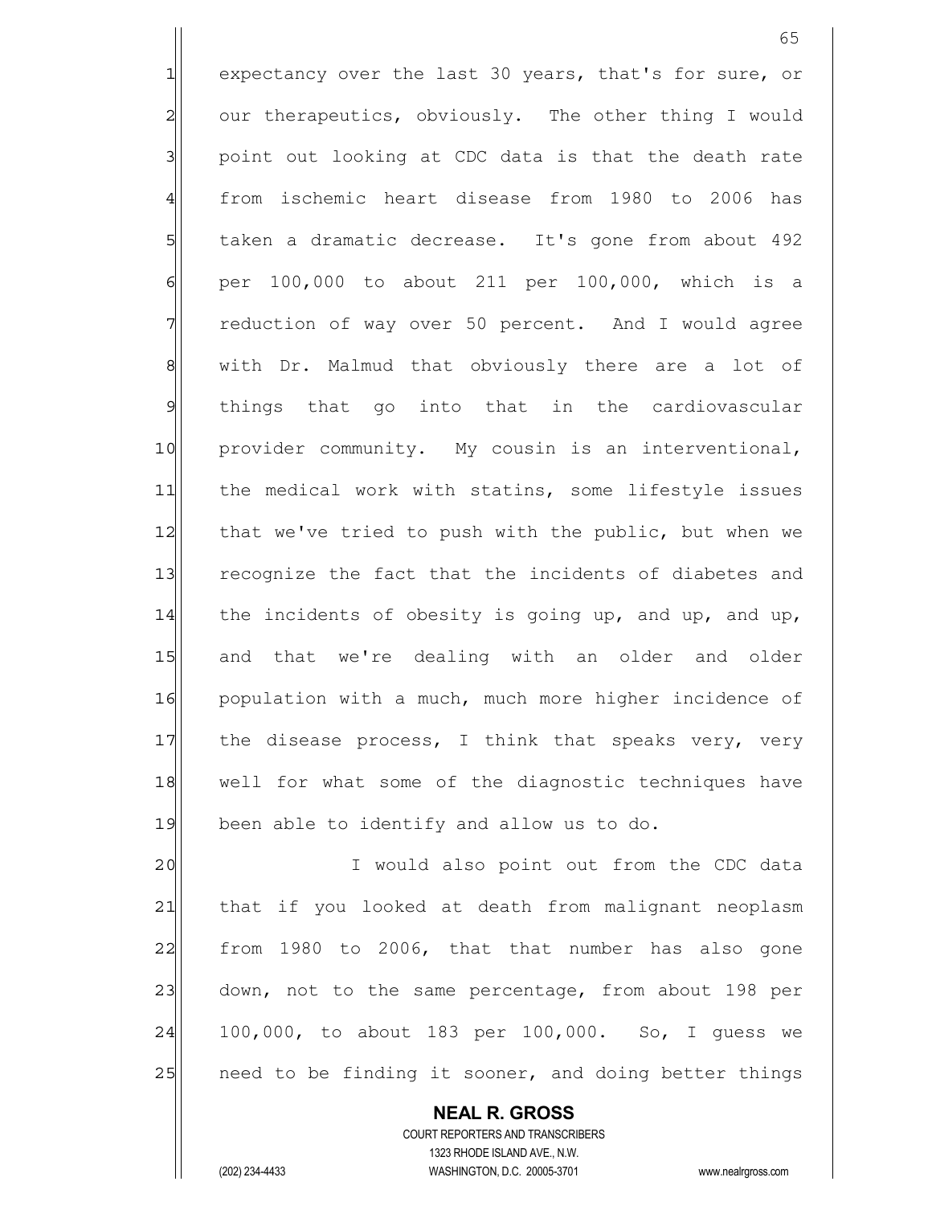expectancy over the last 30 years, that's for sure, or our therapeutics, obviously. The other thing I would point out looking at CDC data is that the death rate from ischemic heart disease from 1980 to 2006 has taken a dramatic decrease. It's gone from about 492 per 100,000 to about 211 per 100,000, which is a reduction of way over 50 percent. And I would agree with Dr. Malmud that obviously there are a lot of things that go into that in the cardiovascular provider community. My cousin is an interventional, the medical work with statins, some lifestyle issues that we've tried to push with the public, but when we recognize the fact that the incidents of diabetes and the incidents of obesity is going up, and up, and up, and that we're dealing with an older and older population with a much, much more higher incidence of the disease process, I think that speaks very, very well for what some of the diagnostic techniques have been able to identify and allow us to do.

I would also point out from the CDC data that if you looked at death from malignant neoplasm from 1980 to 2006, that that number has also gone down, not to the same percentage, from about 198 per 100,000, to about 183 per 100,000. So, I guess we need to be finding it sooner, and doing better things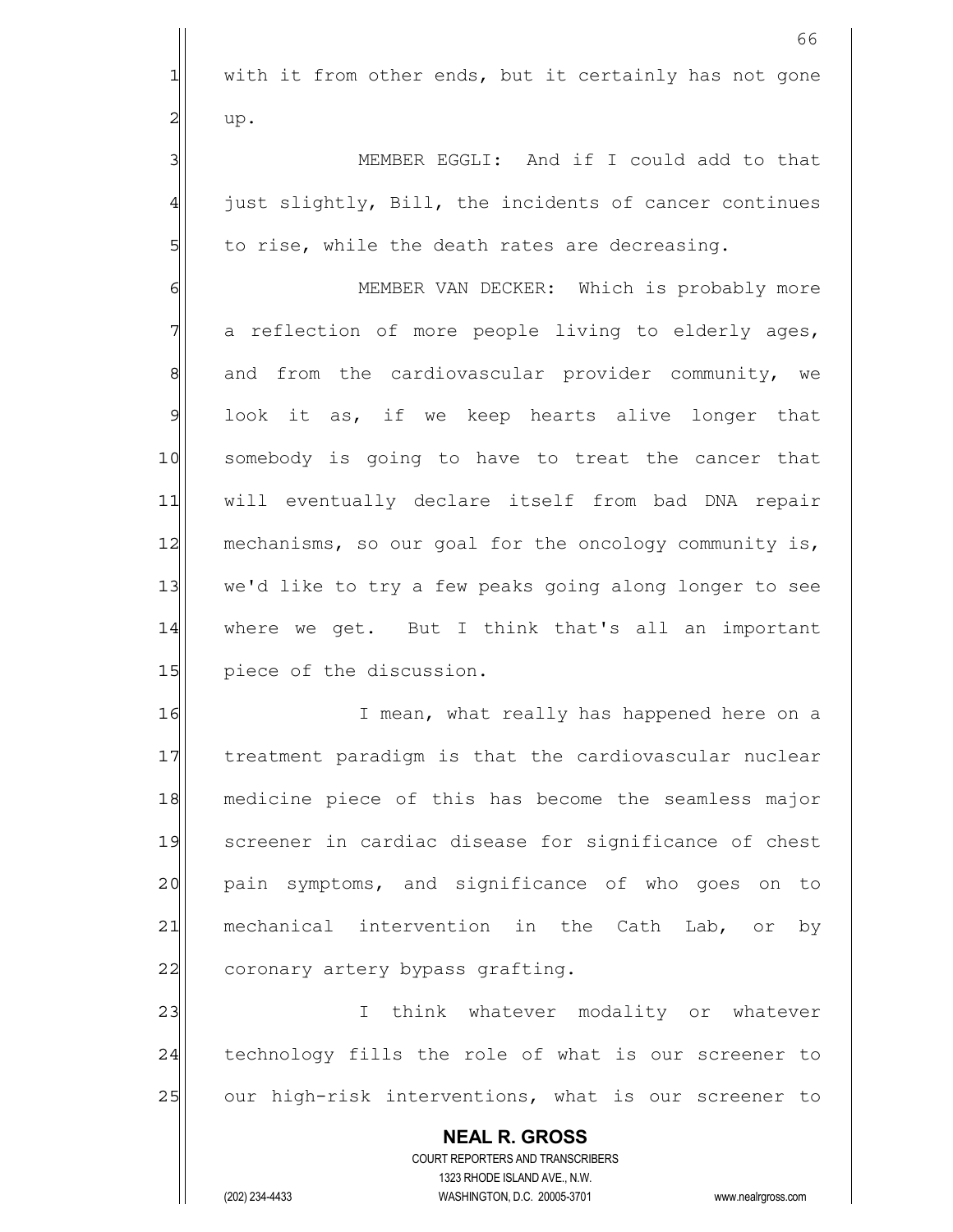with it from other ends, but it certainly has not gone up.

MEMBER EGGLI: And if I could add to that just slightly, Bill, the incidents of cancer continues to rise, while the death rates are decreasing.

MEMBER VAN DECKER: Which is probably more a reflection of more people living to elderly ages, and from the cardiovascular provider community, we look it as, if we keep hearts alive longer that somebody is going to have to treat the cancer that will eventually declare itself from bad DNA repair mechanisms, so our goal for the oncology community is, we'd like to try a few peaks going along longer to see where we get. But I think that's all an important piece of the discussion.

I mean, what really has happened here on a treatment paradigm is that the cardiovascular nuclear medicine piece of this has become the seamless major screener in cardiac disease for significance of chest pain symptoms, and significance of who goes on to mechanical intervention in the Cath Lab, or by coronary artery bypass grafting.

I think whatever modality or whatever technology fills the role of what is our screener to our high-risk interventions, what is our screener to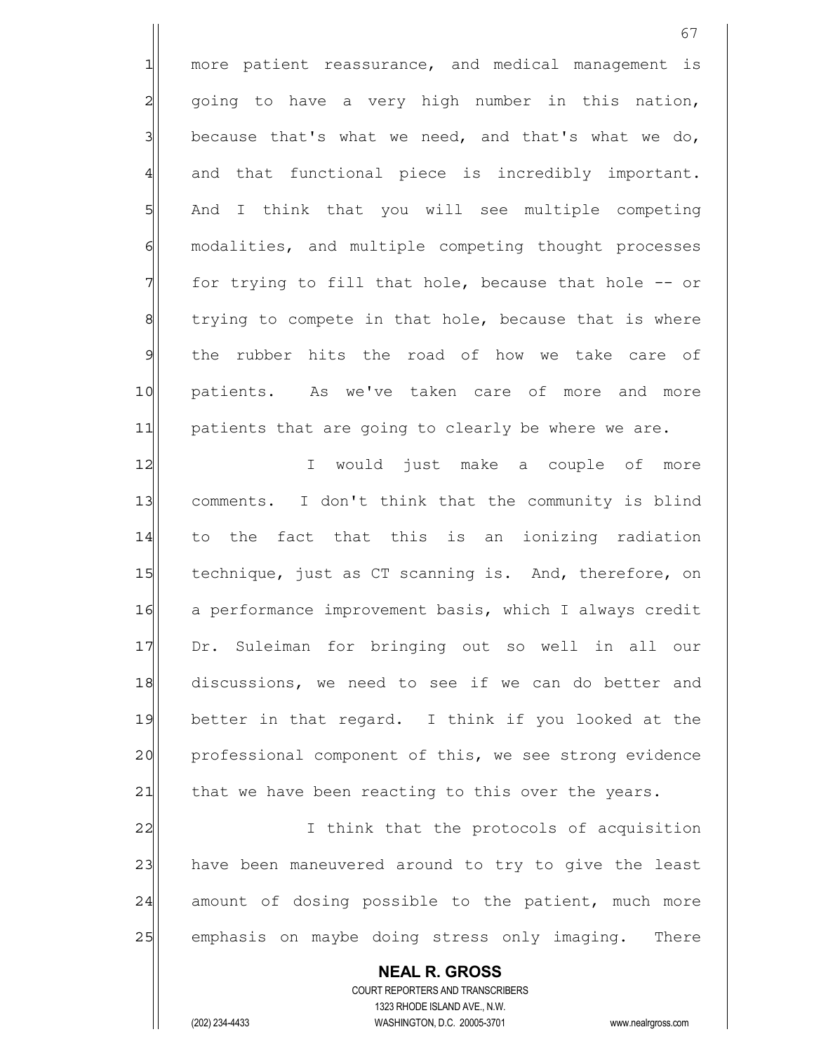more patient reassurance, and medical management is going to have a very high number in this nation, because that's what we need, and that's what we do, and that functional piece is incredibly important. And I think that you will see multiple competing modalities, and multiple competing thought processes for trying to fill that hole, because that hole -- or trying to compete in that hole, because that is where the rubber hits the road of how we take care of patients. As we've taken care of more and more patients that are going to clearly be where we are.

I would just make a couple of more comments. I don't think that the community is blind to the fact that this is an ionizing radiation technique, just as CT scanning is. And, therefore, on a performance improvement basis, which I always credit Dr. Suleiman for bringing out so well in all our discussions, we need to see if we can do better and better in that regard. I think if you looked at the professional component of this, we see strong evidence that we have been reacting to this over the years.

I think that the protocols of acquisition have been maneuvered around to try to give the least amount of dosing possible to the patient, much more emphasis on maybe doing stress only imaging. There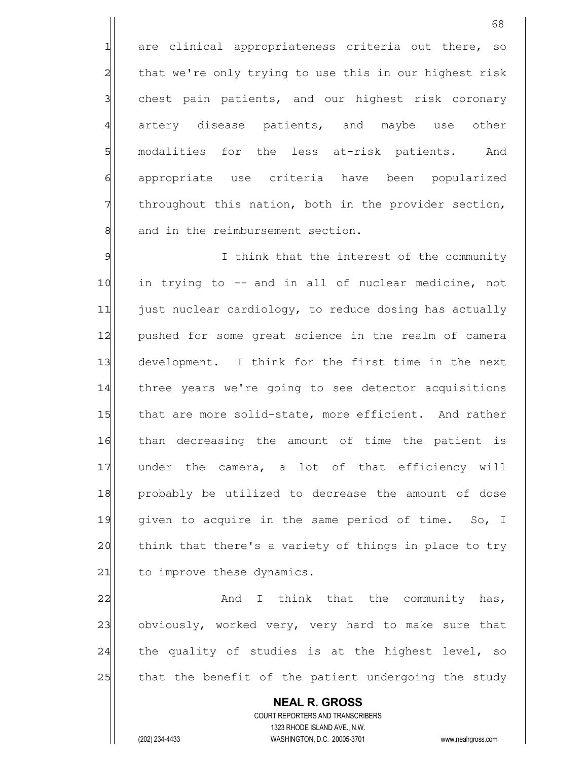are clinical appropriateness criteria out there, so that we're only trying to use this in our highest risk chest pain patients, and our highest risk coronary artery disease patients, and maybe use other modalities for the less at-risk patients. And appropriate use criteria have been popularized throughout this nation, both in the provider section, and in the reimbursement section.

I think that the interest of the community in trying to -- and in all of nuclear medicine, not just nuclear cardiology, to reduce dosing has actually pushed for some great science in the realm of camera development. I think for the first time in the next three years we're going to see detector acquisitions that are more solid-state, more efficient. And rather than decreasing the amount of time the patient is under the camera, a lot of that efficiency will probably be utilized to decrease the amount of dose given to acquire in the same period of time. So, I think that there's a variety of things in place to try to improve these dynamics.

And I think that the community has, obviously, worked very, very hard to make sure that the quality of studies is at the highest level, so that the benefit of the patient undergoing the study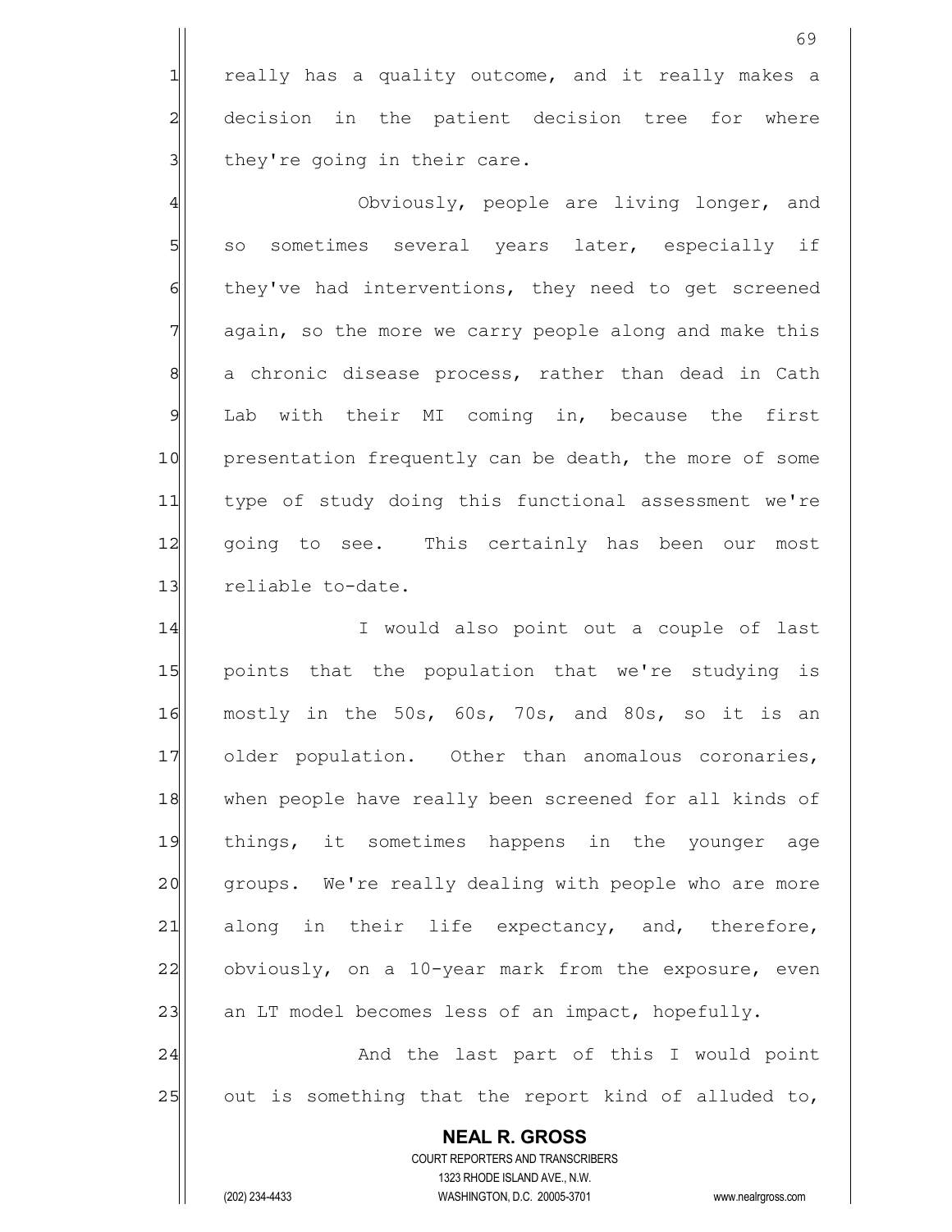really has a quality outcome, and it really makes a decision in the patient decision tree for where they're going in their care.

Obviously, people are living longer, and so sometimes several years later, especially if they've had interventions, they need to get screened again, so the more we carry people along and make this a chronic disease process, rather than dead in Cath Lab with their MI coming in, because the first presentation frequently can be death, the more of some type of study doing this functional assessment we're going to see. This certainly has been our most reliable to-date.

I would also point out a couple of last points that the population that we're studying is mostly in the 50s, 60s, 70s, and 80s, so it is an older population. Other than anomalous coronaries, when people have really been screened for all kinds of things, it sometimes happens in the younger age groups. We're really dealing with people who are more along in their life expectancy, and, therefore, obviously, on a 10-year mark from the exposure, even an LT model becomes less of an impact, hopefully.

And the last part of this I would point out is something that the report kind of alluded to,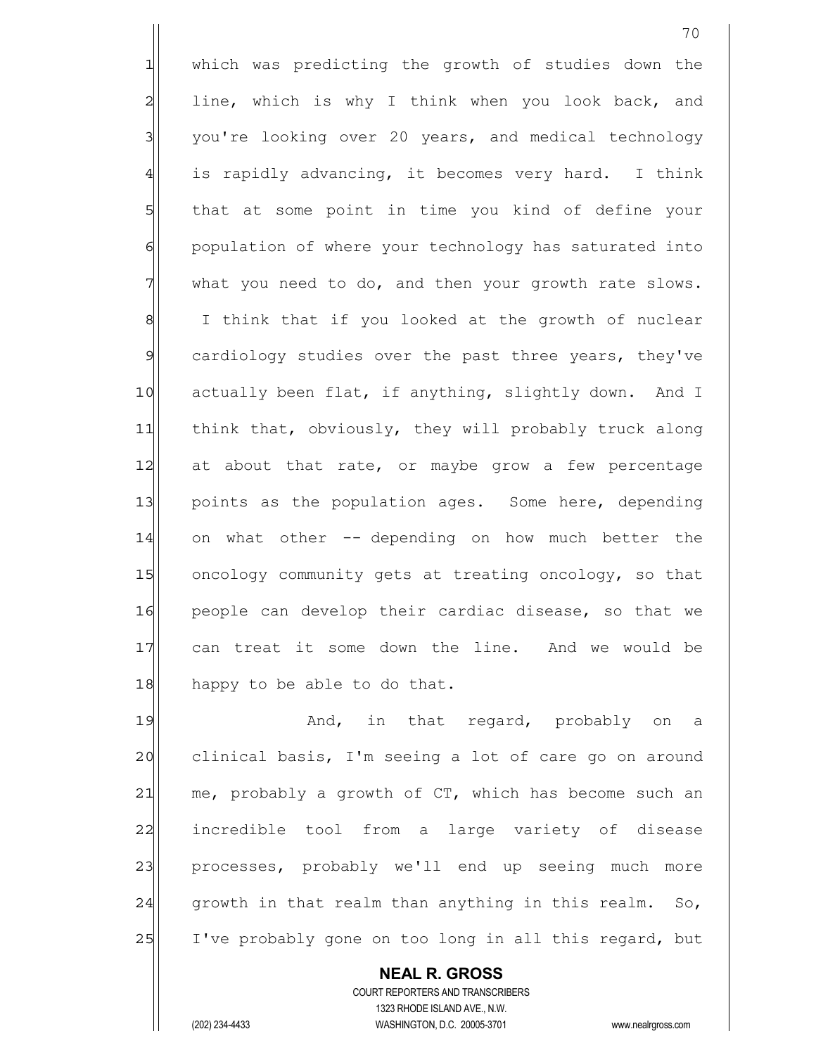which was predicting the growth of studies down the line, which is why I think when you look back, and you're looking over 20 years, and medical technology is rapidly advancing, it becomes very hard. I think that at some point in time you kind of define your population of where your technology has saturated into what you need to do, and then your growth rate slows. I think that if you looked at the growth of nuclear cardiology studies over the past three years, they've actually been flat, if anything, slightly down. And I think that, obviously, they will probably truck along at about that rate, or maybe grow a few percentage points as the population ages. Some here, depending on what other -- depending on how much better the oncology community gets at treating oncology, so that people can develop their cardiac disease, so that we can treat it some down the line. And we would be happy to be able to do that.

And, in that regard, probably on a clinical basis, I'm seeing a lot of care go on around me, probably a growth of CT, which has become such an incredible tool from a large variety of disease processes, probably we'll end up seeing much more growth in that realm than anything in this realm. So, I've probably gone on too long in all this regard, but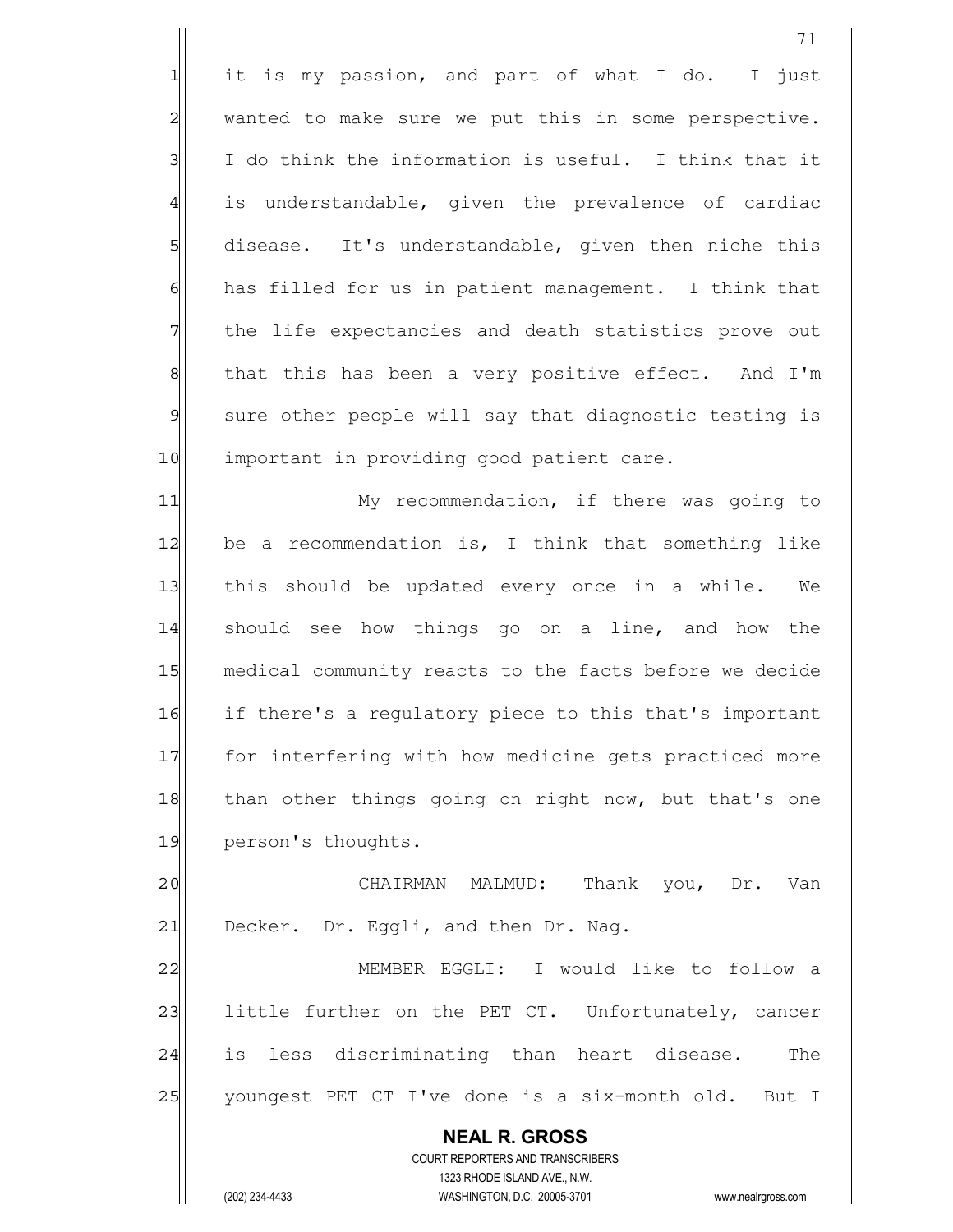it is my passion, and part of what I do. I just wanted to make sure we put this in some perspective. I do think the information is useful. I think that it is understandable, given the prevalence of cardiac disease. It's understandable, given then niche this has filled for us in patient management. I think that the life expectancies and death statistics prove out that this has been a very positive effect. And I'm sure other people will say that diagnostic testing is important in providing good patient care.

My recommendation, if there was going to be a recommendation is, I think that something like this should be updated every once in a while. We should see how things go on a line, and how the medical community reacts to the facts before we decide if there's a regulatory piece to this that's important for interfering with how medicine gets practiced more than other things going on right now, but that's one person's thoughts.

CHAIRMAN MALMUD: Thank you, Dr. Van Decker. Dr. Eggli, and then Dr. Nag.

MEMBER EGGLI: I would like to follow a little further on the PET CT. Unfortunately, cancer is less discriminating than heart disease. The youngest PET CT I've done is a six-month old. But I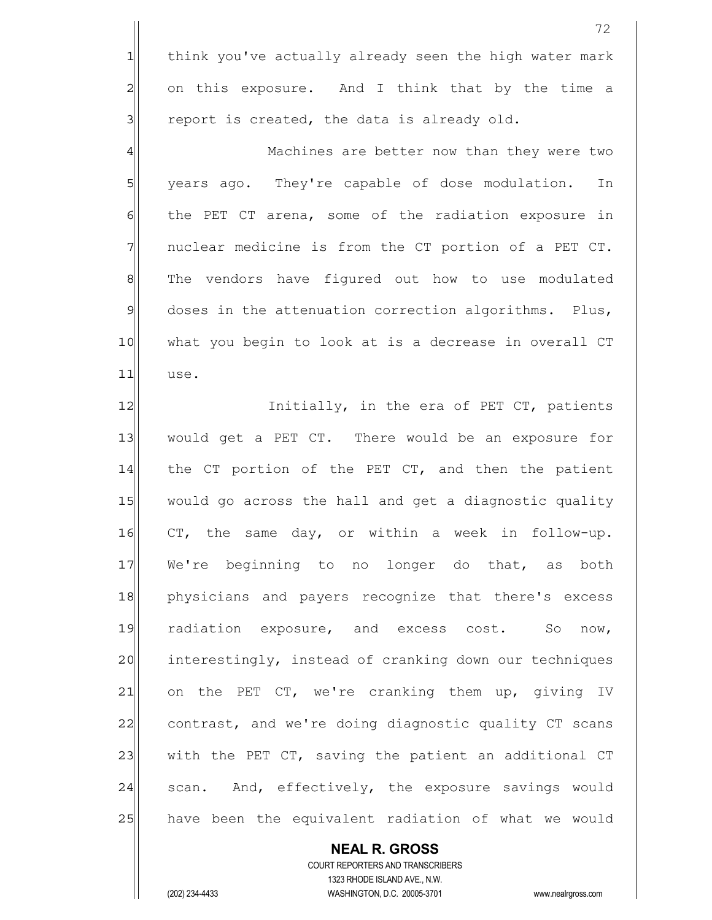think you've actually already seen the high water mark on this exposure. And I think that by the time a report is created, the data is already old.

Machines are better now than they were two years ago. They're capable of dose modulation. In the PET CT arena, some of the radiation exposure in nuclear medicine is from the CT portion of a PET CT. The vendors have figured out how to use modulated doses in the attenuation correction algorithms. Plus, what you begin to look at is a decrease in overall CT use.

Initially, in the era of PET CT, patients would get a PET CT. There would be an exposure for the CT portion of the PET CT, and then the patient would go across the hall and get a diagnostic quality CT, the same day, or within a week in follow-up. We're beginning to no longer do that, as both physicians and payers recognize that there's excess radiation exposure, and excess cost. So now, interestingly, instead of cranking down our techniques on the PET CT, we're cranking them up, giving IV contrast, and we're doing diagnostic quality CT scans with the PET CT, saving the patient an additional CT scan. And, effectively, the exposure savings would have been the equivalent radiation of what we would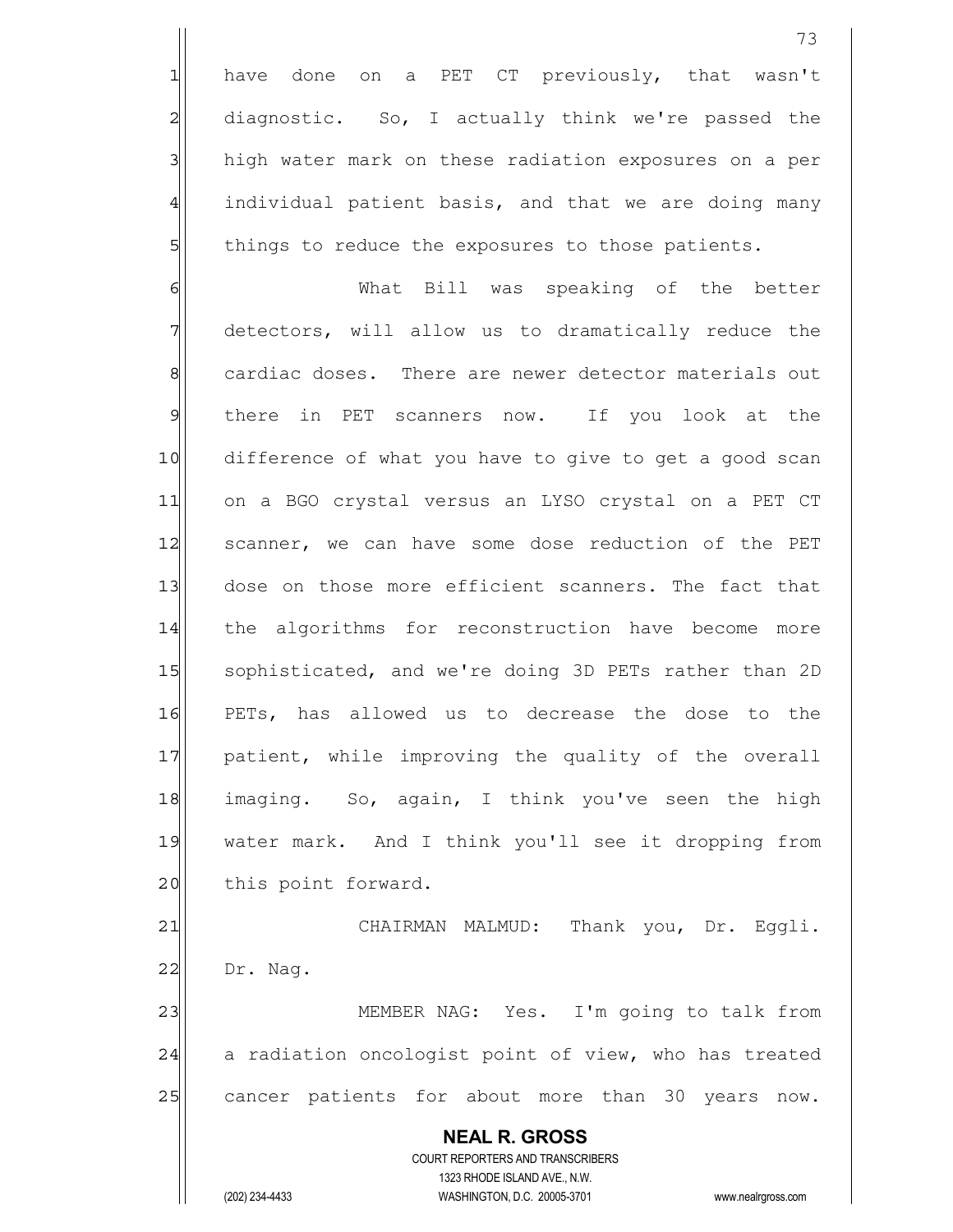have done on a PET CT previously, that wasn't diagnostic. So, I actually think we're passed the high water mark on these radiation exposures on a per individual patient basis, and that we are doing many things to reduce the exposures to those patients.

What Bill was speaking of the better detectors, will allow us to dramatically reduce the cardiac doses. There are newer detector materials out there in PET scanners now. If you look at the difference of what you have to give to get a good scan on a BGO crystal versus an LYSO crystal on a PET CT scanner, we can have some dose reduction of the PET dose on those more efficient scanners. The fact that the algorithms for reconstruction have become more sophisticated, and we're doing 3D PETs rather than 2D PETs, has allowed us to decrease the dose to the patient, while improving the quality of the overall imaging. So, again, I think you've seen the high water mark. And I think you'll see it dropping from this point forward.

CHAIRMAN MALMUD: Thank you, Dr. Eggli. Dr. Nag.

MEMBER NAG: Yes. I'm going to talk from a radiation oncologist point of view, who has treated cancer patients for about more than 30 years now.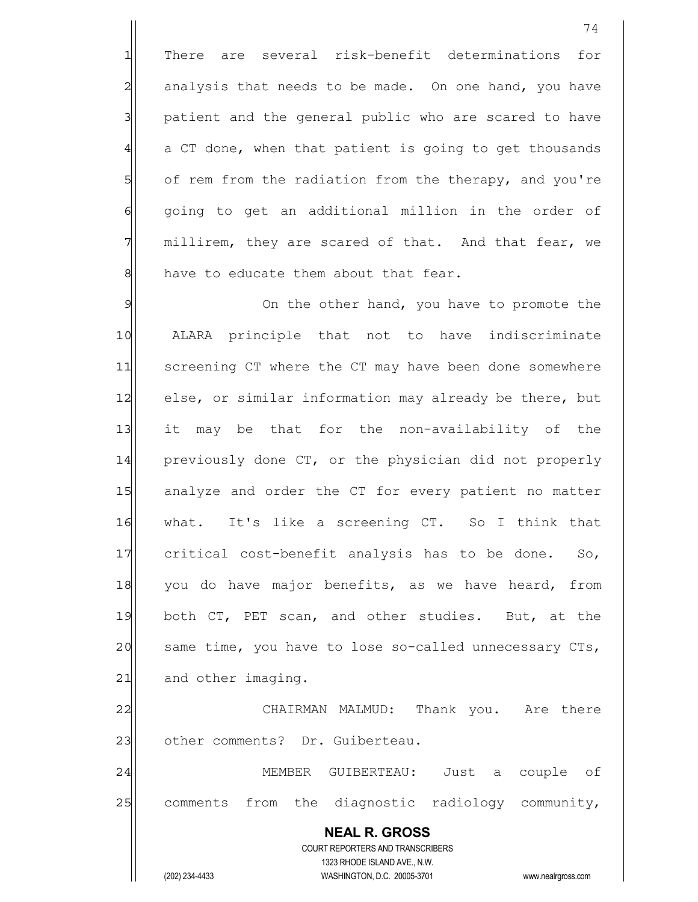There are several risk-benefit determinations for analysis that needs to be made. On one hand, you have patient and the general public who are scared to have a CT done, when that patient is going to get thousands of rem from the radiation from the therapy, and you're going to get an additional million in the order of millirem, they are scared of that. And that fear, we have to educate them about that fear.

On the other hand, you have to promote the ALARA principle that not to have indiscriminate screening CT where the CT may have been done somewhere else, or similar information may already be there, but it may be that for the non-availability of the previously done CT, or the physician did not properly analyze and order the CT for every patient no matter what. It's like a screening CT. So I think that critical cost-benefit analysis has to be done. So, you do have major benefits, as we have heard, from both CT, PET scan, and other studies. But, at the same time, you have to lose so-called unnecessary CTs, and other imaging.

CHAIRMAN MALMUD: Thank you. Are there other comments? Dr. Guiberteau.

MEMBER GUIBERTEAU: Just a couple of comments from the diagnostic radiology community,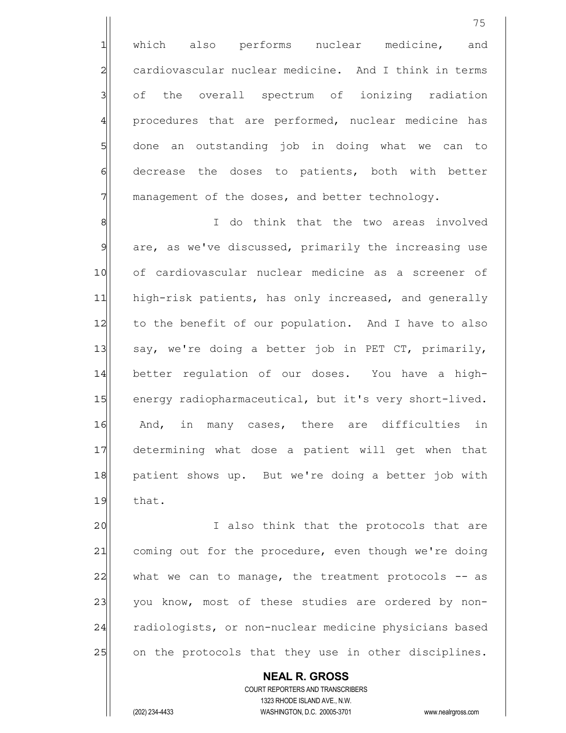which also performs nuclear medicine, and cardiovascular nuclear medicine. And I think in terms of the overall spectrum of ionizing radiation procedures that are performed, nuclear medicine has done an outstanding job in doing what we can to decrease the doses to patients, both with better management of the doses, and better technology.

I do think that the two areas involved are, as we've discussed, primarily the increasing use of cardiovascular nuclear medicine as a screener of high-risk patients, has only increased, and generally to the benefit of our population. And I have to also say, we're doing a better job in PET CT, primarily, better regulation of our doses. You have a high-energy radiopharmaceutical, but it's very short-lived. And, in many cases, there are difficulties in determining what dose a patient will get when that patient shows up. But we're doing a better job with that.

I also think that the protocols that are coming out for the procedure, even though we're doing what we can to manage, the treatment protocols -- as you know, most of these studies are ordered by non-radiologists, or non-nuclear medicine physicians based on the protocols that they use in other disciplines.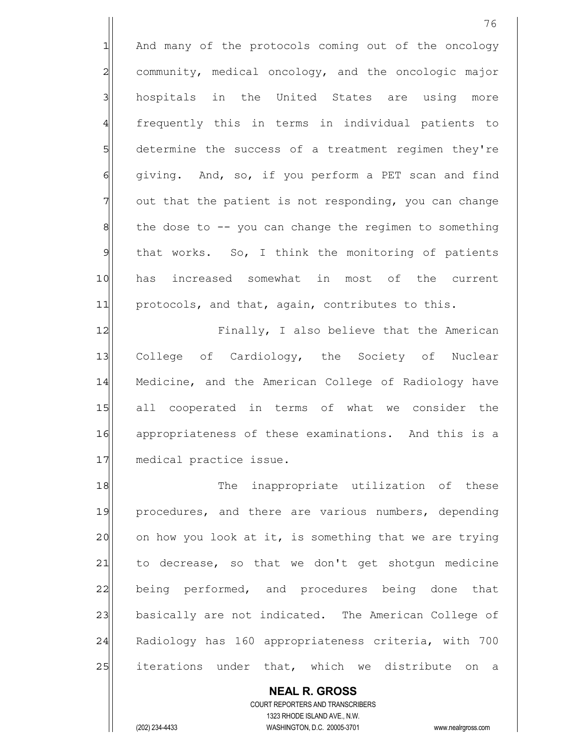And many of the protocols coming out of the oncology community, medical oncology, and the oncologic major hospitals in the United States are using more frequently this in terms in individual patients to determine the success of a treatment regimen they're giving. And, so, if you perform a PET scan and find out that the patient is not responding, you can change the dose to -- you can change the regimen to something that works. So, I think the monitoring of patients has increased somewhat in most of the current protocols, and that, again, contributes to this.

Finally, I also believe that the American College of Cardiology, the Society of Nuclear Medicine, and the American College of Radiology have all cooperated in terms of what we consider the appropriateness of these examinations. And this is a medical practice issue.

The inappropriate utilization of these procedures, and there are various numbers, depending on how you look at it, is something that we are trying to decrease, so that we don't get shotgun medicine being performed, and procedures being done that basically are not indicated. The American College of Radiology has 160 appropriateness criteria, with 700 iterations under that, which we distribute on a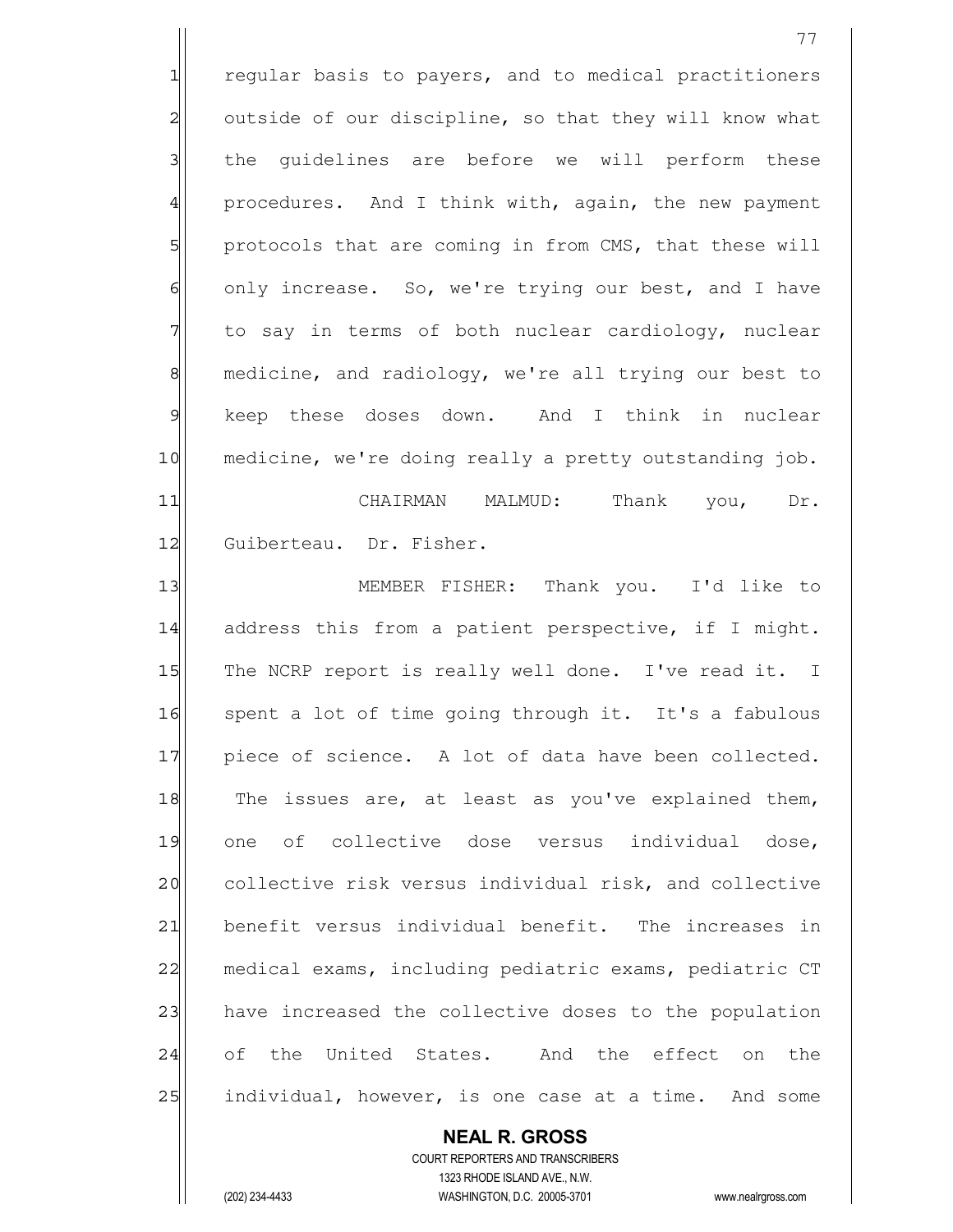regular basis to payers, and to medical practitioners outside of our discipline, so that they will know what the guidelines are before we will perform these procedures. And I think with, again, the new payment protocols that are coming in from CMS, that these will only increase. So, we're trying our best, and I have to say in terms of both nuclear cardiology, nuclear medicine, and radiology, we're all trying our best to keep these doses down. And I think in nuclear medicine, we're doing really a pretty outstanding job.

CHAIRMAN MALMUD: Thank you, Dr. Guiberteau. Dr. Fisher.

MEMBER FISHER: Thank you. I'd like to address this from a patient perspective, if I might. The NCRP report is really well done. I've read it. I spent a lot of time going through it. It's a fabulous piece of science. A lot of data have been collected. The issues are, at least as you've explained them, one of collective dose versus individual dose, collective risk versus individual risk, and collective benefit versus individual benefit. The increases in medical exams, including pediatric exams, pediatric CT have increased the collective doses to the population of the United States. And the effect on the individual, however, is one case at a time. And some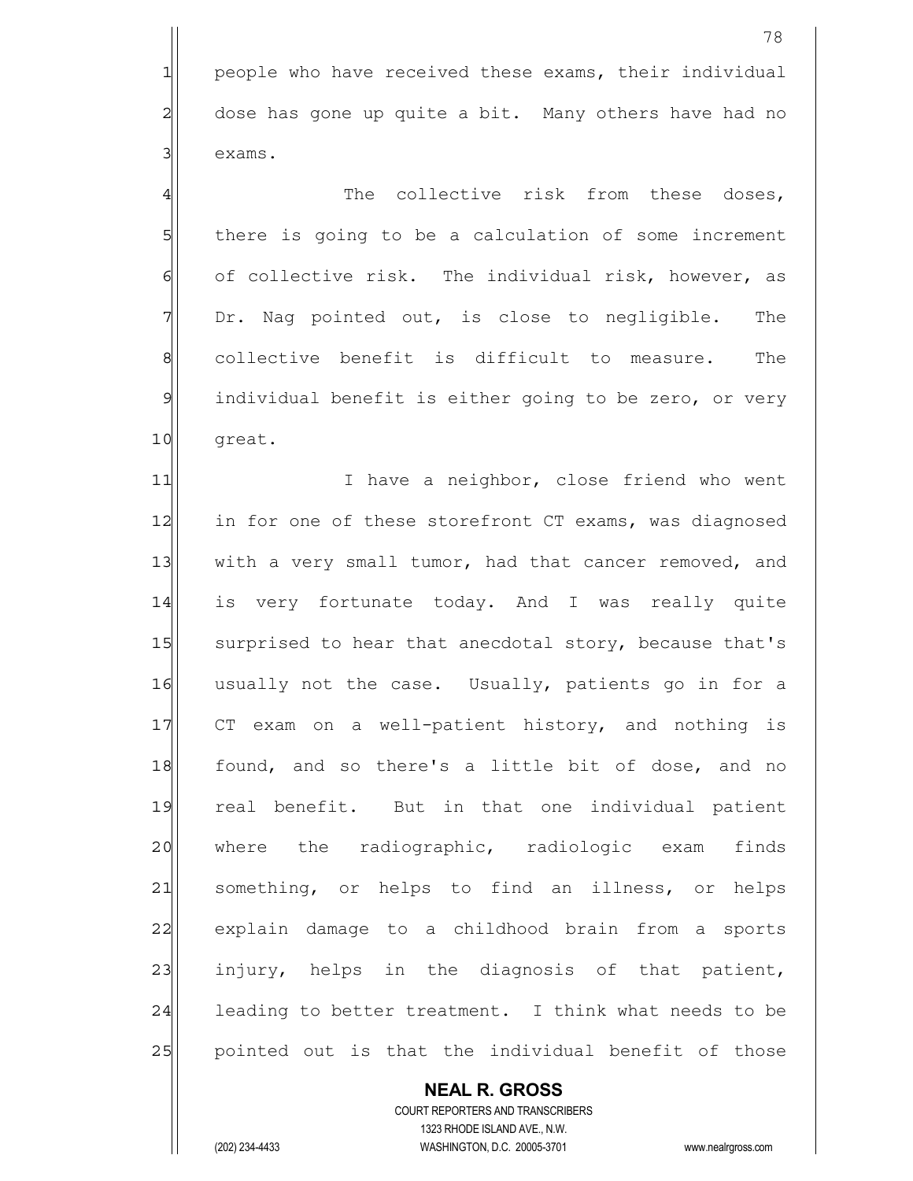people who have received these exams, their individual dose has gone up quite a bit. Many others have had no exams.

The collective risk from these doses, there is going to be a calculation of some increment of collective risk. The individual risk, however, as Dr. Nag pointed out, is close to negligible. The collective benefit is difficult to measure. The individual benefit is either going to be zero, or very great.

I have a neighbor, close friend who went in for one of these storefront CT exams, was diagnosed with a very small tumor, had that cancer removed, and is very fortunate today. And I was really quite surprised to hear that anecdotal story, because that's usually not the case. Usually, patients go in for a CT exam on a well-patient history, and nothing is found, and so there's a little bit of dose, and no real benefit. But in that one individual patient where the radiographic, radiologic exam finds something, or helps to find an illness, or helps explain damage to a childhood brain from a sports injury, helps in the diagnosis of that patient, leading to better treatment. I think what needs to be pointed out is that the individual benefit of those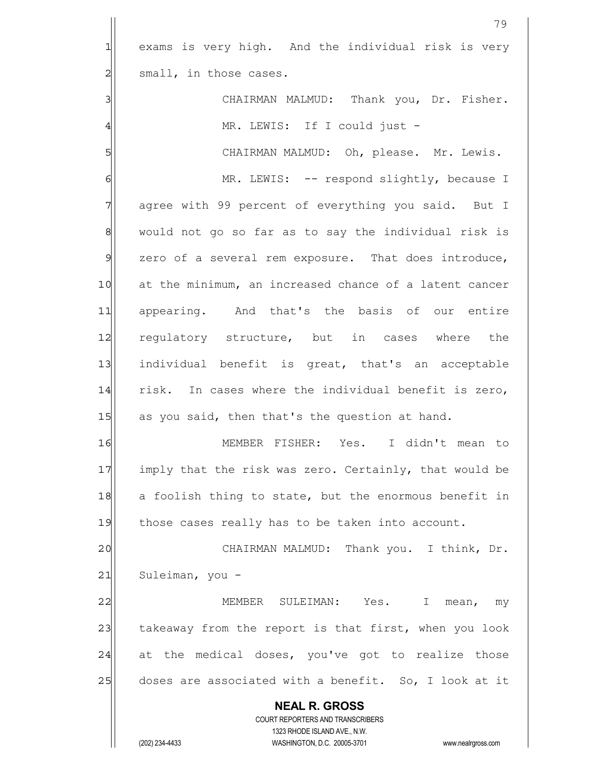exams is very high. And the individual risk is very small, in those cases.

CHAIRMAN MALMUD: Thank you, Dr. Fisher.

MR. LEWIS: If I could just -

CHAIRMAN MALMUD: Oh, please. Mr. Lewis.

MR. LEWIS: -- respond slightly, because I agree with 99 percent of everything you said. But I would not go so far as to say the individual risk is zero of a several rem exposure. That does introduce, at the minimum, an increased chance of a latent cancer appearing. And that's the basis of our entire regulatory structure, but in cases where the individual benefit is great, that's an acceptable risk. In cases where the individual benefit is zero, as you said, then that's the question at hand.

MEMBER FISHER: Yes. I didn't mean to imply that the risk was zero. Certainly, that would be a foolish thing to state, but the enormous benefit in those cases really has to be taken into account.

CHAIRMAN MALMUD: Thank you. I think, Dr. Suleiman, you -

MEMBER SULEIMAN: Yes. I mean, my takeaway from the report is that first, when you look at the medical doses, you've got to realize those doses are associated with a benefit. So, I look at it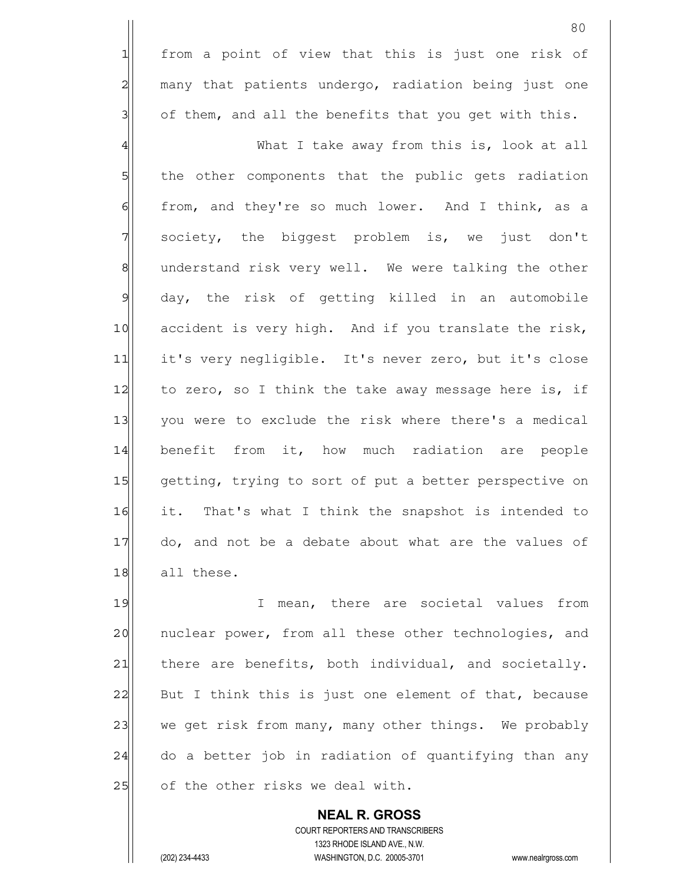from a point of view that this is just one risk of many that patients undergo, radiation being just one of them, and all the benefits that you get with this.

What I take away from this is, look at all the other components that the public gets radiation from, and they're so much lower. And I think, as a society, the biggest problem is, we just don't understand risk very well. We were talking the other day, the risk of getting killed in an automobile accident is very high. And if you translate the risk, it's very negligible. It's never zero, but it's close to zero, so I think the take away message here is, if you were to exclude the risk where there's a medical benefit from it, how much radiation are people getting, trying to sort of put a better perspective on it. That's what I think the snapshot is intended to do, and not be a debate about what are the values of all these.

I mean, there are societal values from nuclear power, from all these other technologies, and there are benefits, both individual, and societally. But I think this is just one element of that, because we get risk from many, many other things. We probably do a better job in radiation of quantifying than any of the other risks we deal with.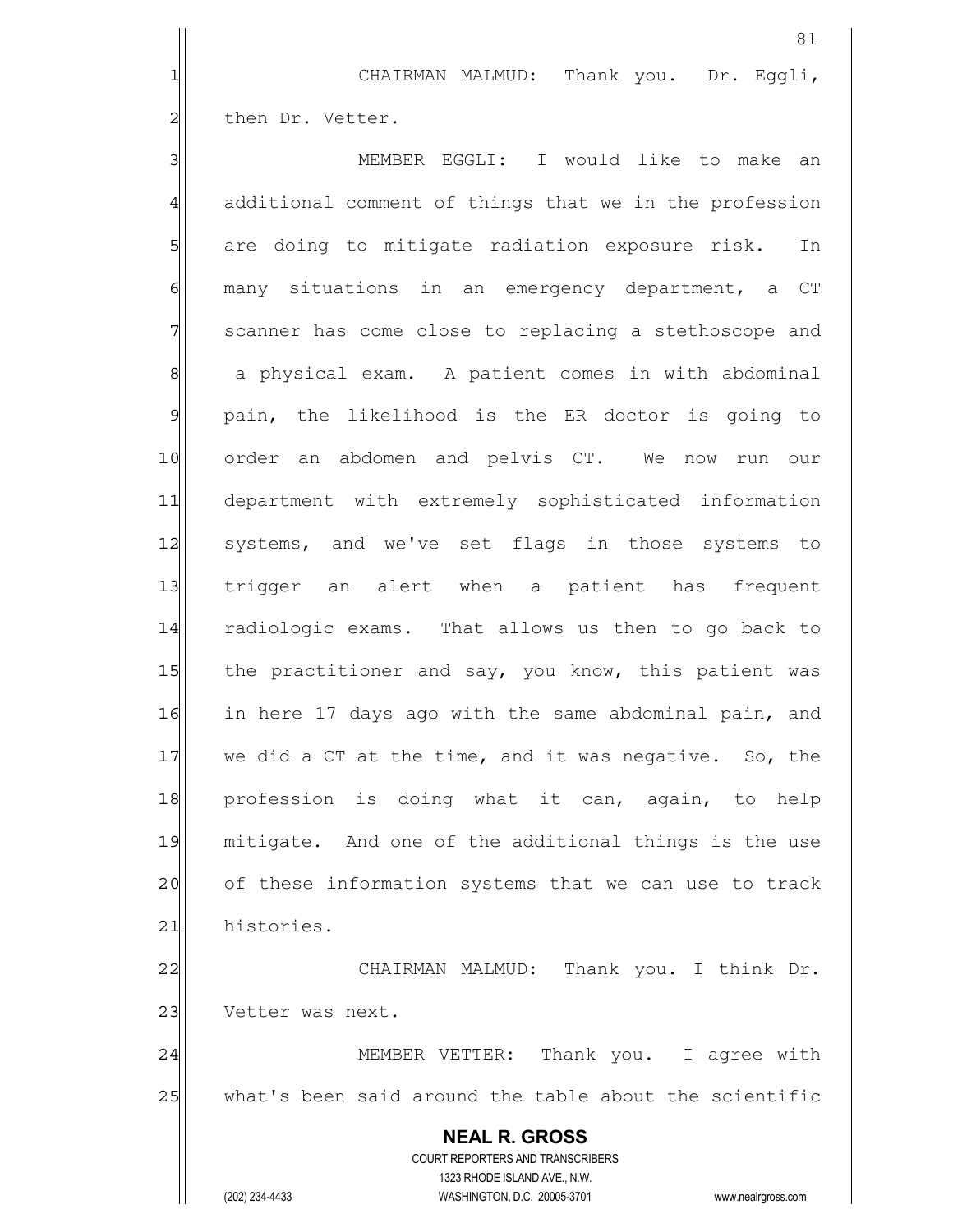CHAIRMAN MALMUD: Thank you. Dr. Eggli, then Dr. Vetter.

MEMBER EGGLI: I would like to make an additional comment of things that we in the profession are doing to mitigate radiation exposure risk. In many situations in an emergency department, a CT scanner has come close to replacing a stethoscope and a physical exam. A patient comes in with abdominal pain, the likelihood is the ER doctor is going to order an abdomen and pelvis CT. We now run our department with extremely sophisticated information systems, and we've set flags in those systems to trigger an alert when a patient has frequent radiologic exams. That allows us then to go back to the practitioner and say, you know, this patient was in here 17 days ago with the same abdominal pain, and we did a CT at the time, and it was negative. So, the profession is doing what it can, again, to help mitigate. And one of the additional things is the use of these information systems that we can use to track histories.

CHAIRMAN MALMUD: Thank you. I think Dr. Vetter was next.

MEMBER VETTER: Thank you. I agree with what's been said around the table about the scientific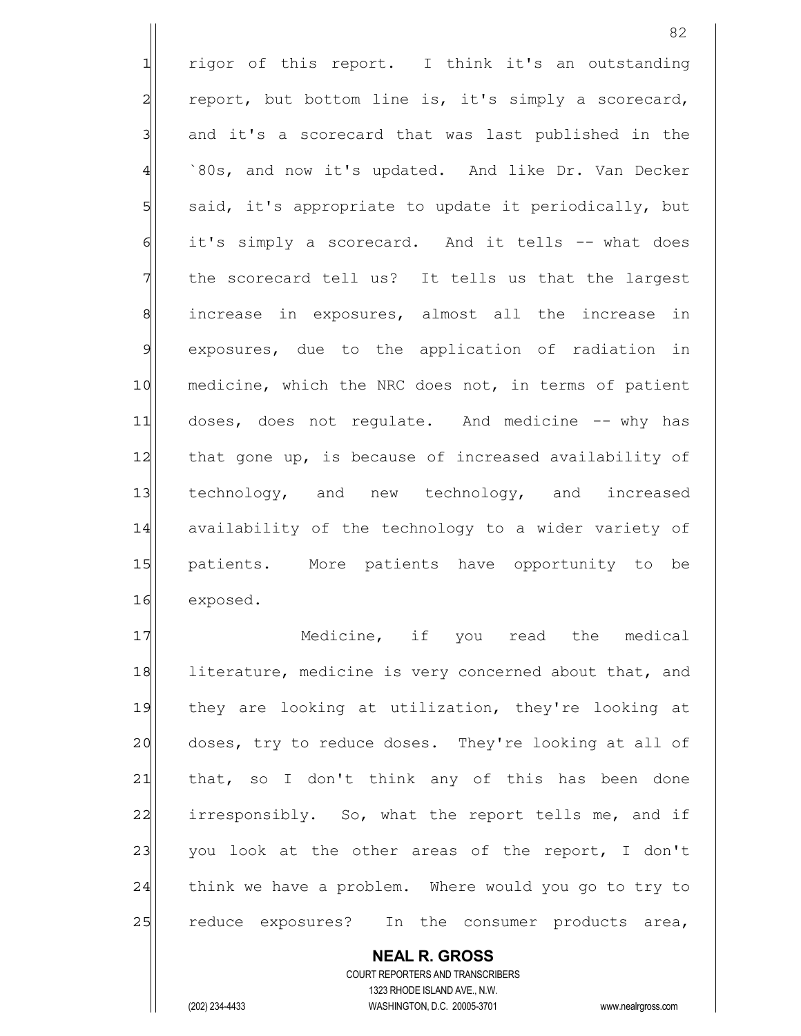rigor of this report. I think it's an outstanding report, but bottom line is, it's simply a scorecard, and it's a scorecard that was last published in the `80s, and now it's updated. And like Dr. Van Decker said, it's appropriate to update it periodically, but it's simply a scorecard. And it tells -- what does the scorecard tell us? It tells us that the largest increase in exposures, almost all the increase in exposures, due to the application of radiation in medicine, which the NRC does not, in terms of patient doses, does not regulate. And medicine -- why has that gone up, is because of increased availability of technology, and new technology, and increased availability of the technology to a wider variety of patients. More patients have opportunity to be exposed.

Medicine, if you read the medical literature, medicine is very concerned about that, and they are looking at utilization, they're looking at doses, try to reduce doses. They're looking at all of that, so I don't think any of this has been done irresponsibly. So, what the report tells me, and if you look at the other areas of the report, I don't think we have a problem. Where would you go to try to reduce exposures? In the consumer products area,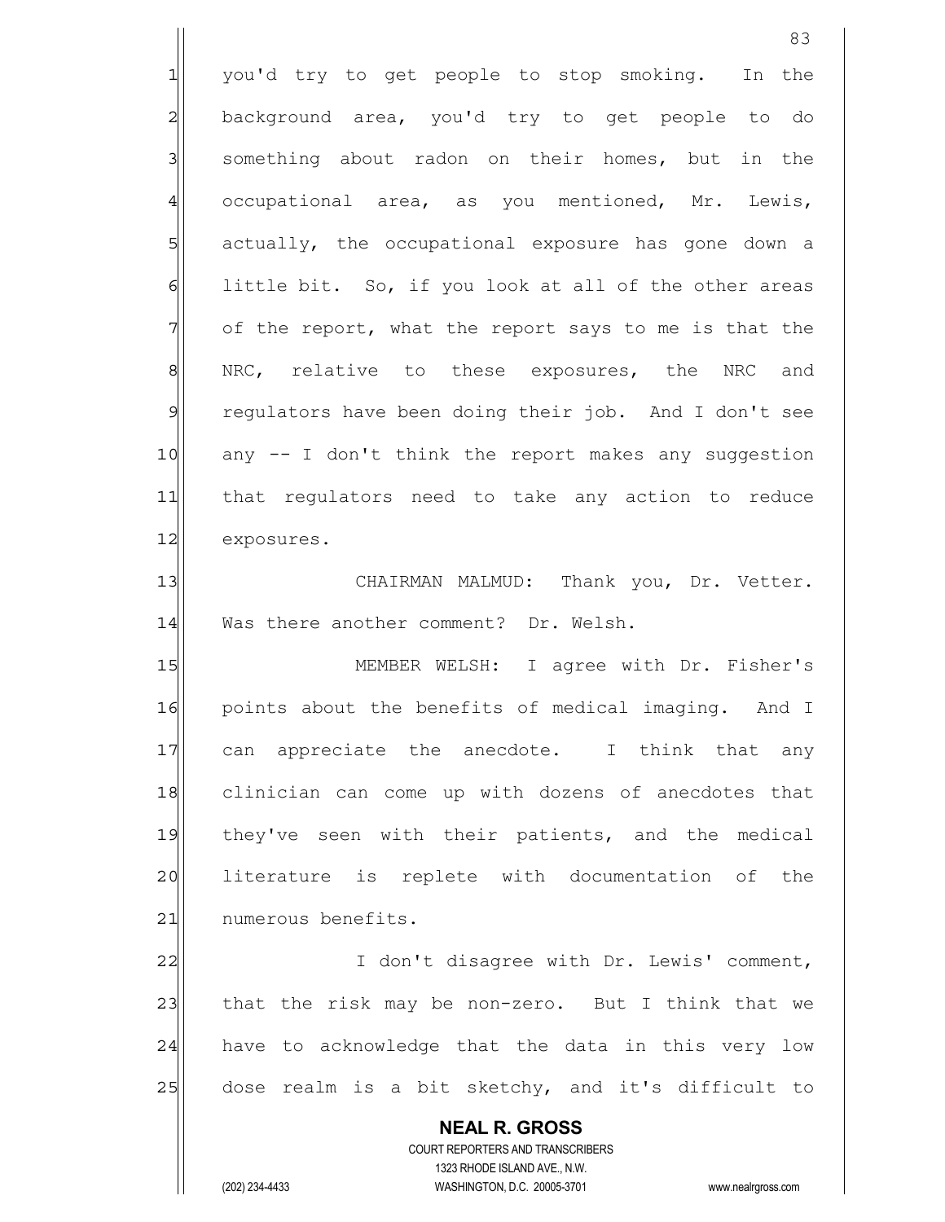you'd try to get people to stop smoking. In the background area, you'd try to get people to do something about radon on their homes, but in the occupational area, as you mentioned, Mr. Lewis, actually, the occupational exposure has gone down a little bit. So, if you look at all of the other areas of the report, what the report says to me is that the NRC, relative to these exposures, the NRC and regulators have been doing their job. And I don't see any -- I don't think the report makes any suggestion that regulators need to take any action to reduce exposures.

CHAIRMAN MALMUD: Thank you, Dr. Vetter. Was there another comment? Dr. Welsh.

MEMBER WELSH: I agree with Dr. Fisher's points about the benefits of medical imaging. And I can appreciate the anecdote. I think that any clinician can come up with dozens of anecdotes that they've seen with their patients, and the medical literature is replete with documentation of the numerous benefits.

I don't disagree with Dr. Lewis' comment, that the risk may be non-zero. But I think that we have to acknowledge that the data in this very low dose realm is a bit sketchy, and it's difficult to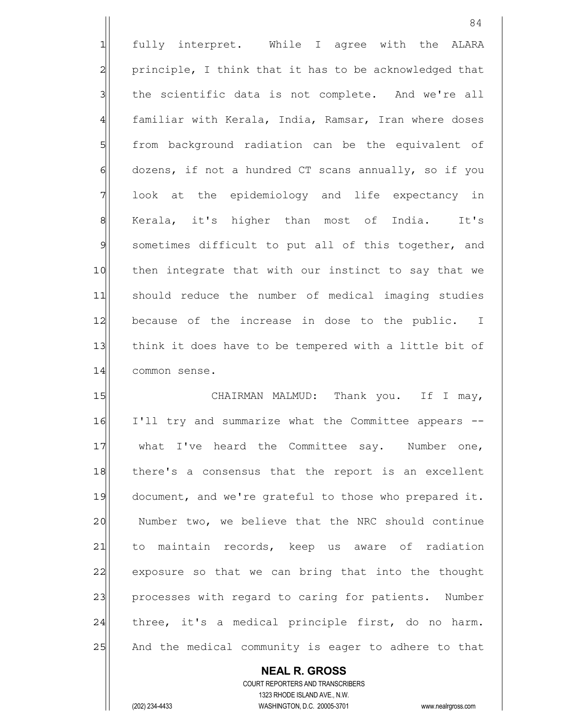fully interpret. While I agree with the ALARA principle, I think that it has to be acknowledged that the scientific data is not complete. And we're all familiar with Kerala, India, Ramsar, Iran where doses from background radiation can be the equivalent of dozens, if not a hundred CT scans annually, so if you look at the epidemiology and life expectancy in Kerala, it's higher than most of India. It's sometimes difficult to put all of this together, and then integrate that with our instinct to say that we should reduce the number of medical imaging studies because of the increase in dose to the public. I think it does have to be tempered with a little bit of common sense.

CHAIRMAN MALMUD: Thank you. If I may, I'll try and summarize what the Committee appears -- what I've heard the Committee say. Number one, there's a consensus that the report is an excellent document, and we're grateful to those who prepared it. Number two, we believe that the NRC should continue to maintain records, keep us aware of radiation exposure so that we can bring that into the thought processes with regard to caring for patients. Number three, it's a medical principle first, do no harm. And the medical community is eager to adhere to that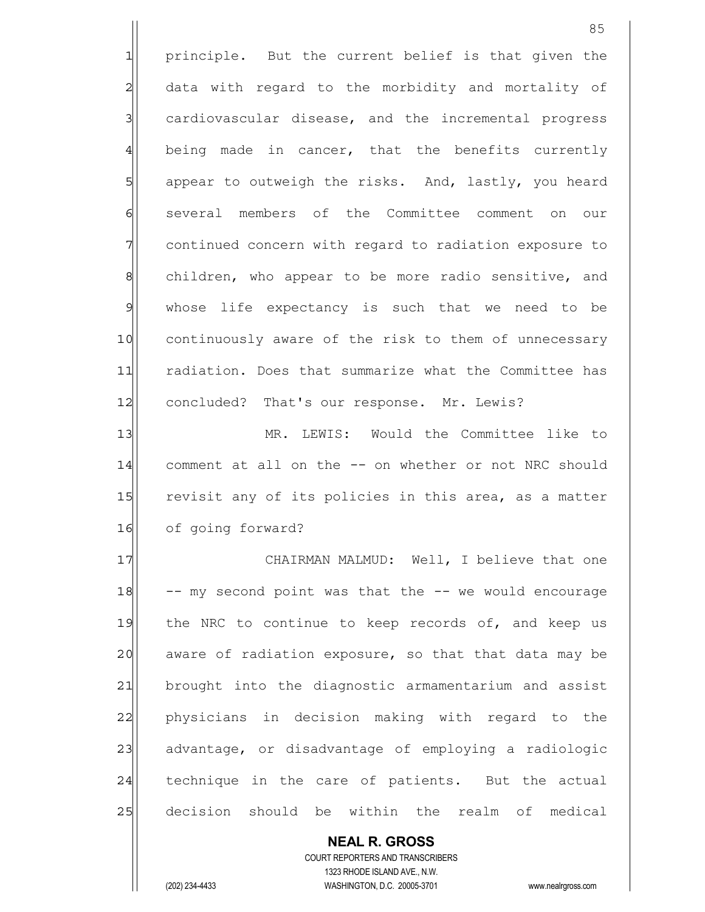principle. But the current belief is that given the data with regard to the morbidity and mortality of cardiovascular disease, and the incremental progress being made in cancer, that the benefits currently appear to outweigh the risks. And, lastly, you heard several members of the Committee comment on our continued concern with regard to radiation exposure to children, who appear to be more radio sensitive, and whose life expectancy is such that we need to be continuously aware of the risk to them of unnecessary radiation. Does that summarize what the Committee has concluded? That's our response. Mr. Lewis?

MR. LEWIS: Would the Committee like to comment at all on the -- on whether or not NRC should revisit any of its policies in this area, as a matter of going forward?

CHAIRMAN MALMUD: Well, I believe that one -- my second point was that the -- we would encourage the NRC to continue to keep records of, and keep us aware of radiation exposure, so that that data may be brought into the diagnostic armamentarium and assist physicians in decision making with regard to the advantage, or disadvantage of employing a radiologic technique in the care of patients. But the actual decision should be within the realm of medical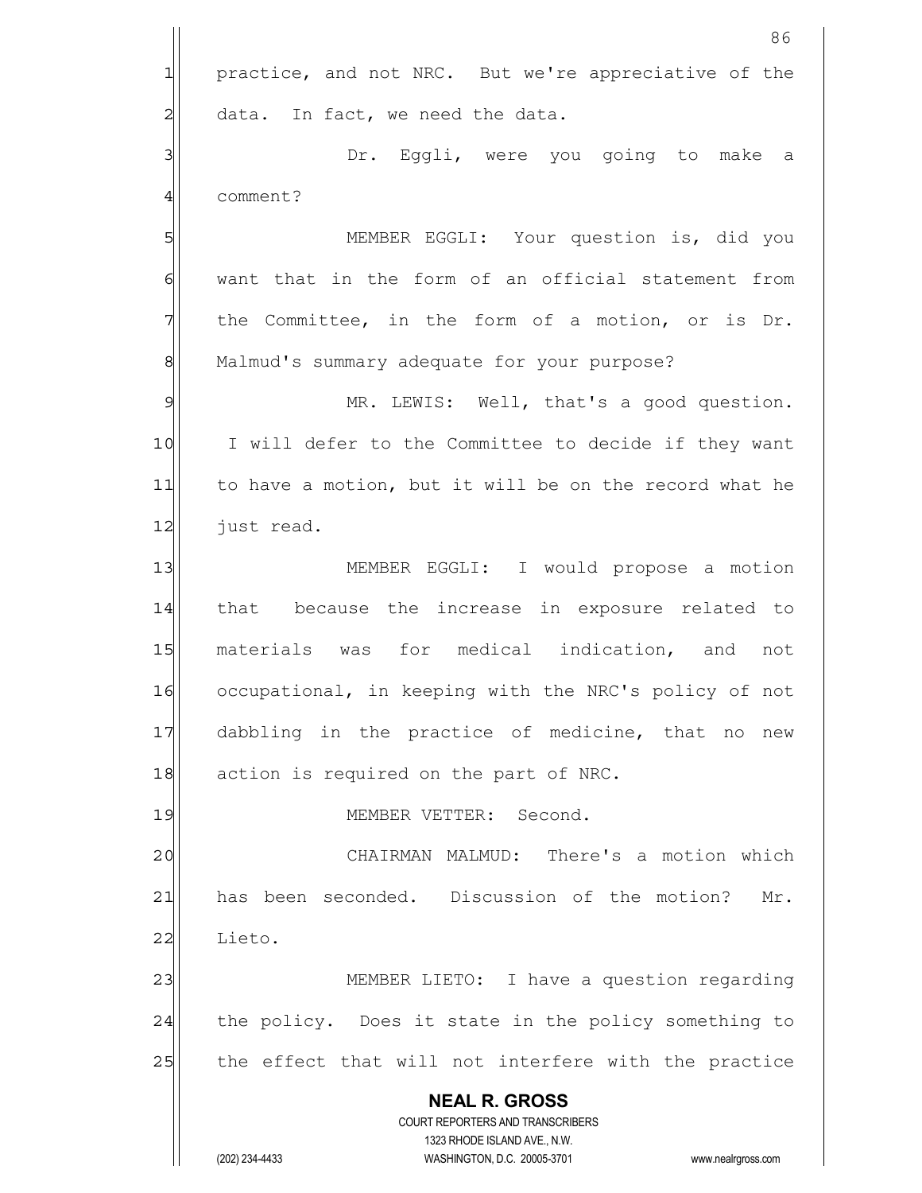practice, and not NRC. But we're appreciative of the data. In fact, we need the data.

Dr. Eggli, were you going to make a comment?

MEMBER EGGLI: Your question is, did you want that in the form of an official statement from the Committee, in the form of a motion, or is Dr. Malmud's summary adequate for your purpose?

MR. LEWIS: Well, that's a good question. I will defer to the Committee to decide if they want to have a motion, but it will be on the record what he just read.

MEMBER EGGLI: I would propose a motion that because the increase in exposure related to materials was for medical indication, and not occupational, in keeping with the NRC's policy of not dabbling in the practice of medicine, that no new action is required on the part of NRC.

MEMBER VETTER: Second.

CHAIRMAN MALMUD: There's a motion which has been seconded. Discussion of the motion? Mr. Lieto.

MEMBER LIETO: I have a question regarding the policy. Does it state in the policy something to the effect that will not interfere with the practice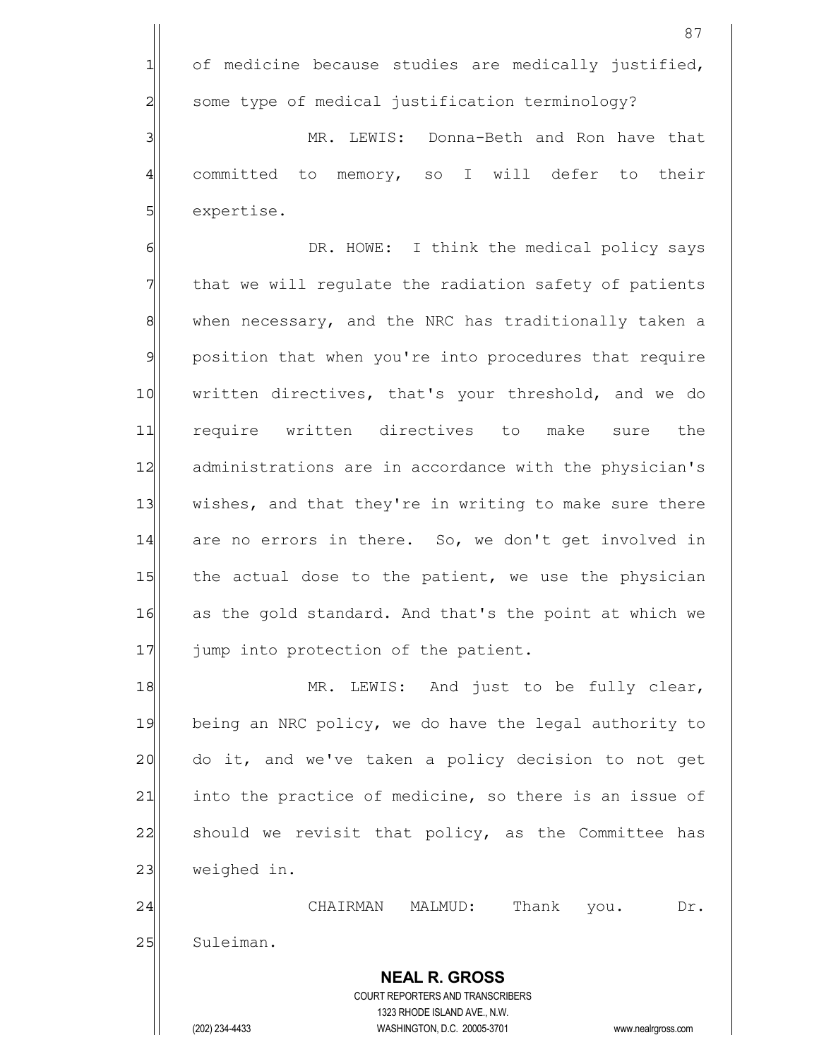of medicine because studies are medically justified, some type of medical justification terminology?

MR. LEWIS: Donna-Beth and Ron have that committed to memory, so I will defer to their expertise.

DR. HOWE: I think the medical policy says that we will regulate the radiation safety of patients when necessary, and the NRC has traditionally taken a position that when you're into procedures that require written directives, that's your threshold, and we do require written directives to make sure the administrations are in accordance with the physician's wishes, and that they're in writing to make sure there are no errors in there. So, we don't get involved in the actual dose to the patient, we use the physician as the gold standard. And that's the point at which we jump into protection of the patient.

MR. LEWIS: And just to be fully clear, being an NRC policy, we do have the legal authority to do it, and we've taken a policy decision to not get into the practice of medicine, so there is an issue of should we revisit that policy, as the Committee has weighed in.

CHAIRMAN MALMUD: Thank you. Dr. Suleiman.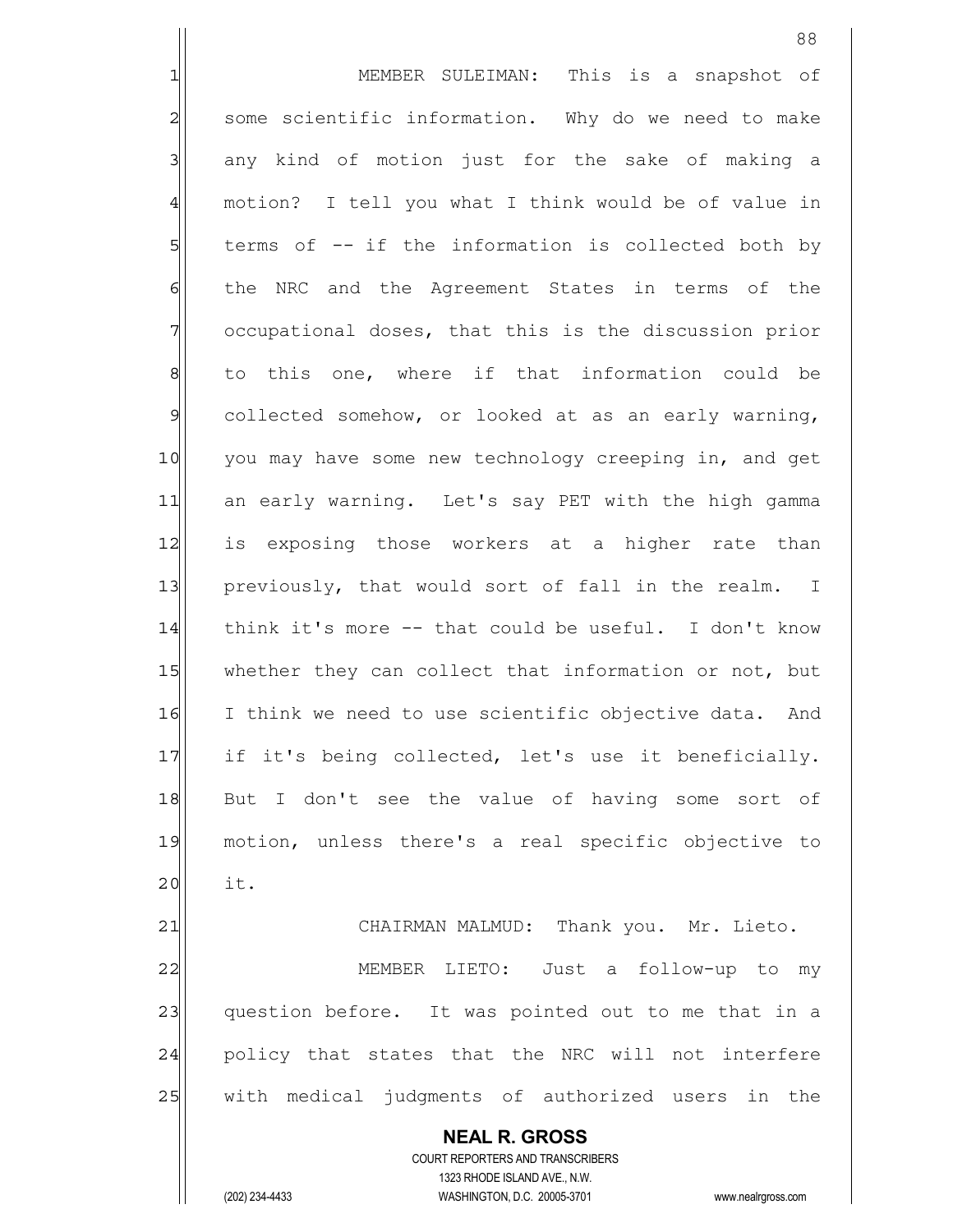MEMBER SULEIMAN: This is a snapshot of some scientific information. Why do we need to make any kind of motion just for the sake of making a motion? I tell you what I think would be of value in terms of -- if the information is collected both by the NRC and the Agreement States in terms of the occupational doses, that this is the discussion prior to this one, where if that information could be collected somehow, or looked at as an early warning, you may have some new technology creeping in, and get an early warning. Let's say PET with the high gamma is exposing those workers at a higher rate than previously, that would sort of fall in the realm. I think it's more -- that could be useful. I don't know whether they can collect that information or not, but I think we need to use scientific objective data. And if it's being collected, let's use it beneficially. But I don't see the value of having some sort of motion, unless there's a real specific objective to it.

CHAIRMAN MALMUD: Thank you. Mr. Lieto.

MEMBER LIETO: Just a follow-up to my question before. It was pointed out to me that in a policy that states that the NRC will not interfere with medical judgments of authorized users in the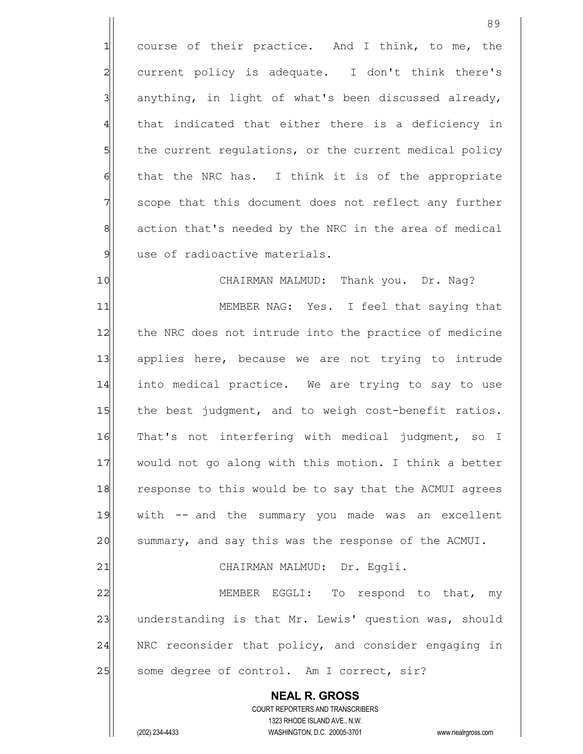course of their practice. And I think, to me, the current policy is adequate. I don't think there's anything, in light of what's been discussed already, that indicated that either there is a deficiency in the current regulations, or the current medical policy that the NRC has. I think it is of the appropriate scope that this document does not reflect any further action that's needed by the NRC in the area of medical use of radioactive materials.

CHAIRMAN MALMUD: Thank you. Dr. Nag?

MEMBER NAG: Yes. I feel that saying that the NRC does not intrude into the practice of medicine applies here, because we are not trying to intrude into medical practice. We are trying to say to use the best judgment, and to weigh cost-benefit ratios. That's not interfering with medical judgment, so I would not go along with this motion. I think a better response to this would be to say that the ACMUI agrees with -- and the summary you made was an excellent summary, and say this was the response of the ACMUI.

CHAIRMAN MALMUD: Dr. Eggli.

MEMBER EGGLI: To respond to that, my understanding is that Mr. Lewis' question was, should NRC reconsider that policy, and consider engaging in some degree of control. Am I correct, sir?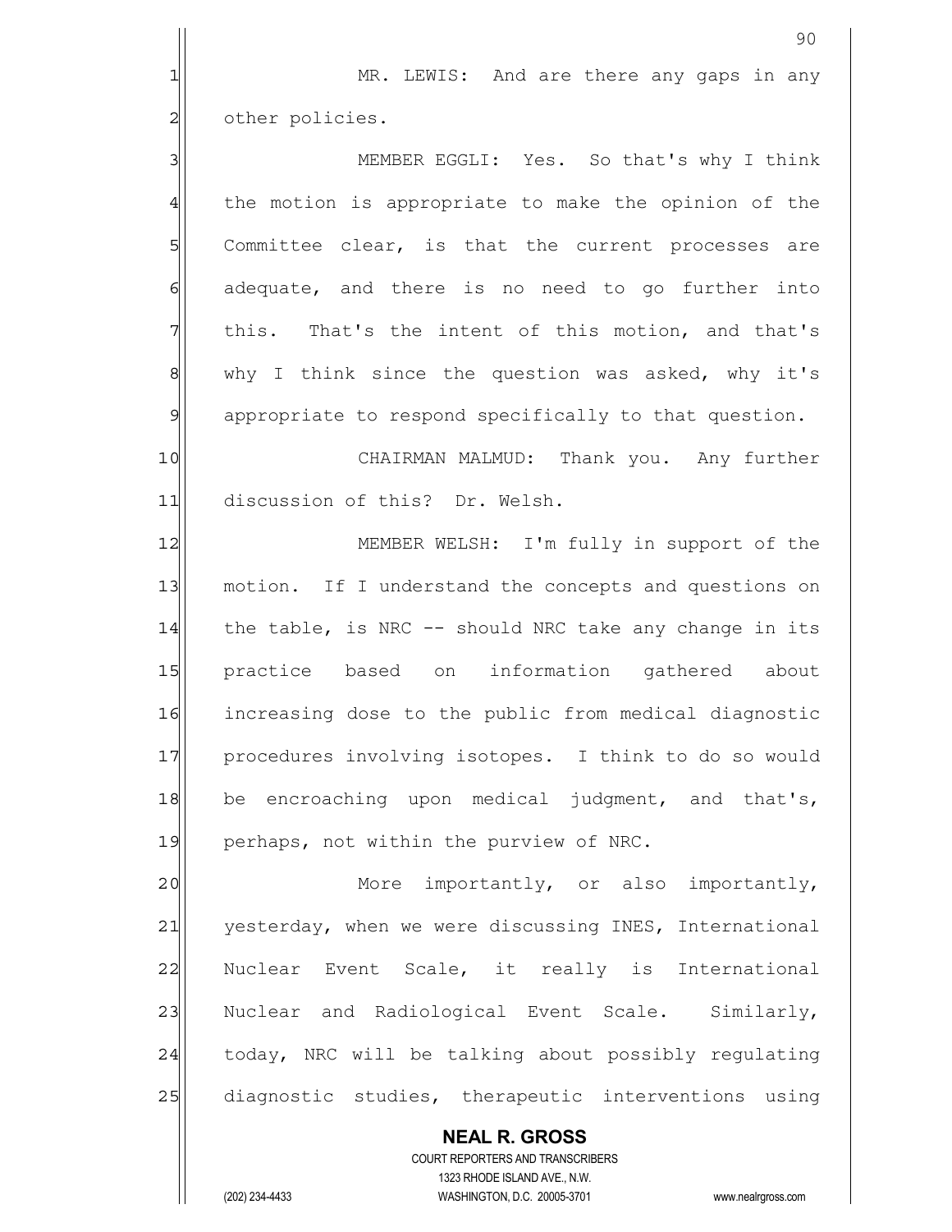MR. LEWIS: And are there any gaps in any other policies.

MEMBER EGGLI: Yes. So that's why I think the motion is appropriate to make the opinion of the Committee clear, is that the current processes are adequate, and there is no need to go further into this. That's the intent of this motion, and that's why I think since the question was asked, why it's appropriate to respond specifically to that question.

CHAIRMAN MALMUD: Thank you. Any further discussion of this? Dr. Welsh.

MEMBER WELSH: I'm fully in support of the motion. If I understand the concepts and questions on the table, is NRC -- should NRC take any change in its practice based on information gathered about increasing dose to the public from medical diagnostic procedures involving isotopes. I think to do so would be encroaching upon medical judgment, and that's, perhaps, not within the purview of NRC.

More importantly, or also importantly, yesterday, when we were discussing INES, International Nuclear Event Scale, it really is International Nuclear and Radiological Event Scale. Similarly, today, NRC will be talking about possibly regulating diagnostic studies, therapeutic interventions using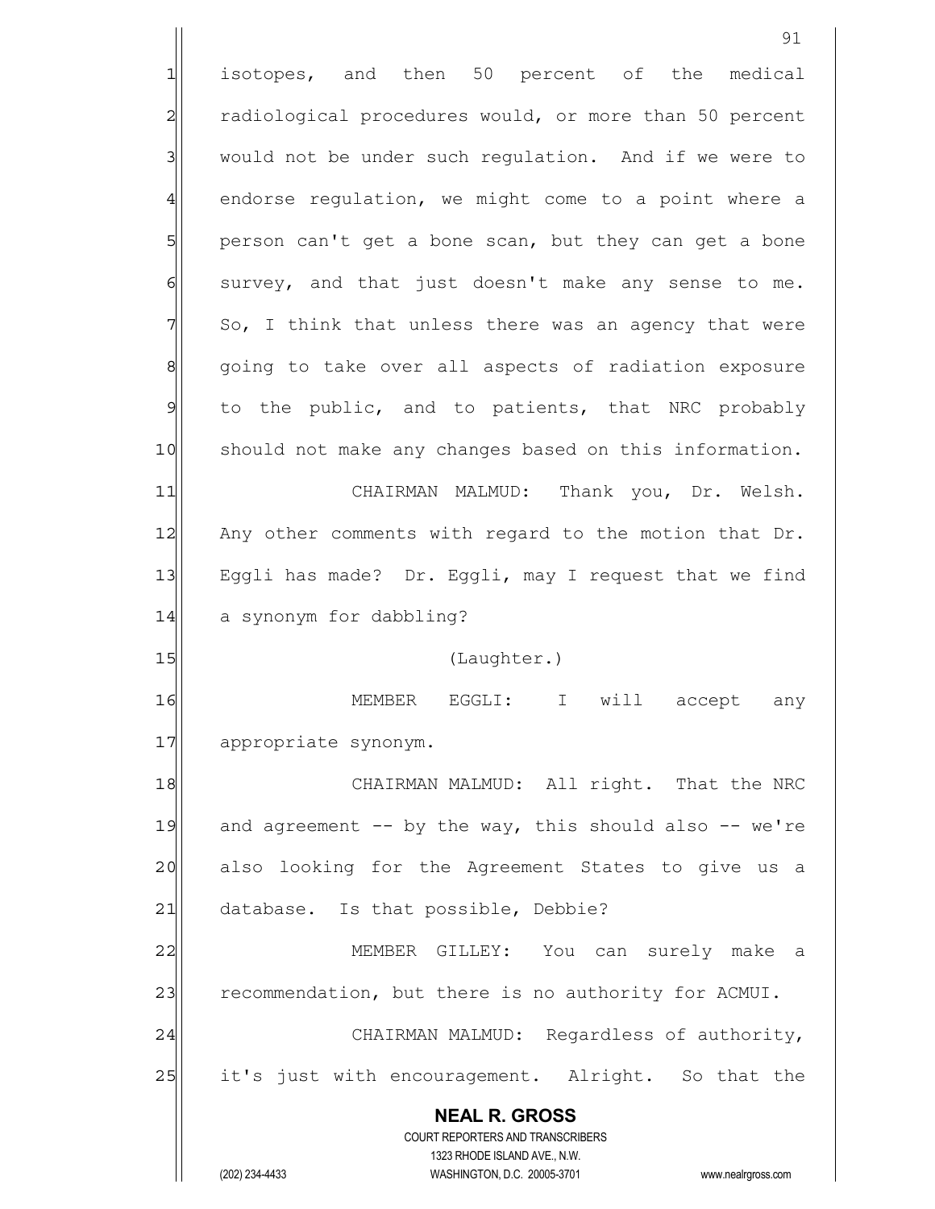isotopes, and then 50 percent of the medical radiological procedures would, or more than 50 percent would not be under such regulation. And if we were to endorse regulation, we might come to a point where a person can't get a bone scan, but they can get a bone survey, and that just doesn't make any sense to me. So, I think that unless there was an agency that were going to take over all aspects of radiation exposure to the public, and to patients, that NRC probably should not make any changes based on this information.

CHAIRMAN MALMUD: Thank you, Dr. Welsh. Any other comments with regard to the motion that Dr. Eggli has made? Dr. Eggli, may I request that we find a synonym for dabbling?

(Laughter.)

MEMBER EGGLI: I will accept any appropriate synonym.

CHAIRMAN MALMUD: All right. That the NRC and agreement -- by the way, this should also -- we're also looking for the Agreement States to give us a database. Is that possible, Debbie?

MEMBER GILLEY: You can surely make a recommendation, but there is no authority for ACMUI.

CHAIRMAN MALMUD: Regardless of authority, it's just with encouragement. Alright. So that the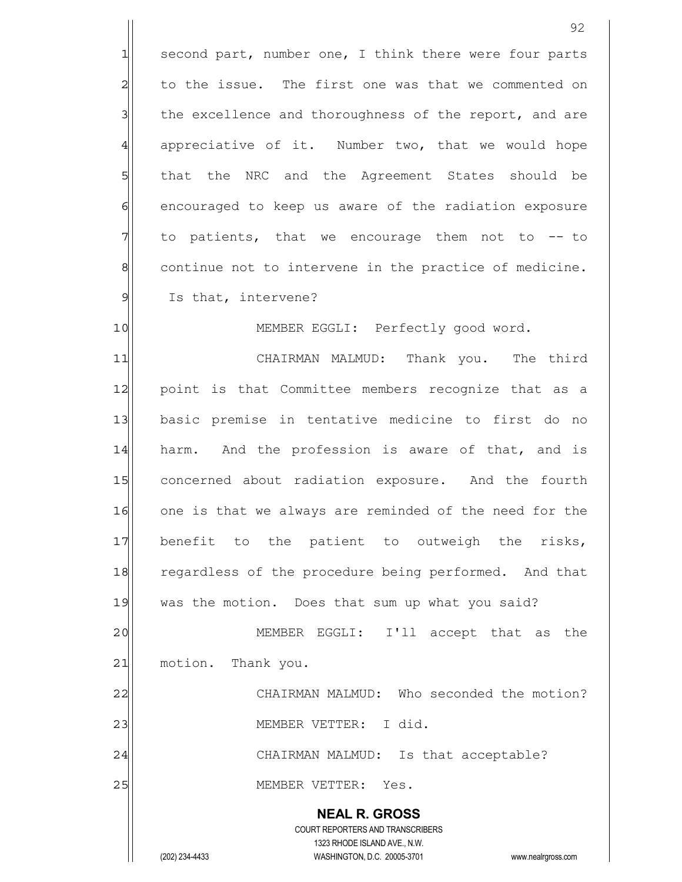second part, number one, I think there were four parts to the issue. The first one was that we commented on the excellence and thoroughness of the report, and are appreciative of it. Number two, that we would hope that the NRC and the Agreement States should be encouraged to keep us aware of the radiation exposure to patients, that we encourage them not to -- to continue not to intervene in the practice of medicine. Is that, intervene?

MEMBER EGGLI: Perfectly good word.

CHAIRMAN MALMUD: Thank you. The third point is that Committee members recognize that as a basic premise in tentative medicine to first do no harm. And the profession is aware of that, and is concerned about radiation exposure. And the fourth one is that we always are reminded of the need for the benefit to the patient to outweigh the risks, regardless of the procedure being performed. And that was the motion. Does that sum up what you said?

MEMBER EGGLI: I'll accept that as the motion. Thank you.

CHAIRMAN MALMUD: Who seconded the motion?

MEMBER VETTER: I did.

CHAIRMAN MALMUD: Is that acceptable?

MEMBER VETTER: Yes.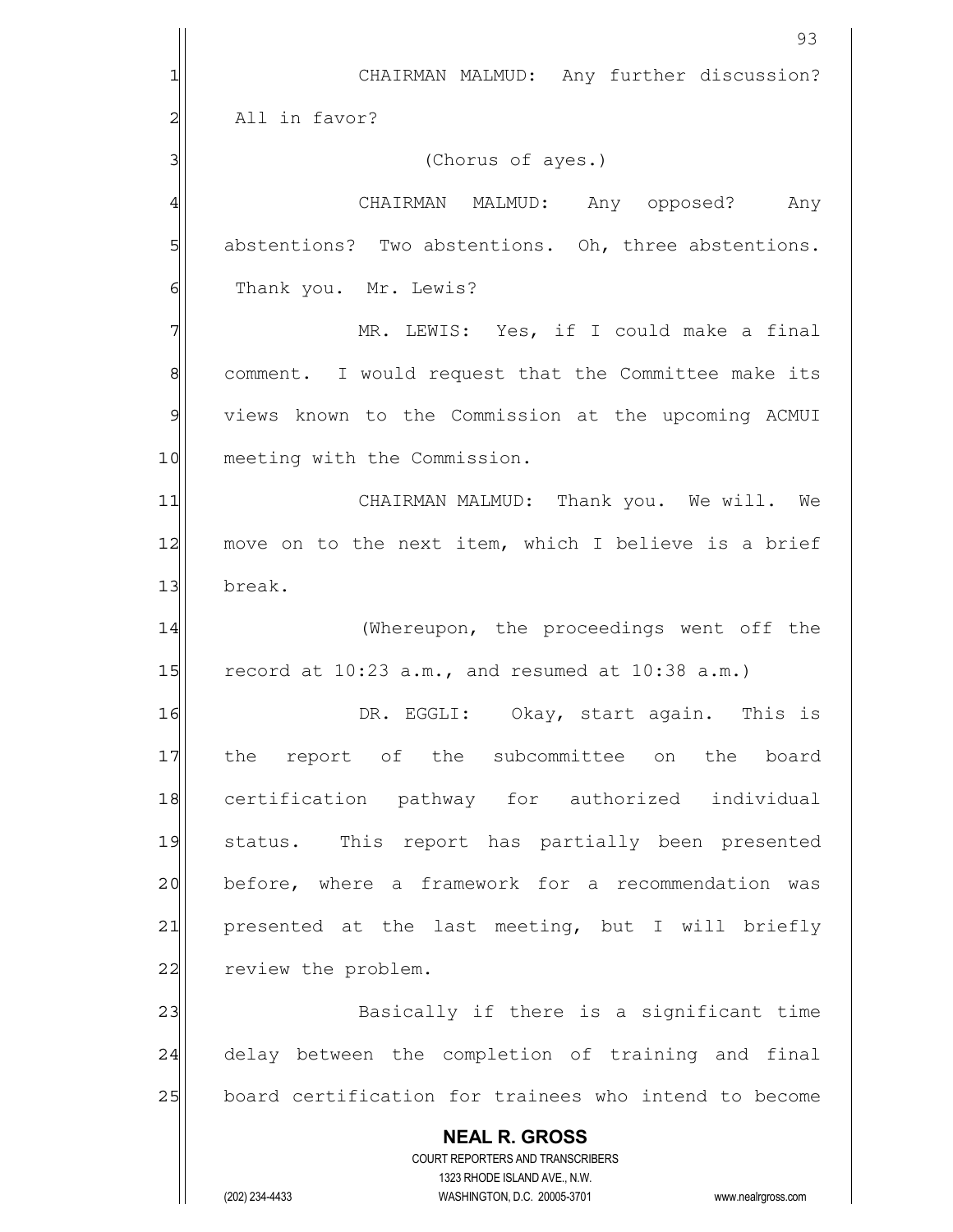CHAIRMAN MALMUD: Any further discussion? All in favor?

(Chorus of ayes.)

CHAIRMAN MALMUD: Any opposed? Any abstentions? Two abstentions. Oh, three abstentions. Thank you. Mr. Lewis?

MR. LEWIS: Yes, if I could make a final comment. I would request that the Committee make its views known to the Commission at the upcoming ACMUI meeting with the Commission.

CHAIRMAN MALMUD: Thank you. We will. We move on to the next item, which I believe is a brief break.

(Whereupon, the proceedings went off the record at 10:23 a.m., and resumed at 10:38 a.m.)

DR. EGGLI: Okay, start again. This is the report of the subcommittee on the board certification pathway for authorized individual status. This report has partially been presented before, where a framework for a recommendation was presented at the last meeting, but I will briefly review the problem.

Basically if there is a significant time delay between the completion of training and final board certification for trainees who intend to become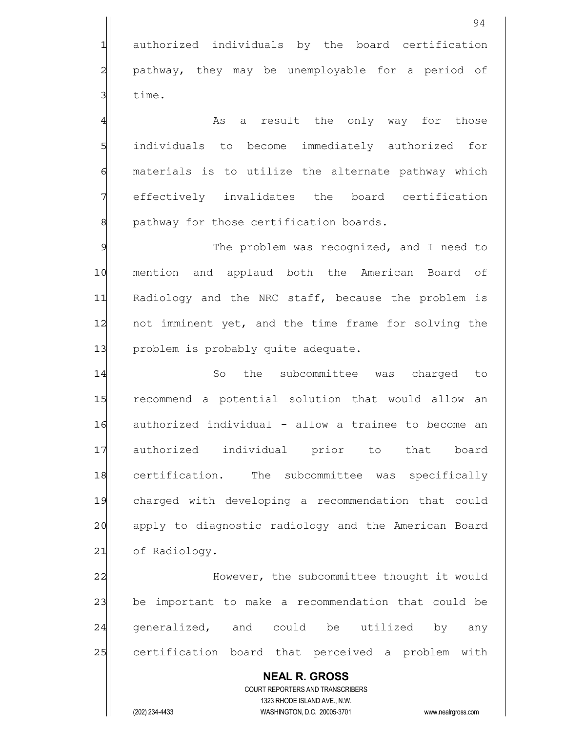authorized individuals by the board certification pathway, they may be unemployable for a period of time.

As a result the only way for those individuals to become immediately authorized for materials is to utilize the alternate pathway which effectively invalidates the board certification pathway for those certification boards.

The problem was recognized, and I need to mention and applaud both the American Board of Radiology and the NRC staff, because the problem is not imminent yet, and the time frame for solving the problem is probably quite adequate.

So the subcommittee was charged to recommend a potential solution that would allow an authorized individual - allow a trainee to become an authorized individual prior to that board certification. The subcommittee was specifically charged with developing a recommendation that could apply to diagnostic radiology and the American Board of Radiology.

However, the subcommittee thought it would be important to make a recommendation that could be generalized, and could be utilized by any certification board that perceived a problem with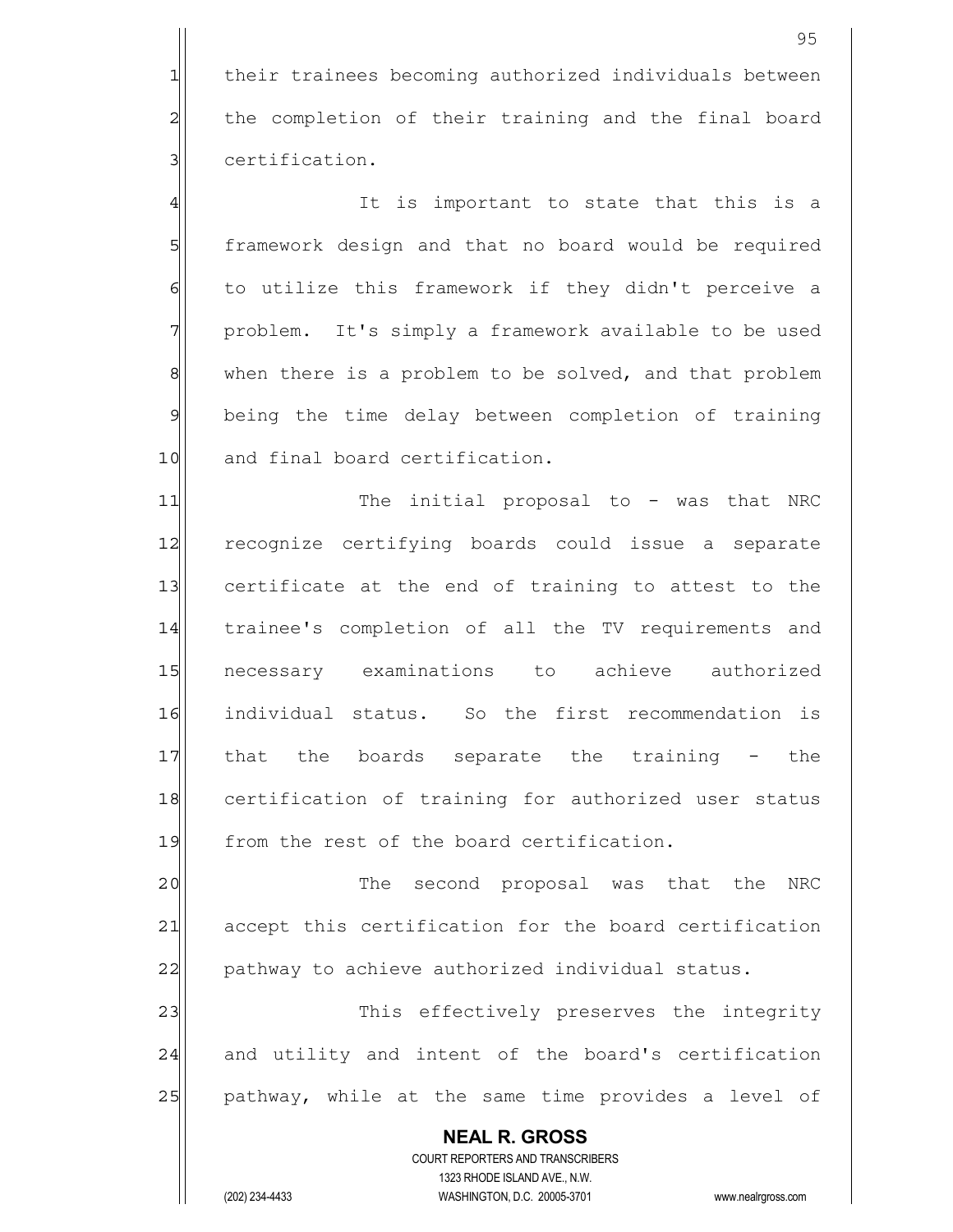their trainees becoming authorized individuals between the completion of their training and the final board certification.

It is important to state that this is a framework design and that no board would be required to utilize this framework if they didn't perceive a problem. It's simply a framework available to be used when there is a problem to be solved, and that problem being the time delay between completion of training and final board certification.

The initial proposal to - was that NRC recognize certifying boards could issue a separate certificate at the end of training to attest to the trainee's completion of all the TV requirements and necessary examinations to achieve authorized individual status. So the first recommendation is that the boards separate the training - the certification of training for authorized user status from the rest of the board certification.

The second proposal was that the NRC accept this certification for the board certification pathway to achieve authorized individual status.

This effectively preserves the integrity and utility and intent of the board's certification pathway, while at the same time provides a level of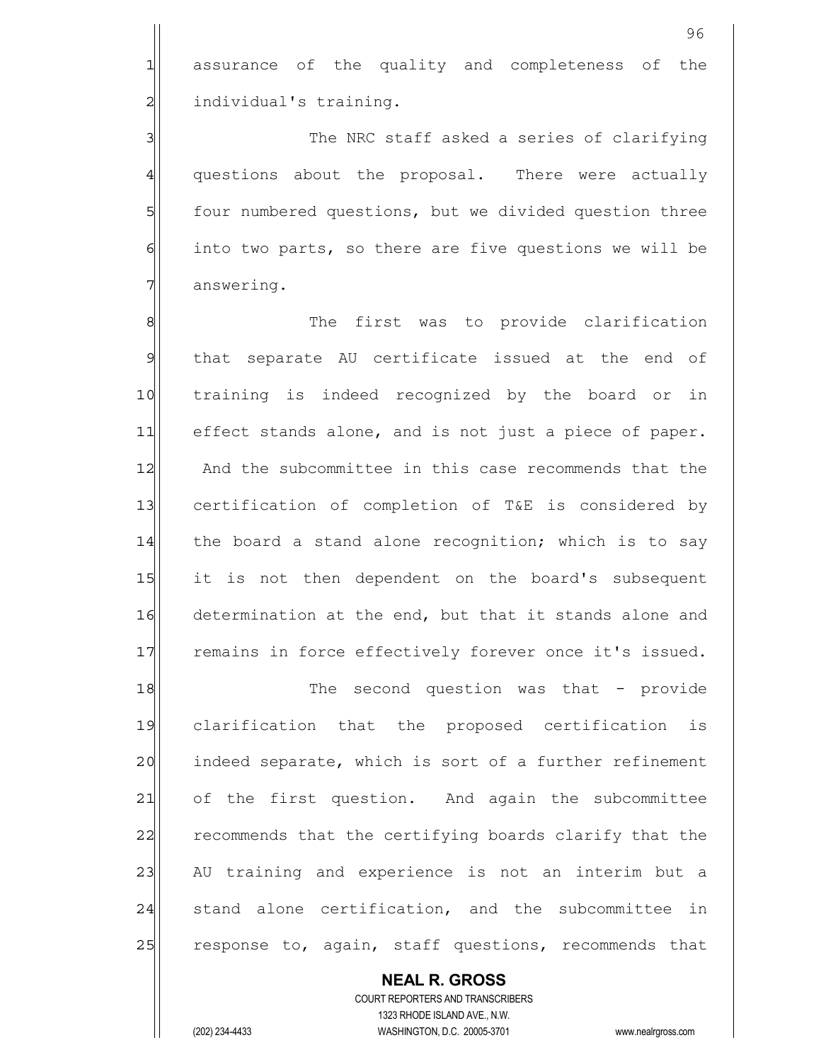assurance of the quality and completeness of the individual's training.

The NRC staff asked a series of clarifying questions about the proposal. There were actually four numbered questions, but we divided question three into two parts, so there are five questions we will be answering.

The first was to provide clarification that separate AU certificate issued at the end of training is indeed recognized by the board or in effect stands alone, and is not just a piece of paper. And the subcommittee in this case recommends that the certification of completion of T&E is considered by the board a stand alone recognition; which is to say it is not then dependent on the board's subsequent determination at the end, but that it stands alone and remains in force effectively forever once it's issued.

The second question was that - provide clarification that the proposed certification is indeed separate, which is sort of a further refinement of the first question. And again the subcommittee recommends that the certifying boards clarify that the AU training and experience is not an interim but a stand alone certification, and the subcommittee in response to, again, staff questions, recommends that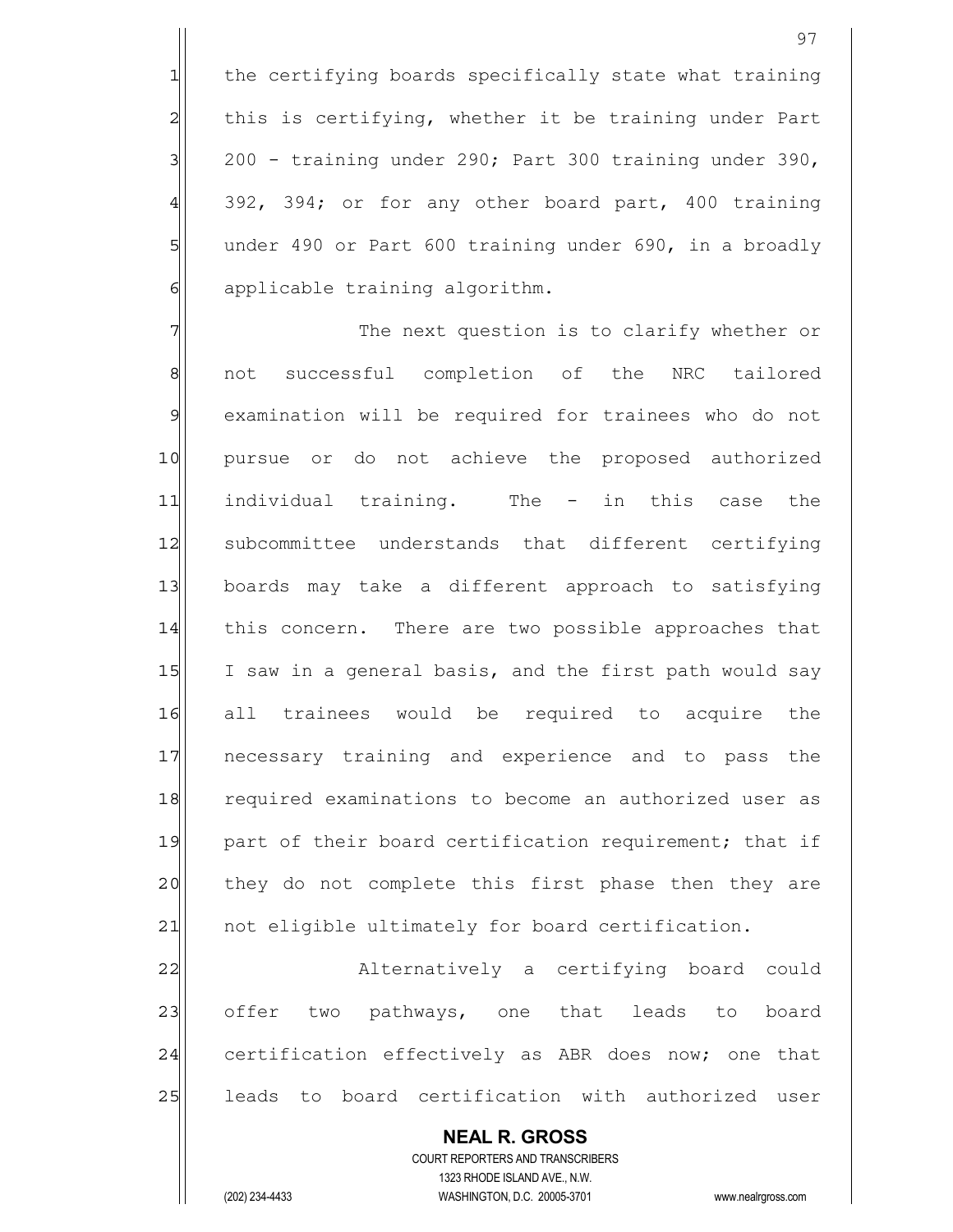the certifying boards specifically state what training this is certifying, whether it be training under Part 200 - training under 290; Part 300 training under 390, 392, 394; or for any other board part, 400 training under 490 or Part 600 training under 690, in a broadly applicable training algorithm.

The next question is to clarify whether or not successful completion of the NRC tailored examination will be required for trainees who do not pursue or do not achieve the proposed authorized individual training. The - in this case the subcommittee understands that different certifying boards may take a different approach to satisfying this concern. There are two possible approaches that I saw in a general basis, and the first path would say all trainees would be required to acquire the necessary training and experience and to pass the required examinations to become an authorized user as part of their board certification requirement; that if they do not complete this first phase then they are not eligible ultimately for board certification.

Alternatively a certifying board could offer two pathways, one that leads to board certification effectively as ABR does now; one that leads to board certification with authorized user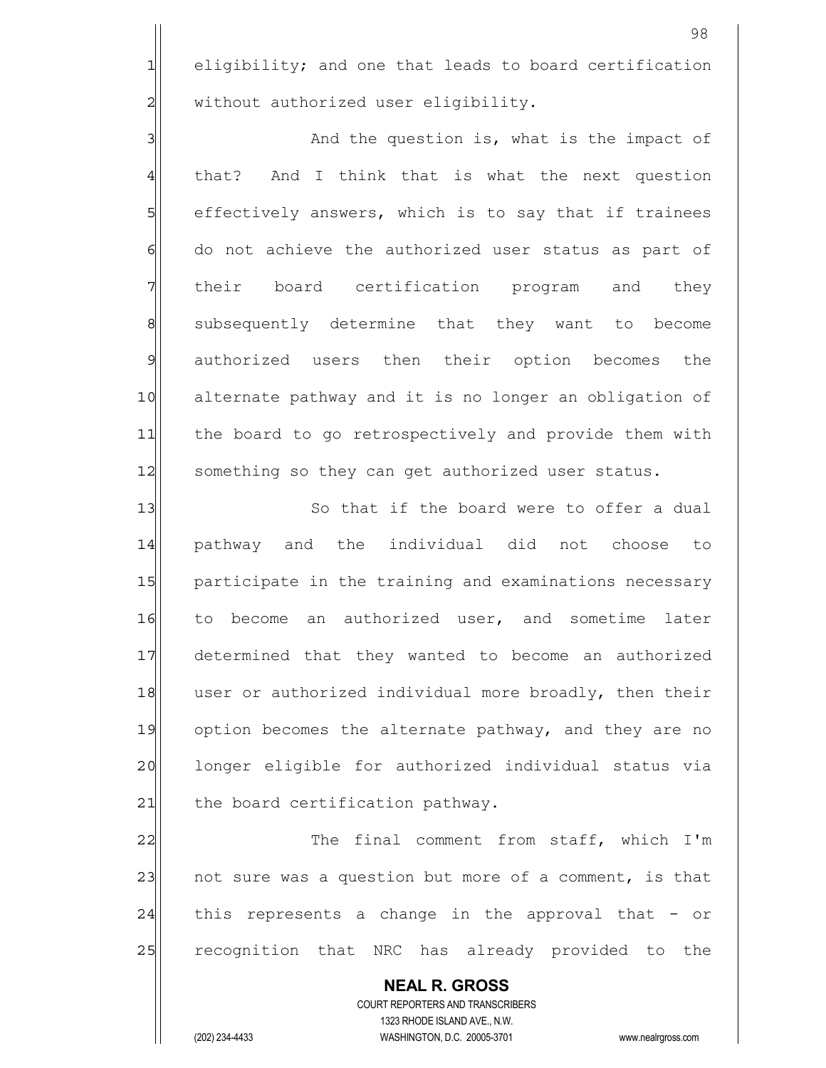eligibility; and one that leads to board certification without authorized user eligibility.

And the question is, what is the impact of that? And I think that is what the next question effectively answers, which is to say that if trainees do not achieve the authorized user status as part of their board certification program and they subsequently determine that they want to become authorized users then their option becomes the alternate pathway and it is no longer an obligation of the board to go retrospectively and provide them with something so they can get authorized user status.

So that if the board were to offer a dual pathway and the individual did not choose to participate in the training and examinations necessary to become an authorized user, and sometime later determined that they wanted to become an authorized user or authorized individual more broadly, then their option becomes the alternate pathway, and they are no longer eligible for authorized individual status via the board certification pathway.

The final comment from staff, which I'm not sure was a question but more of a comment, is that this represents a change in the approval that - or recognition that NRC has already provided to the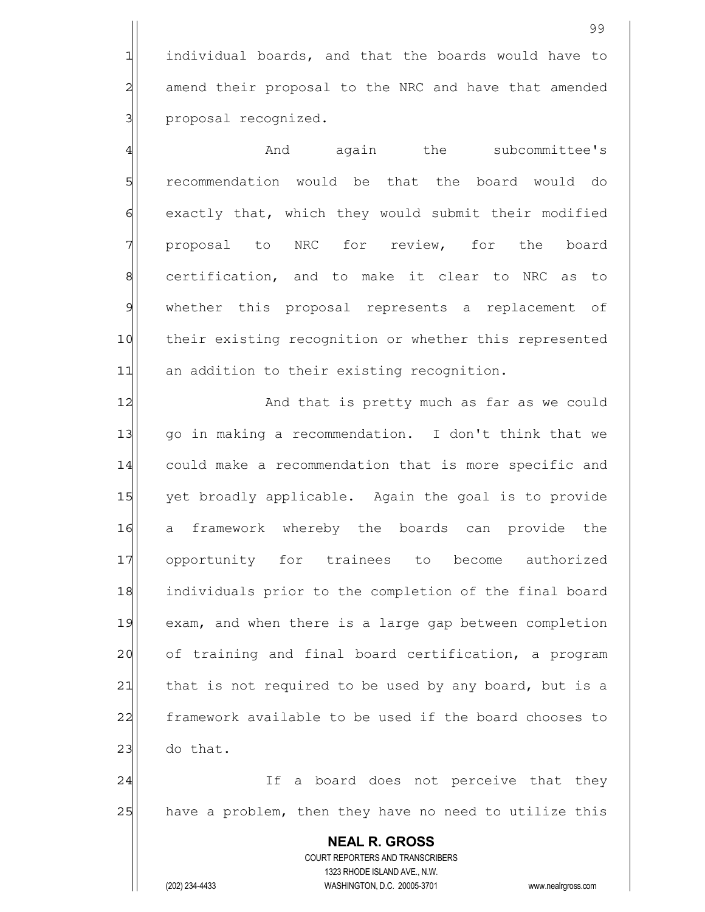individual boards, and that the boards would have to amend their proposal to the NRC and have that amended proposal recognized.

And again the subcommittee's recommendation would be that the board would do exactly that, which they would submit their modified proposal to NRC for review, for the board certification, and to make it clear to NRC as to whether this proposal represents a replacement of their existing recognition or whether this represented an addition to their existing recognition.

And that is pretty much as far as we could go in making a recommendation. I don't think that we could make a recommendation that is more specific and yet broadly applicable. Again the goal is to provide a framework whereby the boards can provide the opportunity for trainees to become authorized individuals prior to the completion of the final board exam, and when there is a large gap between completion of training and final board certification, a program that is not required to be used by any board, but is a framework available to be used if the board chooses to do that.

If a board does not perceive that they have a problem, then they have no need to utilize this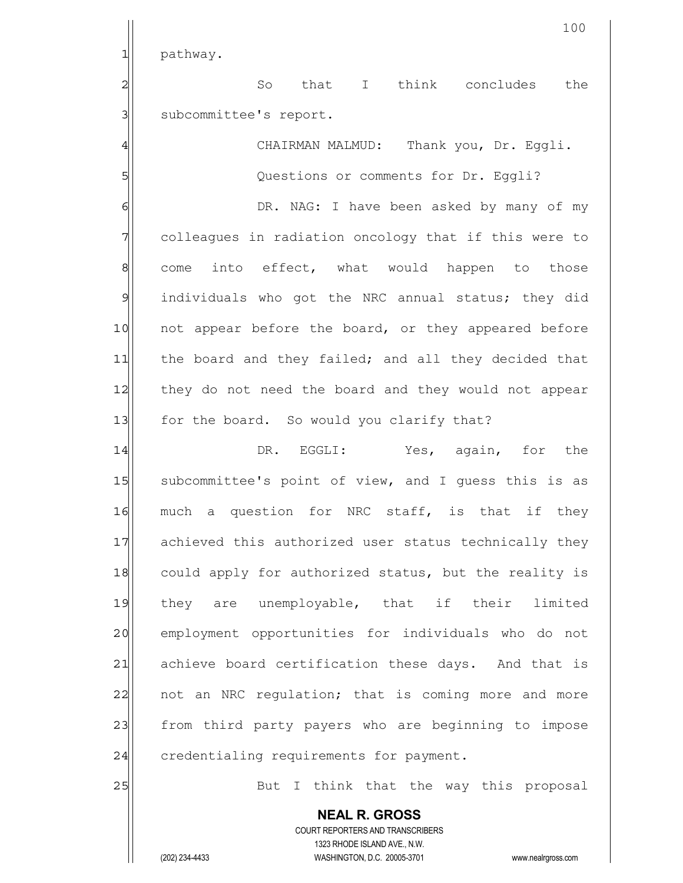pathway.

So that I think concludes the subcommittee's report.

CHAIRMAN MALMUD: Thank you, Dr. Eggli.

Questions or comments for Dr. Eggli?

DR. NAG: I have been asked by many of my colleagues in radiation oncology that if this were to come into effect, what would happen to those individuals who got the NRC annual status; they did not appear before the board, or they appeared before the board and they failed; and all they decided that they do not need the board and they would not appear for the board. So would you clarify that?

DR. EGGLI: Yes, again, for the subcommittee's point of view, and I guess this is as much a question for NRC staff, is that if they achieved this authorized user status technically they could apply for authorized status, but the reality is they are unemployable, that if their limited employment opportunities for individuals who do not achieve board certification these days. And that is not an NRC regulation; that is coming more and more from third party payers who are beginning to impose credentialing requirements for payment.

But I think that the way this proposal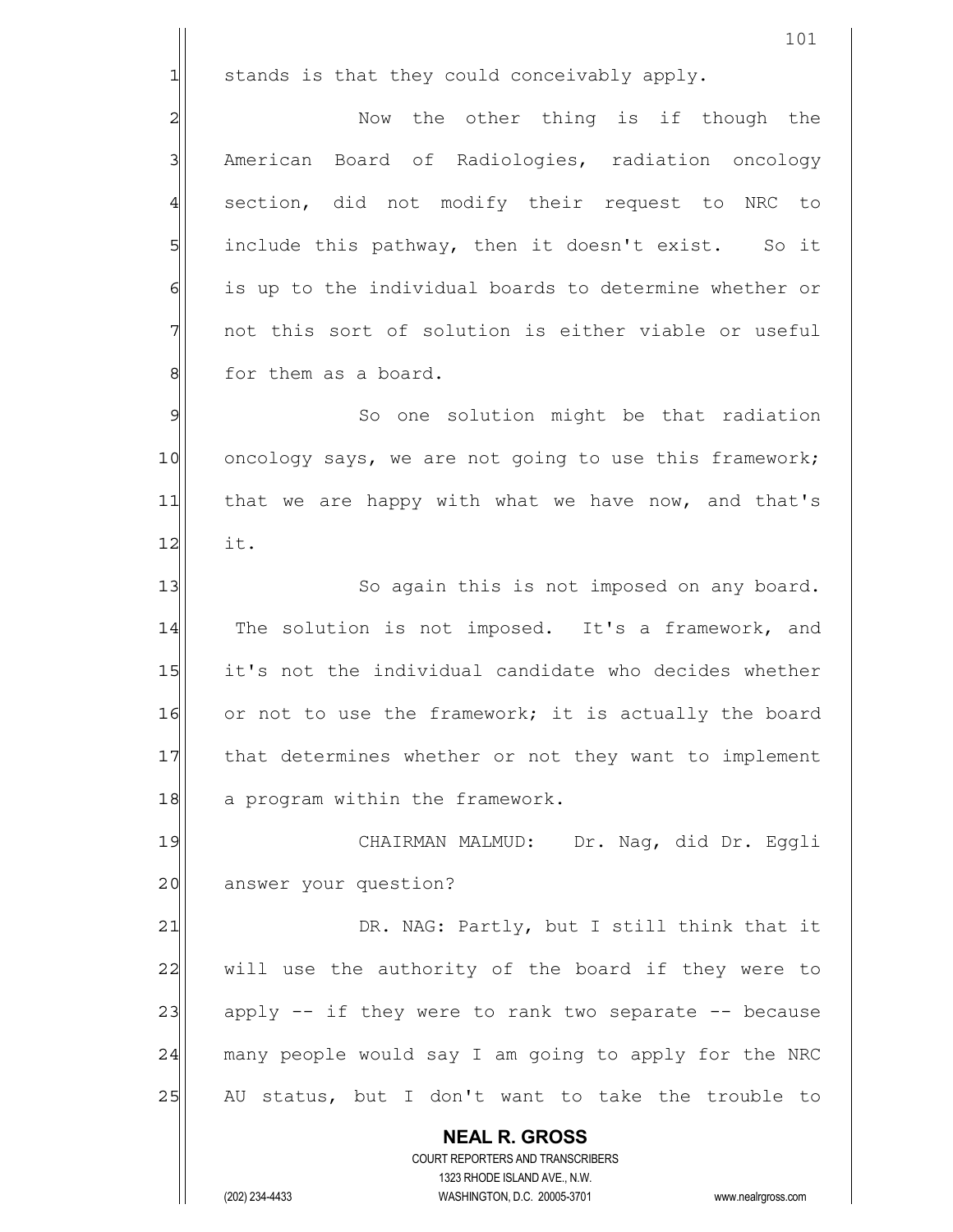stands is that they could conceivably apply.

Now the other thing is if though the American Board of Radiologies, radiation oncology section, did not modify their request to NRC to include this pathway, then it doesn't exist. So it is up to the individual boards to determine whether or not this sort of solution is either viable or useful for them as a board.

So one solution might be that radiation oncology says, we are not going to use this framework; that we are happy with what we have now, and that's it.

So again this is not imposed on any board. The solution is not imposed. It's a framework, and it's not the individual candidate who decides whether or not to use the framework; it is actually the board that determines whether or not they want to implement a program within the framework.

CHAIRMAN MALMUD: Dr. Nag, did Dr. Eggli answer your question?

DR. NAG: Partly, but I still think that it will use the authority of the board if they were to apply -- if they were to rank two separate -- because many people would say I am going to apply for the NRC AU status, but I don't want to take the trouble to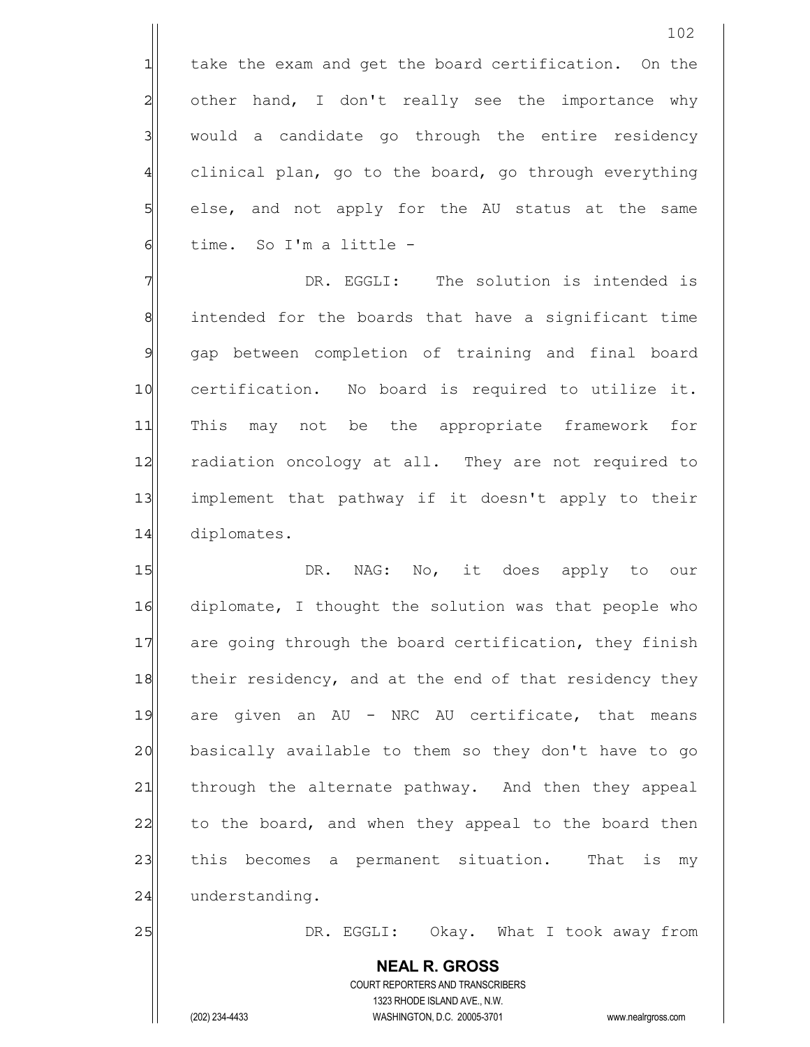take the exam and get the board certification. On the other hand, I don't really see the importance why would a candidate go through the entire residency clinical plan, go to the board, go through everything else, and not apply for the AU status at the same time. So I'm a little -

DR. EGGLI: The solution is intended is intended for the boards that have a significant time gap between completion of training and final board certification. No board is required to utilize it. This may not be the appropriate framework for radiation oncology at all. They are not required to implement that pathway if it doesn't apply to their diplomates.

DR. NAG: No, it does apply to our diplomate, I thought the solution was that people who are going through the board certification, they finish their residency, and at the end of that residency they are given an AU - NRC AU certificate, that means basically available to them so they don't have to go through the alternate pathway. And then they appeal to the board, and when they appeal to the board then this becomes a permanent situation. That is my understanding.

DR. EGGLI: Okay. What I took away from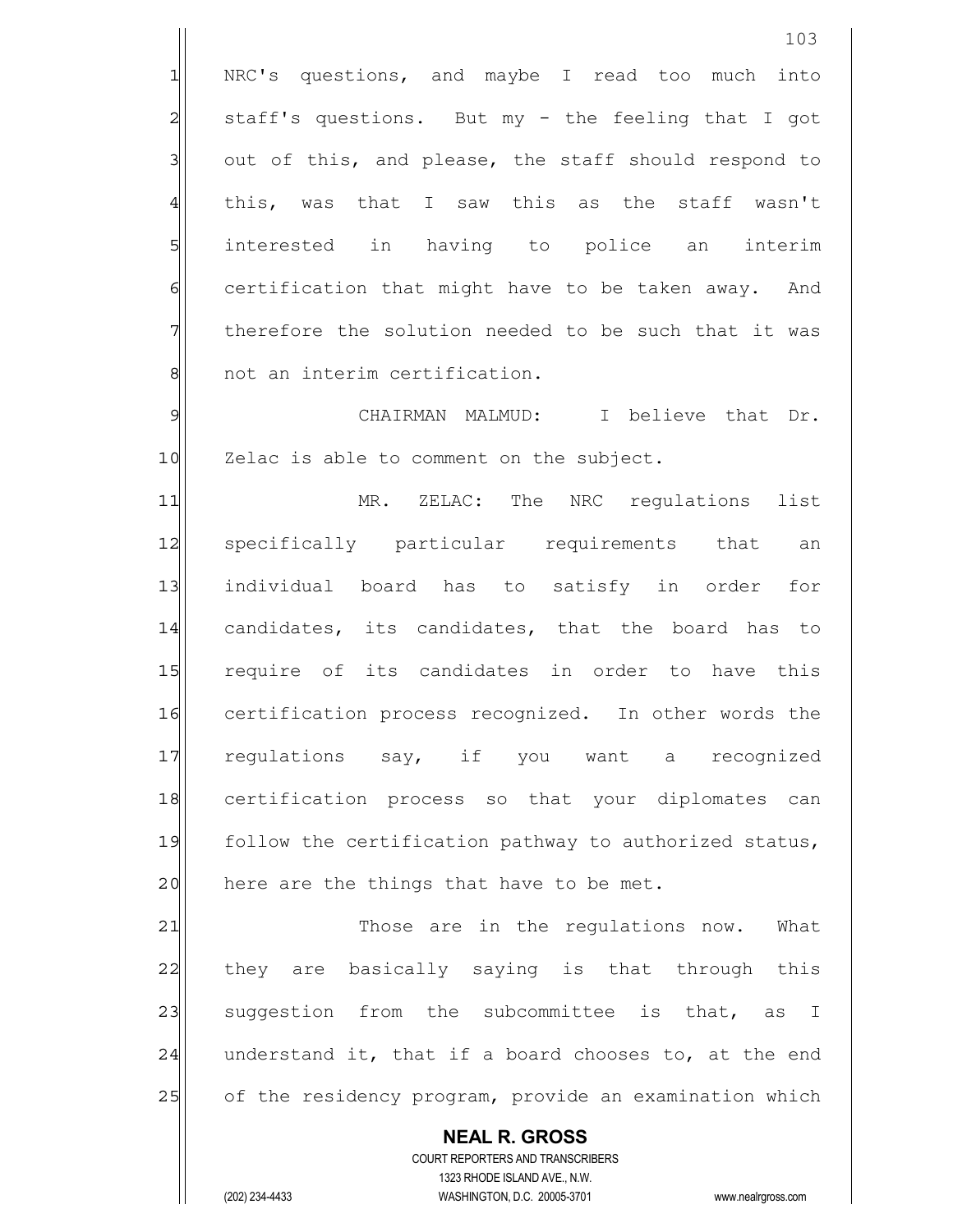NRC's questions, and maybe I read too much into staff's questions. But my - the feeling that I got out of this, and please, the staff should respond to this, was that I saw this as the staff wasn't interested in having to police an interim certification that might have to be taken away. And therefore the solution needed to be such that it was not an interim certification.

CHAIRMAN MALMUD: I believe that Dr. Zelac is able to comment on the subject.

MR. ZELAC: The NRC regulations list specifically particular requirements that an individual board has to satisfy in order for candidates, its candidates, that the board has to require of its candidates in order to have this certification process recognized. In other words the regulations say, if you want a recognized certification process so that your diplomates can follow the certification pathway to authorized status, here are the things that have to be met.

Those are in the regulations now. What they are basically saying is that through this suggestion from the subcommittee is that, as I understand it, that if a board chooses to, at the end of the residency program, provide an examination which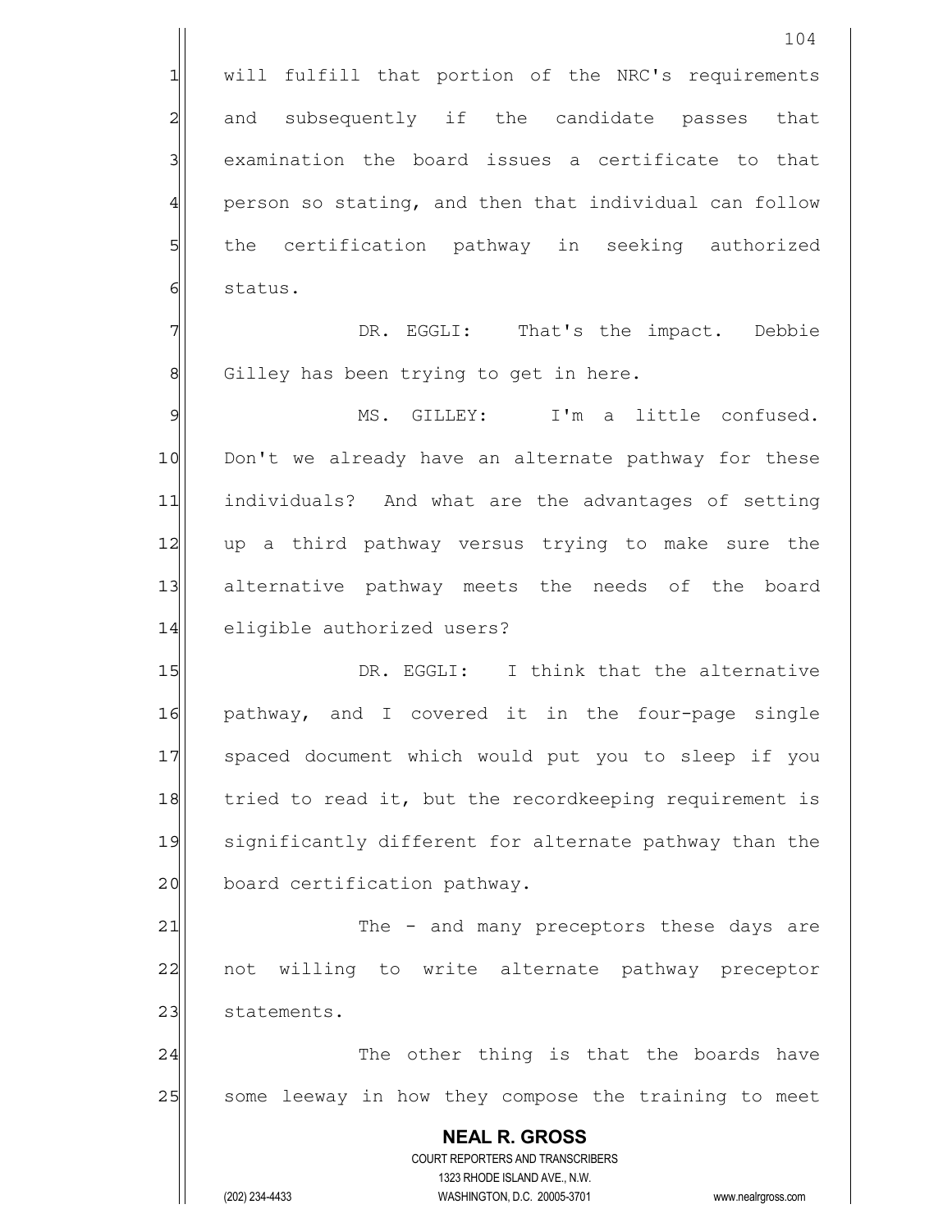will fulfill that portion of the NRC's requirements and subsequently if the candidate passes that examination the board issues a certificate to that person so stating, and then that individual can follow the certification pathway in seeking authorized status.

DR. EGGLI: That's the impact. Debbie Gilley has been trying to get in here.

MS. GILLEY: I'm a little confused. Don't we already have an alternate pathway for these individuals? And what are the advantages of setting up a third pathway versus trying to make sure the alternative pathway meets the needs of the board eligible authorized users?

DR. EGGLI: I think that the alternative pathway, and I covered it in the four-page single spaced document which would put you to sleep if you tried to read it, but the recordkeeping requirement is significantly different for alternate pathway than the board certification pathway.

The - and many preceptors these days are not willing to write alternate pathway preceptor statements.

The other thing is that the boards have some leeway in how they compose the training to meet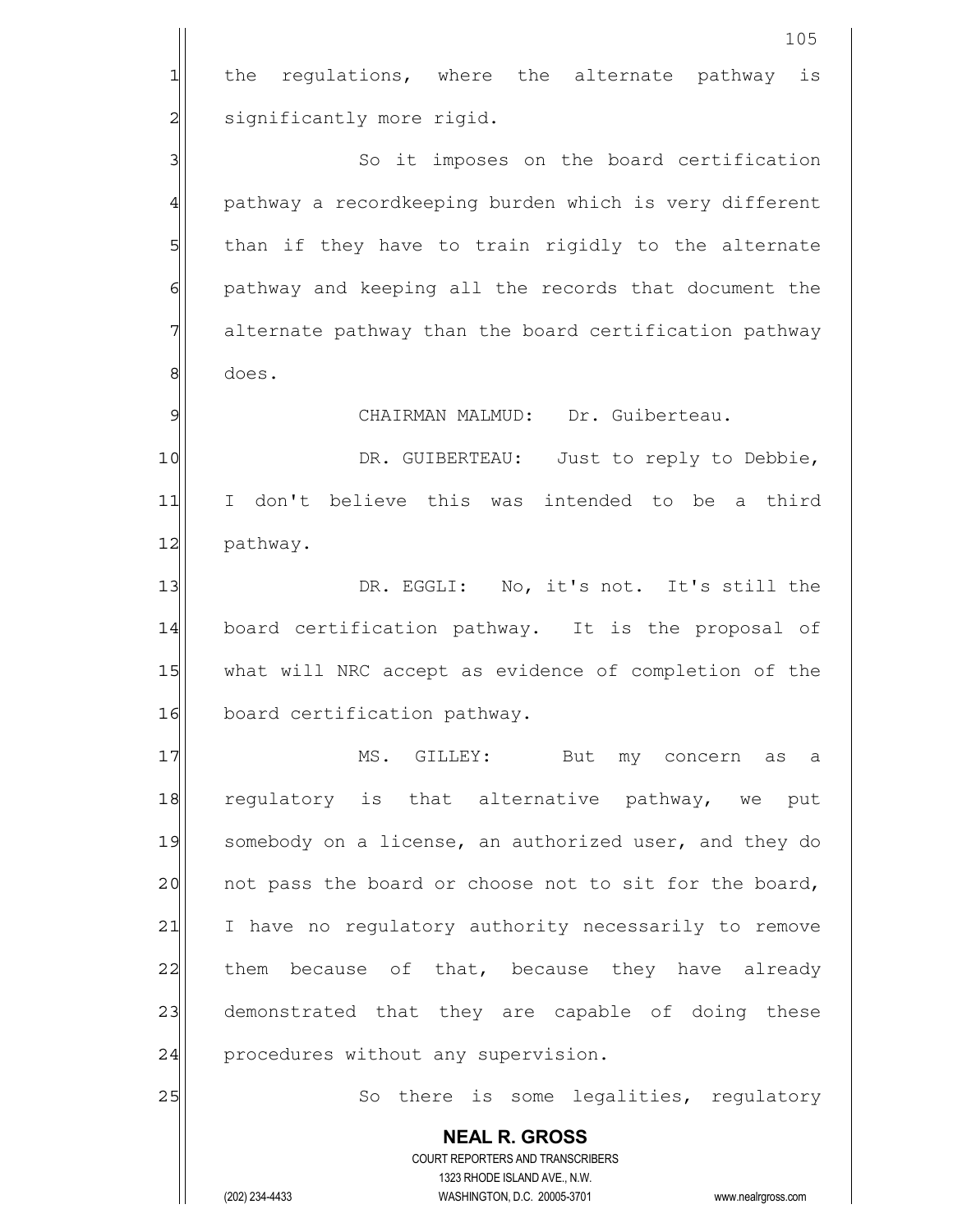the regulations, where the alternate pathway is significantly more rigid.

So it imposes on the board certification pathway a recordkeeping burden which is very different than if they have to train rigidly to the alternate pathway and keeping all the records that document the alternate pathway than the board certification pathway does.

CHAIRMAN MALMUD: Dr. Guiberteau.

DR. GUIBERTEAU: Just to reply to Debbie, I don't believe this was intended to be a third pathway.

DR. EGGLI: No, it's not. It's still the board certification pathway. It is the proposal of what will NRC accept as evidence of completion of the board certification pathway.

MS. GILLEY: But my concern as a regulatory is that alternative pathway, we put somebody on a license, an authorized user, and they do not pass the board or choose not to sit for the board, I have no regulatory authority necessarily to remove them because of that, because they have already demonstrated that they are capable of doing these procedures without any supervision.

So there is some legalities, regulatory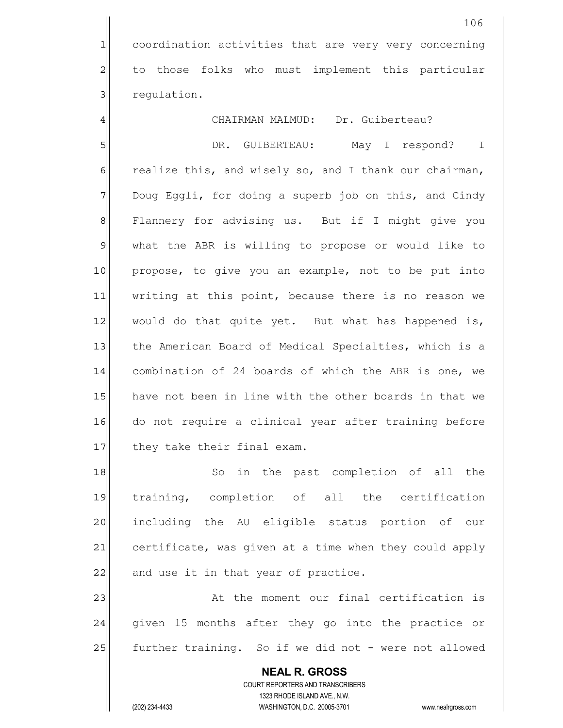coordination activities that are very very concerning to those folks who must implement this particular regulation.

CHAIRMAN MALMUD: Dr. Guiberteau?

DR. GUIBERTEAU: May I respond? I realize this, and wisely so, and I thank our chairman, Doug Eggli, for doing a superb job on this, and Cindy Flannery for advising us. But if I might give you what the ABR is willing to propose or would like to propose, to give you an example, not to be put into writing at this point, because there is no reason we would do that quite yet. But what has happened is, the American Board of Medical Specialties, which is a combination of 24 boards of which the ABR is one, we have not been in line with the other boards in that we do not require a clinical year after training before they take their final exam.

So in the past completion of all the training, completion of all the certification including the AU eligible status portion of our certificate, was given at a time when they could apply and use it in that year of practice.

At the moment our final certification is given 15 months after they go into the practice or further training. So if we did not - were not allowed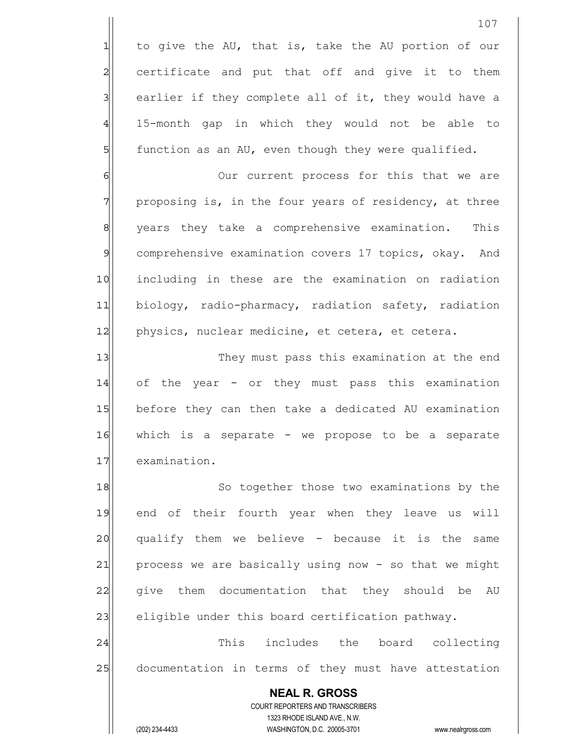to give the AU, that is, take the AU portion of our certificate and put that off and give it to them earlier if they complete all of it, they would have a 15-month gap in which they would not be able to function as an AU, even though they were qualified.

Our current process for this that we are proposing is, in the four years of residency, at three years they take a comprehensive examination. This comprehensive examination covers 17 topics, okay. And including in these are the examination on radiation biology, radio-pharmacy, radiation safety, radiation physics, nuclear medicine, et cetera, et cetera.

They must pass this examination at the end of the year - or they must pass this examination before they can then take a dedicated AU examination which is a separate - we propose to be a separate examination.

So together those two examinations by the end of their fourth year when they leave us will qualify them we believe - because it is the same process we are basically using now - so that we might give them documentation that they should be AU eligible under this board certification pathway.

This includes the board collecting documentation in terms of they must have attestation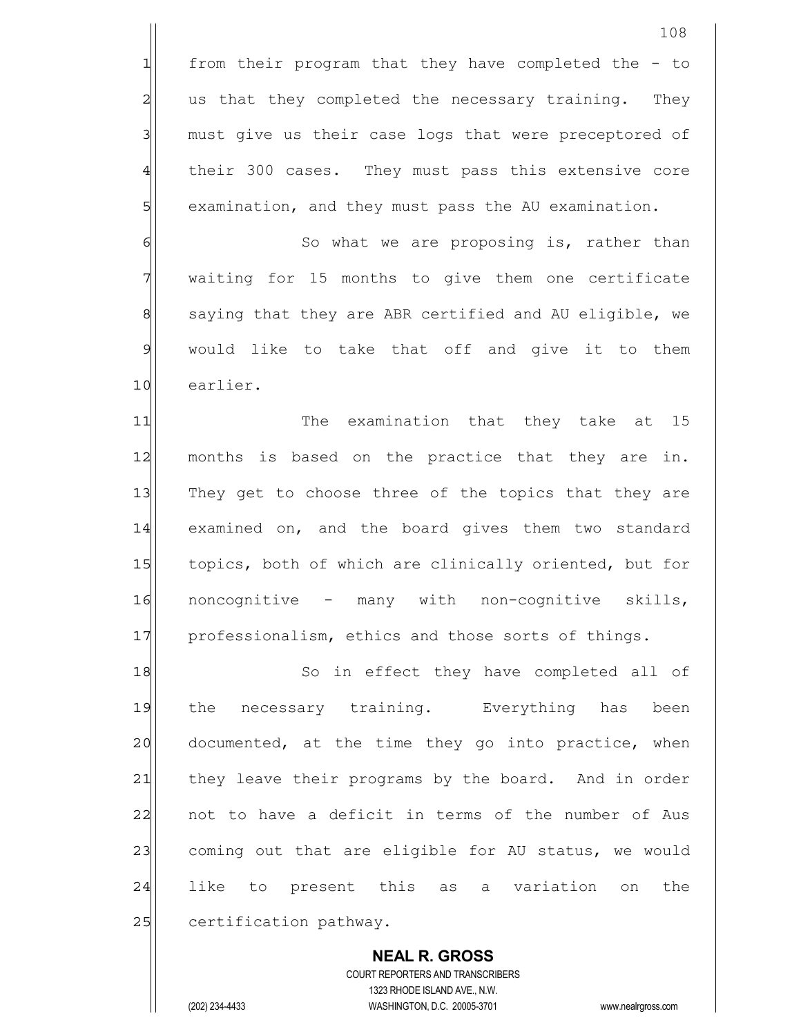from their program that they have completed the - to us that they completed the necessary training. They must give us their case logs that were preceptored of their 300 cases. They must pass this extensive core examination, and they must pass the AU examination.

So what we are proposing is, rather than waiting for 15 months to give them one certificate saying that they are ABR certified and AU eligible, we would like to take that off and give it to them earlier.

The examination that they take at 15 months is based on the practice that they are in. They get to choose three of the topics that they are examined on, and the board gives them two standard topics, both of which are clinically oriented, but for noncognitive - many with non-cognitive skills, professionalism, ethics and those sorts of things.

So in effect they have completed all of the necessary training. Everything has been documented, at the time they go into practice, when they leave their programs by the board. And in order not to have a deficit in terms of the number of Aus coming out that are eligible for AU status, we would like to present this as a variation on the certification pathway.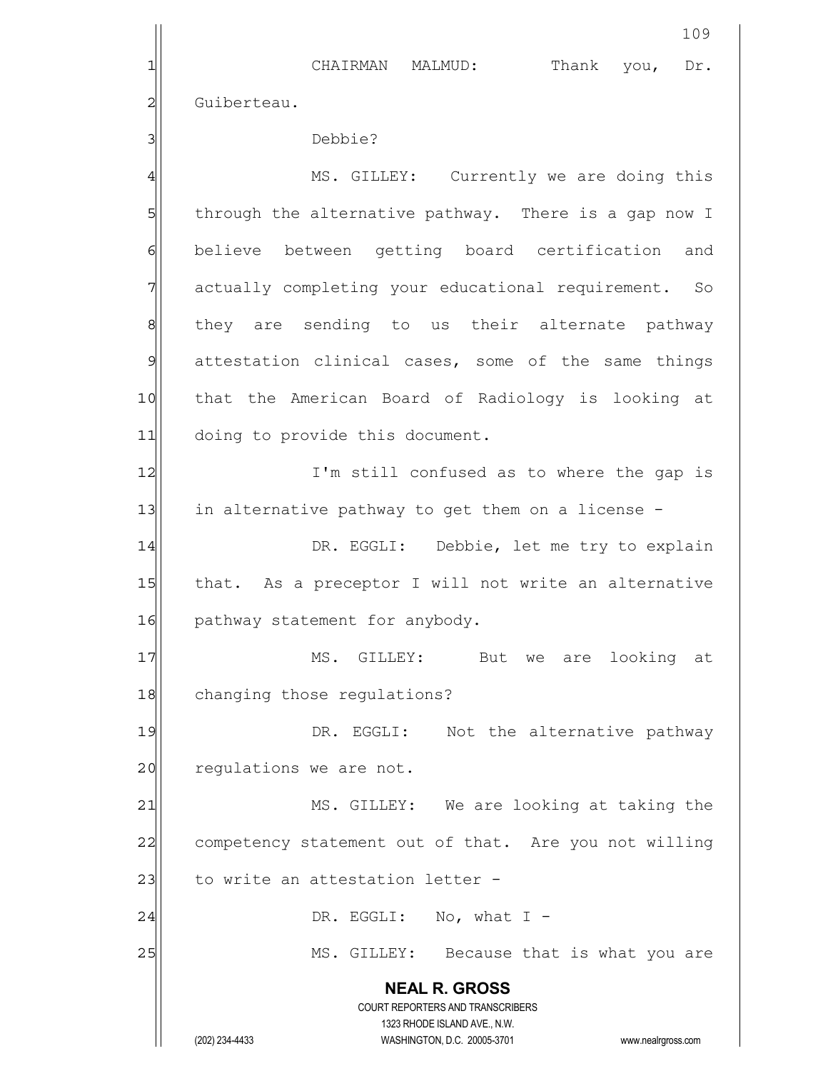CHAIRMAN MALMUD: Thank you, Dr. Guiberteau.

Debbie?

MS. GILLEY: Currently we are doing this through the alternative pathway. There is a gap now I believe between getting board certification and actually completing your educational requirement. So they are sending to us their alternate pathway attestation clinical cases, some of the same things that the American Board of Radiology is looking at doing to provide this document.

I'm still confused as to where the gap is in alternative pathway to get them on a license -

DR. EGGLI: Debbie, let me try to explain that. As a preceptor I will not write an alternative pathway statement for anybody.

MS. GILLEY: But we are looking at changing those regulations?

DR. EGGLI: Not the alternative pathway regulations we are not.

MS. GILLEY: We are looking at taking the competency statement out of that. Are you not willing to write an attestation letter -

DR. EGGLI: No, what I -

MS. GILLEY: Because that is what you are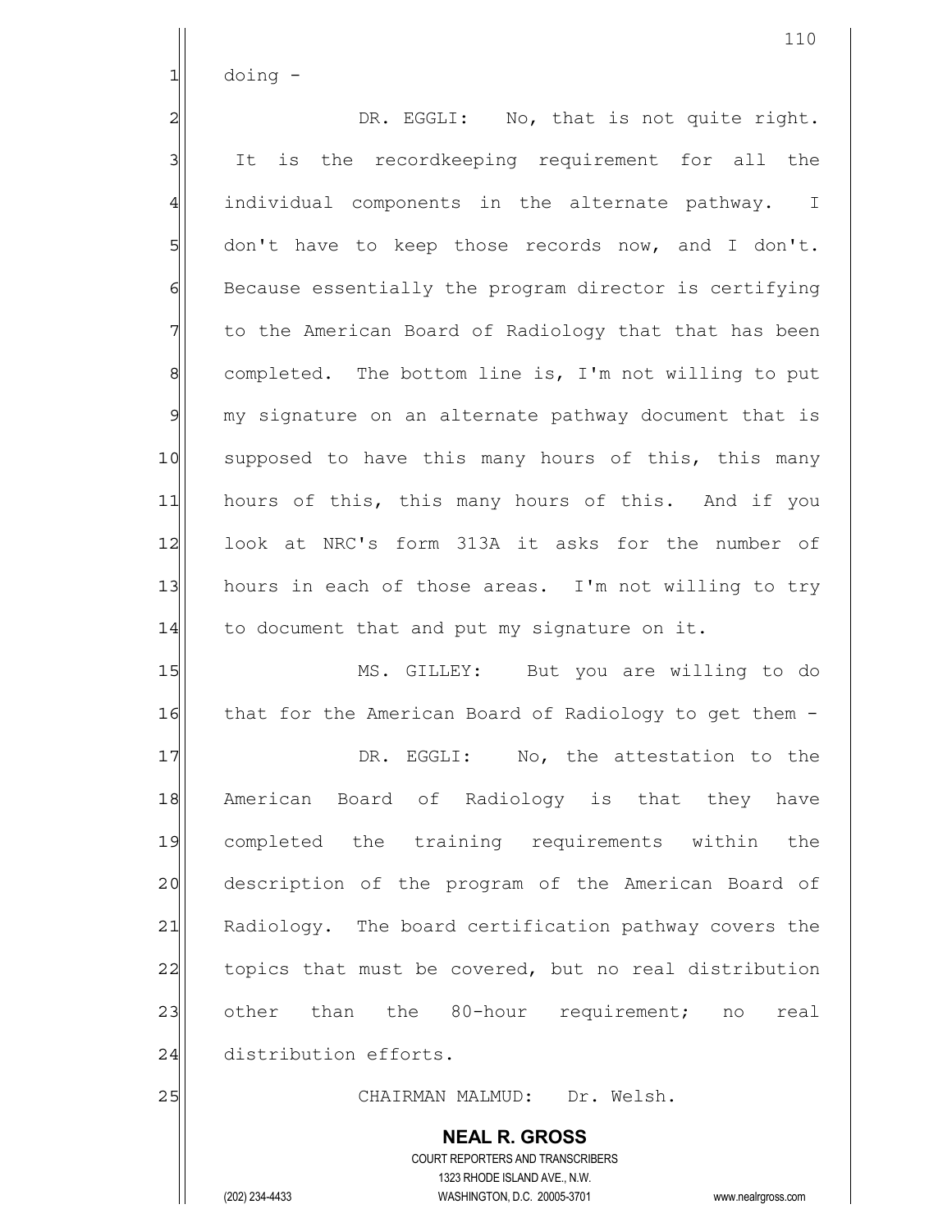doing -

DR. EGGLI: No, that is not quite right. It is the recordkeeping requirement for all the individual components in the alternate pathway. I don't have to keep those records now, and I don't. Because essentially the program director is certifying to the American Board of Radiology that that has been completed. The bottom line is, I'm not willing to put my signature on an alternate pathway document that is supposed to have this many hours of this, this many hours of this, this many hours of this. And if you look at NRC's form 313A it asks for the number of hours in each of those areas. I'm not willing to try to document that and put my signature on it.

MS. GILLEY: But you are willing to do that for the American Board of Radiology to get them -

DR. EGGLI: No, the attestation to the American Board of Radiology is that they have completed the training requirements within the description of the program of the American Board of Radiology. The board certification pathway covers the topics that must be covered, but no real distribution other than the 80-hour requirement; no real distribution efforts.

CHAIRMAN MALMUD: Dr. Welsh.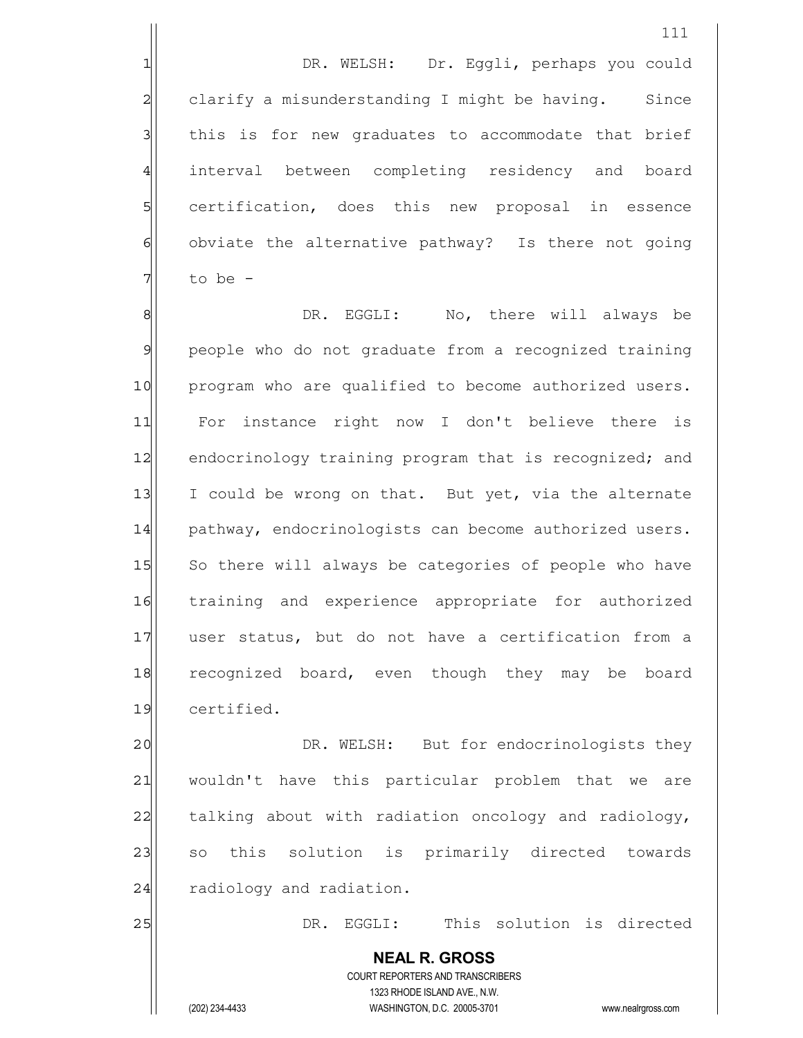DR. WELSH: Dr. Eggli, perhaps you could clarify a misunderstanding I might be having. Since this is for new graduates to accommodate that brief interval between completing residency and board certification, does this new proposal in essence obviate the alternative pathway? Is there not going to be -

DR. EGGLI: No, there will always be people who do not graduate from a recognized training program who are qualified to become authorized users. For instance right now I don't believe there is endocrinology training program that is recognized; and I could be wrong on that. But yet, via the alternate pathway, endocrinologists can become authorized users. So there will always be categories of people who have training and experience appropriate for authorized user status, but do not have a certification from a recognized board, even though they may be board certified.

DR. WELSH: But for endocrinologists they wouldn't have this particular problem that we are talking about with radiation oncology and radiology, so this solution is primarily directed towards radiology and radiation.

DR. EGGLI: This solution is directed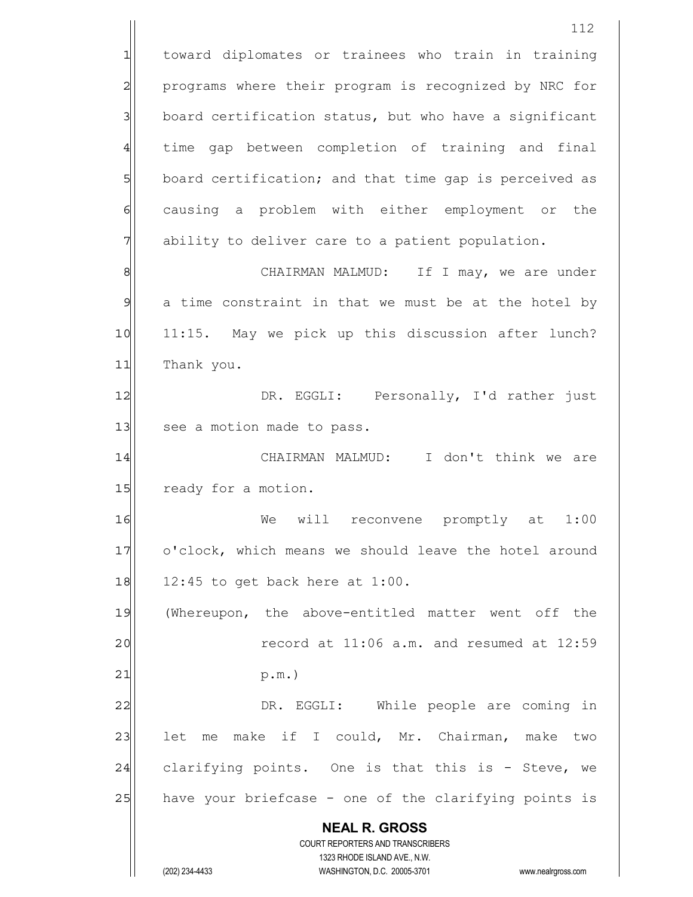toward diplomates or trainees who train in training programs where their program is recognized by NRC for board certification status, but who have a significant time gap between completion of training and final board certification; and that time gap is perceived as causing a problem with either employment or the ability to deliver care to a patient population.

CHAIRMAN MALMUD: If I may, we are under a time constraint in that we must be at the hotel by 11:15. May we pick up this discussion after lunch? Thank you.

DR. EGGLI: Personally, I'd rather just see a motion made to pass.

CHAIRMAN MALMUD: I don't think we are ready for a motion.

We will reconvene promptly at 1:00 o'clock, which means we should leave the hotel around 12:45 to get back here at 1:00.

(Whereupon, the above-entitled matter went off the record at 11:06 a.m. and resumed at 12:59 p.m.)

DR. EGGLI: While people are coming in let me make if I could, Mr. Chairman, make two clarifying points. One is that this is - Steve, we have your briefcase - one of the clarifying points is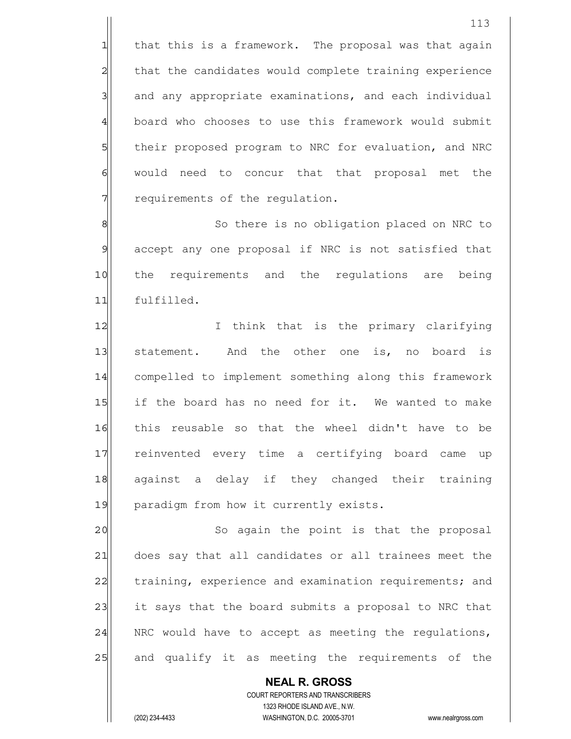that this is a framework. The proposal was that again that the candidates would complete training experience and any appropriate examinations, and each individual board who chooses to use this framework would submit their proposed program to NRC for evaluation, and NRC would need to concur that that proposal met the requirements of the regulation.

So there is no obligation placed on NRC to accept any one proposal if NRC is not satisfied that the requirements and the regulations are being fulfilled.

I think that is the primary clarifying statement. And the other one is, no board is compelled to implement something along this framework if the board has no need for it. We wanted to make this reusable so that the wheel didn't have to be reinvented every time a certifying board came up against a delay if they changed their training paradigm from how it currently exists.

So again the point is that the proposal does say that all candidates or all trainees meet the training, experience and examination requirements; and it says that the board submits a proposal to NRC that NRC would have to accept as meeting the regulations, and qualify it as meeting the requirements of the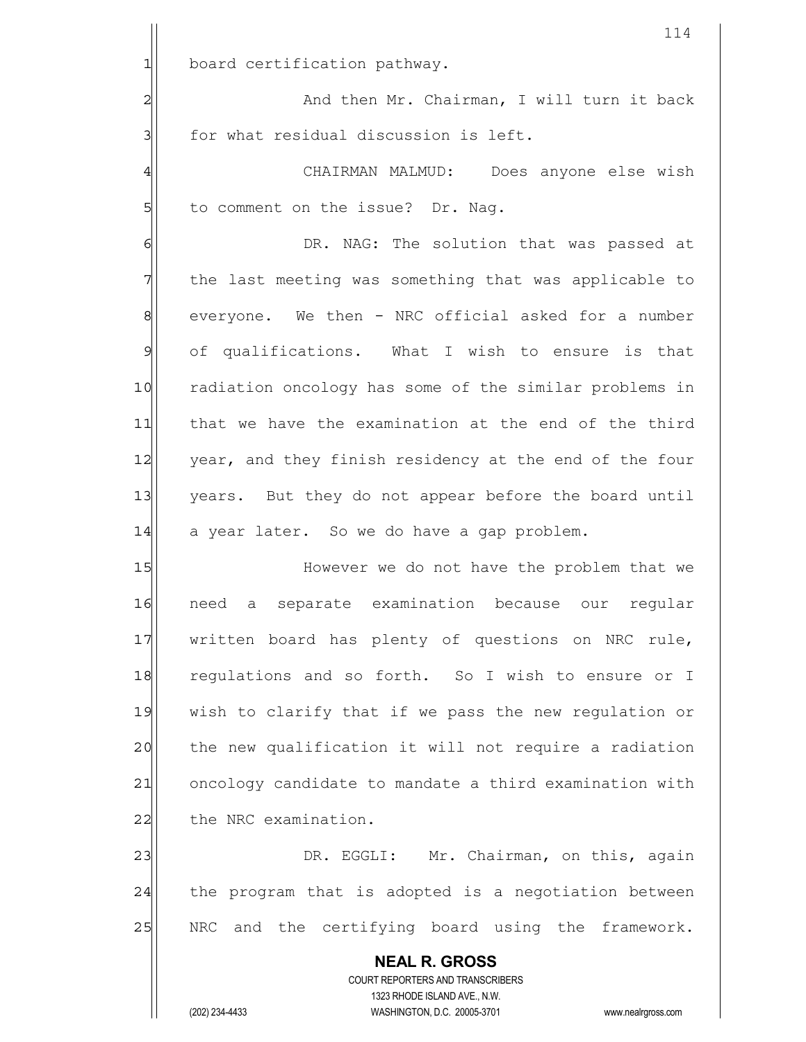board certification pathway.

And then Mr. Chairman, I will turn it back for what residual discussion is left.

CHAIRMAN MALMUD: Does anyone else wish to comment on the issue? Dr. Nag.

DR. NAG: The solution that was passed at the last meeting was something that was applicable to everyone. We then - NRC official asked for a number of qualifications. What I wish to ensure is that radiation oncology has some of the similar problems in that we have the examination at the end of the third year, and they finish residency at the end of the four years. But they do not appear before the board until a year later. So we do have a gap problem.

However we do not have the problem that we need a separate examination because our regular written board has plenty of questions on NRC rule, regulations and so forth. So I wish to ensure or I wish to clarify that if we pass the new regulation or the new qualification it will not require a radiation oncology candidate to mandate a third examination with the NRC examination.

DR. EGGLI: Mr. Chairman, on this, again the program that is adopted is a negotiation between NRC and the certifying board using the framework.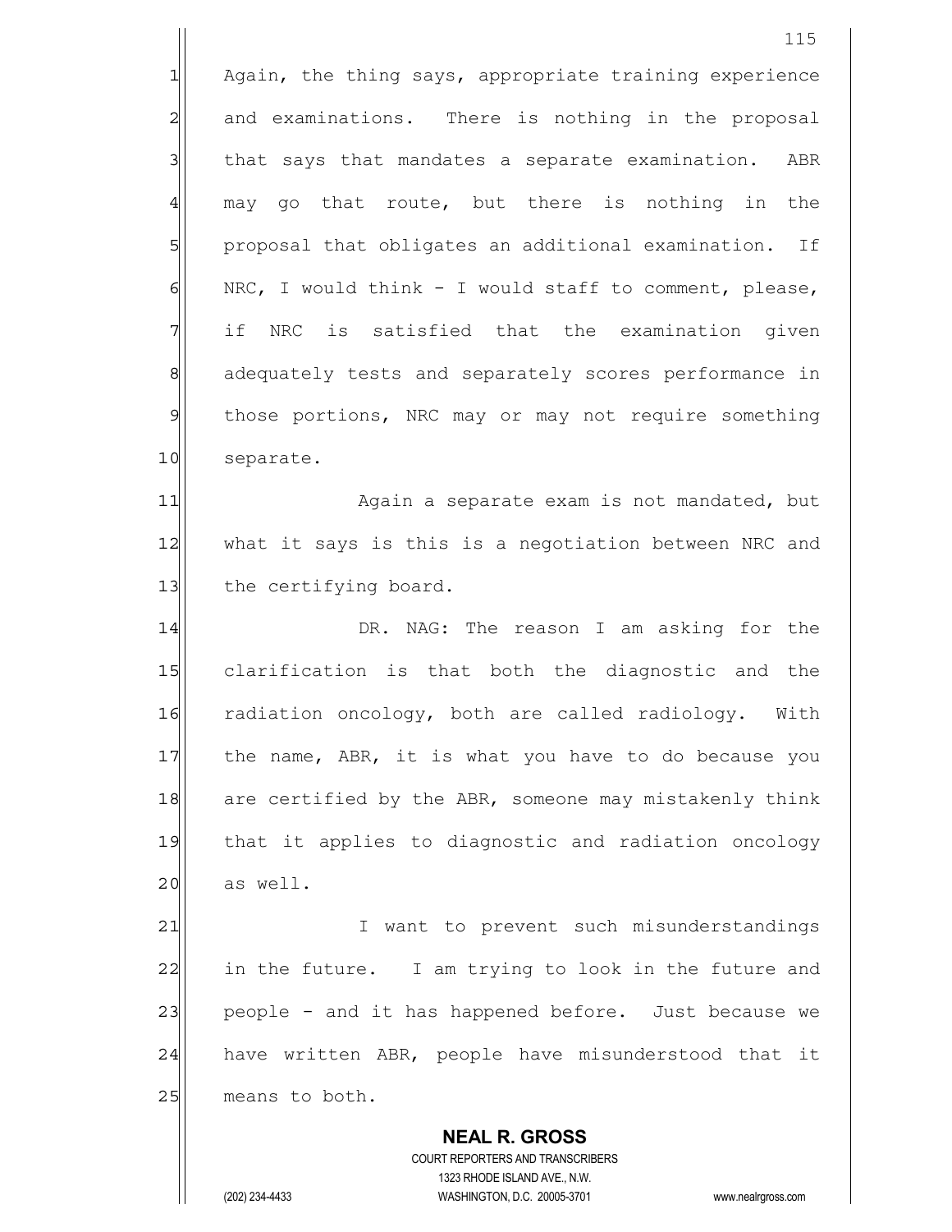Again, the thing says, appropriate training experience and examinations. There is nothing in the proposal that says that mandates a separate examination. ABR may go that route, but there is nothing in the proposal that obligates an additional examination. If NRC, I would think - I would staff to comment, please, if NRC is satisfied that the examination given adequately tests and separately scores performance in those portions, NRC may or may not require something separate.

Again a separate exam is not mandated, but what it says is this is a negotiation between NRC and the certifying board.

DR. NAG: The reason I am asking for the clarification is that both the diagnostic and the radiation oncology, both are called radiology. With the name, ABR, it is what you have to do because you are certified by the ABR, someone may mistakenly think that it applies to diagnostic and radiation oncology as well.

I want to prevent such misunderstandings in the future. I am trying to look in the future and people - and it has happened before. Just because we have written ABR, people have misunderstood that it means to both.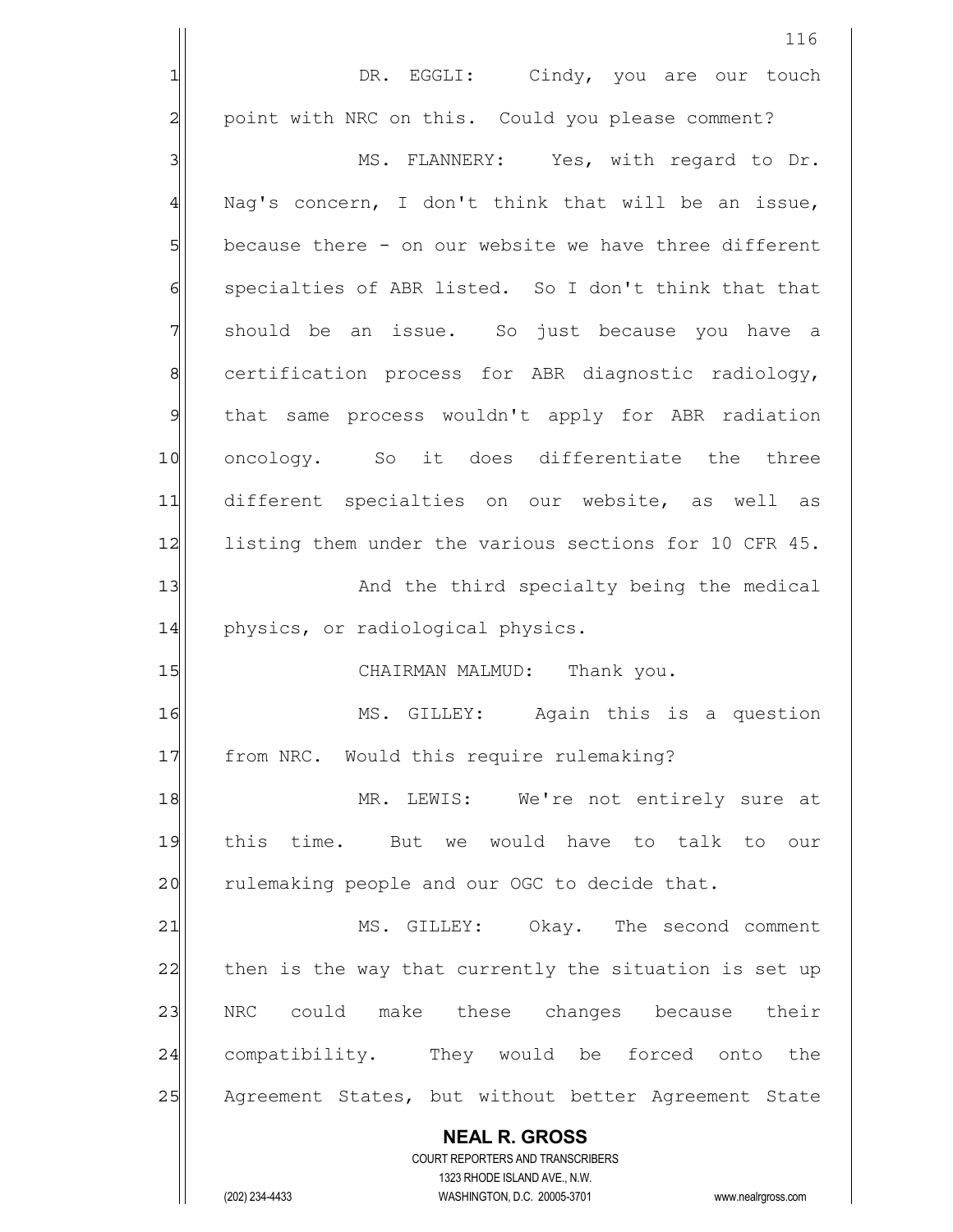DR. EGGLI: Cindy, you are our touch point with NRC on this. Could you please comment?

MS. FLANNERY: Yes, with regard to Dr. Nag's concern, I don't think that will be an issue, because there - on our website we have three different specialties of ABR listed. So I don't think that that should be an issue. So just because you have a certification process for ABR diagnostic radiology, that same process wouldn't apply for ABR radiation oncology. So it does differentiate the three different specialties on our website, as well as listing them under the various sections for 10 CFR 45.

And the third specialty being the medical physics, or radiological physics.

CHAIRMAN MALMUD: Thank you.

MS. GILLEY: Again this is a question from NRC. Would this require rulemaking?

MR. LEWIS: We're not entirely sure at this time. But we would have to talk to our rulemaking people and our OGC to decide that.

MS. GILLEY: Okay. The second comment then is the way that currently the situation is set up NRC could make these changes because their compatibility. They would be forced onto the Agreement States, but without better Agreement State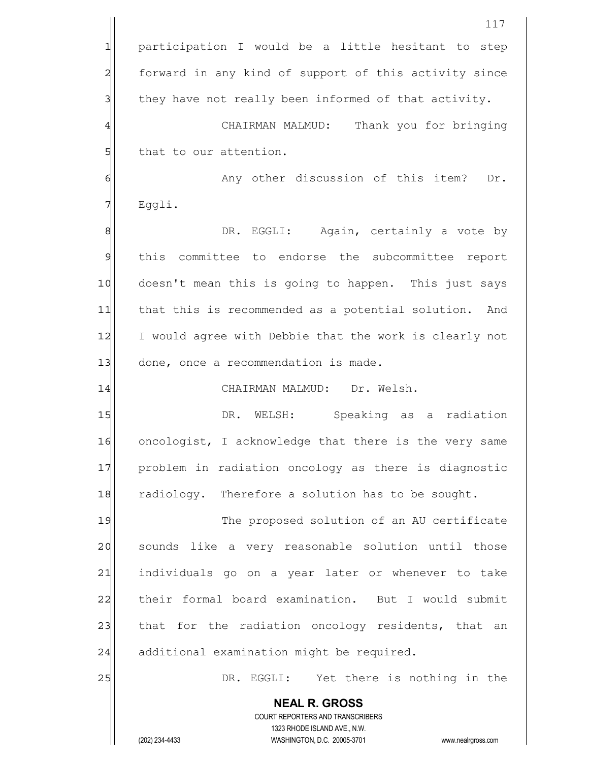participation I would be a little hesitant to step forward in any kind of support of this activity since they have not really been informed of that activity.

CHAIRMAN MALMUD: Thank you for bringing that to our attention.

Any other discussion of this item? Dr. Eggli.

DR. EGGLI: Again, certainly a vote by this committee to endorse the subcommittee report doesn't mean this is going to happen. This just says that this is recommended as a potential solution. And I would agree with Debbie that the work is clearly not done, once a recommendation is made.

CHAIRMAN MALMUD: Dr. Welsh.

DR. WELSH: Speaking as a radiation oncologist, I acknowledge that there is the very same problem in radiation oncology as there is diagnostic radiology. Therefore a solution has to be sought.

The proposed solution of an AU certificate sounds like a very reasonable solution until those individuals go on a year later or whenever to take their formal board examination. But I would submit that for the radiation oncology residents, that an additional examination might be required.

DR. EGGLI: Yet there is nothing in the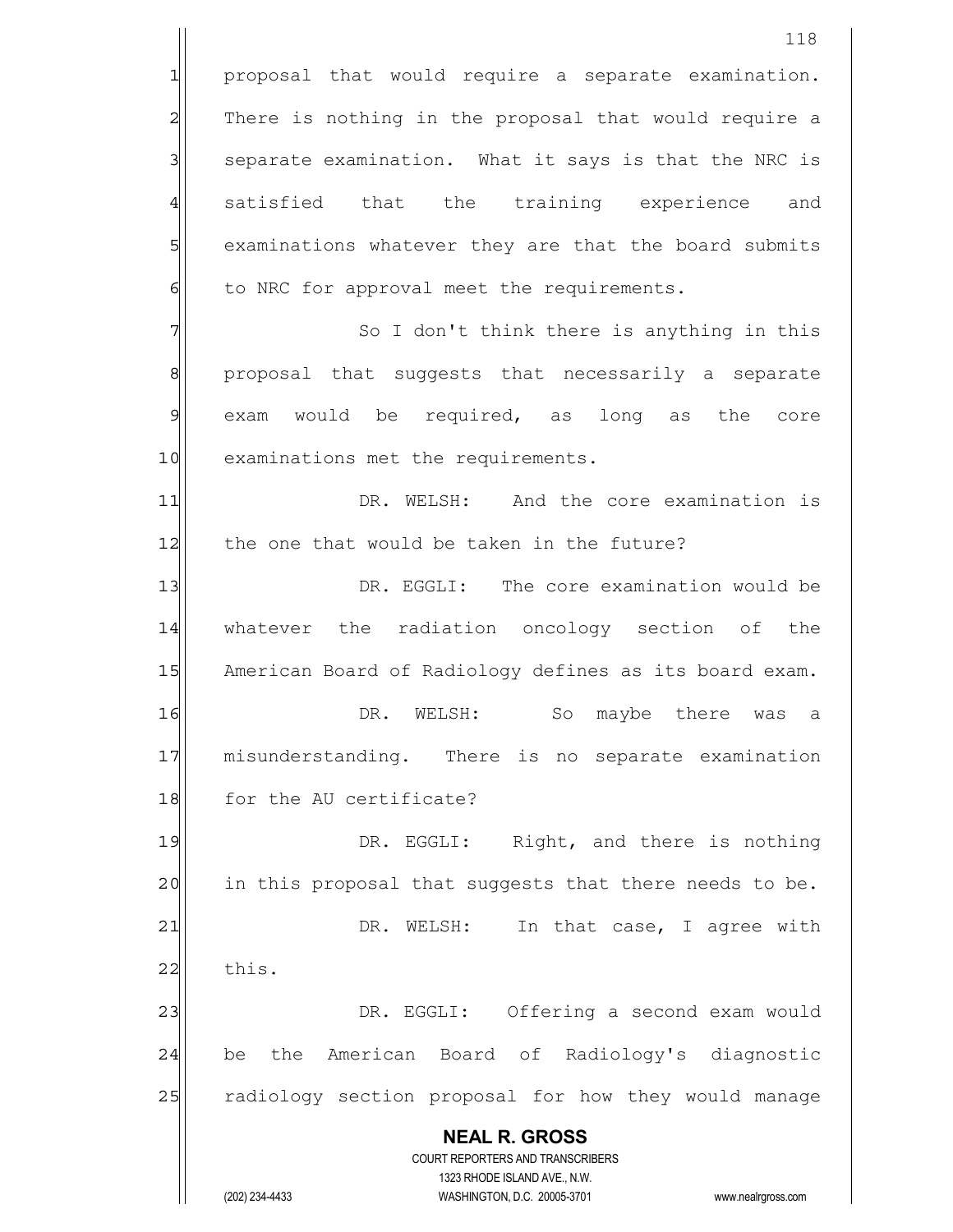proposal that would require a separate examination. There is nothing in the proposal that would require a separate examination. What it says is that the NRC is satisfied that the training experience and examinations whatever they are that the board submits to NRC for approval meet the requirements.

So I don't think there is anything in this proposal that suggests that necessarily a separate exam would be required, as long as the core examinations met the requirements.

DR. WELSH: And the core examination is the one that would be taken in the future?

DR. EGGLI: The core examination would be whatever the radiation oncology section of the American Board of Radiology defines as its board exam.

DR. WELSH: So maybe there was a misunderstanding. There is no separate examination for the AU certificate?

DR. EGGLI: Right, and there is nothing in this proposal that suggests that there needs to be.

DR. WELSH: In that case, I agree with this.

DR. EGGLI: Offering a second exam would be the American Board of Radiology's diagnostic radiology section proposal for how they would manage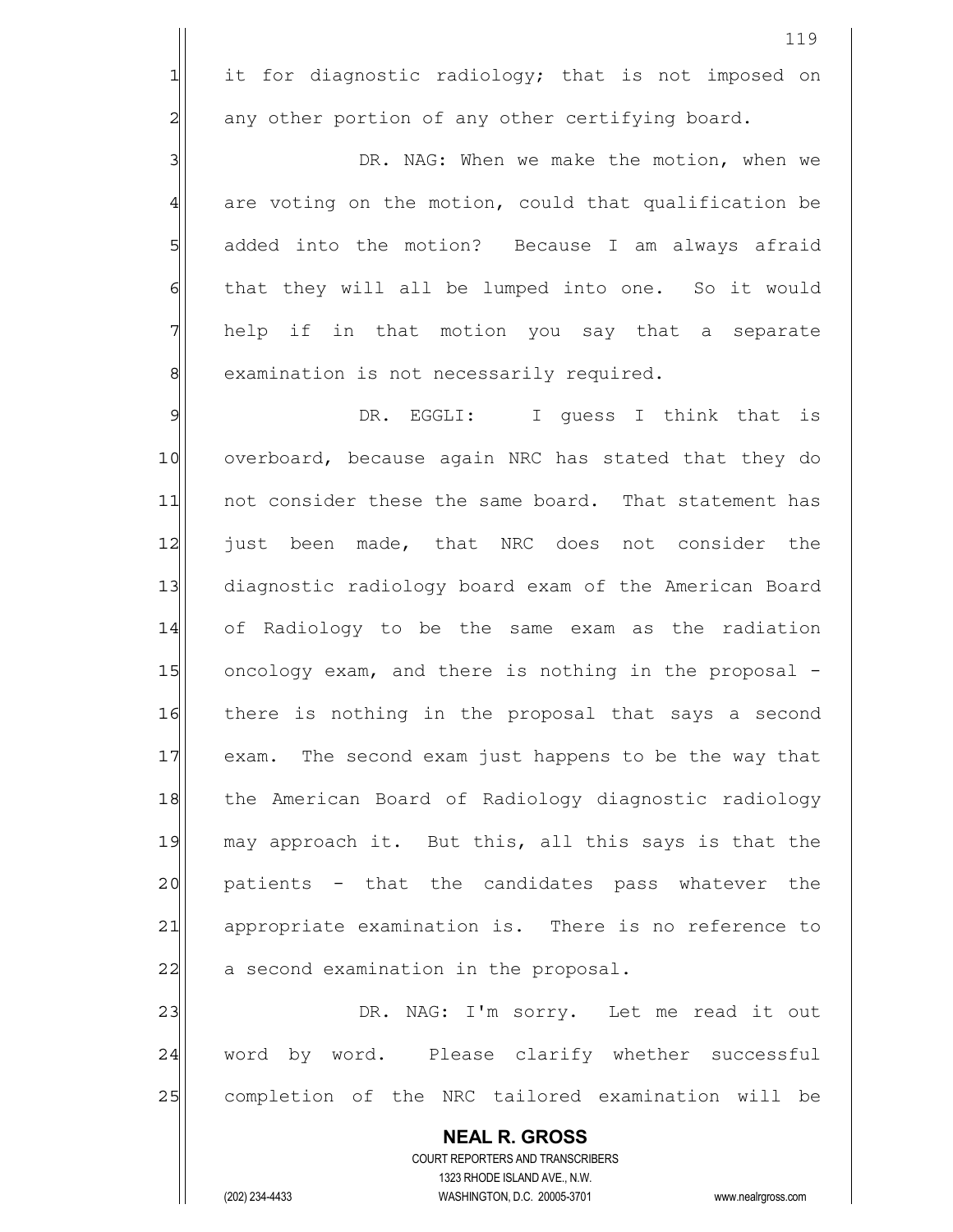it for diagnostic radiology; that is not imposed on any other portion of any other certifying board.

DR. NAG: When we make the motion, when we are voting on the motion, could that qualification be added into the motion? Because I am always afraid that they will all be lumped into one. So it would help if in that motion you say that a separate examination is not necessarily required.

DR. EGGLI: I guess I think that is overboard, because again NRC has stated that they do not consider these the same board. That statement has just been made, that NRC does not consider the diagnostic radiology board exam of the American Board of Radiology to be the same exam as the radiation oncology exam, and there is nothing in the proposal - there is nothing in the proposal that says a second exam. The second exam just happens to be the way that the American Board of Radiology diagnostic radiology may approach it. But this, all this says is that the patients - that the candidates pass whatever the appropriate examination is. There is no reference to a second examination in the proposal.

DR. NAG: I'm sorry. Let me read it out word by word. Please clarify whether successful completion of the NRC tailored examination will be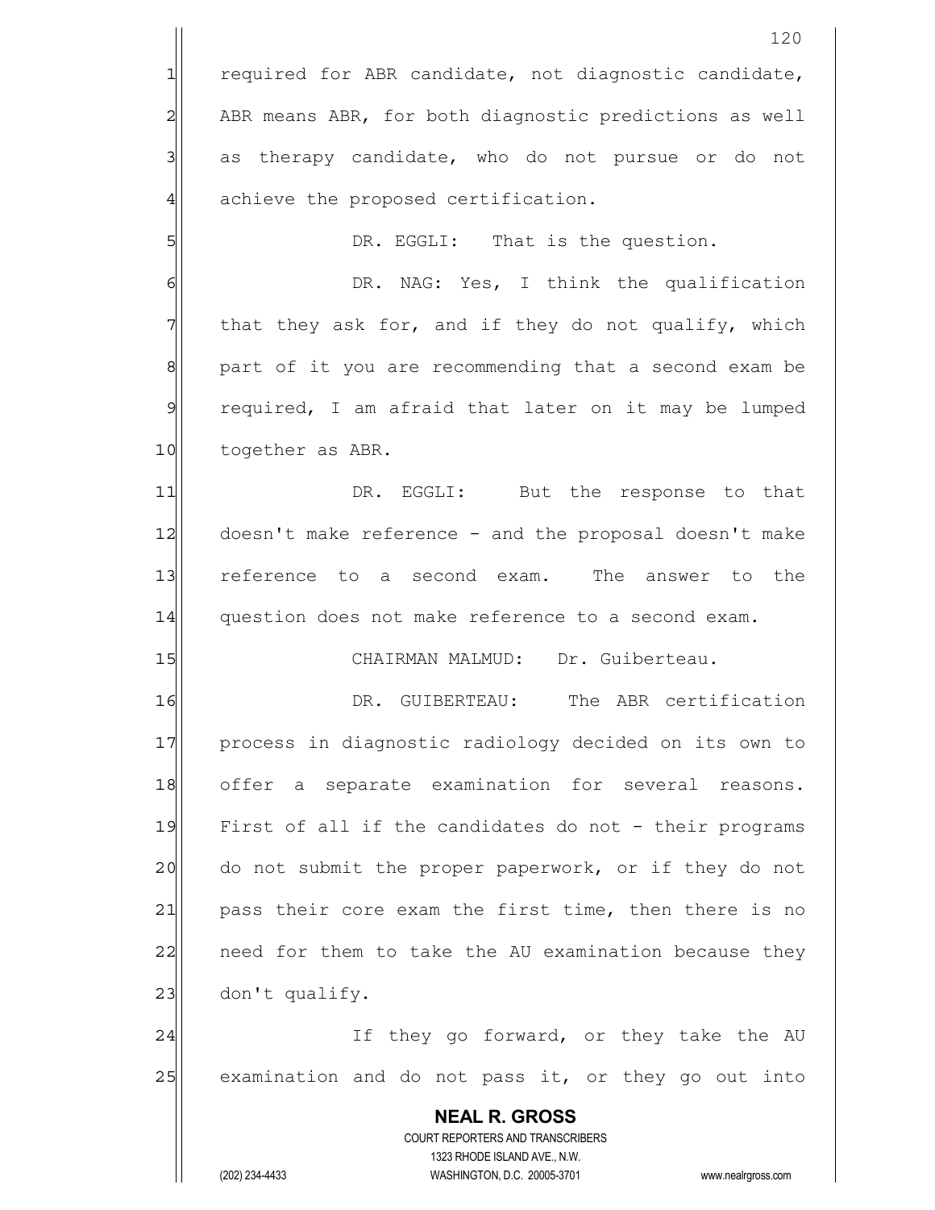required for ABR candidate, not diagnostic candidate, ABR means ABR, for both diagnostic predictions as well as therapy candidate, who do not pursue or do not achieve the proposed certification.

DR. EGGLI: That is the question.

DR. NAG: Yes, I think the qualification that they ask for, and if they do not qualify, which part of it you are recommending that a second exam be required, I am afraid that later on it may be lumped together as ABR.

DR. EGGLI: But the response to that doesn't make reference - and the proposal doesn't make reference to a second exam. The answer to the question does not make reference to a second exam.

CHAIRMAN MALMUD: Dr. Guiberteau.

DR. GUIBERTEAU: The ABR certification process in diagnostic radiology decided on its own to offer a separate examination for several reasons. First of all if the candidates do not - their programs do not submit the proper paperwork, or if they do not pass their core exam the first time, then there is no need for them to take the AU examination because they don't qualify.

If they go forward, or they take the AU examination and do not pass it, or they go out into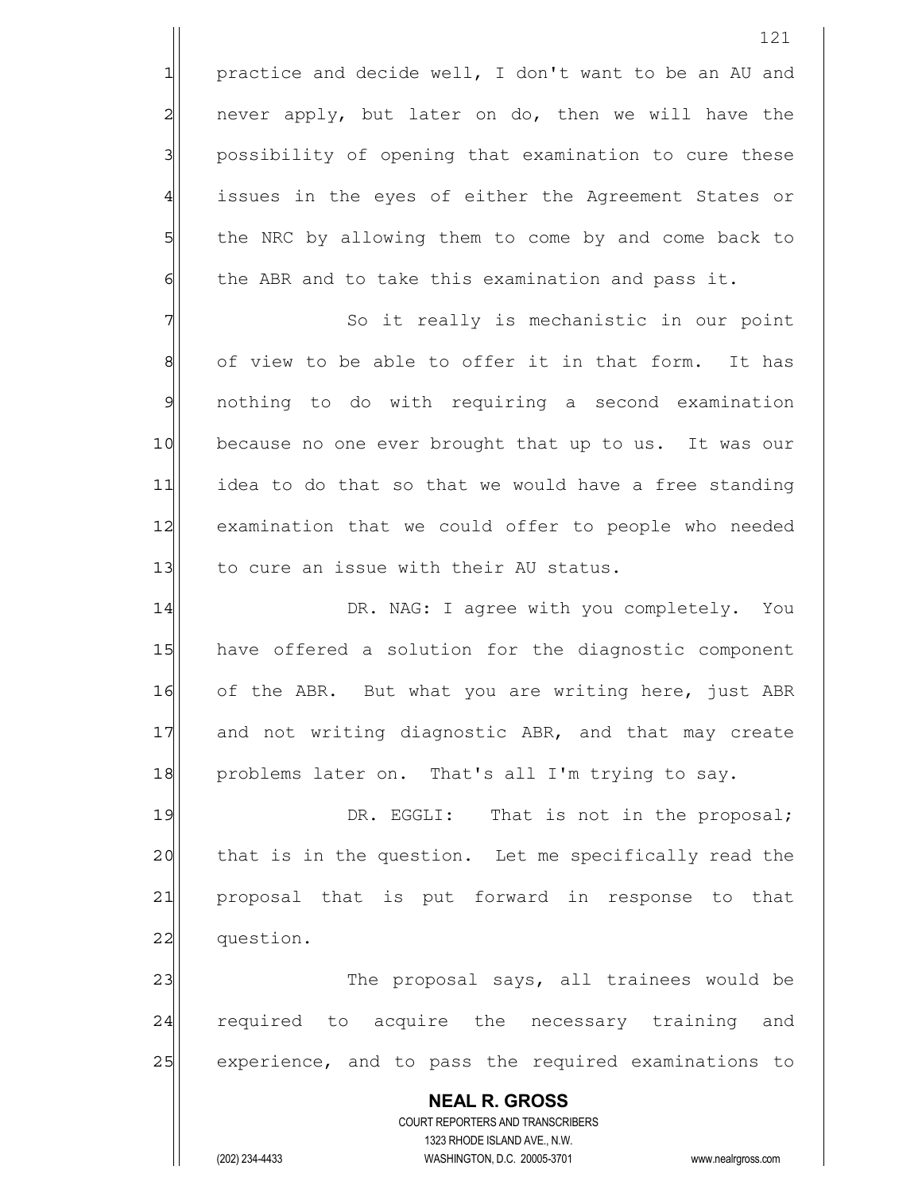practice and decide well, I don't want to be an AU and never apply, but later on do, then we will have the possibility of opening that examination to cure these issues in the eyes of either the Agreement States or the NRC by allowing them to come by and come back to the ABR and to take this examination and pass it.

So it really is mechanistic in our point of view to be able to offer it in that form. It has nothing to do with requiring a second examination because no one ever brought that up to us. It was our idea to do that so that we would have a free standing examination that we could offer to people who needed to cure an issue with their AU status.

DR. NAG: I agree with you completely. You have offered a solution for the diagnostic component of the ABR. But what you are writing here, just ABR and not writing diagnostic ABR, and that may create problems later on. That's all I'm trying to say.

DR. EGGLI: That is not in the proposal; that is in the question. Let me specifically read the proposal that is put forward in response to that question.

The proposal says, all trainees would be required to acquire the necessary training and experience, and to pass the required examinations to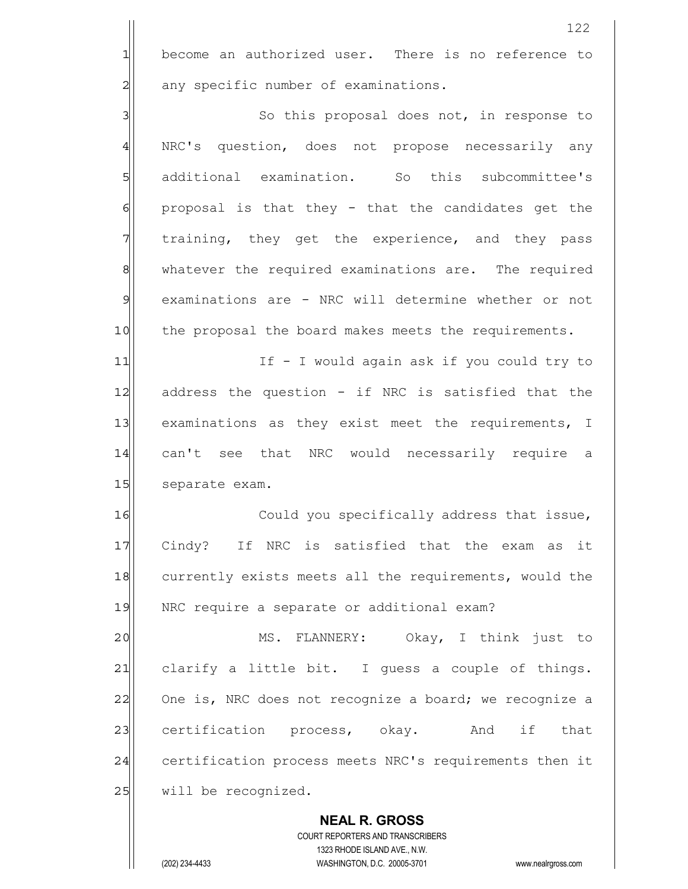become an authorized user. There is no reference to any specific number of examinations.

So this proposal does not, in response to NRC's question, does not propose necessarily any additional examination. So this subcommittee's proposal is that they - that the candidates get the training, they get the experience, and they pass whatever the required examinations are. The required examinations are - NRC will determine whether or not the proposal the board makes meets the requirements.

If - I would again ask if you could try to address the question - if NRC is satisfied that the examinations as they exist meet the requirements, I can't see that NRC would necessarily require a separate exam.

Could you specifically address that issue, Cindy? If NRC is satisfied that the exam as it currently exists meets all the requirements, would the NRC require a separate or additional exam?

MS. FLANNERY: Okay, I think just to clarify a little bit. I guess a couple of things. One is, NRC does not recognize a board; we recognize a certification process, okay. And if that certification process meets NRC's requirements then it will be recognized.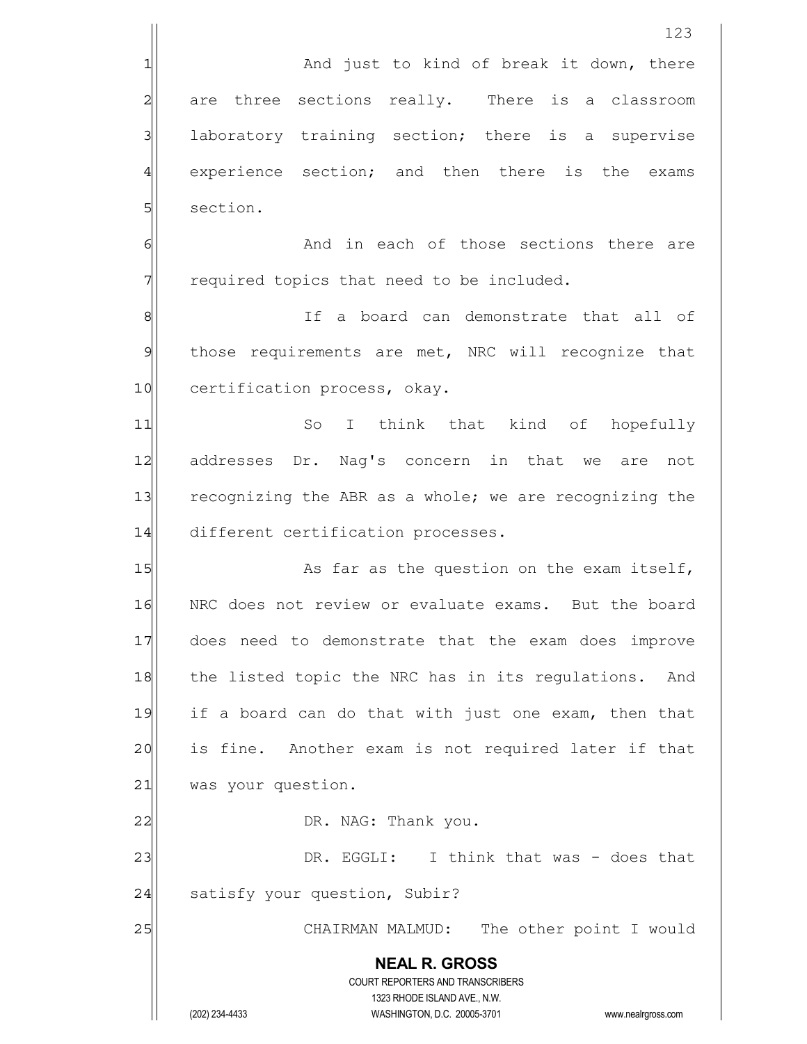And just to kind of break it down, there are three sections really. There is a classroom laboratory training section; there is a supervise experience section; and then there is the exams section.

And in each of those sections there are required topics that need to be included.

If a board can demonstrate that all of those requirements are met, NRC will recognize that certification process, okay.

So I think that kind of hopefully addresses Dr. Nag's concern in that we are not recognizing the ABR as a whole; we are recognizing the different certification processes.

As far as the question on the exam itself, NRC does not review or evaluate exams. But the board does need to demonstrate that the exam does improve the listed topic the NRC has in its regulations. And if a board can do that with just one exam, then that is fine. Another exam is not required later if that was your question.

DR. NAG: Thank you.

DR. EGGLI: I think that was - does that satisfy your question, Subir?

CHAIRMAN MALMUD: The other point I would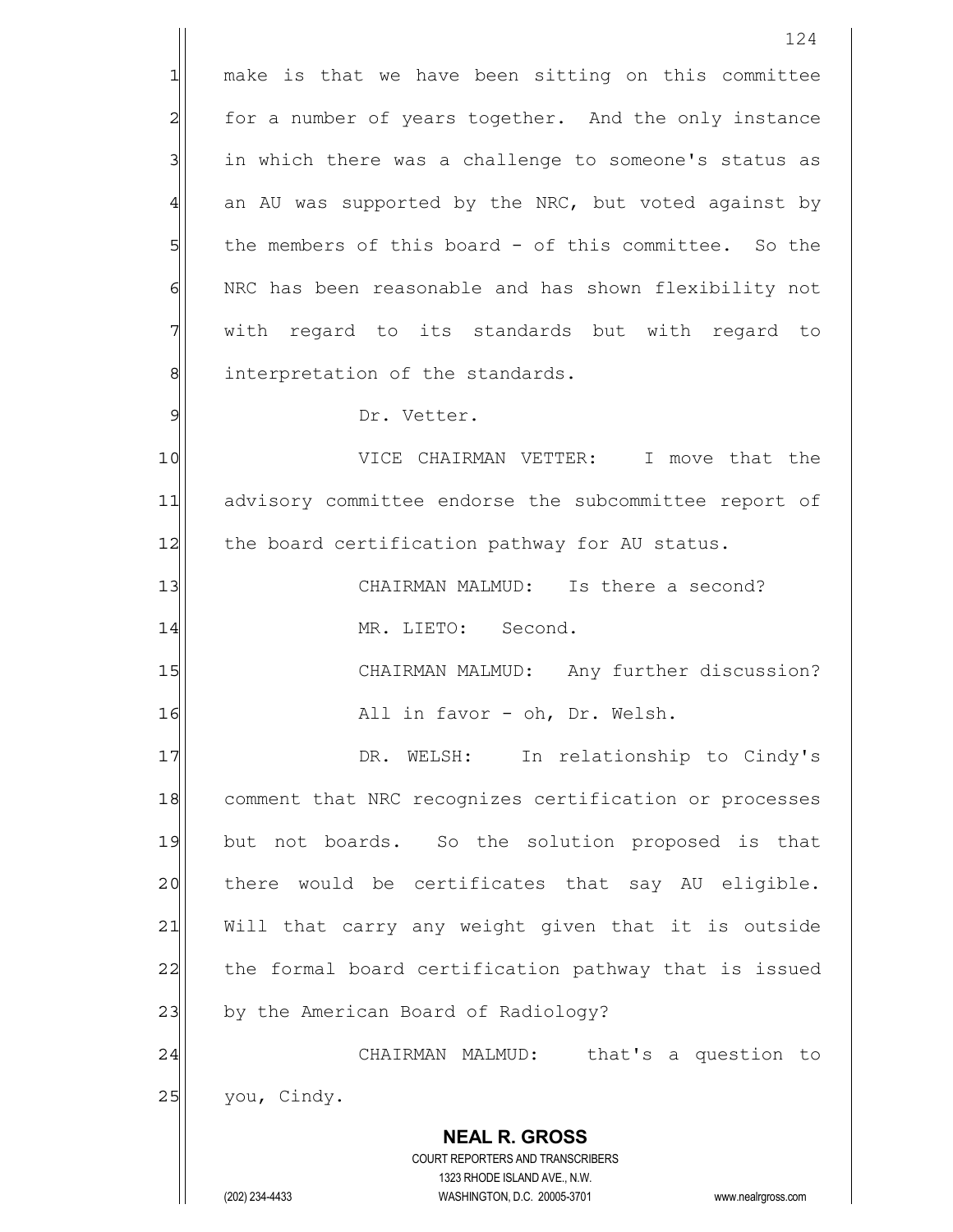make is that we have been sitting on this committee for a number of years together. And the only instance in which there was a challenge to someone's status as an AU was supported by the NRC, but voted against by the members of this board - of this committee. So the NRC has been reasonable and has shown flexibility not with regard to its standards but with regard to interpretation of the standards.

Dr. Vetter.

VICE CHAIRMAN VETTER: I move that the advisory committee endorse the subcommittee report of the board certification pathway for AU status.

CHAIRMAN MALMUD: Is there a second?

MR. LIETO: Second.

CHAIRMAN MALMUD: Any further discussion? All in favor - oh, Dr. Welsh.

DR. WELSH: In relationship to Cindy's comment that NRC recognizes certification or processes but not boards. So the solution proposed is that there would be certificates that say AU eligible. Will that carry any weight given that it is outside the formal board certification pathway that is issued by the American Board of Radiology?

CHAIRMAN MALMUD: that's a question to you, Cindy.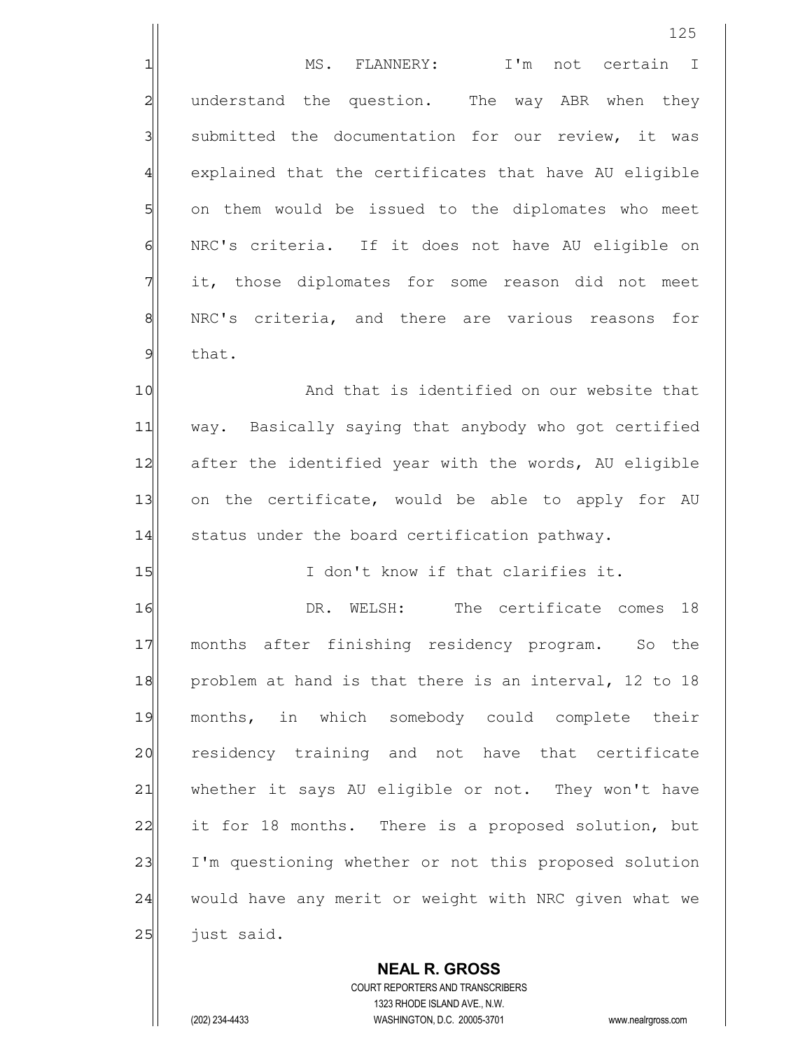MS. FLANNERY: I'm not certain I understand the question. The way ABR when they submitted the documentation for our review, it was explained that the certificates that have AU eligible on them would be issued to the diplomates who meet NRC's criteria. If it does not have AU eligible on it, those diplomates for some reason did not meet NRC's criteria, and there are various reasons for that.

And that is identified on our website that way. Basically saying that anybody who got certified after the identified year with the words, AU eligible on the certificate, would be able to apply for AU status under the board certification pathway.

I don't know if that clarifies it.

DR. WELSH: The certificate comes 18 months after finishing residency program. So the problem at hand is that there is an interval, 12 to 18 months, in which somebody could complete their residency training and not have that certificate whether it says AU eligible or not. They won't have it for 18 months. There is a proposed solution, but I'm questioning whether or not this proposed solution would have any merit or weight with NRC given what we just said.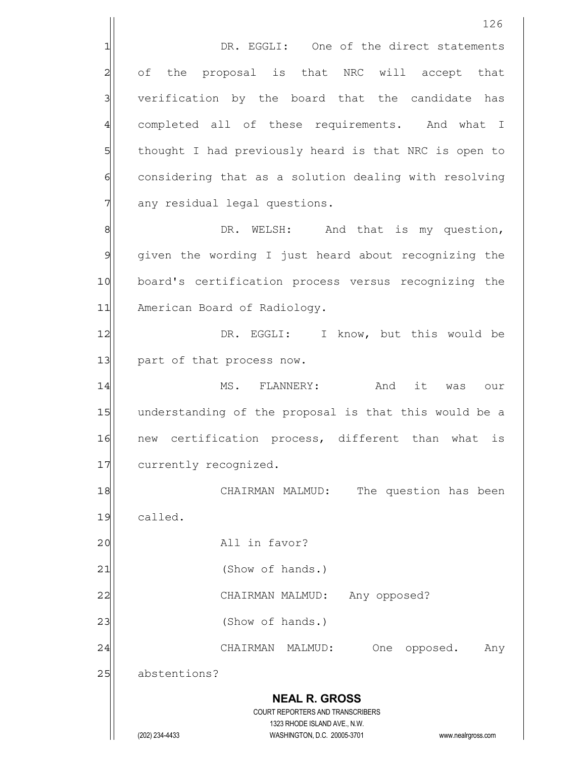DR. EGGLI: One of the direct statements of the proposal is that NRC will accept that verification by the board that the candidate has completed all of these requirements. And what I thought I had previously heard is that NRC is open to considering that as a solution dealing with resolving any residual legal questions.

DR. WELSH: And that is my question, given the wording I just heard about recognizing the board's certification process versus recognizing the American Board of Radiology.

DR. EGGLI: I know, but this would be part of that process now.

MS. FLANNERY: And it was our understanding of the proposal is that this would be a new certification process, different than what is currently recognized.

CHAIRMAN MALMUD: The question has been called.

All in favor?

(Show of hands.)

CHAIRMAN MALMUD: Any opposed?

(Show of hands.)

CHAIRMAN MALMUD: One opposed. Any abstentions?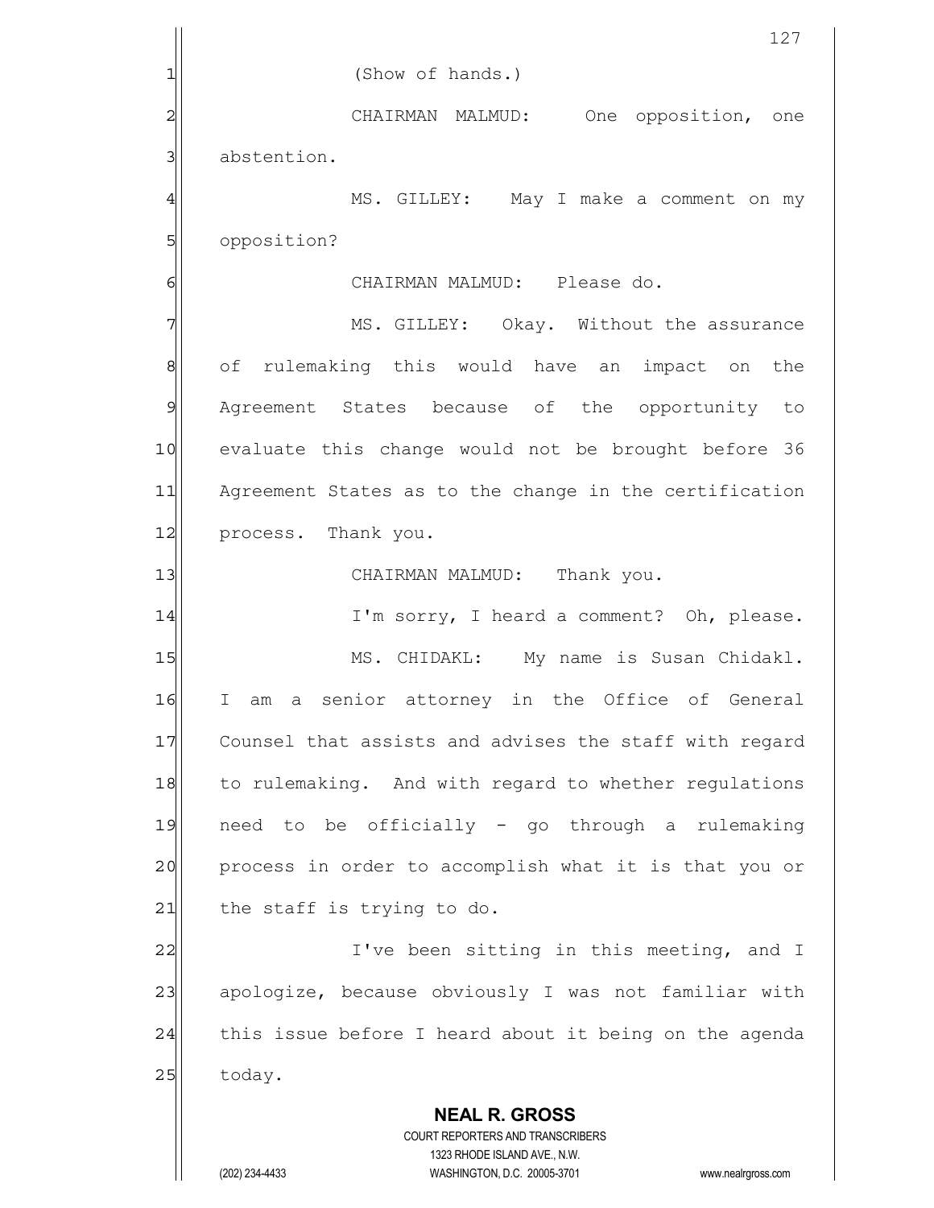(Show of hands.)

CHAIRMAN MALMUD: One opposition, one abstention.

MS. GILLEY: May I make a comment on my opposition?

CHAIRMAN MALMUD: Please do.

MS. GILLEY: Okay. Without the assurance of rulemaking this would have an impact on the Agreement States because of the opportunity to evaluate this change would not be brought before 36 Agreement States as to the change in the certification process. Thank you.

CHAIRMAN MALMUD: Thank you.

I'm sorry, I heard a comment? Oh, please.

MS. CHIDAKL: My name is Susan Chidakl. I am a senior attorney in the Office of General Counsel that assists and advises the staff with regard to rulemaking. And with regard to whether regulations need to be officially - go through a rulemaking process in order to accomplish what it is that you or the staff is trying to do.

I've been sitting in this meeting, and I apologize, because obviously I was not familiar with this issue before I heard about it being on the agenda today.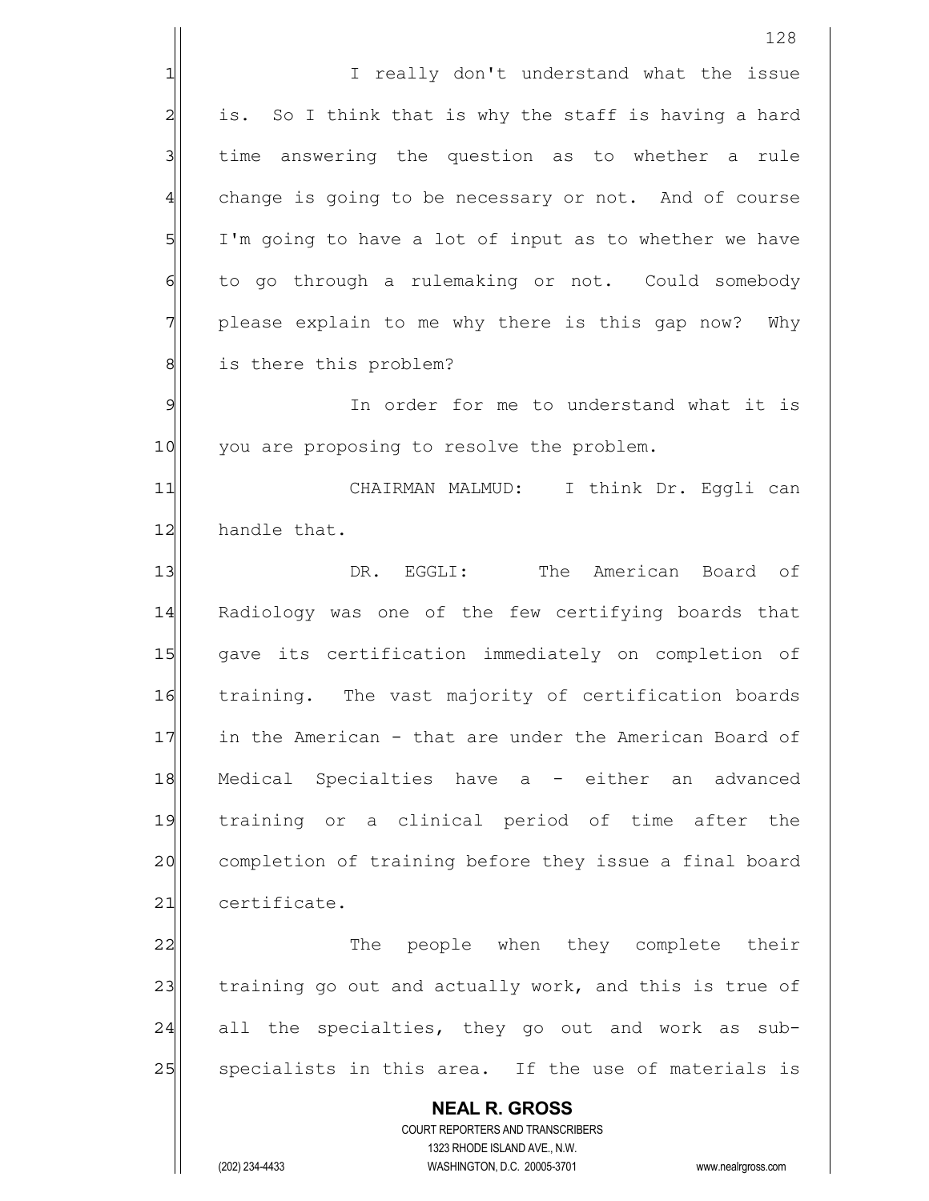I really don't understand what the issue is. So I think that is why the staff is having a hard time answering the question as to whether a rule change is going to be necessary or not. And of course I'm going to have a lot of input as to whether we have to go through a rulemaking or not. Could somebody please explain to me why there is this gap now? Why is there this problem?

In order for me to understand what it is you are proposing to resolve the problem.

CHAIRMAN MALMUD: I think Dr. Eggli can handle that.

DR. EGGLI: The American Board of Radiology was one of the few certifying boards that gave its certification immediately on completion of training. The vast majority of certification boards in the American - that are under the American Board of Medical Specialties have a - either an advanced training or a clinical period of time after the completion of training before they issue a final board certificate.

The people when they complete their training go out and actually work, and this is true of all the specialties, they go out and work as sub-specialists in this area. If the use of materials is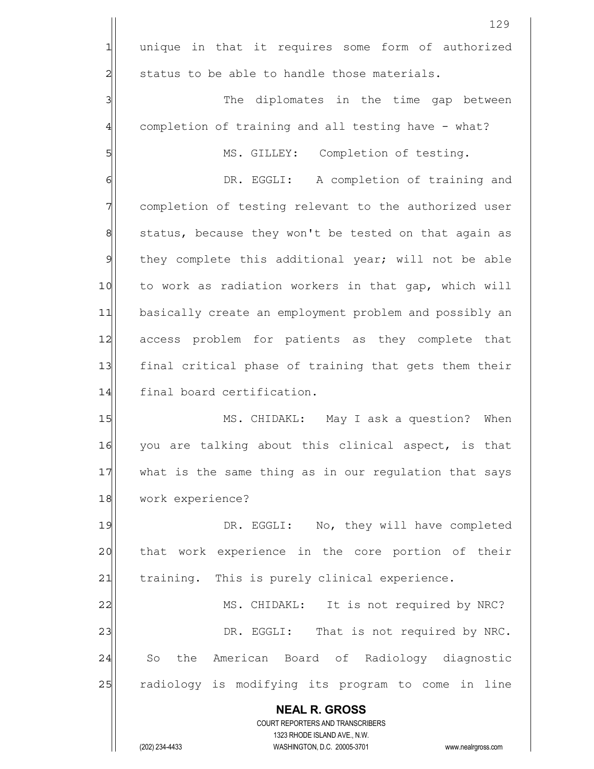unique in that it requires some form of authorized status to be able to handle those materials.

The diplomates in the time gap between completion of training and all testing have - what?

MS. GILLEY: Completion of testing.

DR. EGGLI: A completion of training and completion of testing relevant to the authorized user status, because they won't be tested on that again as they complete this additional year; will not be able to work as radiation workers in that gap, which will basically create an employment problem and possibly an access problem for patients as they complete that final critical phase of training that gets them their final board certification.

MS. CHIDAKL: May I ask a question? When you are talking about this clinical aspect, is that what is the same thing as in our regulation that says work experience?

DR. EGGLI: No, they will have completed that work experience in the core portion of their training. This is purely clinical experience.

MS. CHIDAKL: It is not required by NRC?

DR. EGGLI: That is not required by NRC. So the American Board of Radiology diagnostic radiology is modifying its program to come in line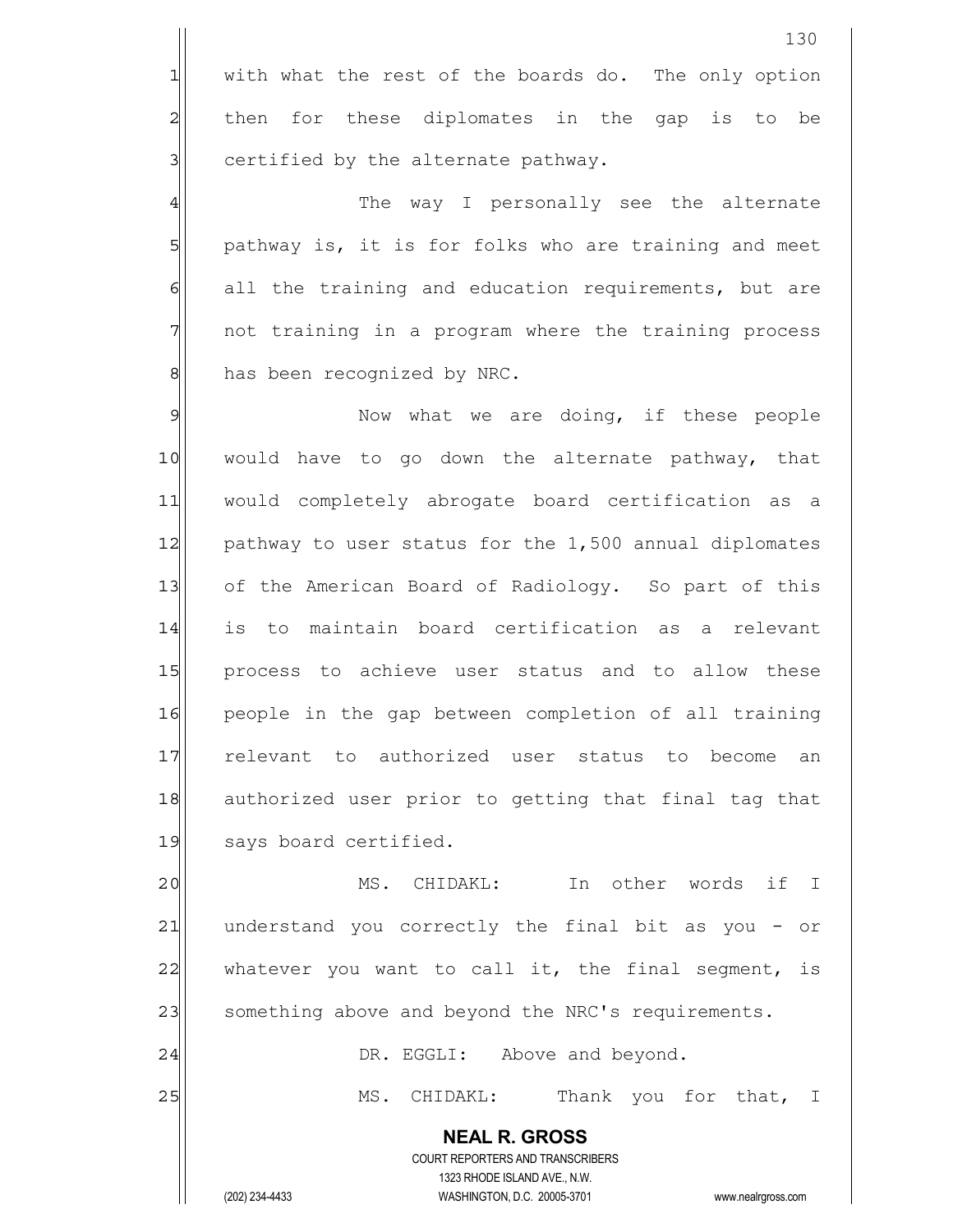with what the rest of the boards do. The only option then for these diplomates in the gap is to be certified by the alternate pathway.

The way I personally see the alternate pathway is, it is for folks who are training and meet all the training and education requirements, but are not training in a program where the training process has been recognized by NRC.

Now what we are doing, if these people would have to go down the alternate pathway, that would completely abrogate board certification as a pathway to user status for the 1,500 annual diplomates of the American Board of Radiology. So part of this is to maintain board certification as a relevant process to achieve user status and to allow these people in the gap between completion of all training relevant to authorized user status to become an authorized user prior to getting that final tag that says board certified.

MS. CHIDAKL: In other words if I understand you correctly the final bit as you - or whatever you want to call it, the final segment, is something above and beyond the NRC's requirements.

DR. EGGLI: Above and beyond.

MS. CHIDAKL: Thank you for that, I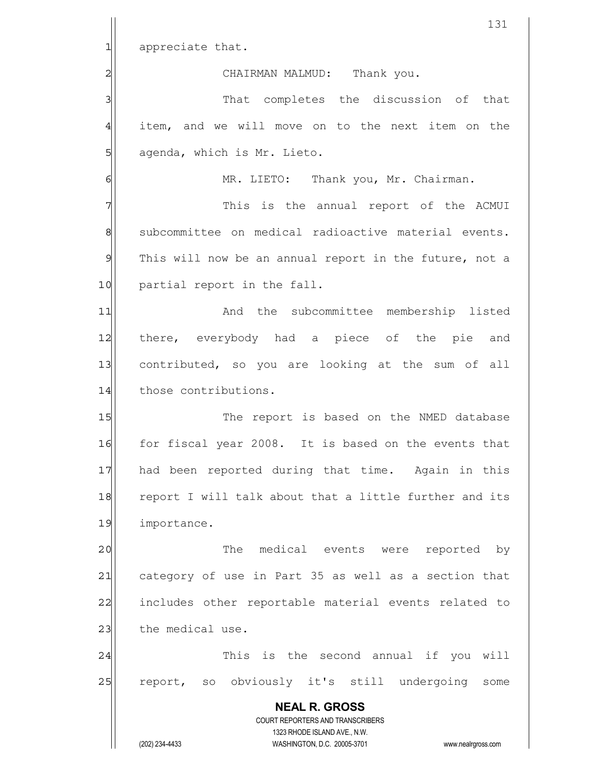appreciate that.

CHAIRMAN MALMUD: Thank you.

That completes the discussion of that item, and we will move on to the next item on the agenda, which is Mr. Lieto.

MR. LIETO: Thank you, Mr. Chairman.

This is the annual report of the ACMUI subcommittee on medical radioactive material events. This will now be an annual report in the future, not a partial report in the fall.

And the subcommittee membership listed there, everybody had a piece of the pie and contributed, so you are looking at the sum of all those contributions.

The report is based on the NMED database for fiscal year 2008. It is based on the events that had been reported during that time. Again in this report I will talk about that a little further and its importance.

The medical events were reported by category of use in Part 35 as well as a section that includes other reportable material events related to the medical use.

This is the second annual if you will report, so obviously it's still undergoing some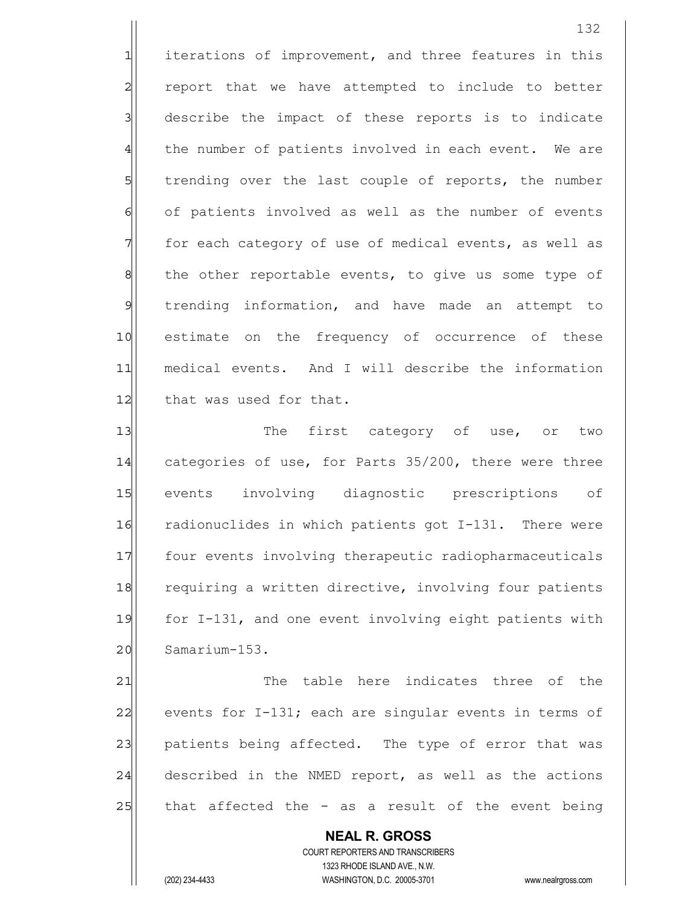iterations of improvement, and three features in this report that we have attempted to include to better describe the impact of these reports is to indicate the number of patients involved in each event. We are trending over the last couple of reports, the number of patients involved as well as the number of events for each category of use of medical events, as well as the other reportable events, to give us some type of trending information, and have made an attempt to estimate on the frequency of occurrence of these medical events. And I will describe the information that was used for that.

The first category of use, or two categories of use, for Parts 35/200, there were three events involving diagnostic prescriptions of radionuclides in which patients got I-131. There were four events involving therapeutic radiopharmaceuticals requiring a written directive, involving four patients for I-131, and one event involving eight patients with Samarium-153.

The table here indicates three of the events for I-131; each are singular events in terms of patients being affected. The type of error that was described in the NMED report, as well as the actions that affected the - as a result of the event being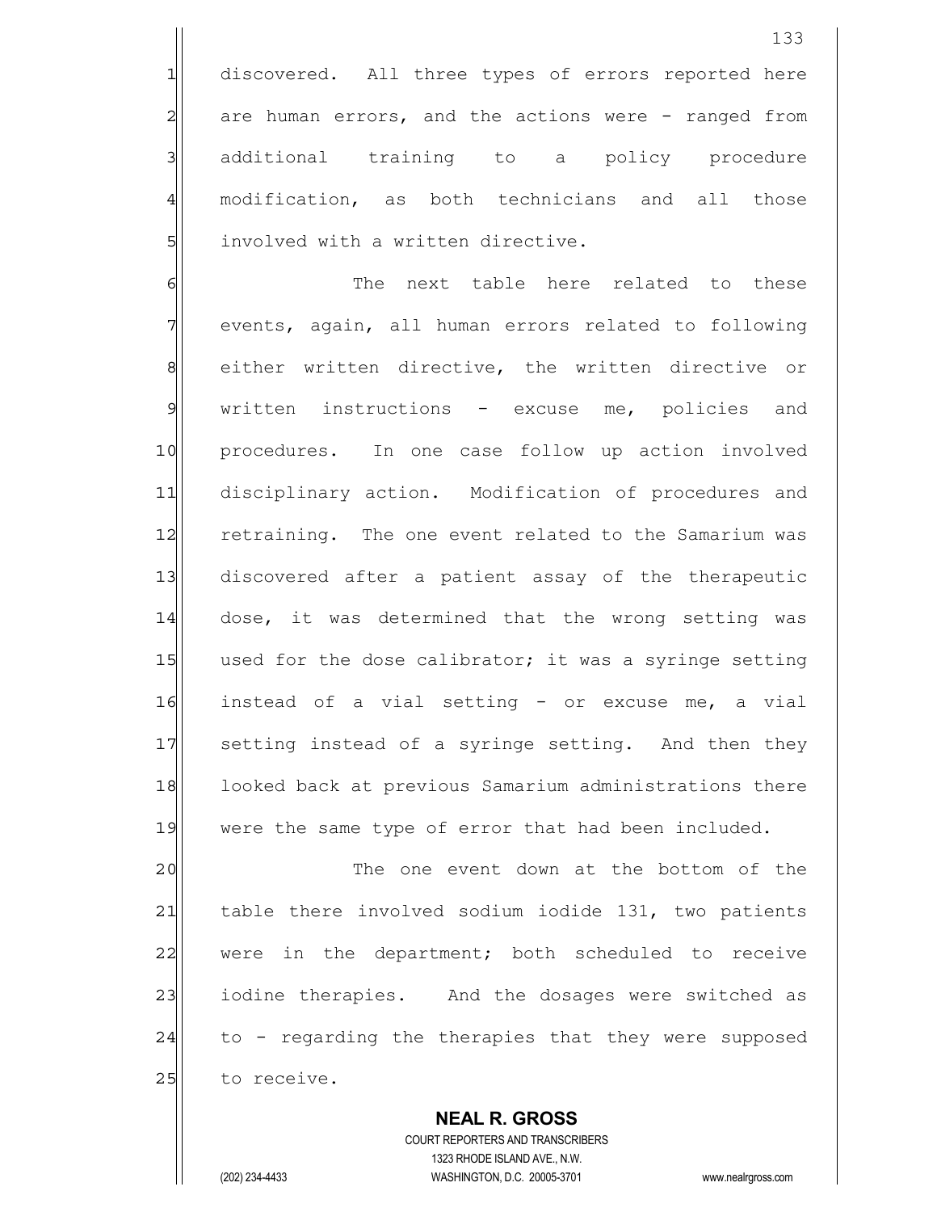discovered. All three types of errors reported here are human errors, and the actions were - ranged from additional training to a policy procedure modification, as both technicians and all those involved with a written directive.

The next table here related to these events, again, all human errors related to following either written directive, the written directive or written instructions - excuse me, policies and procedures. In one case follow up action involved disciplinary action. Modification of procedures and retraining. The one event related to the Samarium was discovered after a patient assay of the therapeutic dose, it was determined that the wrong setting was used for the dose calibrator; it was a syringe setting instead of a vial setting - or excuse me, a vial setting instead of a syringe setting. And then they looked back at previous Samarium administrations there were the same type of error that had been included.

The one event down at the bottom of the table there involved sodium iodide 131, two patients were in the department; both scheduled to receive iodine therapies. And the dosages were switched as to - regarding the therapies that they were supposed to receive.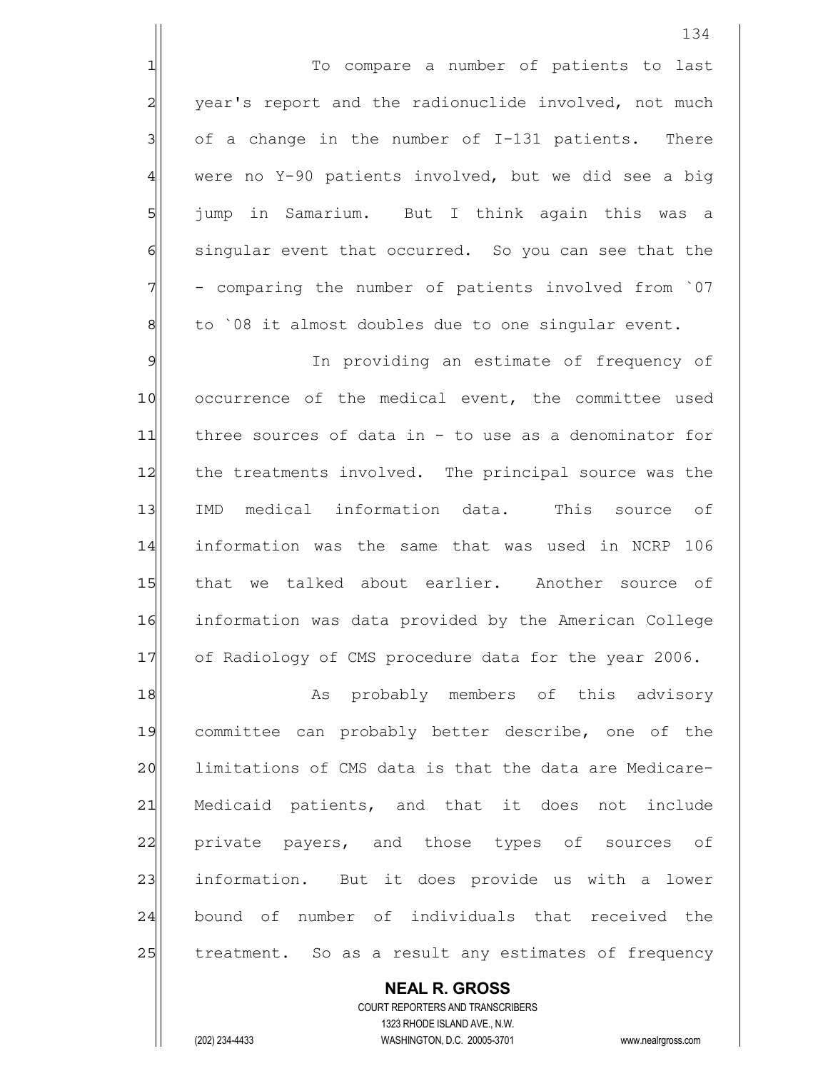To compare a number of patients to last year's report and the radionuclide involved, not much of a change in the number of I-131 patients. There were no Y-90 patients involved, but we did see a big jump in Samarium. But I think again this was a singular event that occurred. So you can see that the - comparing the number of patients involved from `07 to `08 it almost doubles due to one singular event.

In providing an estimate of frequency of occurrence of the medical event, the committee used three sources of data in - to use as a denominator for the treatments involved. The principal source was the IMD medical information data. This source of information was the same that was used in NCRP 106 that we talked about earlier. Another source of information was data provided by the American College of Radiology of CMS procedure data for the year 2006.

As probably members of this advisory committee can probably better describe, one of the limitations of CMS data is that the data are Medicare-Medicaid patients, and that it does not include private payers, and those types of sources of information. But it does provide us with a lower bound of number of individuals that received the treatment. So as a result any estimates of frequency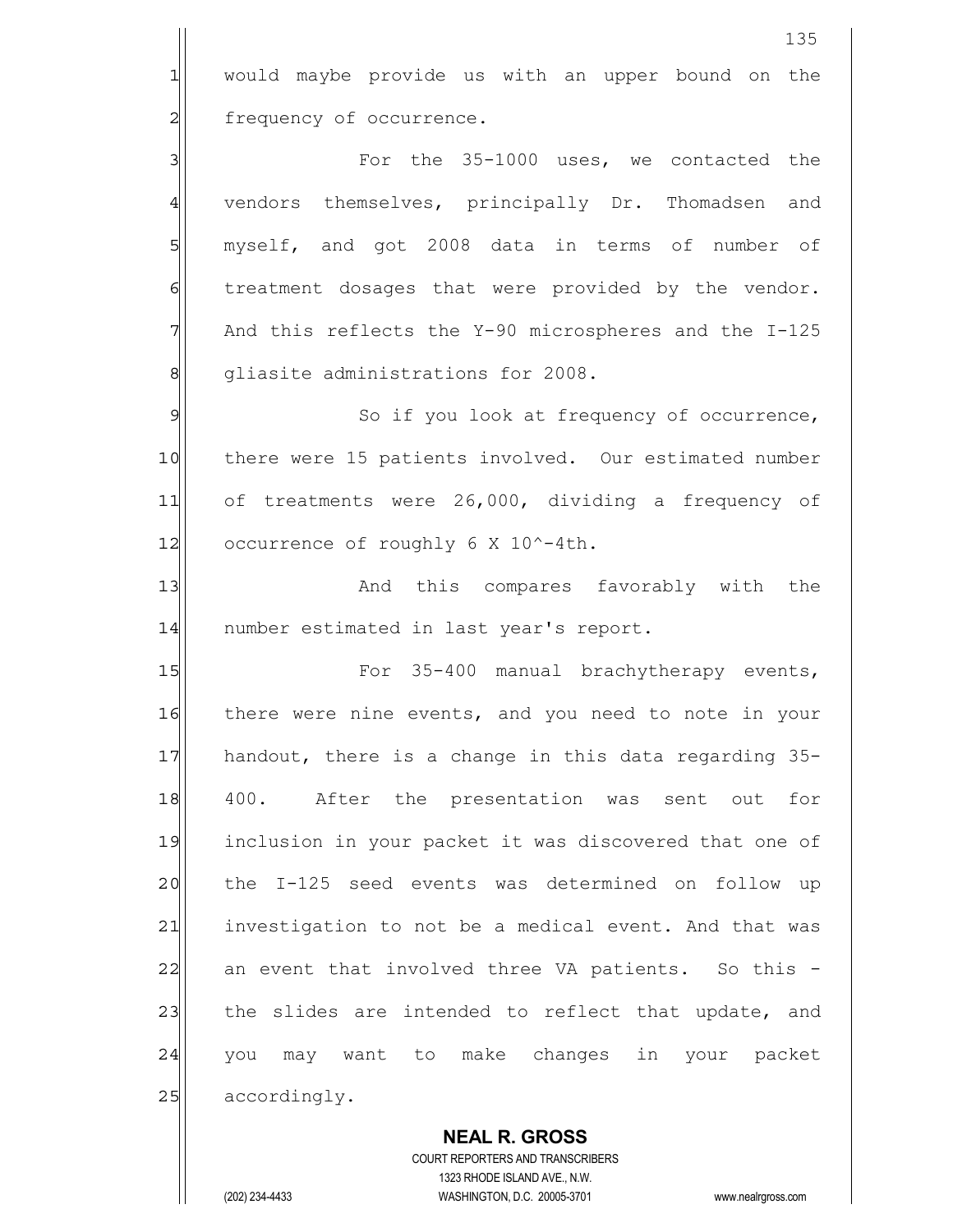would maybe provide us with an upper bound on the frequency of occurrence.

For the 35-1000 uses, we contacted the vendors themselves, principally Dr. Thomadsen and myself, and got 2008 data in terms of number of treatment dosages that were provided by the vendor. And this reflects the Y-90 microspheres and the I-125 gliasite administrations for 2008.

So if you look at frequency of occurrence, there were 15 patients involved. Our estimated number of treatments were 26,000, dividing a frequency of occurrence of roughly 6 X 10^-4th.

And this compares favorably with the number estimated in last year's report.

For 35-400 manual brachytherapy events, there were nine events, and you need to note in your handout, there is a change in this data regarding 35-400. After the presentation was sent out for inclusion in your packet it was discovered that one of the I-125 seed events was determined on follow up investigation to not be a medical event. And that was an event that involved three VA patients. So this - the slides are intended to reflect that update, and you may want to make changes in your packet accordingly.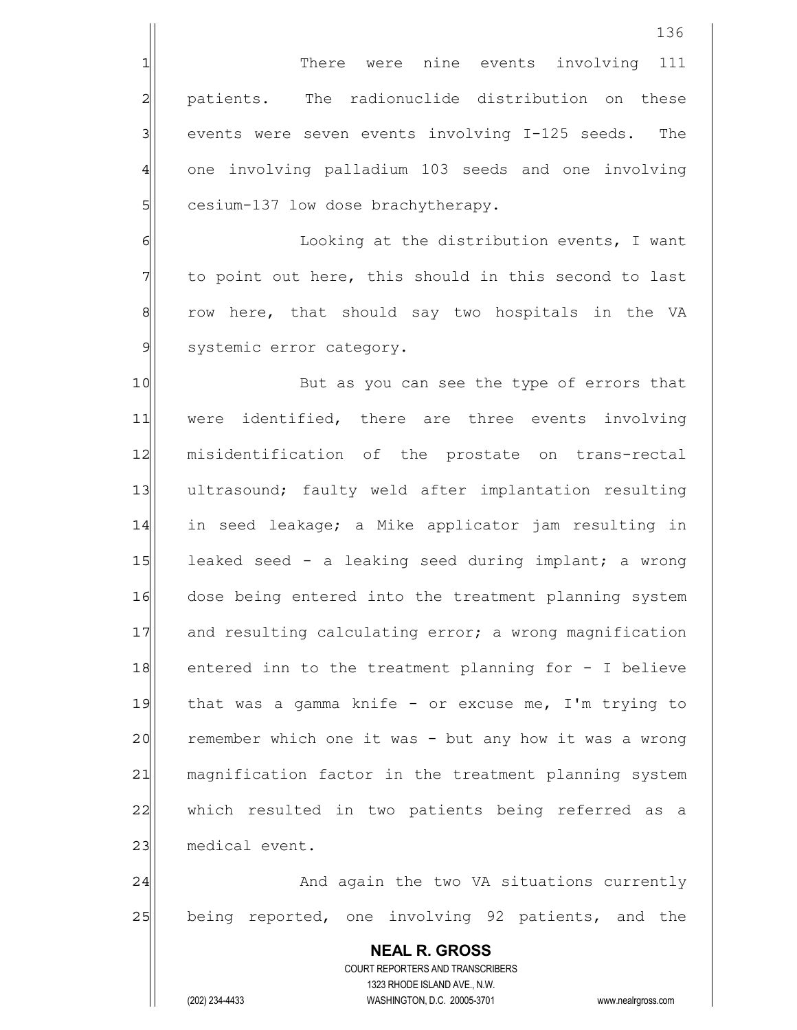There were nine events involving 111 patients. The radionuclide distribution on these events were seven events involving I-125 seeds. The one involving palladium 103 seeds and one involving cesium-137 low dose brachytherapy.

Looking at the distribution events, I want to point out here, this should in this second to last row here, that should say two hospitals in the VA systemic error category.

But as you can see the type of errors that were identified, there are three events involving misidentification of the prostate on trans-rectal ultrasound; faulty weld after implantation resulting in seed leakage; a Mike applicator jam resulting in leaked seed - a leaking seed during implant; a wrong dose being entered into the treatment planning system and resulting calculating error; a wrong magnification entered inn to the treatment planning for - I believe that was a gamma knife - or excuse me, I'm trying to remember which one it was - but any how it was a wrong magnification factor in the treatment planning system which resulted in two patients being referred as a medical event.

And again the two VA situations currently being reported, one involving 92 patients, and the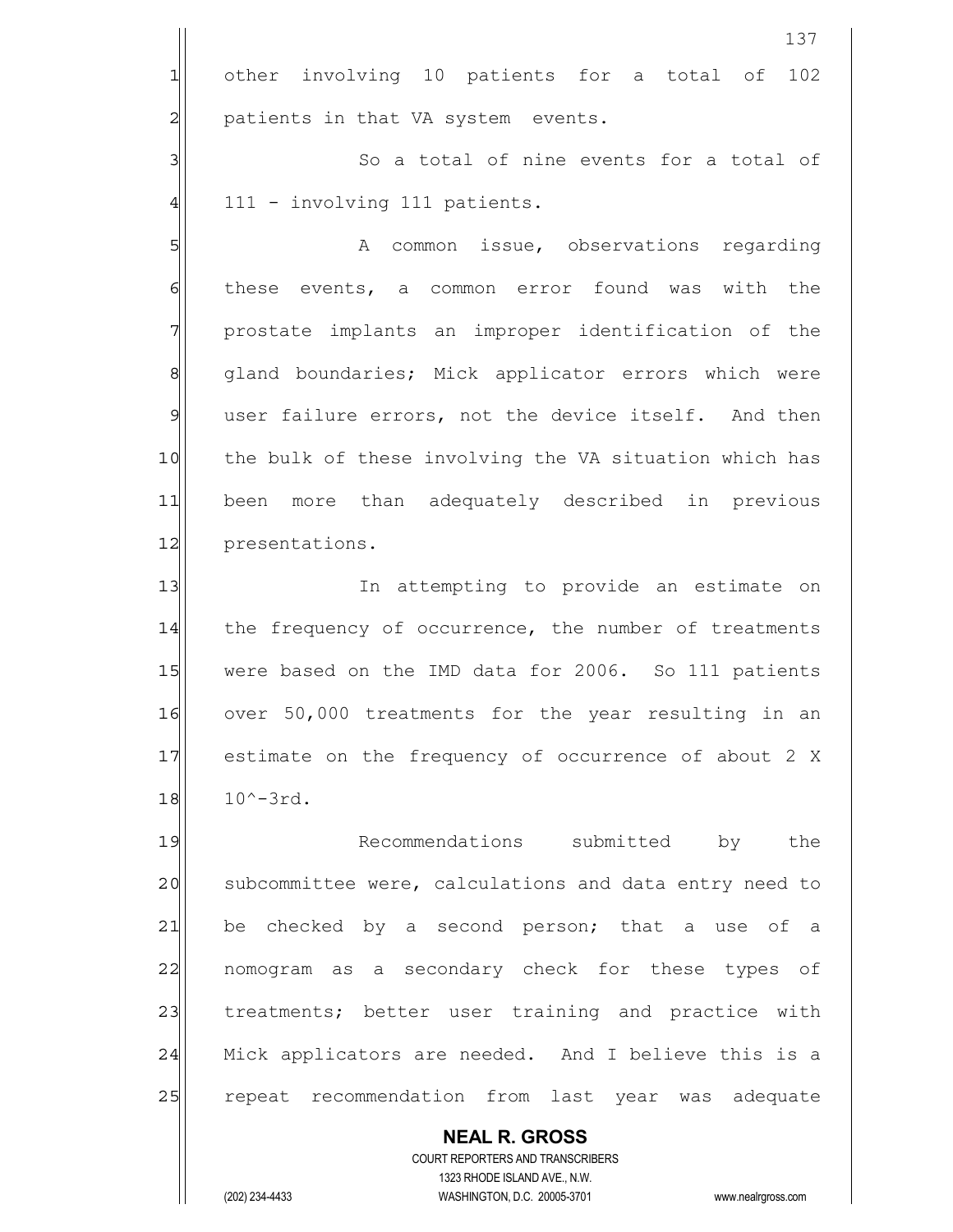other involving 10 patients for a total of 102 patients in that VA system events.

So a total of nine events for a total of 111 - involving 111 patients.

A common issue, observations regarding these events, a common error found was with the prostate implants an improper identification of the gland boundaries; Mick applicator errors which were user failure errors, not the device itself. And then the bulk of these involving the VA situation which has been more than adequately described in previous presentations.

In attempting to provide an estimate on the frequency of occurrence, the number of treatments were based on the IMD data for 2006. So 111 patients over 50,000 treatments for the year resulting in an estimate on the frequency of occurrence of about 2 X 10^-3rd.

Recommendations submitted by the subcommittee were, calculations and data entry need to be checked by a second person; that a use of a nomogram as a secondary check for these types of treatments; better user training and practice with Mick applicators are needed. And I believe this is a repeat recommendation from last year was adequate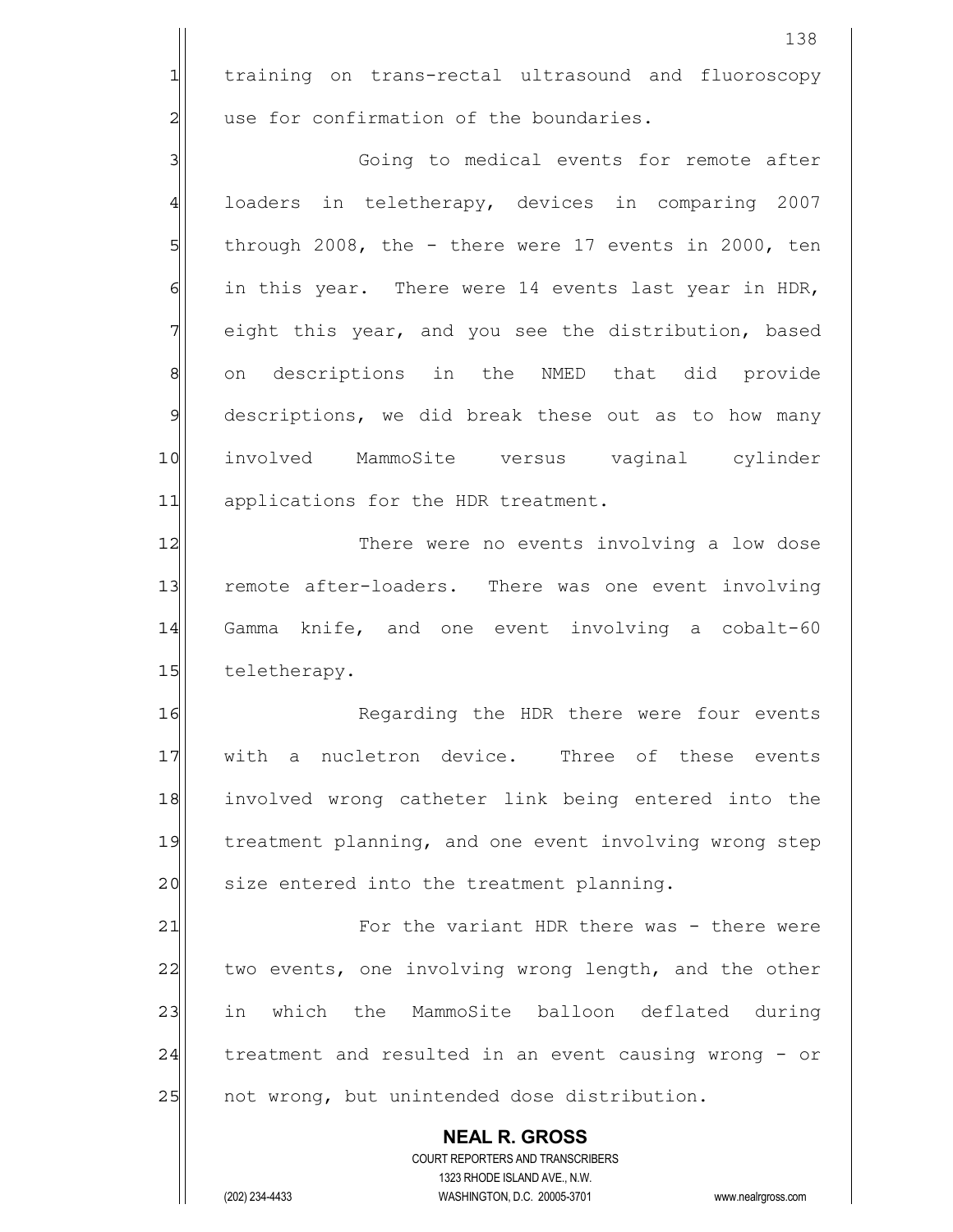training on trans-rectal ultrasound and fluoroscopy use for confirmation of the boundaries.

Going to medical events for remote after loaders in teletherapy, devices in comparing 2007 through 2008, the - there were 17 events in 2000, ten in this year. There were 14 events last year in HDR, eight this year, and you see the distribution, based on descriptions in the NMED that did provide descriptions, we did break these out as to how many involved MammoSite versus vaginal cylinder applications for the HDR treatment.

There were no events involving a low dose remote after-loaders. There was one event involving Gamma knife, and one event involving a cobalt-60 teletherapy.

Regarding the HDR there were four events with a nucletron device. Three of these events involved wrong catheter link being entered into the treatment planning, and one event involving wrong step size entered into the treatment planning.

For the variant HDR there was - there were two events, one involving wrong length, and the other in which the MammoSite balloon deflated during treatment and resulted in an event causing wrong - or not wrong, but unintended dose distribution.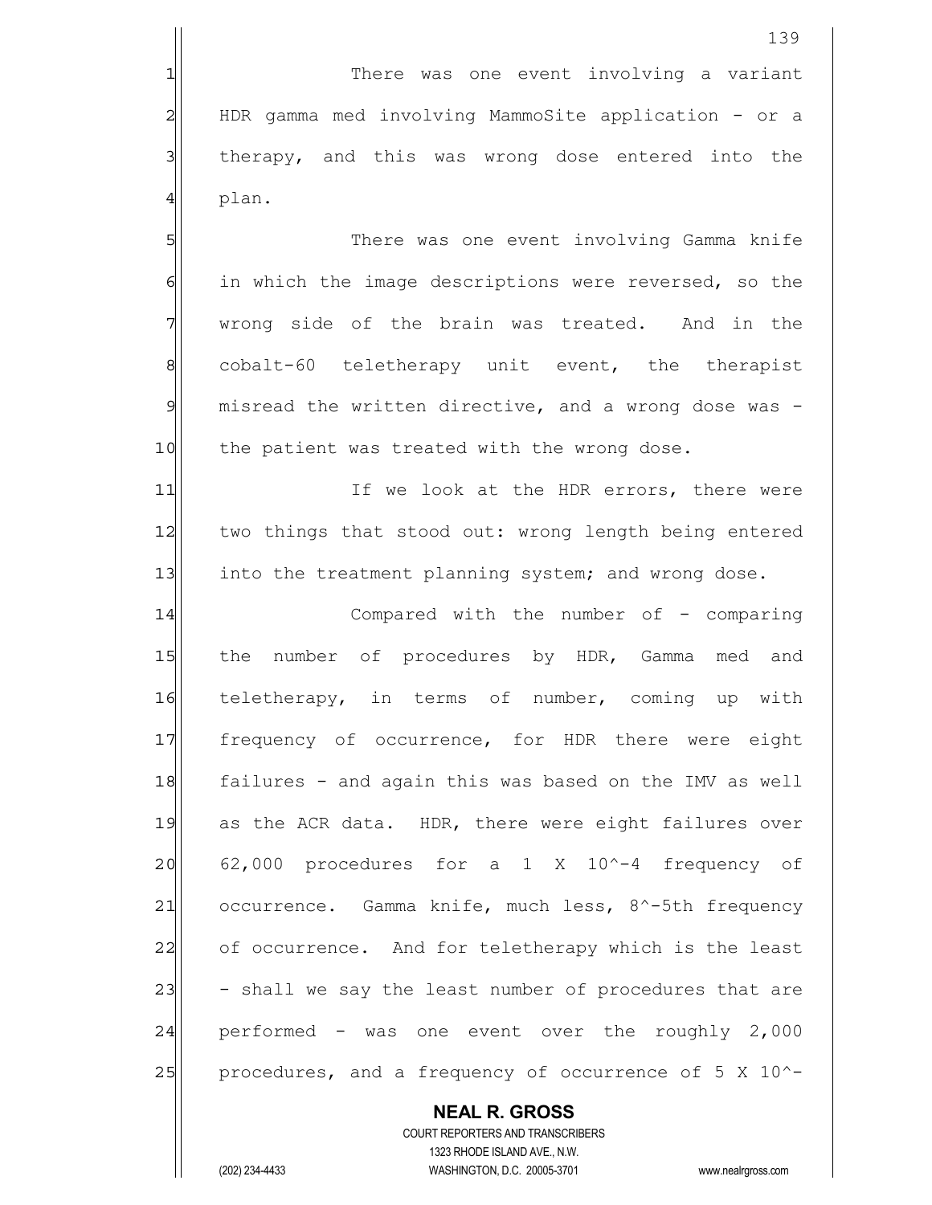There was one event involving a variant HDR gamma med involving MammoSite application - or a therapy, and this was wrong dose entered into the plan.

There was one event involving Gamma knife in which the image descriptions were reversed, so the wrong side of the brain was treated. And in the cobalt-60 teletherapy unit event, the therapist misread the written directive, and a wrong dose was - the patient was treated with the wrong dose.

If we look at the HDR errors, there were two things that stood out: wrong length being entered into the treatment planning system; and wrong dose.

Compared with the number of - comparing the number of procedures by HDR, Gamma med and teletherapy, in terms of number, coming up with frequency of occurrence, for HDR there were eight failures - and again this was based on the IMV as well as the ACR data. HDR, there were eight failures over 62,000 procedures for a 1 X 10^-4 frequency of occurrence. Gamma knife, much less, 8^-5th frequency of occurrence. And for teletherapy which is the least - shall we say the least number of procedures that are performed - was one event over the roughly 2,000 procedures, and a frequency of occurrence of 5 X 10^-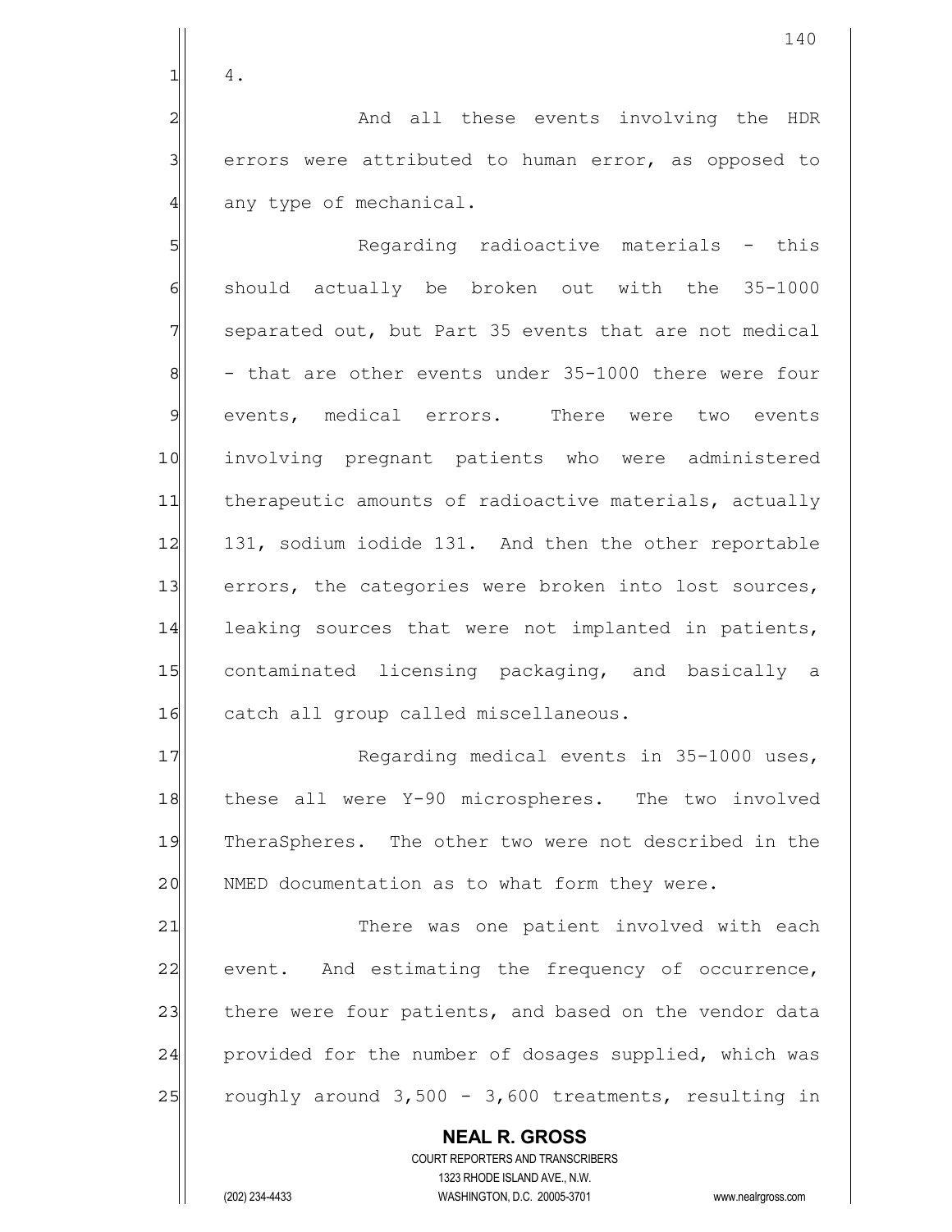4.

And all these events involving the HDR errors were attributed to human error, as opposed to any type of mechanical.

Regarding radioactive materials - this should actually be broken out with the 35-1000 separated out, but Part 35 events that are not medical - that are other events under 35-1000 there were four events, medical errors. There were two events involving pregnant patients who were administered therapeutic amounts of radioactive materials, actually 131, sodium iodide 131. And then the other reportable errors, the categories were broken into lost sources, leaking sources that were not implanted in patients, contaminated licensing packaging, and basically a catch all group called miscellaneous.

Regarding medical events in 35-1000 uses, these all were Y-90 microspheres. The two involved TheraSpheres. The other two were not described in the NMED documentation as to what form they were.

There was one patient involved with each event. And estimating the frequency of occurrence, there were four patients, and based on the vendor data provided for the number of dosages supplied, which was roughly around 3,500 - 3,600 treatments, resulting in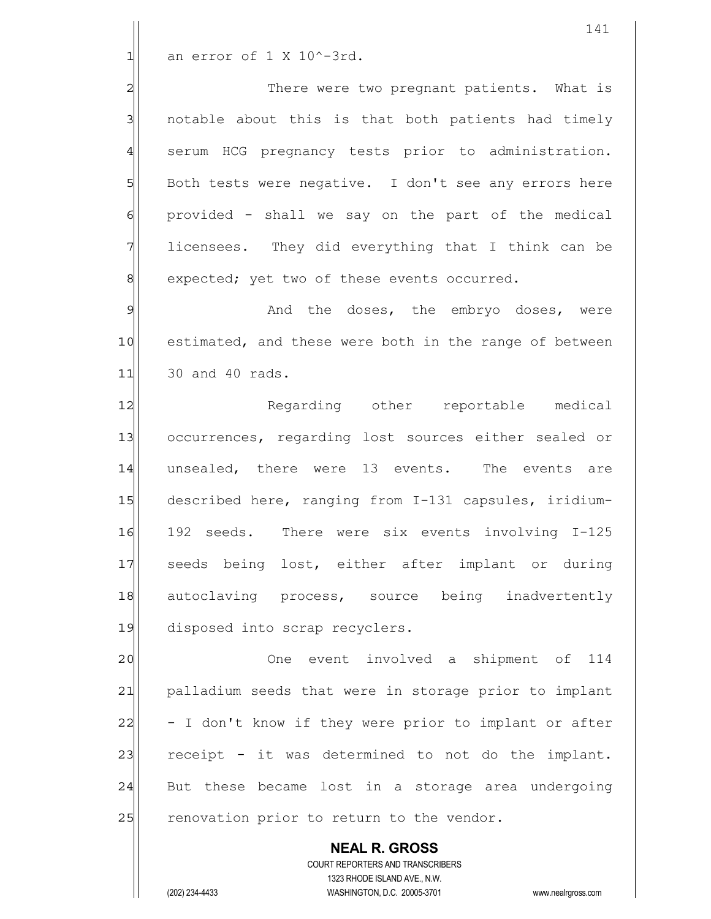an error of 1 X $10^{-3}$rd.

There were two pregnant patients. What is notable about this is that both patients had timely serum HCG pregnancy tests prior to administration. Both tests were negative. I don't see any errors here provided - shall we say on the part of the medical licensees. They did everything that I think can be expected; yet two of these events occurred.

And the doses, the embryo doses, were estimated, and these were both in the range of between 30 and 40 rads.

Regarding other reportable medical occurrences, regarding lost sources either sealed or unsealed, there were 13 events. The events are described here, ranging from I-131 capsules, iridium-192 seeds. There were six events involving I-125 seeds being lost, either after implant or during autoclaving process, source being inadvertently disposed into scrap recyclers.

One event involved a shipment of 114 palladium seeds that were in storage prior to implant - I don't know if they were prior to implant or after receipt - it was determined to not do the implant. But these became lost in a storage area undergoing renovation prior to return to the vendor.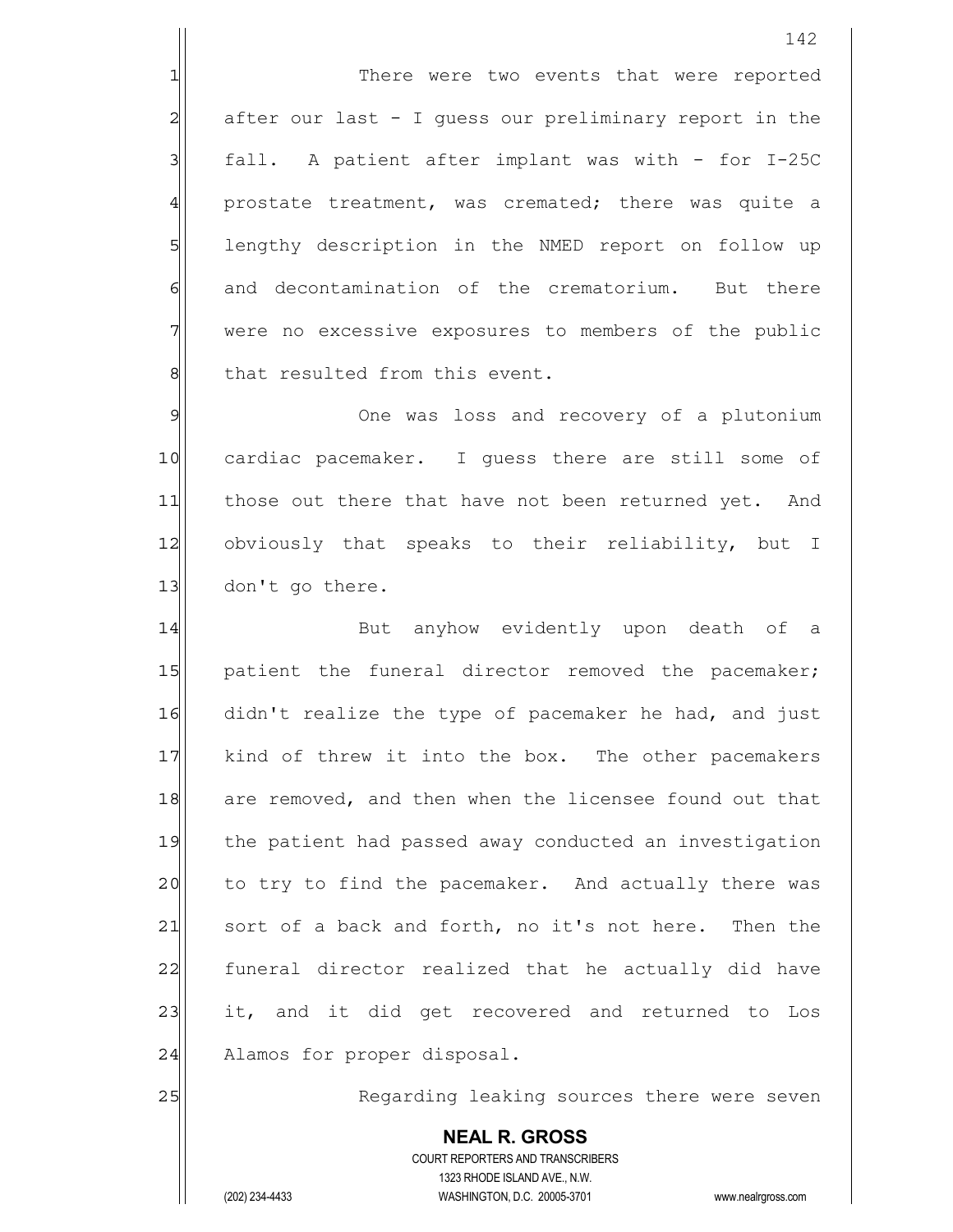There were two events that were reported after our last - I guess our preliminary report in the fall. A patient after implant was with - for I-25C prostate treatment, was cremated; there was quite a lengthy description in the NMED report on follow up and decontamination of the crematorium. But there were no excessive exposures to members of the public that resulted from this event.

One was loss and recovery of a plutonium cardiac pacemaker. I guess there are still some of those out there that have not been returned yet. And obviously that speaks to their reliability, but I don't go there.

But anyhow evidently upon death of a patient the funeral director removed the pacemaker; didn't realize the type of pacemaker he had, and just kind of threw it into the box. The other pacemakers are removed, and then when the licensee found out that the patient had passed away conducted an investigation to try to find the pacemaker. And actually there was sort of a back and forth, no it's not here. Then the funeral director realized that he actually did have it, and it did get recovered and returned to Los Alamos for proper disposal.

Regarding leaking sources there were seven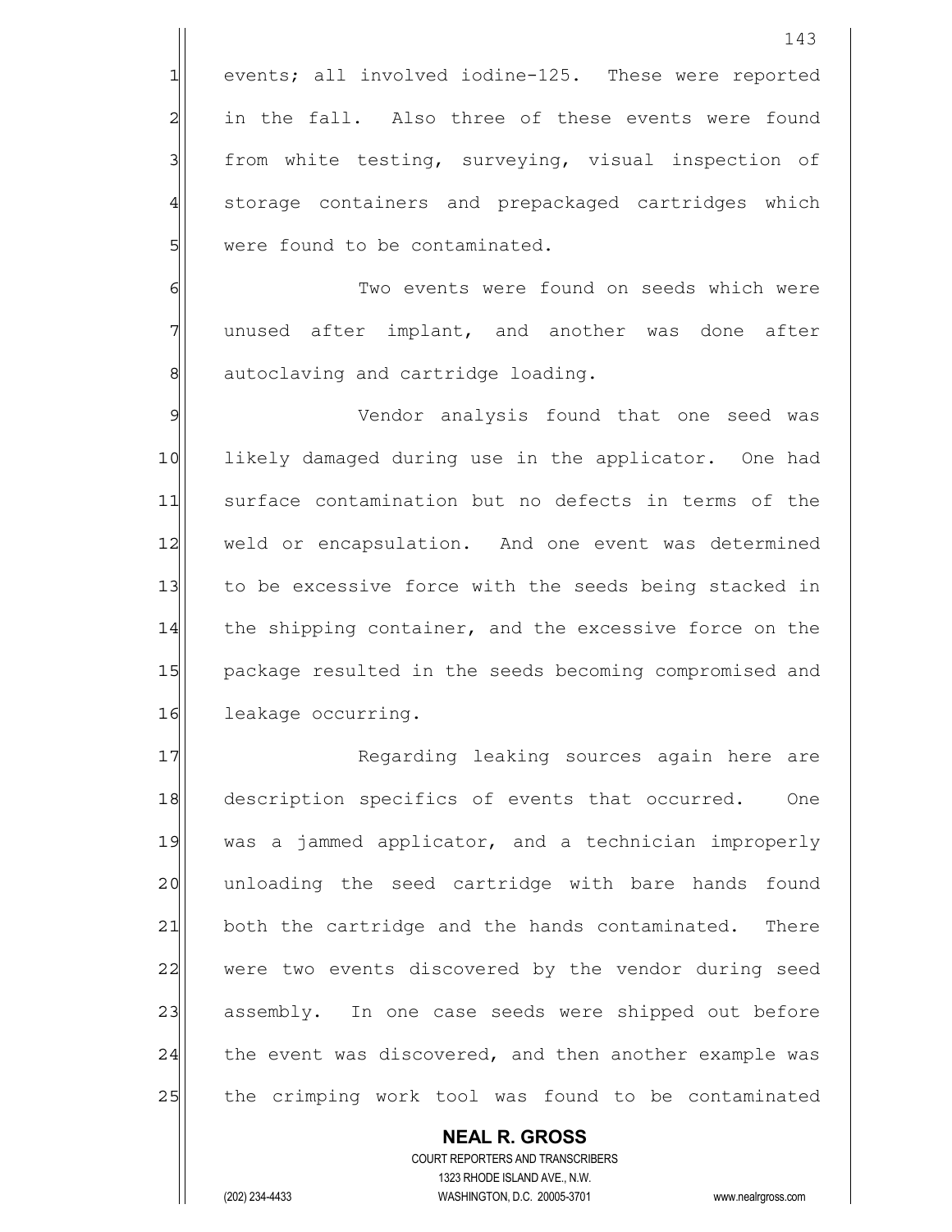events; all involved iodine-125. These were reported in the fall. Also three of these events were found from white testing, surveying, visual inspection of storage containers and prepackaged cartridges which were found to be contaminated.

Two events were found on seeds which were unused after implant, and another was done after autoclaving and cartridge loading.

Vendor analysis found that one seed was likely damaged during use in the applicator. One had surface contamination but no defects in terms of the weld or encapsulation. And one event was determined to be excessive force with the seeds being stacked in the shipping container, and the excessive force on the package resulted in the seeds becoming compromised and leakage occurring.

Regarding leaking sources again here are description specifics of events that occurred. One was a jammed applicator, and a technician improperly unloading the seed cartridge with bare hands found both the cartridge and the hands contaminated. There were two events discovered by the vendor during seed assembly. In one case seeds were shipped out before the event was discovered, and then another example was the crimping work tool was found to be contaminated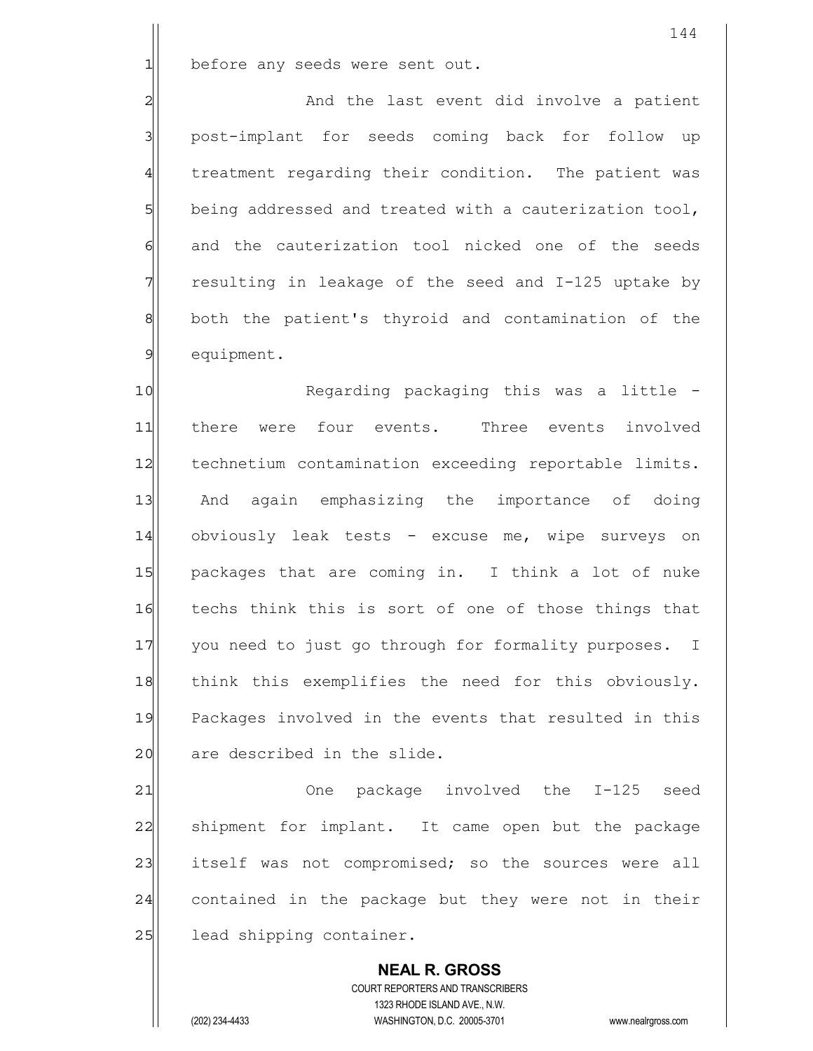before any seeds were sent out.

And the last event did involve a patient post-implant for seeds coming back for follow up treatment regarding their condition. The patient was being addressed and treated with a cauterization tool, and the cauterization tool nicked one of the seeds resulting in leakage of the seed and I-125 uptake by both the patient's thyroid and contamination of the equipment.

Regarding packaging this was a little - there were four events. Three events involved technetium contamination exceeding reportable limits. And again emphasizing the importance of doing obviously leak tests - excuse me, wipe surveys on packages that are coming in. I think a lot of nuke techs think this is sort of one of those things that you need to just go through for formality purposes. I think this exemplifies the need for this obviously. Packages involved in the events that resulted in this are described in the slide.

One package involved the I-125 seed shipment for implant. It came open but the package itself was not compromised; so the sources were all contained in the package but they were not in their lead shipping container.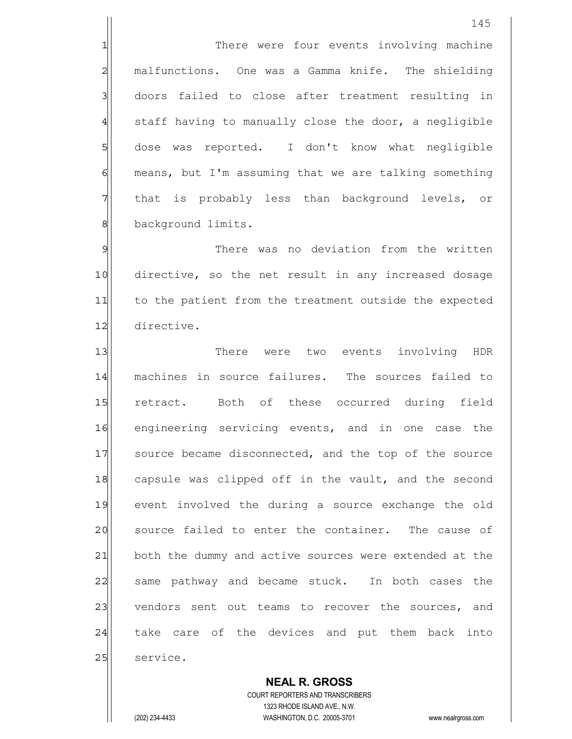There were four events involving machine malfunctions. One was a Gamma knife. The shielding doors failed to close after treatment resulting in staff having to manually close the door, a negligible dose was reported. I don't know what negligible means, but I'm assuming that we are talking something that is probably less than background levels, or background limits.

There was no deviation from the written directive, so the net result in any increased dosage to the patient from the treatment outside the expected directive.

There were two events involving HDR machines in source failures. The sources failed to retract. Both of these occurred during field engineering servicing events, and in one case the source became disconnected, and the top of the source capsule was clipped off in the vault, and the second event involved the during a source exchange the old source failed to enter the container. The cause of both the dummy and active sources were extended at the same pathway and became stuck. In both cases the vendors sent out teams to recover the sources, and take care of the devices and put them back into service.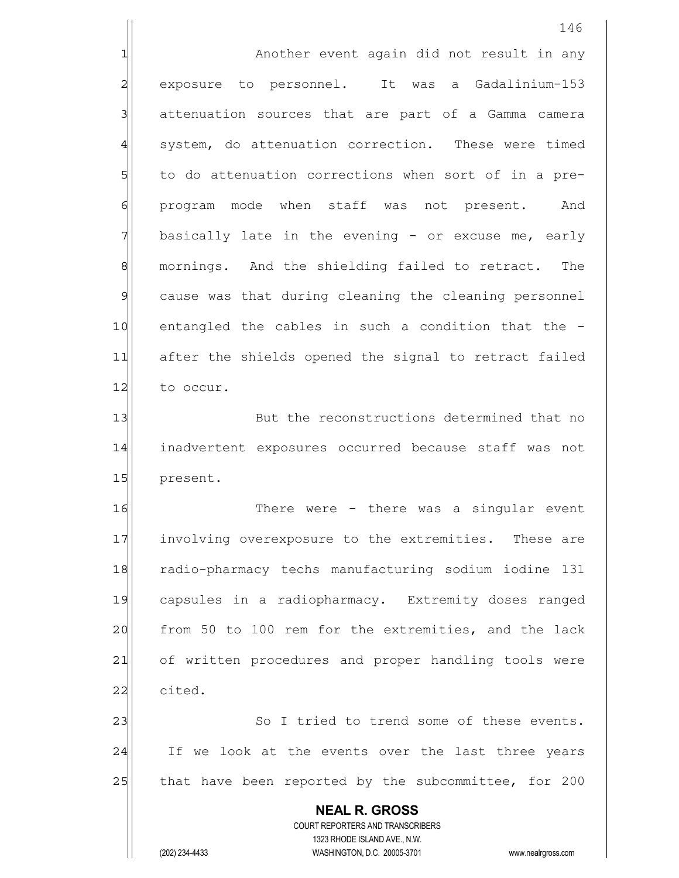Another event again did not result in any exposure to personnel. It was a Gadalinium-153 attenuation sources that are part of a Gamma camera system, do attenuation correction. These were timed to do attenuation corrections when sort of in a pre-program mode when staff was not present. And basically late in the evening - or excuse me, early mornings. And the shielding failed to retract. The cause was that during cleaning the cleaning personnel entangled the cables in such a condition that the - after the shields opened the signal to retract failed to occur.

But the reconstructions determined that no inadvertent exposures occurred because staff was not present.

There were - there was a singular event involving overexposure to the extremities. These are radio-pharmacy techs manufacturing sodium iodine 131 capsules in a radiopharmacy. Extremity doses ranged from 50 to 100 rem for the extremities, and the lack of written procedures and proper handling tools were cited.

So I tried to trend some of these events. If we look at the events over the last three years that have been reported by the subcommittee, for 200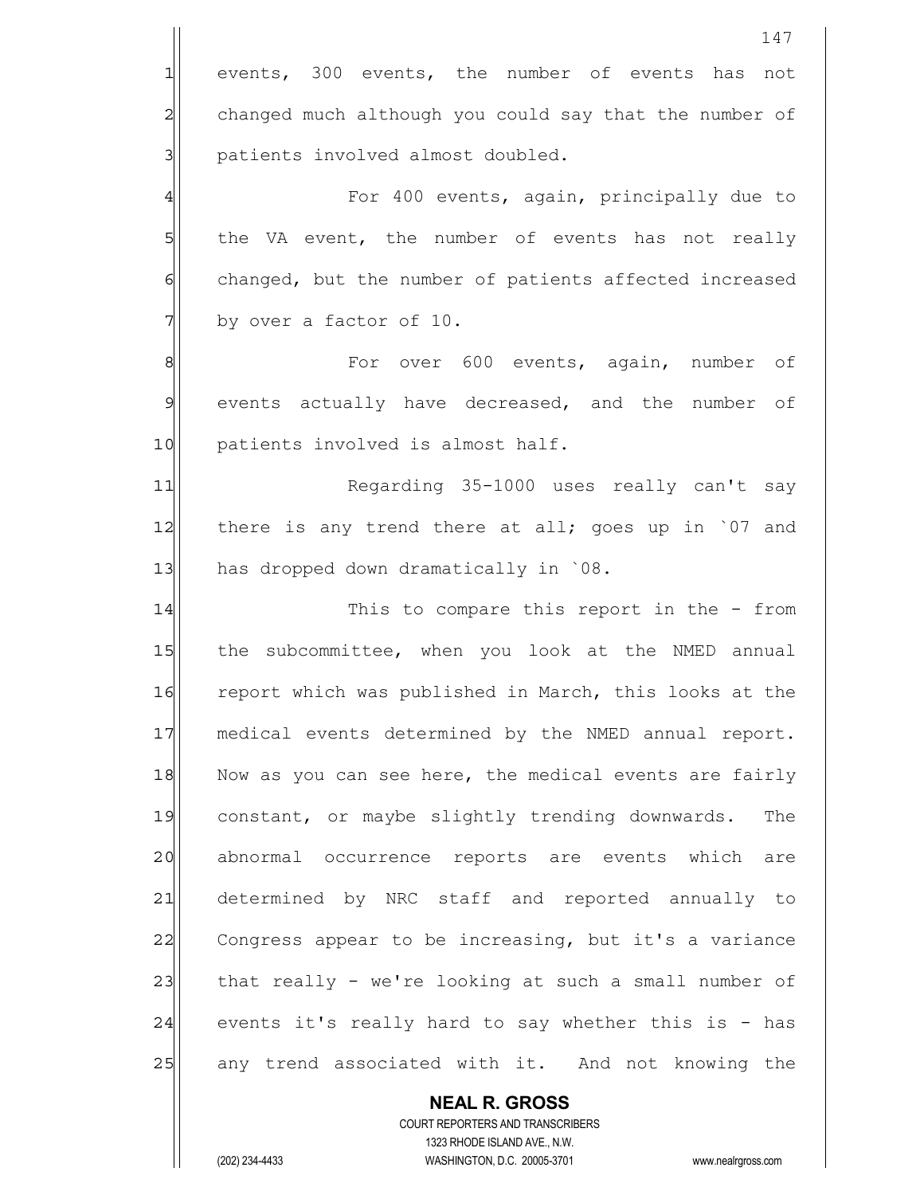events, 300 events, the number of events has not changed much although you could say that the number of patients involved almost doubled.

For 400 events, again, principally due to the VA event, the number of events has not really changed, but the number of patients affected increased by over a factor of 10.

For over 600 events, again, number of events actually have decreased, and the number of patients involved is almost half.

Regarding 35-1000 uses really can't say there is any trend there at all; goes up in `07 and has dropped down dramatically in `08.

This to compare this report in the - from the subcommittee, when you look at the NMED annual report which was published in March, this looks at the medical events determined by the NMED annual report. Now as you can see here, the medical events are fairly constant, or maybe slightly trending downwards. The abnormal occurrence reports are events which are determined by NRC staff and reported annually to Congress appear to be increasing, but it's a variance that really - we're looking at such a small number of events it's really hard to say whether this is - has any trend associated with it. And not knowing the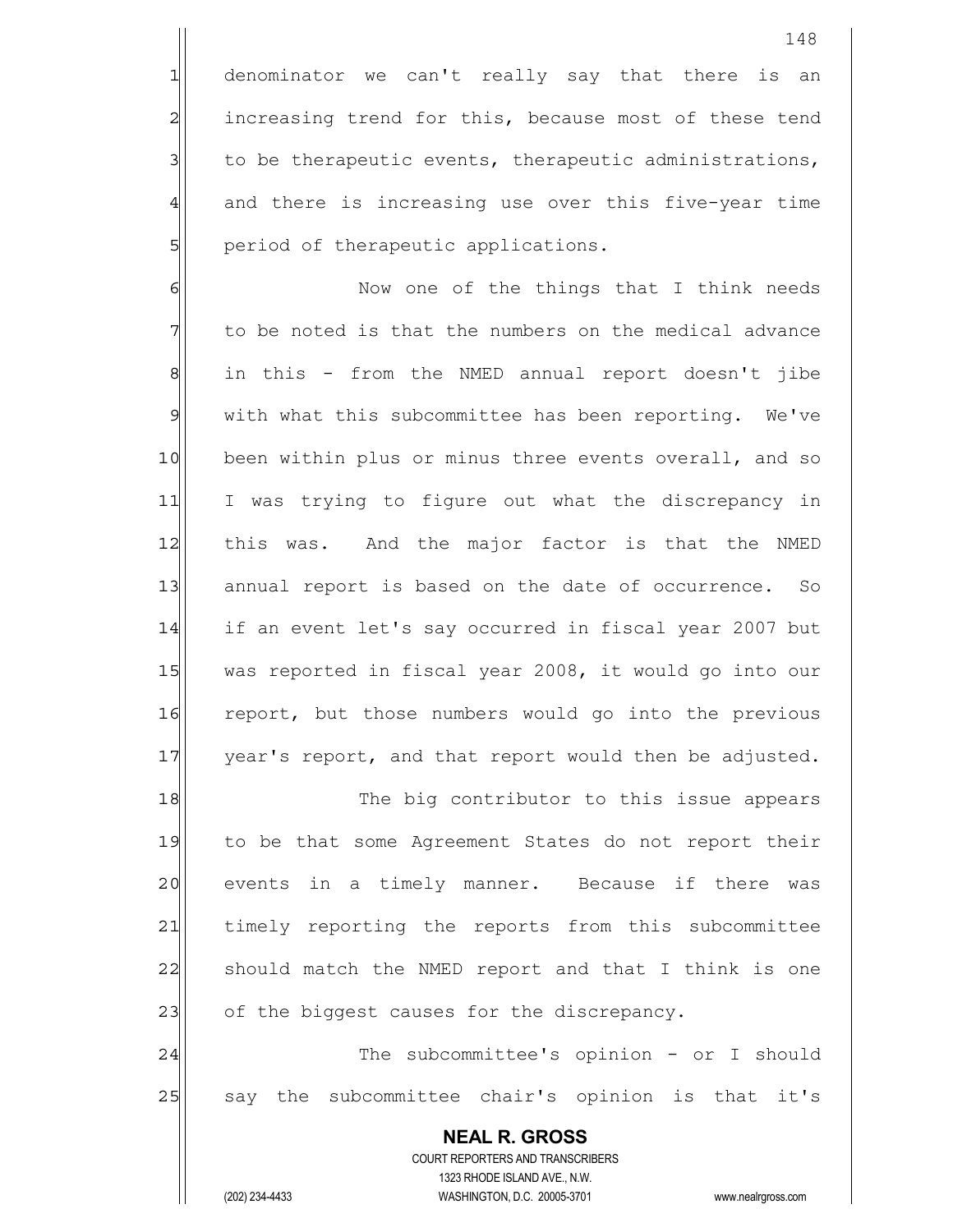denominator we can't really say that there is an increasing trend for this, because most of these tend to be therapeutic events, therapeutic administrations, and there is increasing use over this five-year time period of therapeutic applications.

Now one of the things that I think needs to be noted is that the numbers on the medical advance in this - from the NMED annual report doesn't jibe with what this subcommittee has been reporting. We've been within plus or minus three events overall, and so I was trying to figure out what the discrepancy in this was. And the major factor is that the NMED annual report is based on the date of occurrence. So if an event let's say occurred in fiscal year 2007 but was reported in fiscal year 2008, it would go into our report, but those numbers would go into the previous year's report, and that report would then be adjusted.

The big contributor to this issue appears to be that some Agreement States do not report their events in a timely manner. Because if there was timely reporting the reports from this subcommittee should match the NMED report and that I think is one of the biggest causes for the discrepancy.

The subcommittee's opinion - or I should say the subcommittee chair's opinion is that it's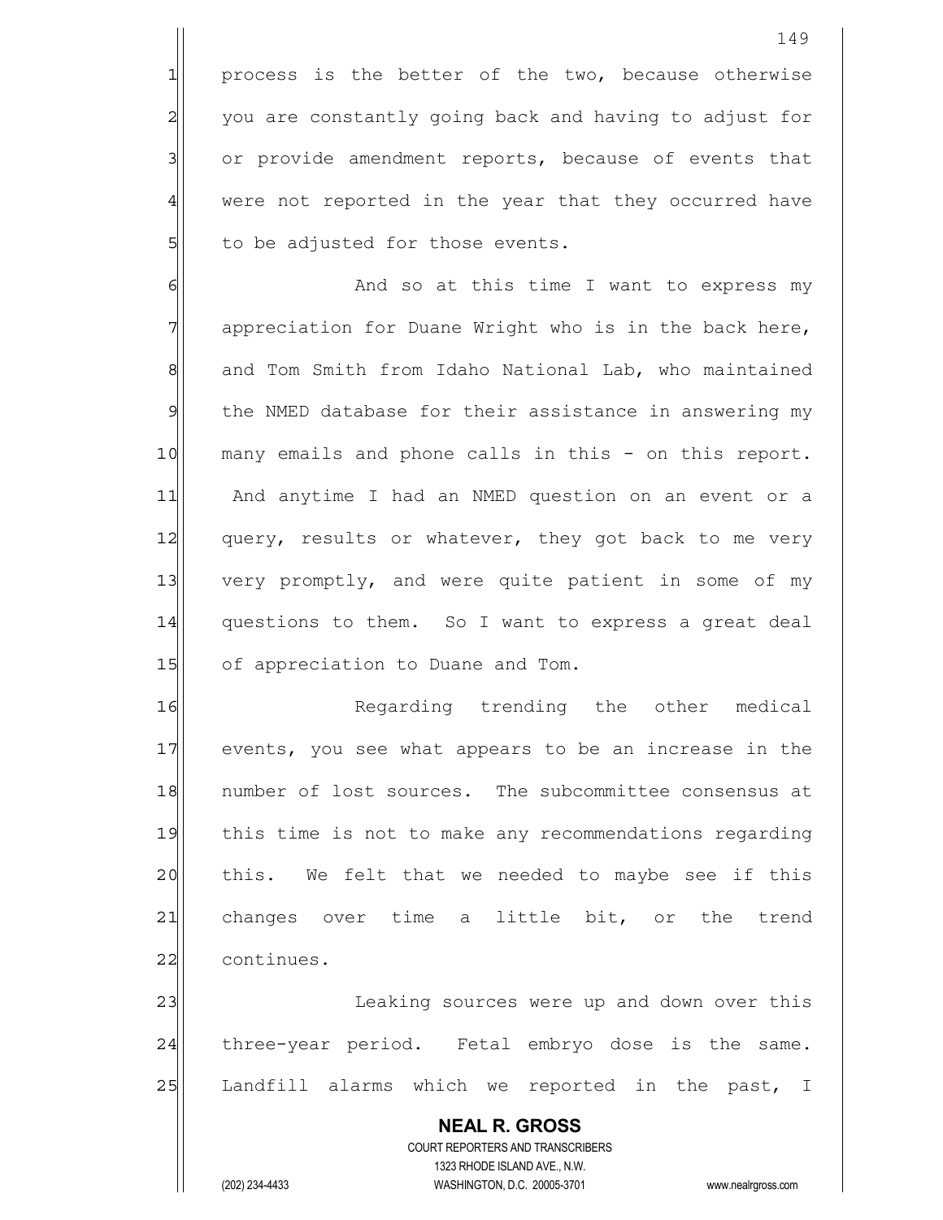process is the better of the two, because otherwise you are constantly going back and having to adjust for or provide amendment reports, because of events that were not reported in the year that they occurred have to be adjusted for those events.

And so at this time I want to express my appreciation for Duane Wright who is in the back here, and Tom Smith from Idaho National Lab, who maintained the NMED database for their assistance in answering my many emails and phone calls in this - on this report. And anytime I had an NMED question on an event or a query, results or whatever, they got back to me very very promptly, and were quite patient in some of my questions to them. So I want to express a great deal of appreciation to Duane and Tom.

Regarding trending the other medical events, you see what appears to be an increase in the number of lost sources. The subcommittee consensus at this time is not to make any recommendations regarding this. We felt that we needed to maybe see if this changes over time a little bit, or the trend continues.

Leaking sources were up and down over this three-year period. Fetal embryo dose is the same. Landfill alarms which we reported in the past, I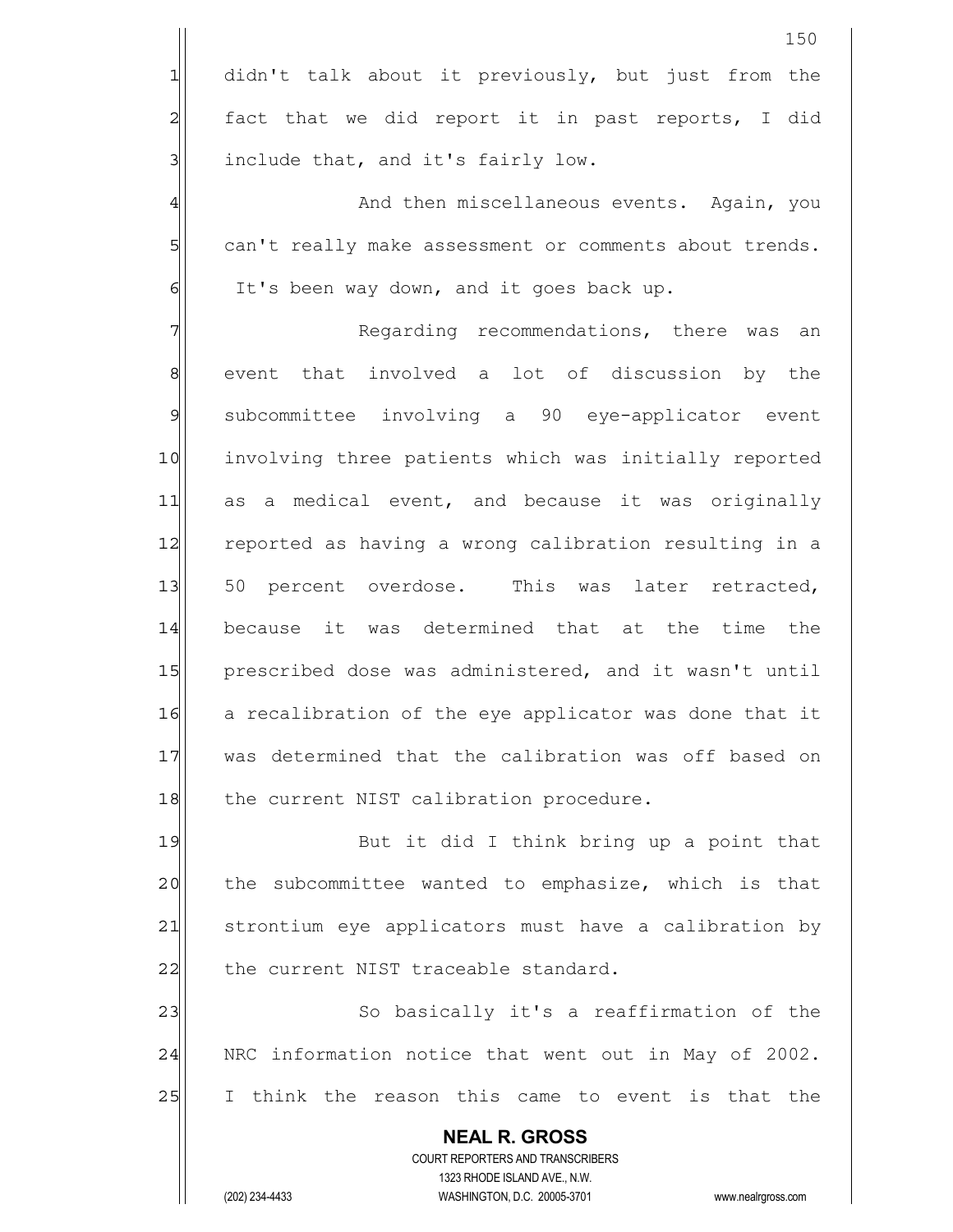didn't talk about it previously, but just from the fact that we did report it in past reports, I did include that, and it's fairly low.

And then miscellaneous events. Again, you can't really make assessment or comments about trends. It's been way down, and it goes back up.

Regarding recommendations, there was an event that involved a lot of discussion by the subcommittee involving a 90 eye-applicator event involving three patients which was initially reported as a medical event, and because it was originally reported as having a wrong calibration resulting in a 50 percent overdose. This was later retracted, because it was determined that at the time the prescribed dose was administered, and it wasn't until a recalibration of the eye applicator was done that it was determined that the calibration was off based on the current NIST calibration procedure.

But it did I think bring up a point that the subcommittee wanted to emphasize, which is that strontium eye applicators must have a calibration by the current NIST traceable standard.

So basically it's a reaffirmation of the NRC information notice that went out in May of 2002. I think the reason this came to event is that the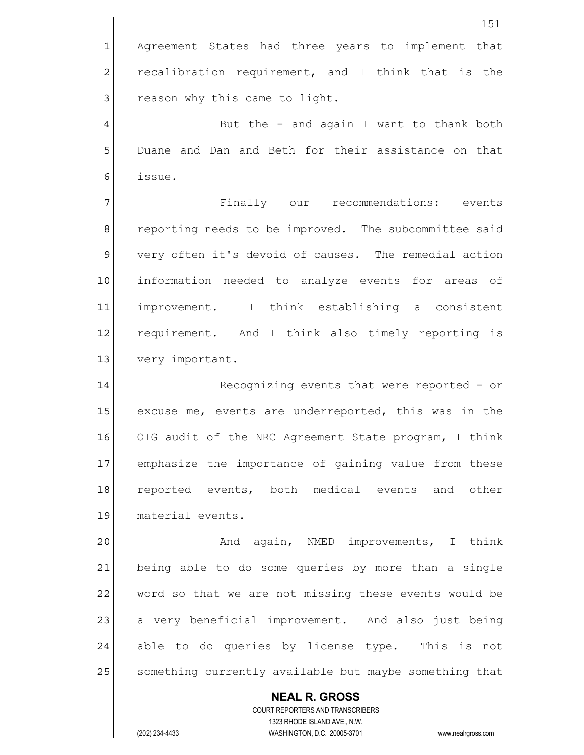Agreement States had three years to implement that recalibration requirement, and I think that is the reason why this came to light.

But the - and again I want to thank both Duane and Dan and Beth for their assistance on that issue.

Finally our recommendations: events reporting needs to be improved. The subcommittee said very often it's devoid of causes. The remedial action information needed to analyze events for areas of improvement. I think establishing a consistent requirement. And I think also timely reporting is very important.

Recognizing events that were reported - or excuse me, events are underreported, this was in the OIG audit of the NRC Agreement State program, I think emphasize the importance of gaining value from these reported events, both medical events and other material events.

And again, NMED improvements, I think being able to do some queries by more than a single word so that we are not missing these events would be a very beneficial improvement. And also just being able to do queries by license type. This is not something currently available but maybe something that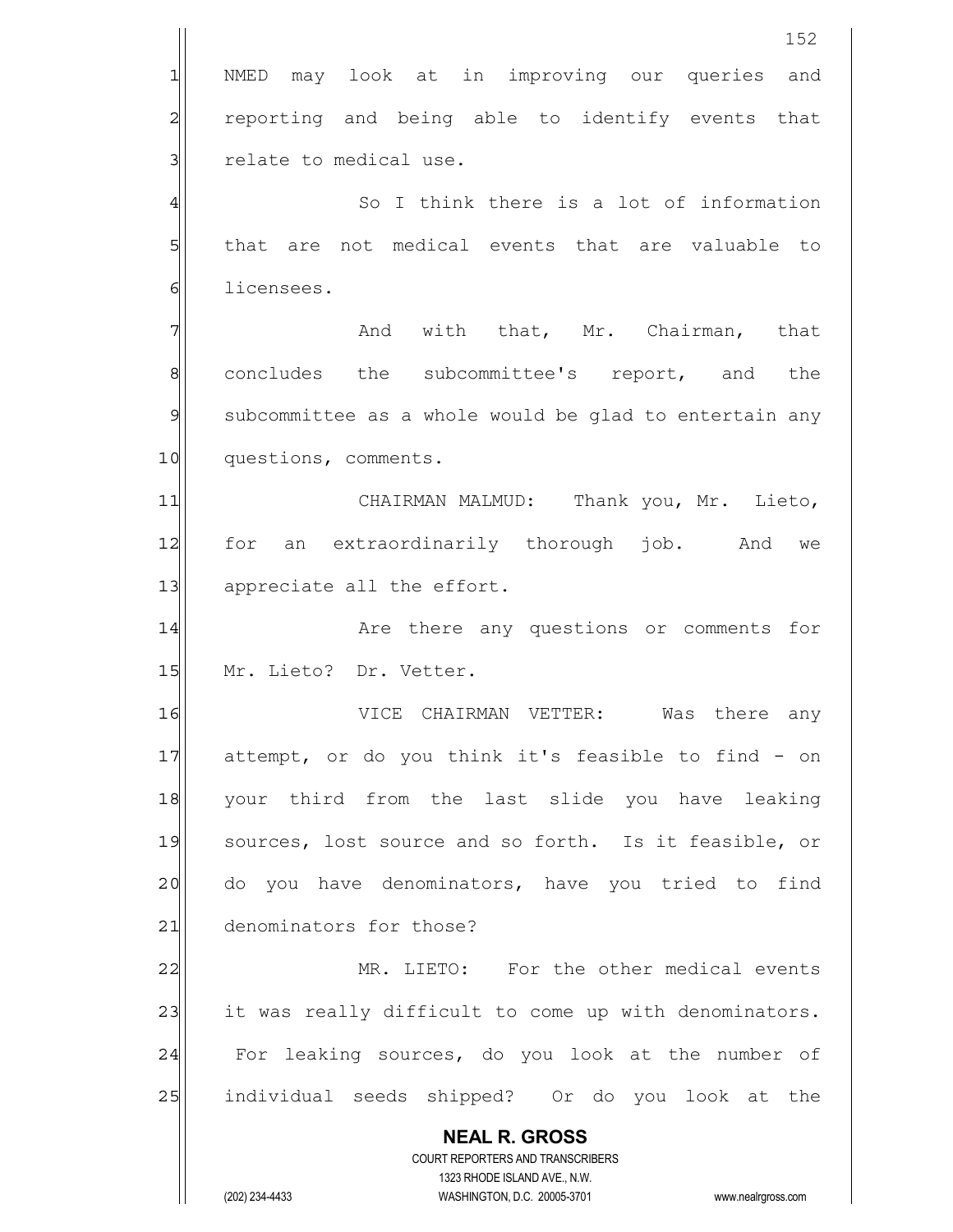NMED may look at in improving our queries and reporting and being able to identify events that relate to medical use.

So I think there is a lot of information that are not medical events that are valuable to licensees.

And with that, Mr. Chairman, that concludes the subcommittee's report, and the subcommittee as a whole would be glad to entertain any questions, comments.

CHAIRMAN MALMUD: Thank you, Mr. Lieto, for an extraordinarily thorough job. And we appreciate all the effort.

Are there any questions or comments for Mr. Lieto? Dr. Vetter.

VICE CHAIRMAN VETTER: Was there any attempt, or do you think it's feasible to find - on your third from the last slide you have leaking sources, lost source and so forth. Is it feasible, or do you have denominators, have you tried to find denominators for those?

MR. LIETO: For the other medical events it was really difficult to come up with denominators. For leaking sources, do you look at the number of individual seeds shipped? Or do you look at the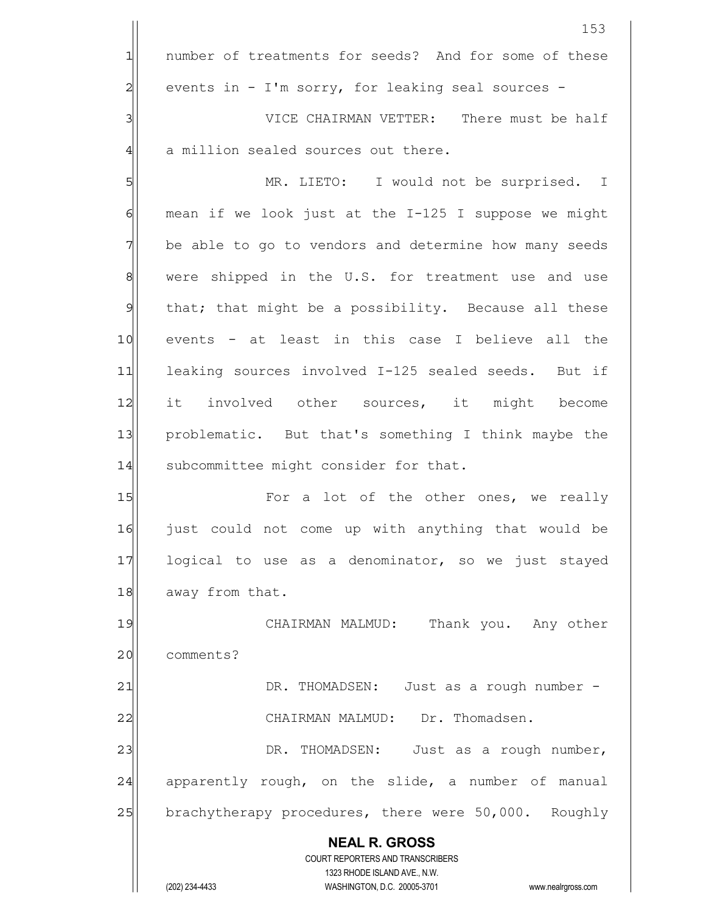number of treatments for seeds? And for some of these events in - I'm sorry, for leaking seal sources -

VICE CHAIRMAN VETTER: There must be half a million sealed sources out there.

MR. LIETO: I would not be surprised. I mean if we look just at the I-125 I suppose we might be able to go to vendors and determine how many seeds were shipped in the U.S. for treatment use and use that; that might be a possibility. Because all these events - at least in this case I believe all the leaking sources involved I-125 sealed seeds. But if it involved other sources, it might become problematic. But that's something I think maybe the subcommittee might consider for that.

For a lot of the other ones, we really just could not come up with anything that would be logical to use as a denominator, so we just stayed away from that.

CHAIRMAN MALMUD: Thank you. Any other comments?

DR. THOMADSEN: Just as a rough number -

CHAIRMAN MALMUD: Dr. Thomadsen.

DR. THOMADSEN: Just as a rough number, apparently rough, on the slide, a number of manual brachytherapy procedures, there were 50,000. Roughly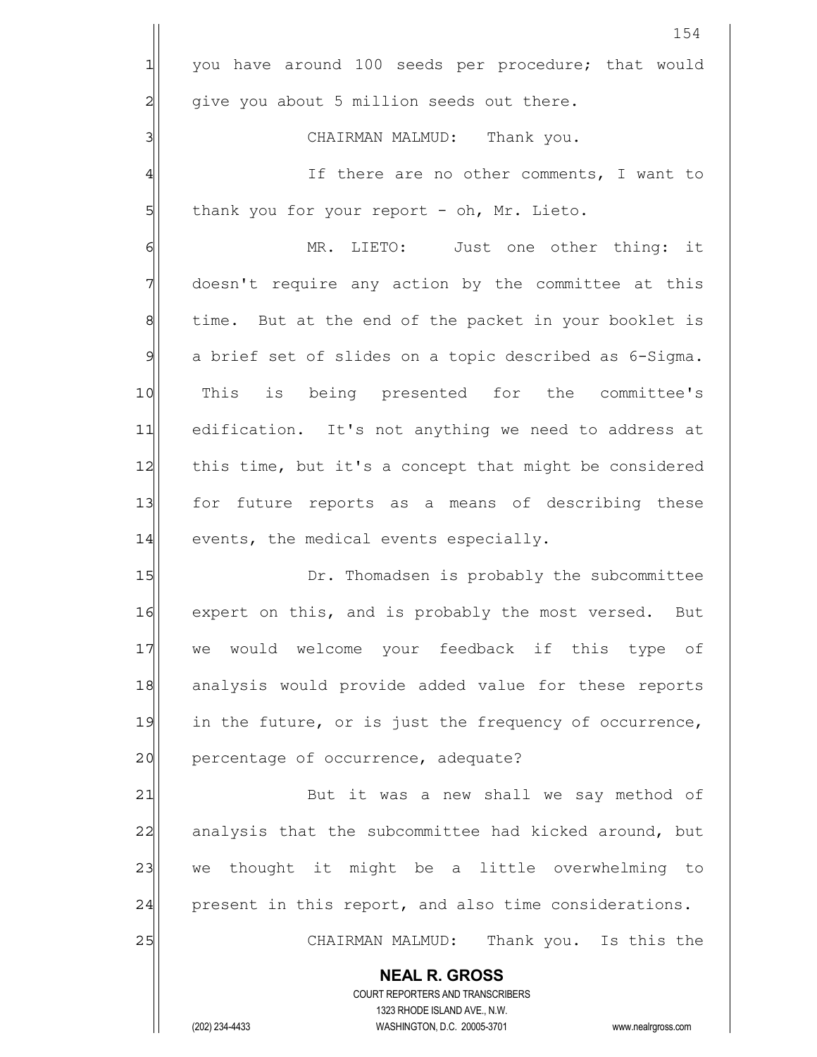you have around 100 seeds per procedure; that would give you about 5 million seeds out there.

CHAIRMAN MALMUD: Thank you.

If there are no other comments, I want to thank you for your report - oh, Mr. Lieto.

MR. LIETO: Just one other thing: it doesn't require any action by the committee at this time. But at the end of the packet in your booklet is a brief set of slides on a topic described as 6-Sigma. This is being presented for the committee's edification. It's not anything we need to address at this time, but it's a concept that might be considered for future reports as a means of describing these events, the medical events especially.

Dr. Thomadsen is probably the subcommittee expert on this, and is probably the most versed. But we would welcome your feedback if this type of analysis would provide added value for these reports in the future, or is just the frequency of occurrence, percentage of occurrence, adequate?

But it was a new shall we say method of analysis that the subcommittee had kicked around, but we thought it might be a little overwhelming to present in this report, and also time considerations.

CHAIRMAN MALMUD: Thank you. Is this the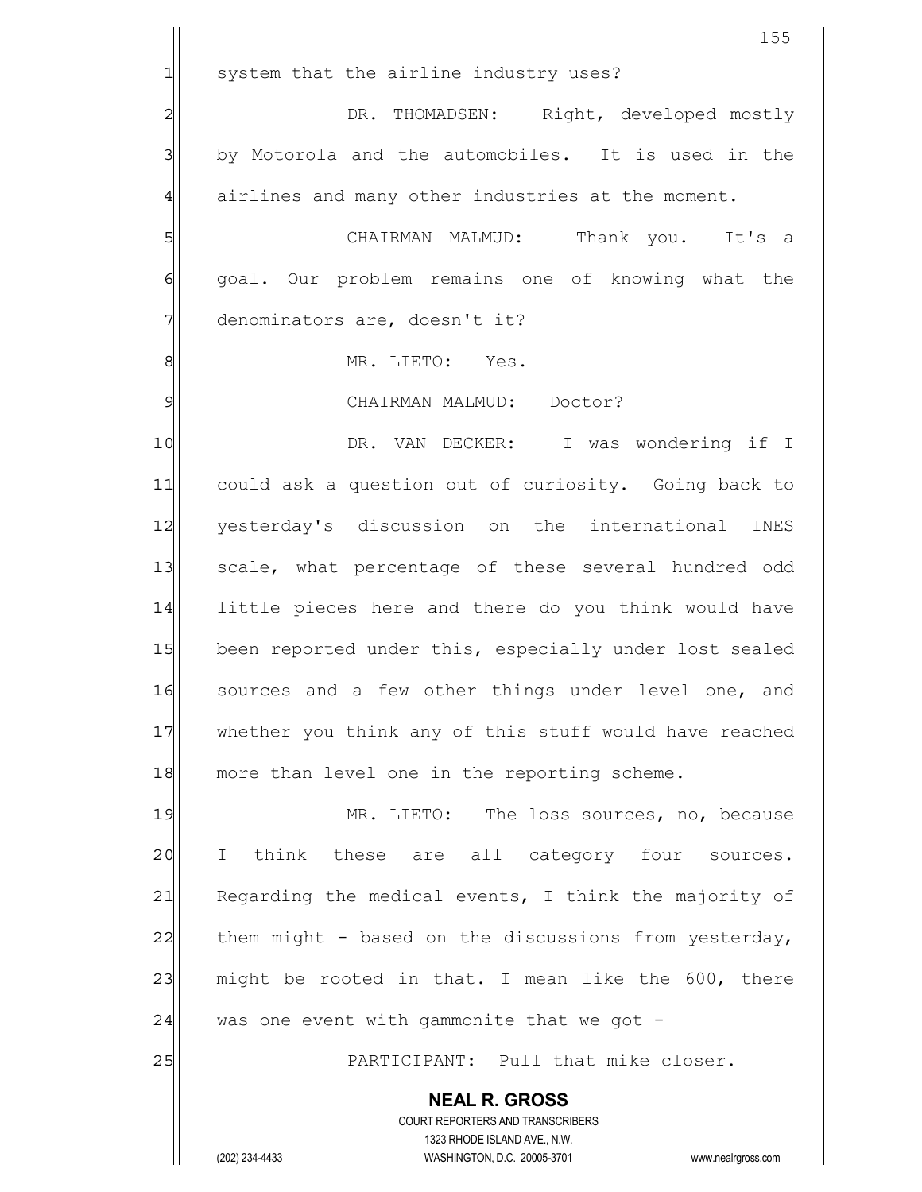system that the airline industry uses?

DR. THOMADSEN: Right, developed mostly by Motorola and the automobiles. It is used in the airlines and many other industries at the moment.

CHAIRMAN MALMUD: Thank you. It's a goal. Our problem remains one of knowing what the denominators are, doesn't it?

MR. LIETO: Yes.

CHAIRMAN MALMUD: Doctor?

DR. VAN DECKER: I was wondering if I could ask a question out of curiosity. Going back to yesterday's discussion on the international INES scale, what percentage of these several hundred odd little pieces here and there do you think would have been reported under this, especially under lost sealed sources and a few other things under level one, and whether you think any of this stuff would have reached more than level one in the reporting scheme.

MR. LIETO: The loss sources, no, because I think these are all category four sources. Regarding the medical events, I think the majority of them might - based on the discussions from yesterday, might be rooted in that. I mean like the 600, there was one event with gammonite that we got -

PARTICIPANT: Pull that mike closer.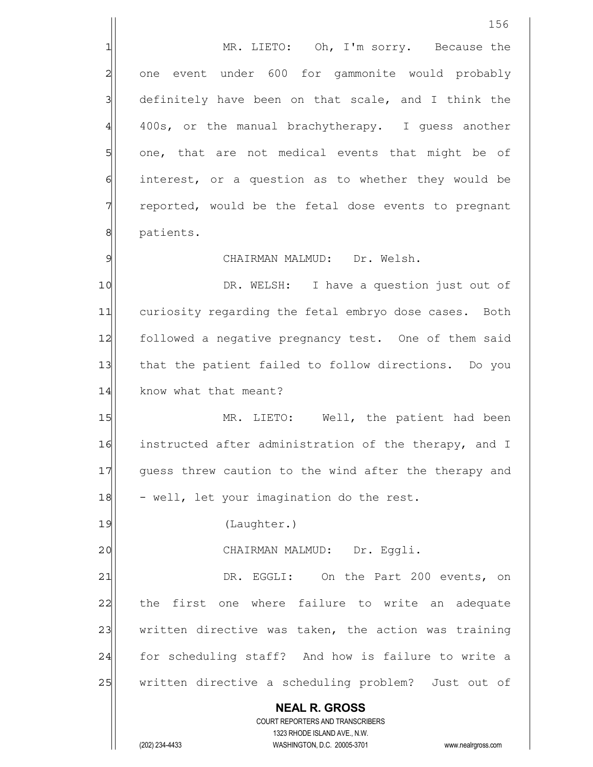MR. LIETO: Oh, I'm sorry. Because the one event under 600 for gammonite would probably definitely have been on that scale, and I think the 400s, or the manual brachytherapy. I guess another one, that are not medical events that might be of interest, or a question as to whether they would be reported, would be the fetal dose events to pregnant patients.

CHAIRMAN MALMUD: Dr. Welsh.

DR. WELSH: I have a question just out of curiosity regarding the fetal embryo dose cases. Both followed a negative pregnancy test. One of them said that the patient failed to follow directions. Do you know what that meant?

MR. LIETO: Well, the patient had been instructed after administration of the therapy, and I guess threw caution to the wind after the therapy and - well, let your imagination do the rest.

(Laughter.)

CHAIRMAN MALMUD: Dr. Eggli.

DR. EGGLI: On the Part 200 events, on the first one where failure to write an adequate written directive was taken, the action was training for scheduling staff? And how is failure to write a written directive a scheduling problem? Just out of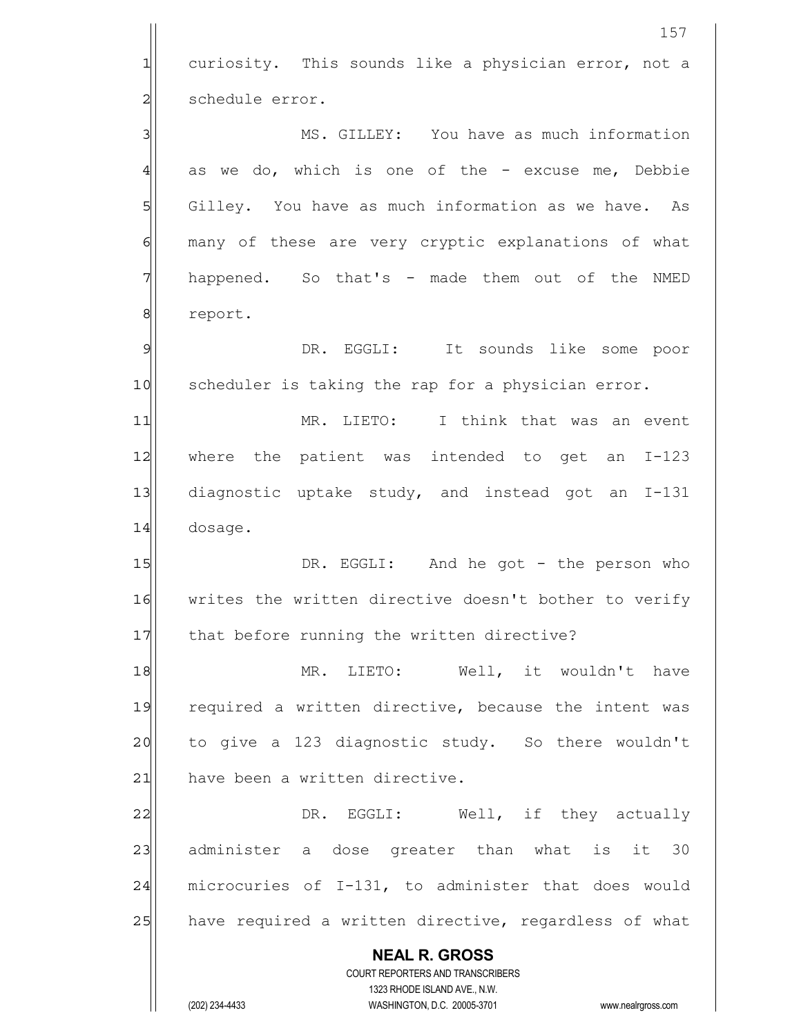curiosity. This sounds like a physician error, not a schedule error.

MS. GILLEY: You have as much information as we do, which is one of the - excuse me, Debbie Gilley. You have as much information as we have. As many of these are very cryptic explanations of what happened. So that's - made them out of the NMED report.

DR. EGGLI: It sounds like some poor scheduler is taking the rap for a physician error.

MR. LIETO: I think that was an event where the patient was intended to get an I-123 diagnostic uptake study, and instead got an I-131 dosage.

DR. EGGLI: And he got - the person who writes the written directive doesn't bother to verify that before running the written directive?

MR. LIETO: Well, it wouldn't have required a written directive, because the intent was to give a 123 diagnostic study. So there wouldn't have been a written directive.

DR. EGGLI: Well, if they actually administer a dose greater than what is it 30 microcuries of I-131, to administer that does would have required a written directive, regardless of what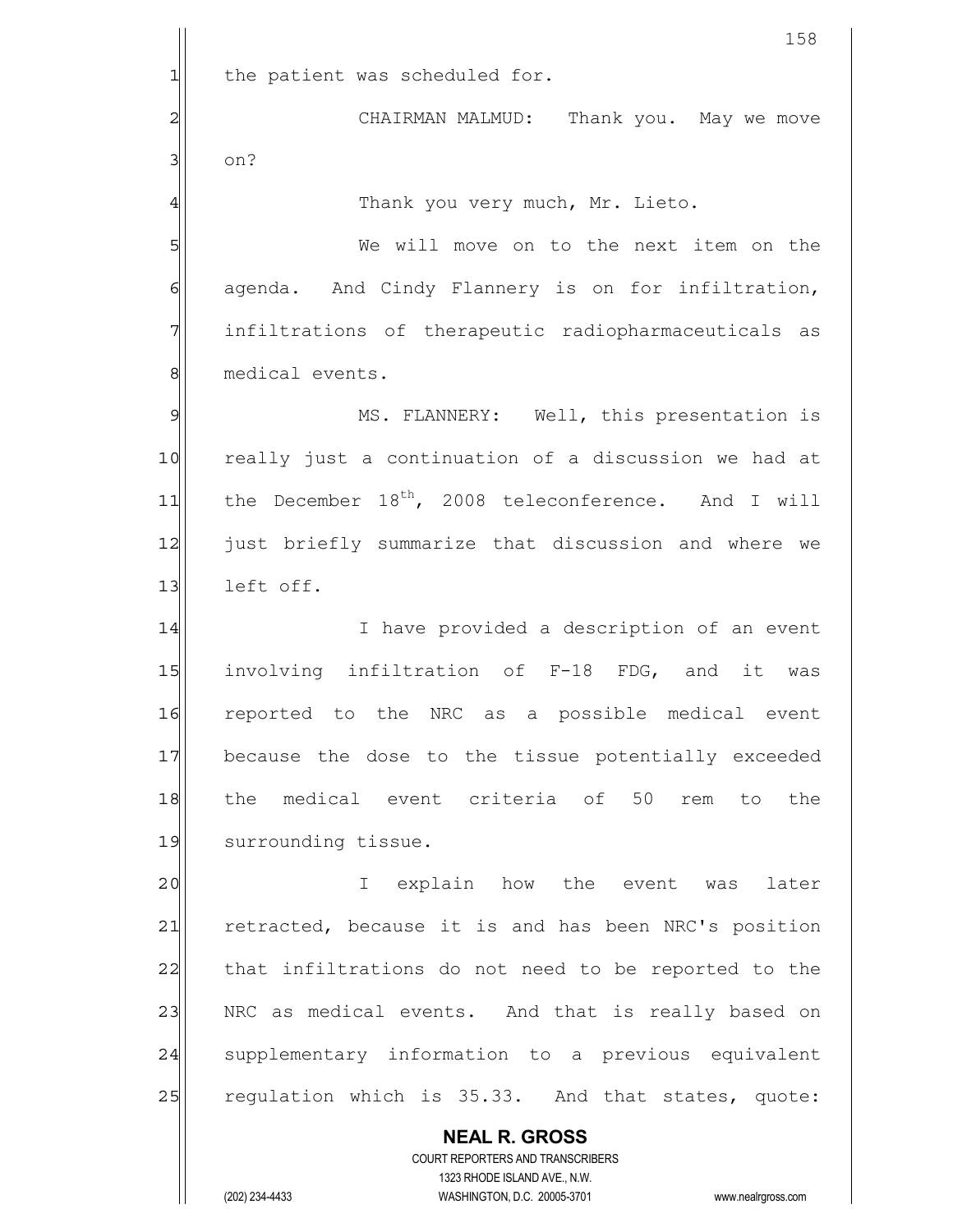the patient was scheduled for.

CHAIRMAN MALMUD: Thank you. May we move on?

Thank you very much, Mr. Lieto.

We will move on to the next item on the agenda. And Cindy Flannery is on for infiltration, infiltrations of therapeutic radiopharmaceuticals as medical events.

MS. FLANNERY: Well, this presentation is really just a continuation of a discussion we had at the December 18th, 2008 teleconference. And I will just briefly summarize that discussion and where we left off.

I have provided a description of an event involving infiltration of F-18 FDG, and it was reported to the NRC as a possible medical event because the dose to the tissue potentially exceeded the medical event criteria of 50 rem to the surrounding tissue.

I explain how the event was later retracted, because it is and has been NRC's position that infiltrations do not need to be reported to the NRC as medical events. And that is really based on supplementary information to a previous equivalent regulation which is 35.33. And that states, quote: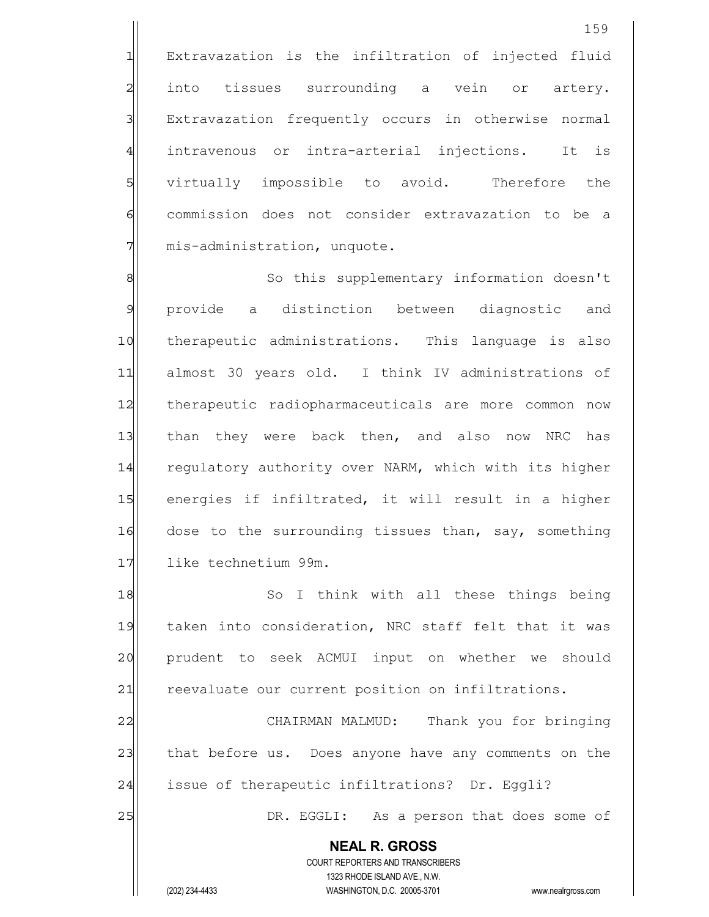Extravazation is the infiltration of injected fluid into tissues surrounding a vein or artery. Extravazation frequently occurs in otherwise normal intravenous or intra-arterial injections. It is virtually impossible to avoid. Therefore the commission does not consider extravazation to be a mis-administration, unquote.

So this supplementary information doesn't provide a distinction between diagnostic and therapeutic administrations. This language is also almost 30 years old. I think IV administrations of therapeutic radiopharmaceuticals are more common now than they were back then, and also now NRC has regulatory authority over NARM, which with its higher energies if infiltrated, it will result in a higher dose to the surrounding tissues than, say, something like technetium 99m.

So I think with all these things being taken into consideration, NRC staff felt that it was prudent to seek ACMUI input on whether we should reevaluate our current position on infiltrations.

CHAIRMAN MALMUD: Thank you for bringing that before us. Does anyone have any comments on the issue of therapeutic infiltrations? Dr. Eggli?

DR. EGGLI: As a person that does some of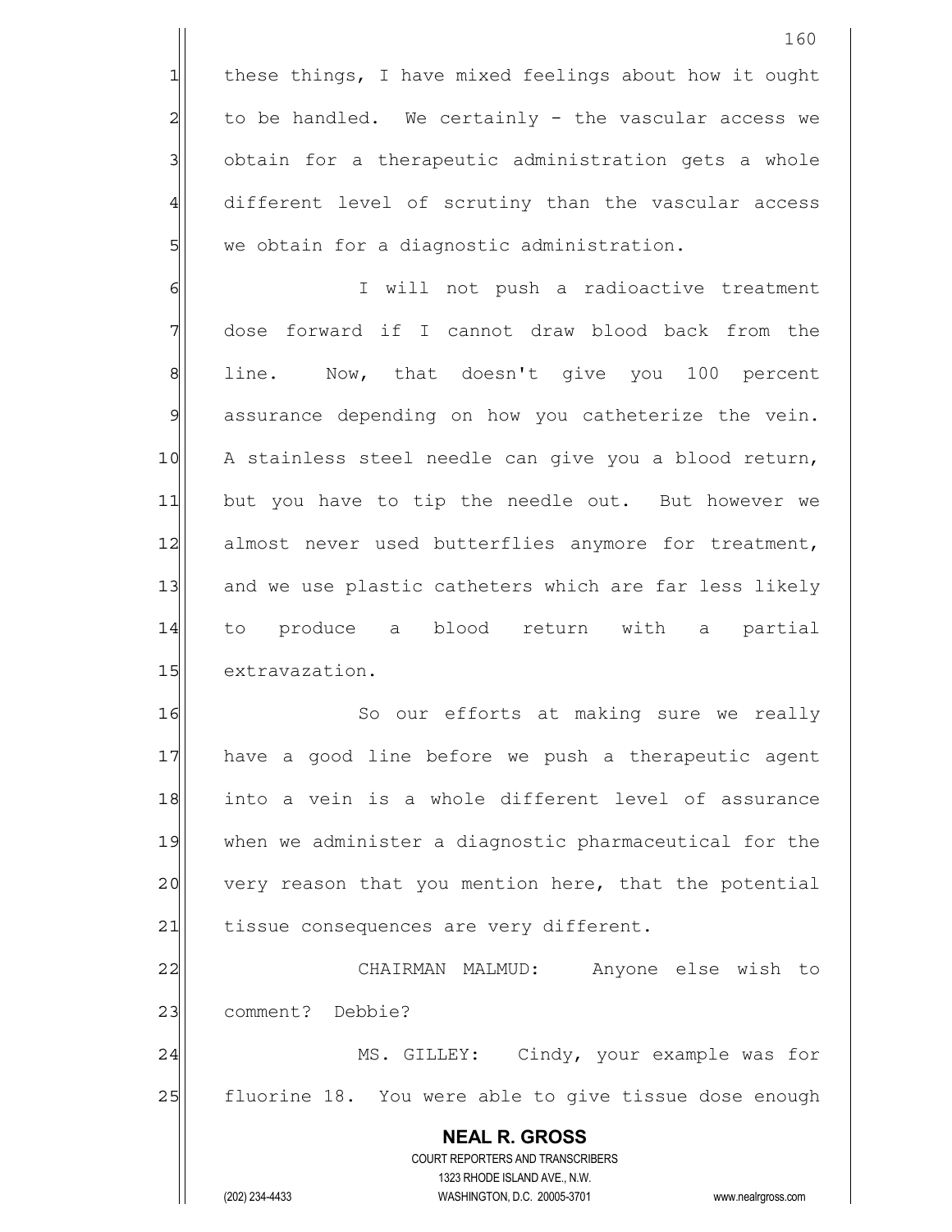these things, I have mixed feelings about how it ought to be handled. We certainly - the vascular access we obtain for a therapeutic administration gets a whole different level of scrutiny than the vascular access we obtain for a diagnostic administration.

I will not push a radioactive treatment dose forward if I cannot draw blood back from the line. Now, that doesn't give you 100 percent assurance depending on how you catheterize the vein. A stainless steel needle can give you a blood return, but you have to tip the needle out. But however we almost never used butterflies anymore for treatment, and we use plastic catheters which are far less likely to produce a blood return with a partial extravazation.

So our efforts at making sure we really have a good line before we push a therapeutic agent into a vein is a whole different level of assurance when we administer a diagnostic pharmaceutical for the very reason that you mention here, that the potential tissue consequences are very different.

CHAIRMAN MALMUD: Anyone else wish to comment? Debbie?

MS. GILLEY: Cindy, your example was for fluorine 18. You were able to give tissue dose enough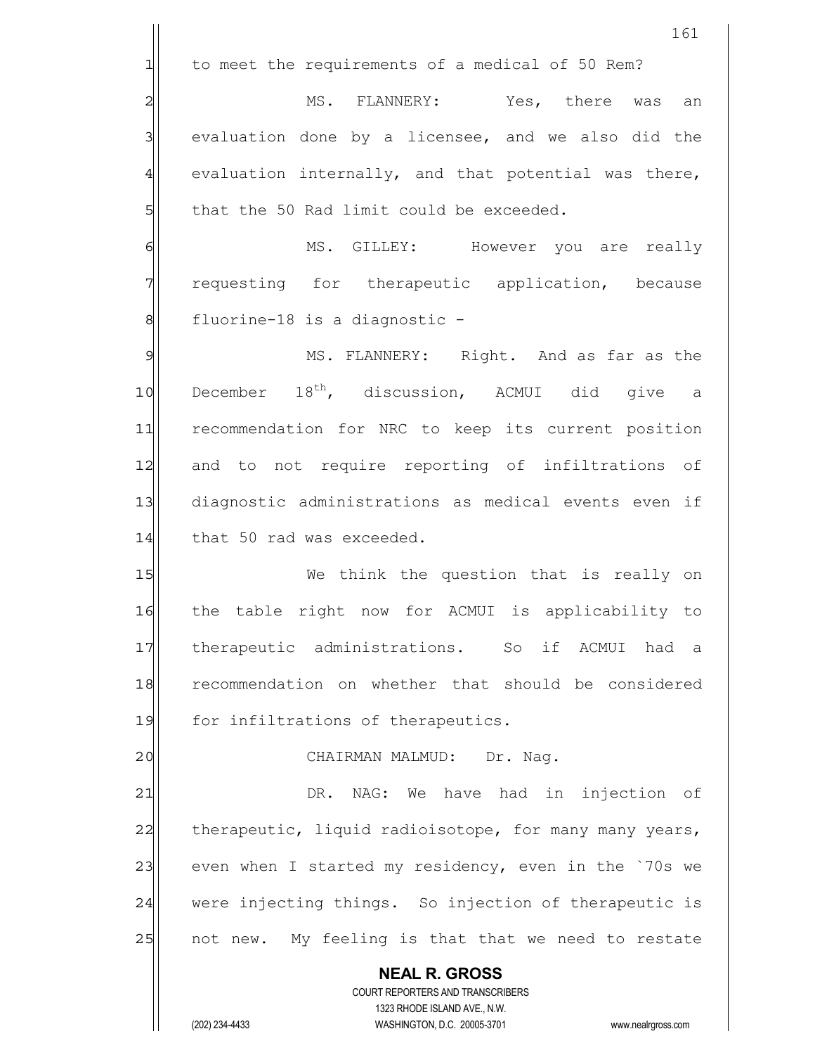to meet the requirements of a medical of 50 Rem?

MS. FLANNERY: Yes, there was an evaluation done by a licensee, and we also did the evaluation internally, and that potential was there, that the 50 Rad limit could be exceeded.

MS. GILLEY: However you are really requesting for therapeutic application, because fluorine-18 is a diagnostic -

MS. FLANNERY: Right. And as far as the December 18th, discussion, ACMUI did give a recommendation for NRC to keep its current position and to not require reporting of infiltrations of diagnostic administrations as medical events even if that 50 rad was exceeded.

We think the question that is really on the table right now for ACMUI is applicability to therapeutic administrations. So if ACMUI had a recommendation on whether that should be considered for infiltrations of therapeutics.

CHAIRMAN MALMUD: Dr. Nag.

DR. NAG: We have had in injection of therapeutic, liquid radioisotope, for many many years, even when I started my residency, even in the `70s we were injecting things. So injection of therapeutic is not new. My feeling is that that we need to restate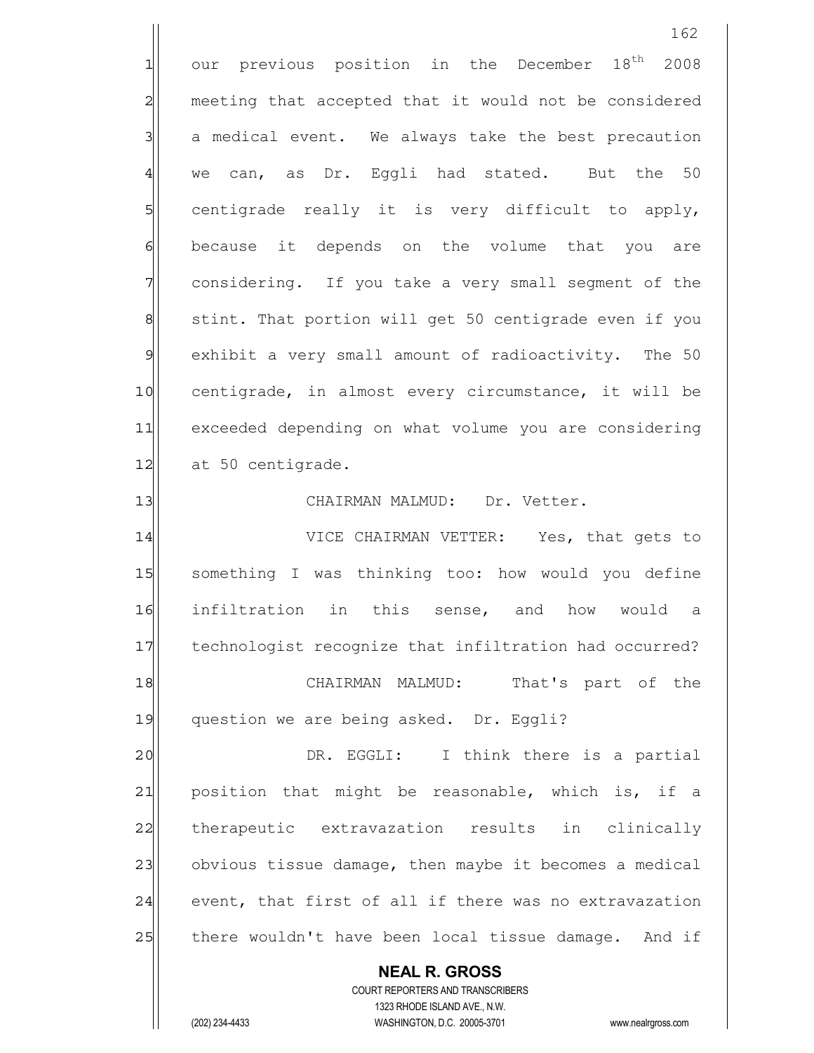our previous position in the December 18th 2008 meeting that accepted that it would not be considered a medical event. We always take the best precaution we can, as Dr. Eggli had stated. But the 50 centigrade really it is very difficult to apply, because it depends on the volume that you are considering. If you take a very small segment of the stint. That portion will get 50 centigrade even if you exhibit a very small amount of radioactivity. The 50 centigrade, in almost every circumstance, it will be exceeded depending on what volume you are considering at 50 centigrade.

CHAIRMAN MALMUD: Dr. Vetter.

VICE CHAIRMAN VETTER: Yes, that gets to something I was thinking too: how would you define infiltration in this sense, and how would a technologist recognize that infiltration had occurred?

CHAIRMAN MALMUD: That's part of the question we are being asked. Dr. Eggli?

DR. EGGLI: I think there is a partial position that might be reasonable, which is, if a therapeutic extravazation results in clinically obvious tissue damage, then maybe it becomes a medical event, that first of all if there was no extravazation there wouldn't have been local tissue damage. And if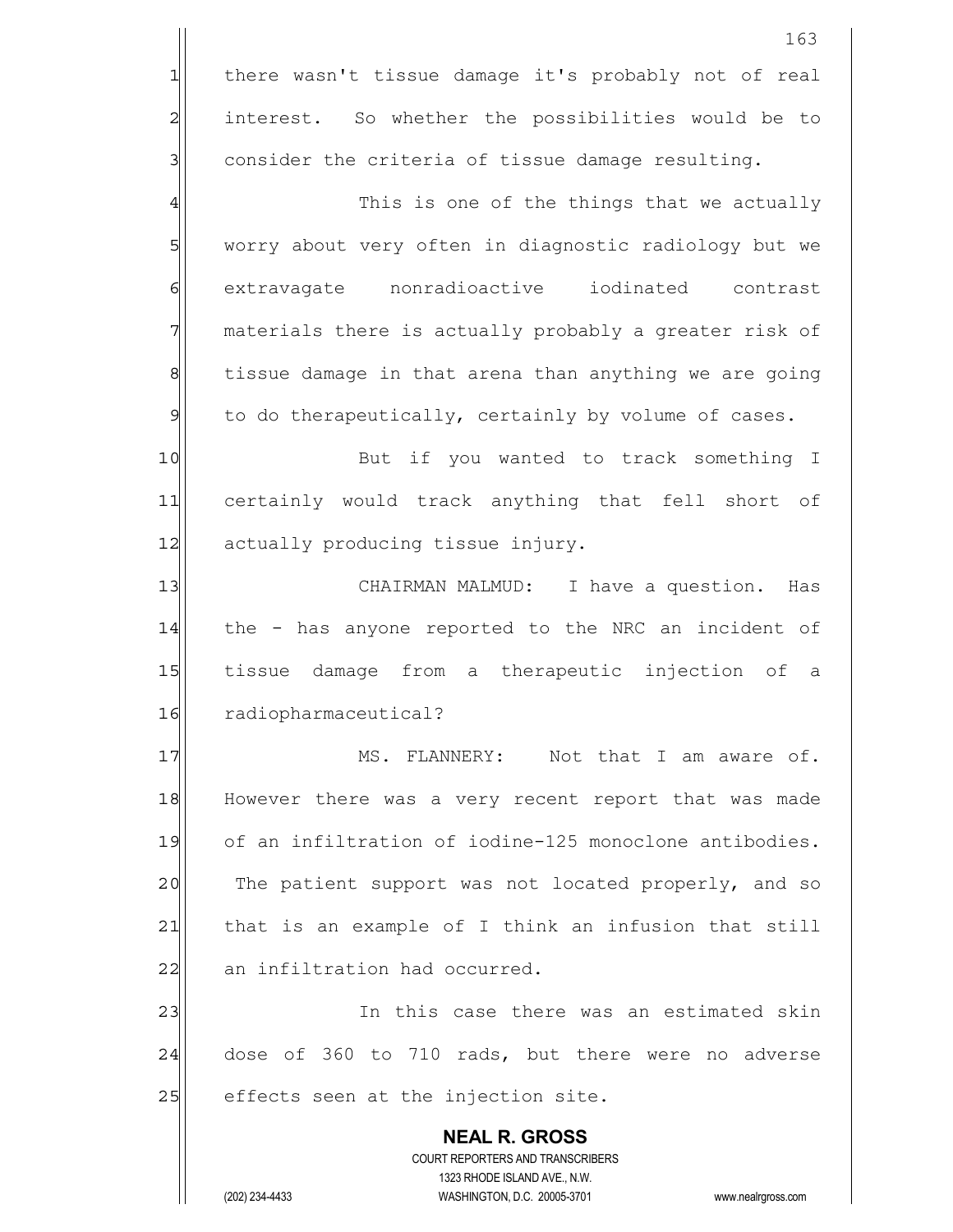there wasn't tissue damage it's probably not of real interest. So whether the possibilities would be to consider the criteria of tissue damage resulting.

This is one of the things that we actually worry about very often in diagnostic radiology but we extravagate nonradioactive iodinated contrast materials there is actually probably a greater risk of tissue damage in that arena than anything we are going to do therapeutically, certainly by volume of cases.

But if you wanted to track something I certainly would track anything that fell short of actually producing tissue injury.

CHAIRMAN MALMUD: I have a question. Has the - has anyone reported to the NRC an incident of tissue damage from a therapeutic injection of a radiopharmaceutical?

MS. FLANNERY: Not that I am aware of. However there was a very recent report that was made of an infiltration of iodine-125 monoclone antibodies. The patient support was not located properly, and so that is an example of I think an infusion that still an infiltration had occurred.

In this case there was an estimated skin dose of 360 to 710 rads, but there were no adverse effects seen at the injection site.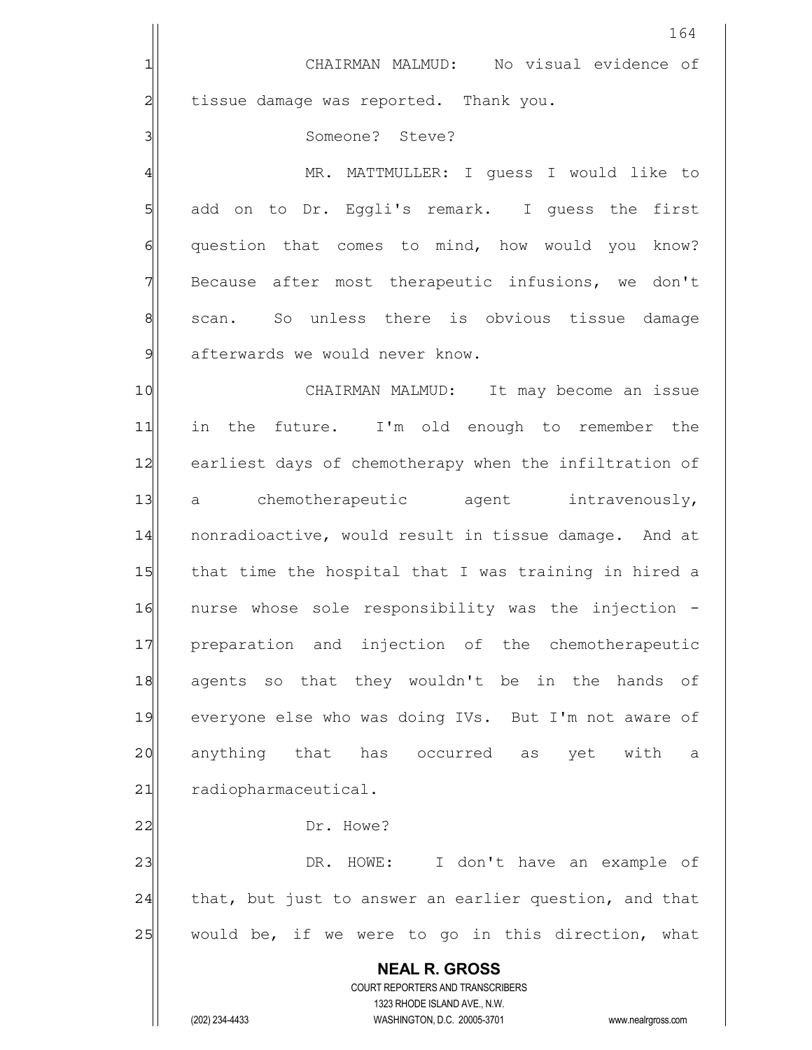CHAIRMAN MALMUD: No visual evidence of tissue damage was reported. Thank you.

Someone? Steve?

MR. MATTMULLER: I guess I would like to add on to Dr. Eggli's remark. I guess the first question that comes to mind, how would you know? Because after most therapeutic infusions, we don't scan. So unless there is obvious tissue damage afterwards we would never know.

CHAIRMAN MALMUD: It may become an issue in the future. I'm old enough to remember the earliest days of chemotherapy when the infiltration of a chemotherapeutic agent intravenously, nonradioactive, would result in tissue damage. And at that time the hospital that I was training in hired a nurse whose sole responsibility was the injection - preparation and injection of the chemotherapeutic agents so that they wouldn't be in the hands of everyone else who was doing IVs. But I'm not aware of anything that has occurred as yet with a radiopharmaceutical.

Dr. Howe?

DR. HOWE: I don't have an example of that, but just to answer an earlier question, and that would be, if we were to go in this direction, what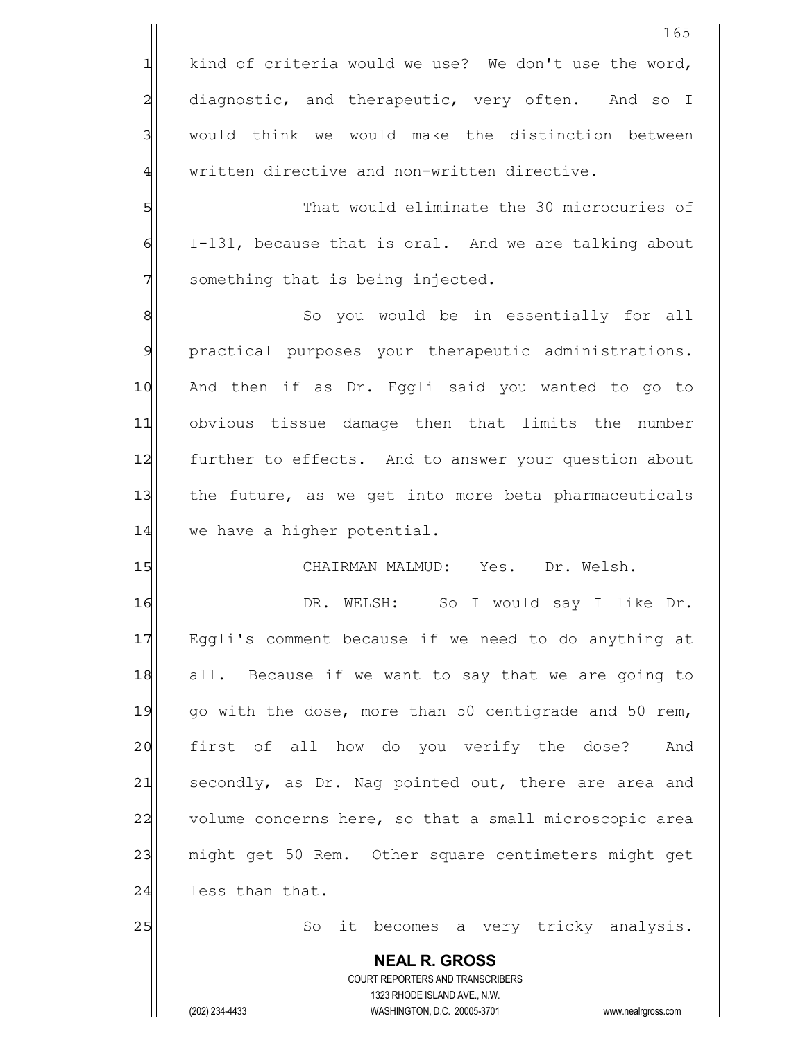kind of criteria would we use? We don't use the word, diagnostic, and therapeutic, very often. And so I would think we would make the distinction between written directive and non-written directive.

That would eliminate the 30 microcuries of I-131, because that is oral. And we are talking about something that is being injected.

So you would be in essentially for all practical purposes your therapeutic administrations. And then if as Dr. Eggli said you wanted to go to obvious tissue damage then that limits the number further to effects. And to answer your question about the future, as we get into more beta pharmaceuticals we have a higher potential.

CHAIRMAN MALMUD: Yes. Dr. Welsh.

DR. WELSH: So I would say I like Dr. Eggli's comment because if we need to do anything at all. Because if we want to say that we are going to go with the dose, more than 50 centigrade and 50 rem, first of all how do you verify the dose? And secondly, as Dr. Nag pointed out, there are area and volume concerns here, so that a small microscopic area might get 50 Rem. Other square centimeters might get less than that.

So it becomes a very tricky analysis.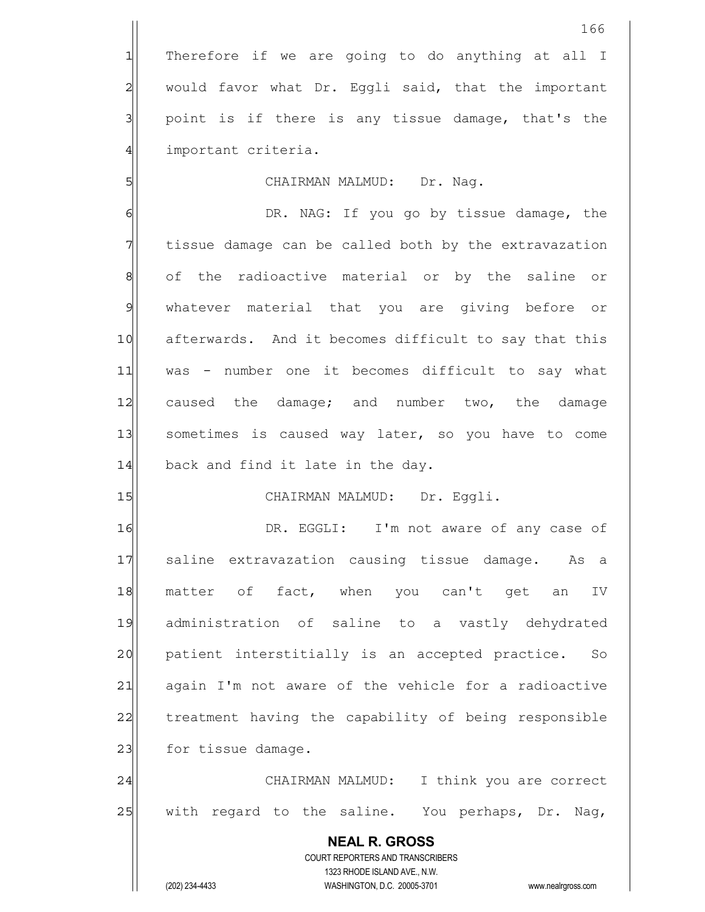Therefore if we are going to do anything at all I would favor what Dr. Eggli said, that the important point is if there is any tissue damage, that's the important criteria.

CHAIRMAN MALMUD: Dr. Nag.

DR. NAG: If you go by tissue damage, the tissue damage can be called both by the extravazation of the radioactive material or by the saline or whatever material that you are giving before or afterwards. And it becomes difficult to say that this was - number one it becomes difficult to say what caused the damage; and number two, the damage sometimes is caused way later, so you have to come back and find it late in the day.

CHAIRMAN MALMUD: Dr. Eggli.

DR. EGGLI: I'm not aware of any case of saline extravazation causing tissue damage. As a matter of fact, when you can't get an IV administration of saline to a vastly dehydrated patient interstitially is an accepted practice. So again I'm not aware of the vehicle for a radioactive treatment having the capability of being responsible for tissue damage.

CHAIRMAN MALMUD: I think you are correct with regard to the saline. You perhaps, Dr. Nag,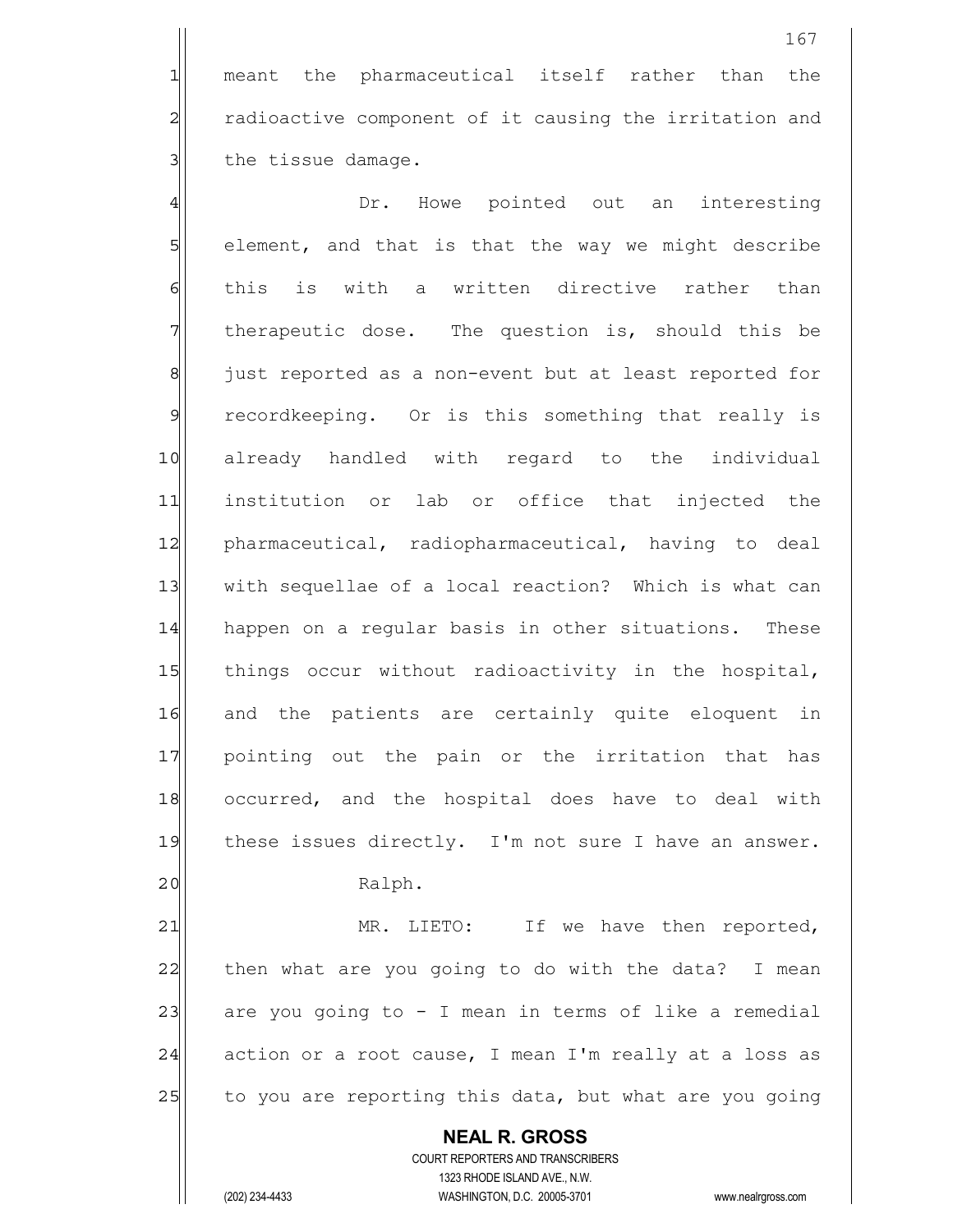meant the pharmaceutical itself rather than the radioactive component of it causing the irritation and the tissue damage.

Dr. Howe pointed out an interesting element, and that is that the way we might describe this is with a written directive rather than therapeutic dose. The question is, should this be just reported as a non-event but at least reported for recordkeeping. Or is this something that really is already handled with regard to the individual institution or lab or office that injected the pharmaceutical, radiopharmaceutical, having to deal with sequellae of a local reaction? Which is what can happen on a regular basis in other situations. These things occur without radioactivity in the hospital, and the patients are certainly quite eloquent in pointing out the pain or the irritation that has occurred, and the hospital does have to deal with these issues directly. I'm not sure I have an answer.

Ralph.

MR. LIETO: If we have then reported, then what are you going to do with the data? I mean are you going to - I mean in terms of like a remedial action or a root cause, I mean I'm really at a loss as to you are reporting this data, but what are you going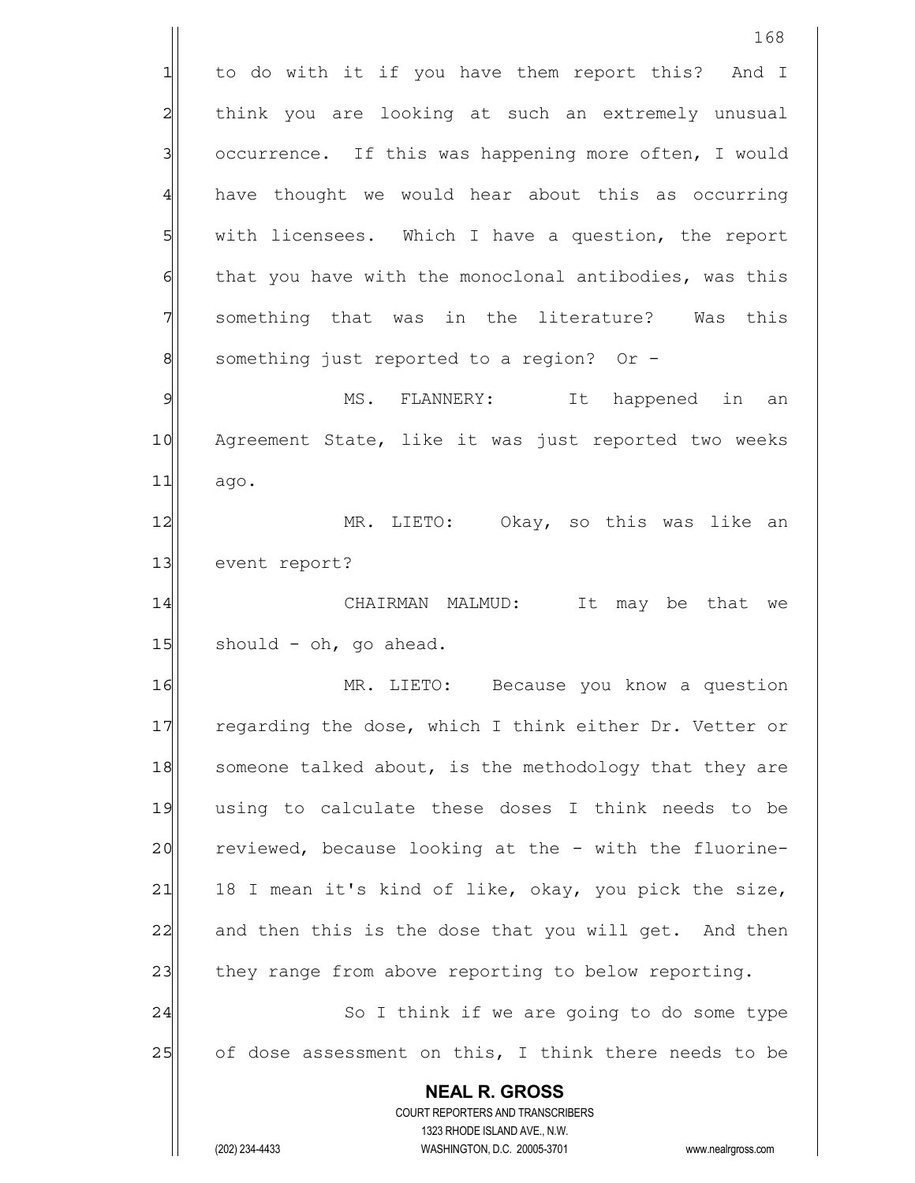to do with it if you have them report this? And I think you are looking at such an extremely unusual occurrence. If this was happening more often, I would have thought we would hear about this as occurring with licensees. Which I have a question, the report that you have with the monoclonal antibodies, was this something that was in the literature? Was this something just reported to a region? Or -

MS. FLANNERY: It happened in an Agreement State, like it was just reported two weeks ago.

MR. LIETO: Okay, so this was like an event report?

CHAIRMAN MALMUD: It may be that we should - oh, go ahead.

MR. LIETO: Because you know a question regarding the dose, which I think either Dr. Vetter or someone talked about, is the methodology that they are using to calculate these doses I think needs to be reviewed, because looking at the - with the fluorine-18 I mean it's kind of like, okay, you pick the size, and then this is the dose that you will get. And then they range from above reporting to below reporting.

So I think if we are going to do some type of dose assessment on this, I think there needs to be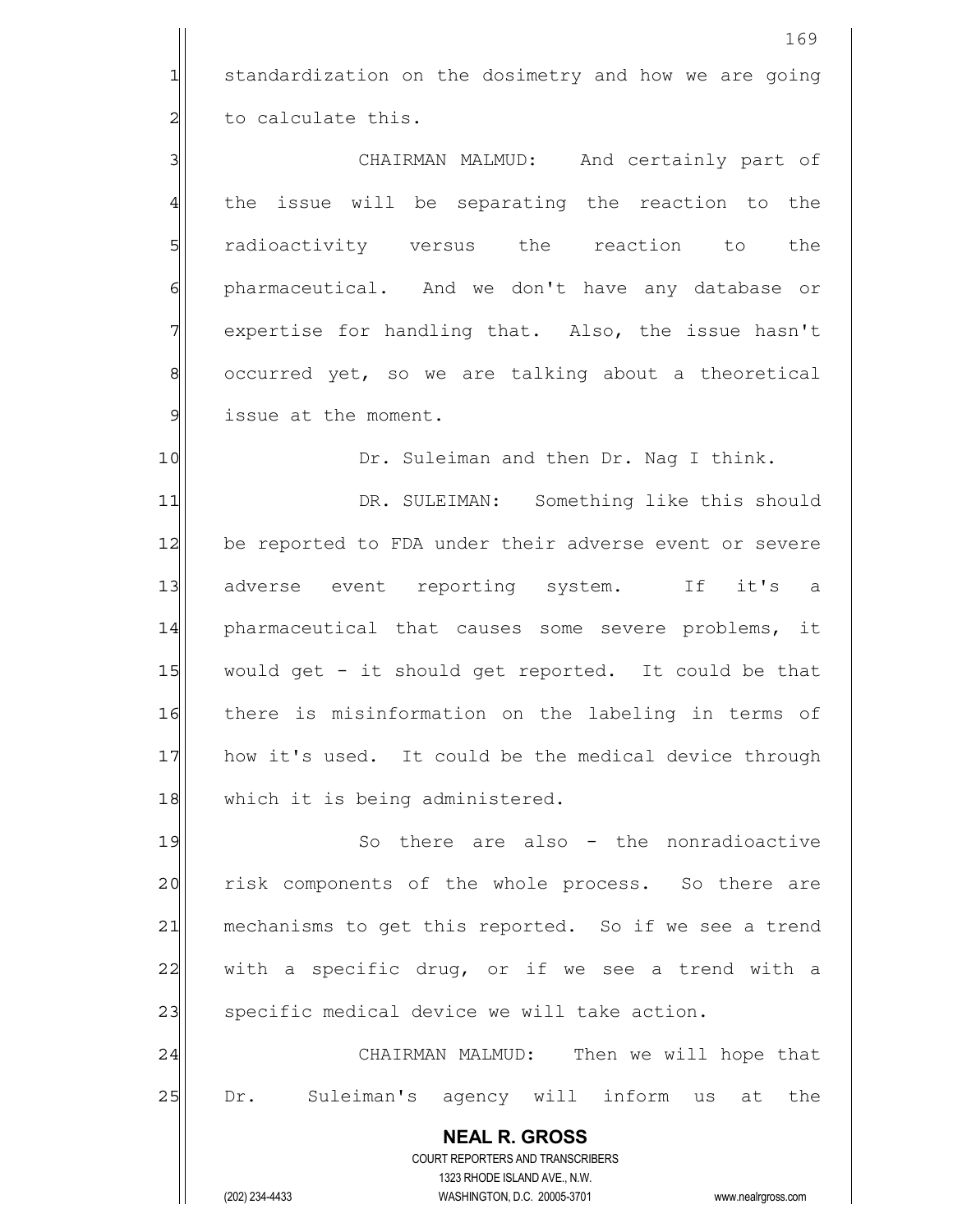standardization on the dosimetry and how we are going to calculate this.

CHAIRMAN MALMUD: And certainly part of the issue will be separating the reaction to the radioactivity versus the reaction to the pharmaceutical. And we don't have any database or expertise for handling that. Also, the issue hasn't occurred yet, so we are talking about a theoretical issue at the moment.

Dr. Suleiman and then Dr. Nag I think.

DR. SULEIMAN: Something like this should be reported to FDA under their adverse event or severe adverse event reporting system. If it's a pharmaceutical that causes some severe problems, it would get - it should get reported. It could be that there is misinformation on the labeling in terms of how it's used. It could be the medical device through which it is being administered.

So there are also - the nonradioactive risk components of the whole process. So there are mechanisms to get this reported. So if we see a trend with a specific drug, or if we see a trend with a specific medical device we will take action.

CHAIRMAN MALMUD: Then we will hope that Dr. Suleiman's agency will inform us at the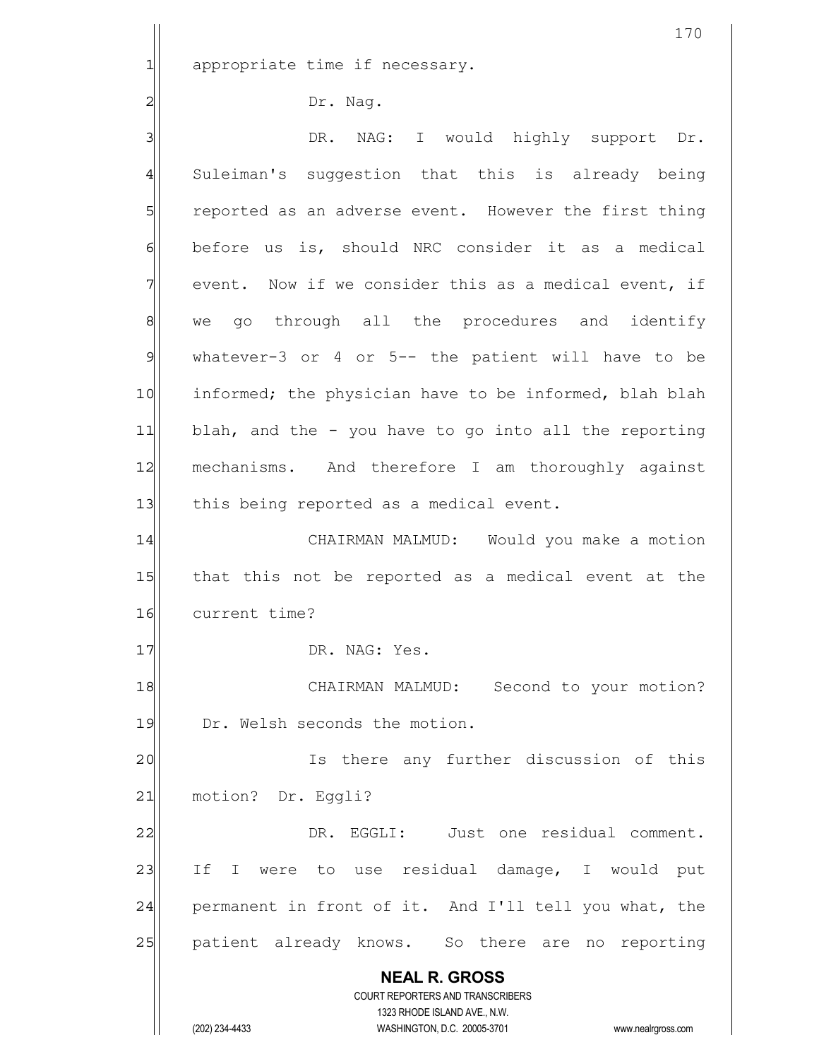appropriate time if necessary.

Dr. Nag.

DR. NAG: I would highly support Dr. Suleiman's suggestion that this is already being reported as an adverse event. However the first thing before us is, should NRC consider it as a medical event. Now if we consider this as a medical event, if we go through all the procedures and identify whatever-3 or 4 or 5-- the patient will have to be informed; the physician have to be informed, blah blah blah, and the - you have to go into all the reporting mechanisms. And therefore I am thoroughly against this being reported as a medical event.

CHAIRMAN MALMUD: Would you make a motion that this not be reported as a medical event at the current time?

DR. NAG: Yes.

CHAIRMAN MALMUD: Second to your motion? Dr. Welsh seconds the motion.

Is there any further discussion of this motion? Dr. Eggli?

DR. EGGLI: Just one residual comment. If I were to use residual damage, I would put permanent in front of it. And I'll tell you what, the patient already knows. So there are no reporting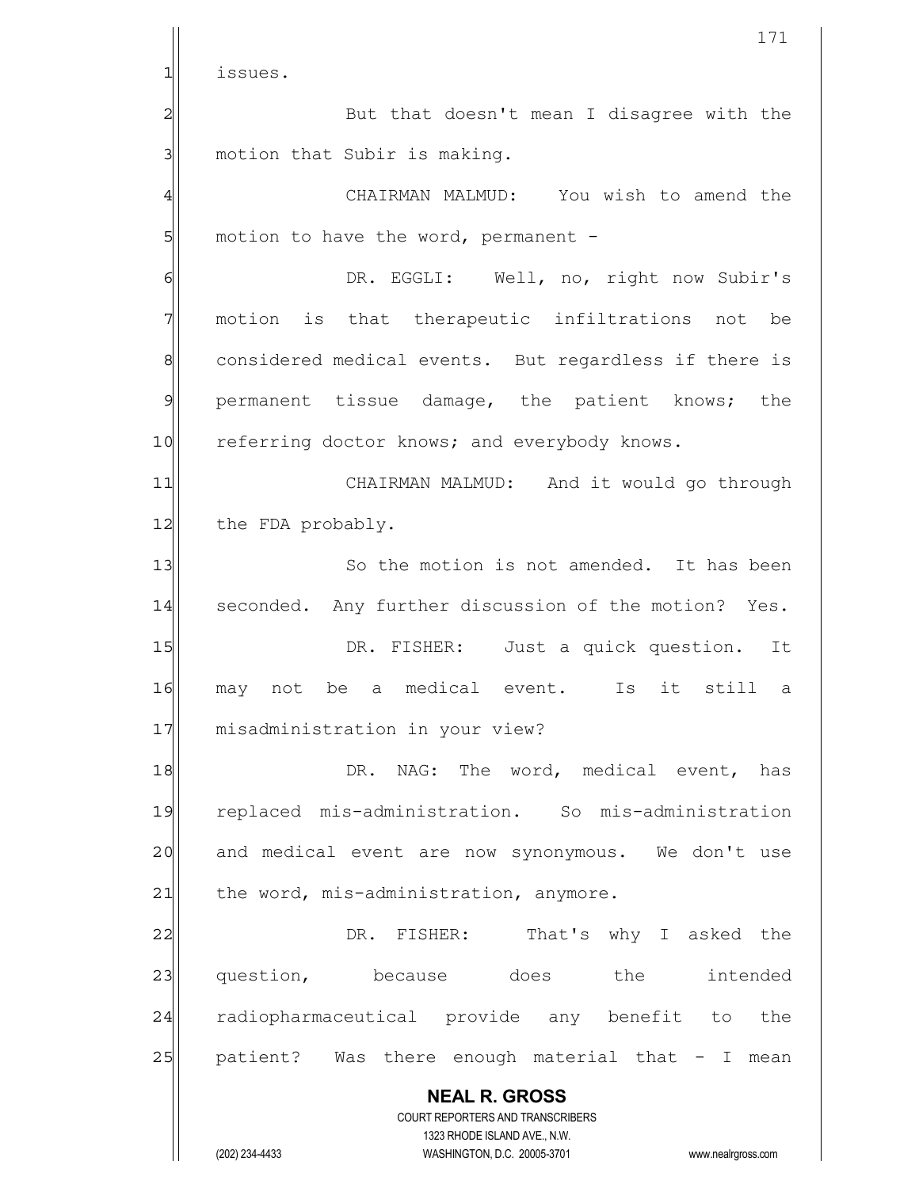issues.

But that doesn't mean I disagree with the motion that Subir is making.

CHAIRMAN MALMUD: You wish to amend the motion to have the word, permanent -

DR. EGGLI: Well, no, right now Subir's motion is that therapeutic infiltrations not be considered medical events. But regardless if there is permanent tissue damage, the patient knows; the referring doctor knows; and everybody knows.

CHAIRMAN MALMUD: And it would go through the FDA probably.

So the motion is not amended. It has been seconded. Any further discussion of the motion? Yes.

DR. FISHER: Just a quick question. It may not be a medical event. Is it still a misadministration in your view?

DR. NAG: The word, medical event, has replaced mis-administration. So mis-administration and medical event are now synonymous. We don't use the word, mis-administration, anymore.

DR. FISHER: That's why I asked the question, because does the intended radiopharmaceutical provide any benefit to the patient? Was there enough material that - I mean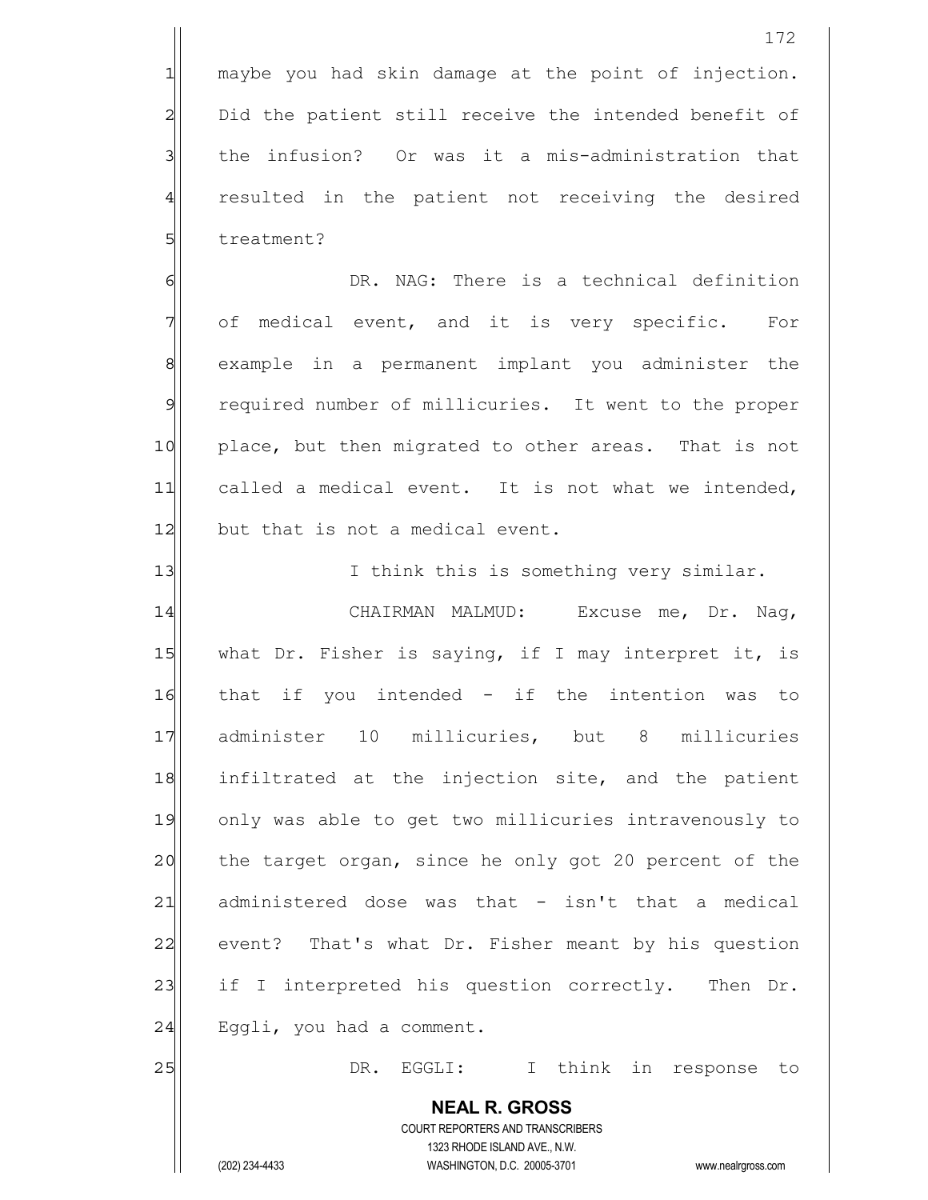maybe you had skin damage at the point of injection. Did the patient still receive the intended benefit of the infusion? Or was it a mis-administration that resulted in the patient not receiving the desired treatment?

DR. NAG: There is a technical definition of medical event, and it is very specific. For example in a permanent implant you administer the required number of millicuries. It went to the proper place, but then migrated to other areas. That is not called a medical event. It is not what we intended, but that is not a medical event.

I think this is something very similar.

CHAIRMAN MALMUD: Excuse me, Dr. Nag, what Dr. Fisher is saying, if I may interpret it, is that if you intended - if the intention was to administer 10 millicuries, but 8 millicuries infiltrated at the injection site, and the patient only was able to get two millicuries intravenously to the target organ, since he only got 20 percent of the administered dose was that - isn't that a medical event? That's what Dr. Fisher meant by his question if I interpreted his question correctly. Then Dr. Eggli, you had a comment.

DR. EGGLI: I think in response to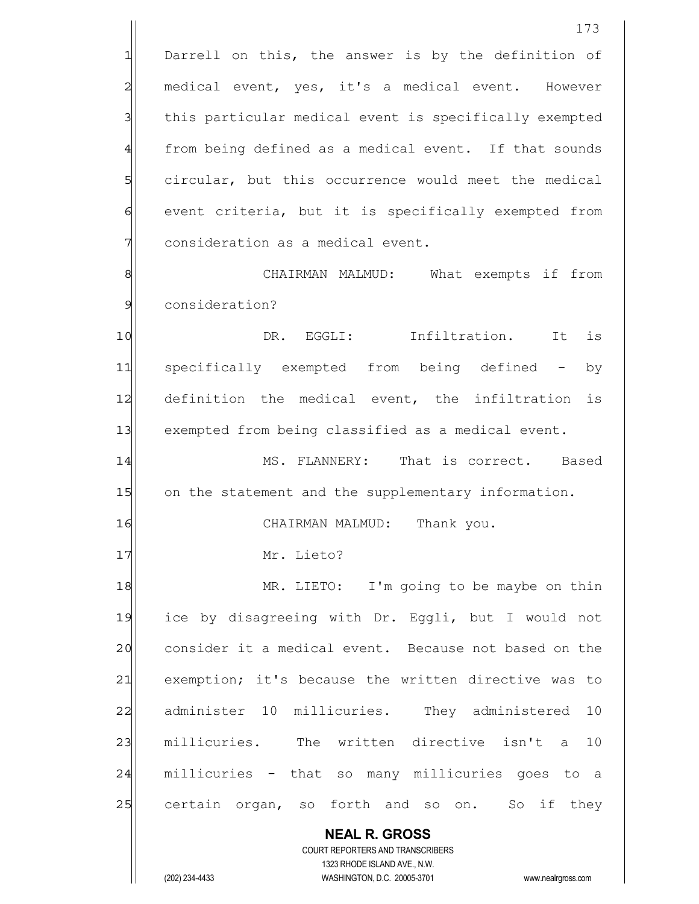Darrell on this, the answer is by the definition of medical event, yes, it's a medical event. However this particular medical event is specifically exempted from being defined as a medical event. If that sounds circular, but this occurrence would meet the medical event criteria, but it is specifically exempted from consideration as a medical event.

CHAIRMAN MALMUD: What exempts if from consideration?

DR. EGGLI: Infiltration. It is specifically exempted from being defined - by definition the medical event, the infiltration is exempted from being classified as a medical event.

MS. FLANNERY: That is correct. Based on the statement and the supplementary information.

CHAIRMAN MALMUD: Thank you.

Mr. Lieto?

MR. LIETO: I'm going to be maybe on thin ice by disagreeing with Dr. Eggli, but I would not consider it a medical event. Because not based on the exemption; it's because the written directive was to administer 10 millicuries. They administered 10 millicuries. The written directive isn't a 10 millicuries - that so many millicuries goes to a certain organ, so forth and so on. So if they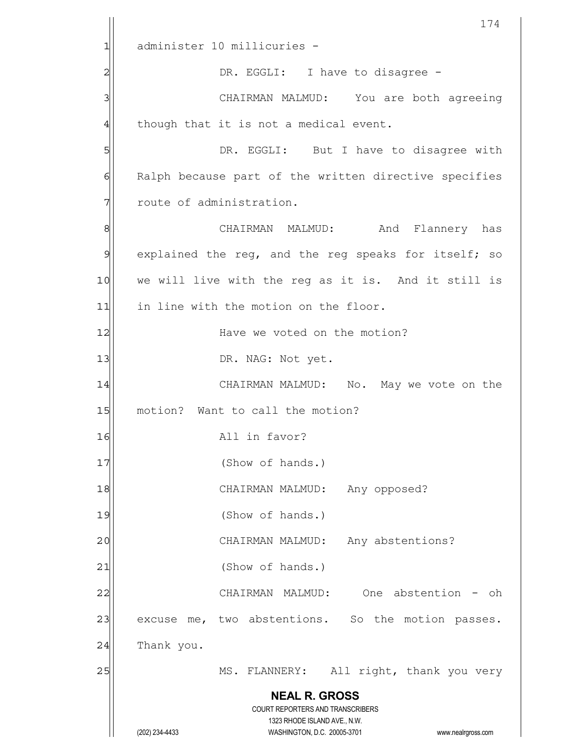administer 10 millicuries -

DR. EGGLI: I have to disagree -

CHAIRMAN MALMUD: You are both agreeing though that it is not a medical event.

DR. EGGLI: But I have to disagree with Ralph because part of the written directive specifies route of administration.

CHAIRMAN MALMUD: And Flannery has explained the reg, and the reg speaks for itself; so we will live with the reg as it is. And it still is in line with the motion on the floor.

Have we voted on the motion?

DR. NAG: Not yet.

CHAIRMAN MALMUD: No. May we vote on the motion? Want to call the motion?

All in favor?

(Show of hands.)

CHAIRMAN MALMUD: Any opposed?

(Show of hands.)

CHAIRMAN MALMUD: Any abstentions?

(Show of hands.)

CHAIRMAN MALMUD: One abstention - oh excuse me, two abstentions. So the motion passes. Thank you.

MS. FLANNERY: All right, thank you very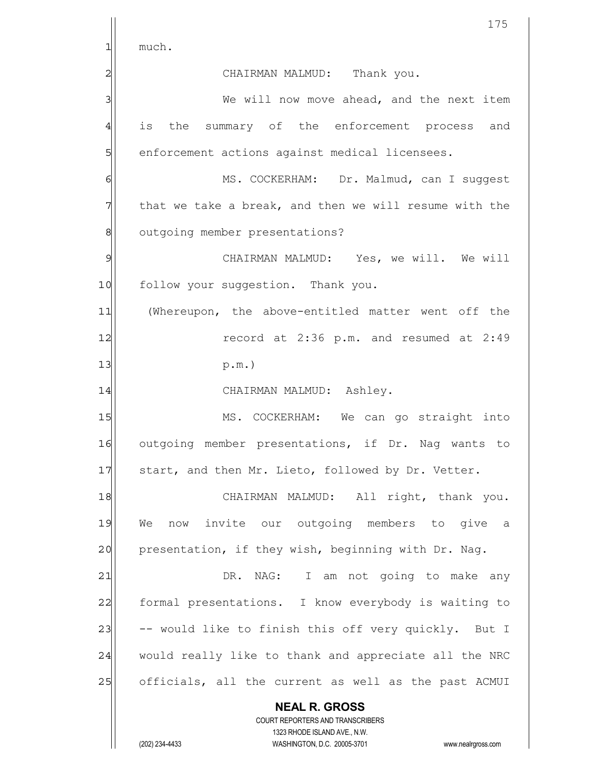much.

CHAIRMAN MALMUD: Thank you.

We will now move ahead, and the next item is the summary of the enforcement process and enforcement actions against medical licensees.

MS. COCKERHAM: Dr. Malmud, can I suggest that we take a break, and then we will resume with the outgoing member presentations?

CHAIRMAN MALMUD: Yes, we will. We will follow your suggestion. Thank you.

(Whereupon, the above-entitled matter went off the record at 2:36 p.m. and resumed at 2:49 p.m.)

CHAIRMAN MALMUD: Ashley.

MS. COCKERHAM: We can go straight into outgoing member presentations, if Dr. Nag wants to start, and then Mr. Lieto, followed by Dr. Vetter.

CHAIRMAN MALMUD: All right, thank you. We now invite our outgoing members to give a presentation, if they wish, beginning with Dr. Nag.

DR. NAG: I am not going to make any formal presentations. I know everybody is waiting to -- would like to finish this off very quickly. But I would really like to thank and appreciate all the NRC officials, all the current as well as the past ACMUI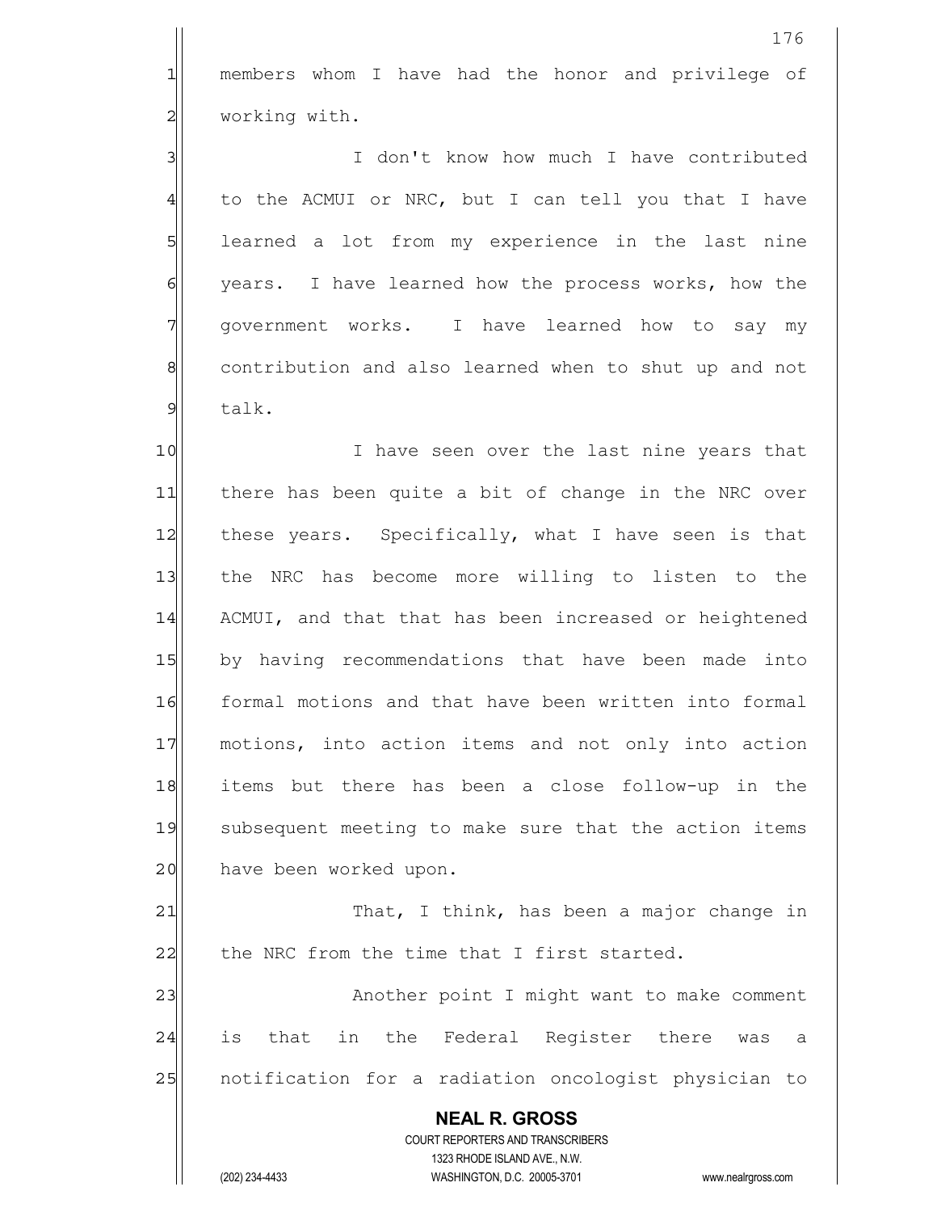members whom I have had the honor and privilege of working with.

I don't know how much I have contributed to the ACMUI or NRC, but I can tell you that I have learned a lot from my experience in the last nine years. I have learned how the process works, how the government works. I have learned how to say my contribution and also learned when to shut up and not talk.

I have seen over the last nine years that there has been quite a bit of change in the NRC over these years. Specifically, what I have seen is that the NRC has become more willing to listen to the ACMUI, and that that has been increased or heightened by having recommendations that have been made into formal motions and that have been written into formal motions, into action items and not only into action items but there has been a close follow-up in the subsequent meeting to make sure that the action items have been worked upon.

That, I think, has been a major change in the NRC from the time that I first started.

Another point I might want to make comment is that in the Federal Register there was a notification for a radiation oncologist physician to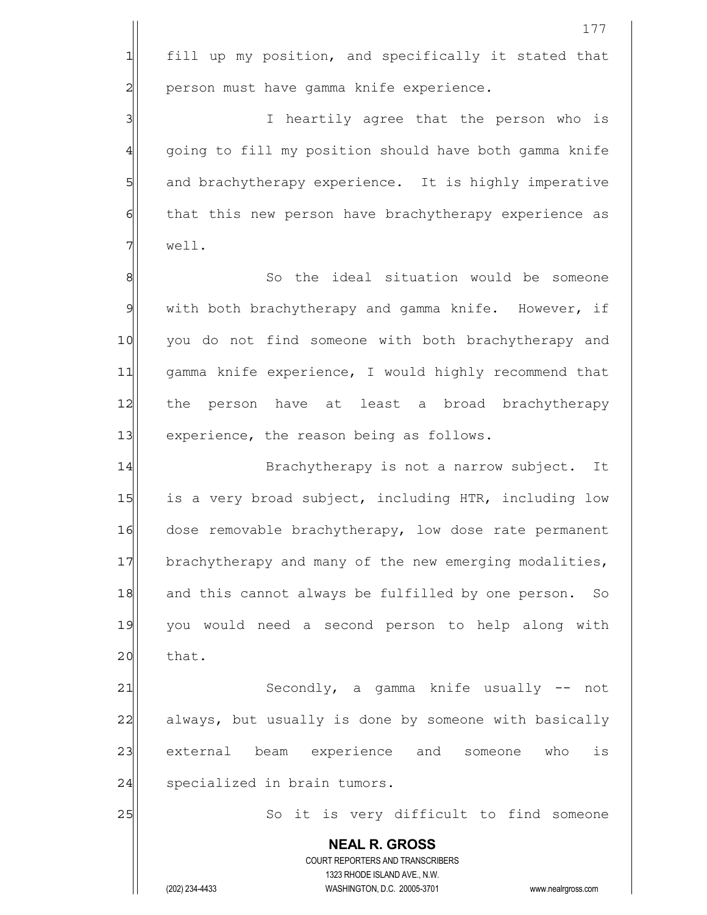fill up my position, and specifically it stated that person must have gamma knife experience.

I heartily agree that the person who is going to fill my position should have both gamma knife and brachytherapy experience. It is highly imperative that this new person have brachytherapy experience as well.

So the ideal situation would be someone with both brachytherapy and gamma knife. However, if you do not find someone with both brachytherapy and gamma knife experience, I would highly recommend that the person have at least a broad brachytherapy experience, the reason being as follows.

Brachytherapy is not a narrow subject. It is a very broad subject, including HTR, including low dose removable brachytherapy, low dose rate permanent brachytherapy and many of the new emerging modalities, and this cannot always be fulfilled by one person. So you would need a second person to help along with that.

Secondly, a gamma knife usually -- not always, but usually is done by someone with basically external beam experience and someone who is specialized in brain tumors.

So it is very difficult to find someone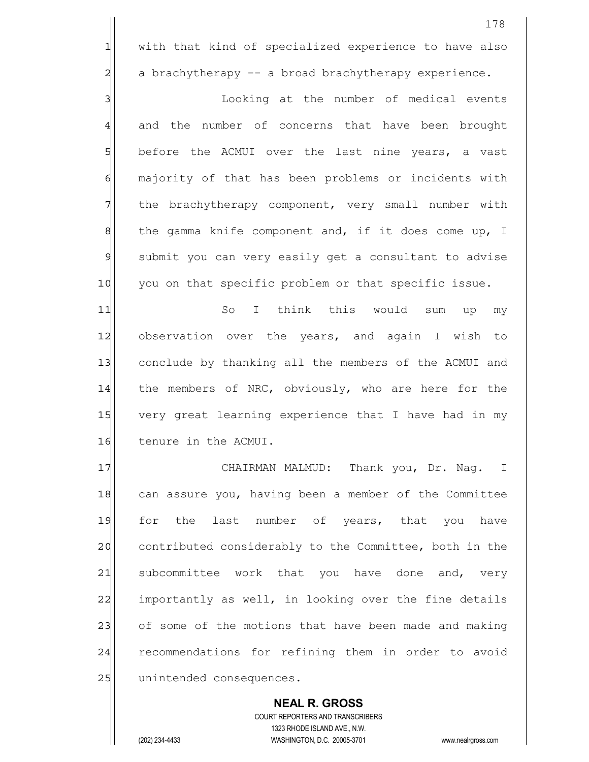with that kind of specialized experience to have also a brachytherapy -- a broad brachytherapy experience.

Looking at the number of medical events and the number of concerns that have been brought before the ACMUI over the last nine years, a vast majority of that has been problems or incidents with the brachytherapy component, very small number with the gamma knife component and, if it does come up, I submit you can very easily get a consultant to advise you on that specific problem or that specific issue.

So I think this would sum up my observation over the years, and again I wish to conclude by thanking all the members of the ACMUI and the members of NRC, obviously, who are here for the very great learning experience that I have had in my tenure in the ACMUI.

CHAIRMAN MALMUD: Thank you, Dr. Nag. I can assure you, having been a member of the Committee for the last number of years, that you have contributed considerably to the Committee, both in the subcommittee work that you have done and, very importantly as well, in looking over the fine details of some of the motions that have been made and making recommendations for refining them in order to avoid unintended consequences.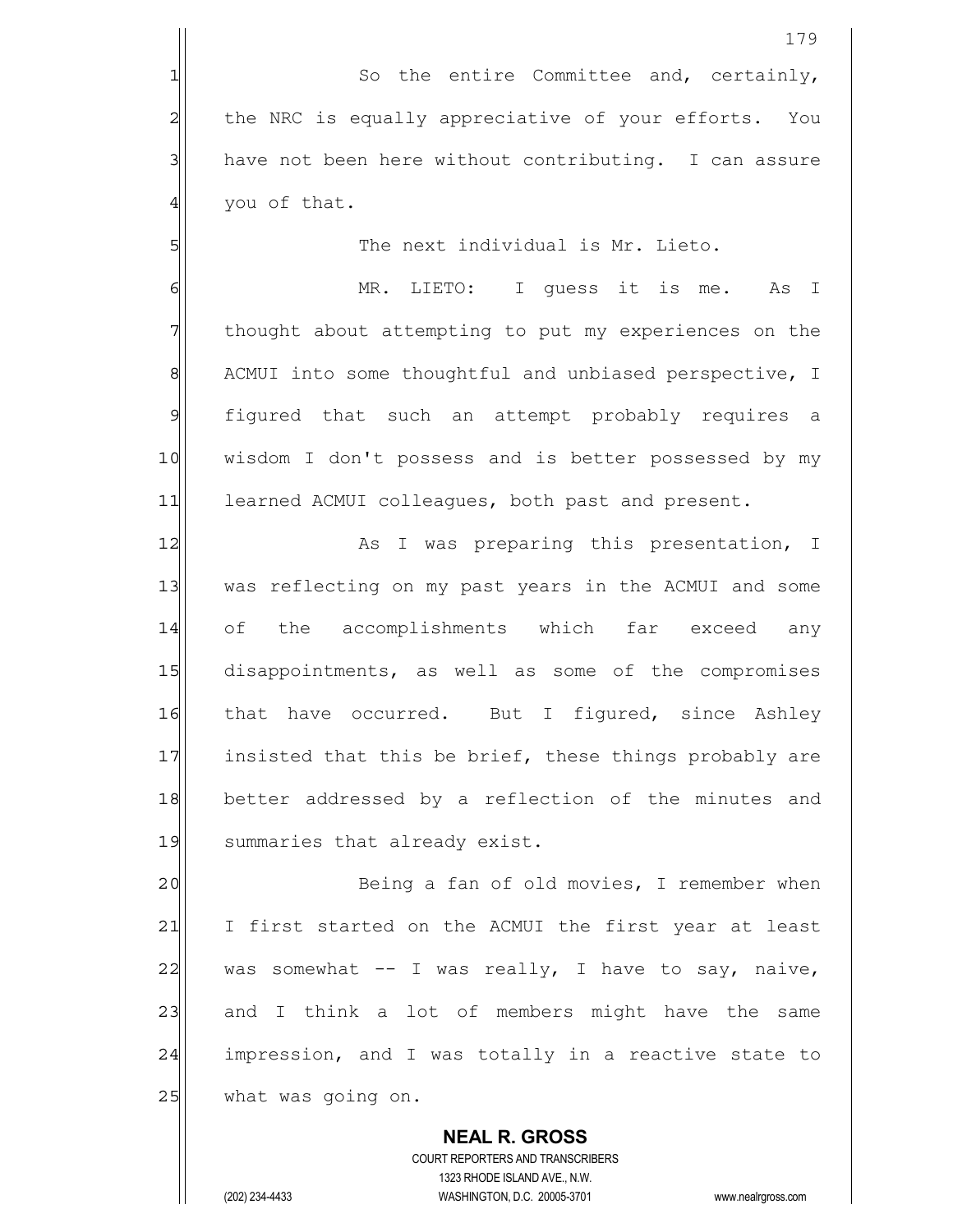So the entire Committee and, certainly, the NRC is equally appreciative of your efforts. You have not been here without contributing. I can assure you of that.

The next individual is Mr. Lieto.

MR. LIETO: I guess it is me. As I thought about attempting to put my experiences on the ACMUI into some thoughtful and unbiased perspective, I figured that such an attempt probably requires a wisdom I don't possess and is better possessed by my learned ACMUI colleagues, both past and present.

As I was preparing this presentation, I was reflecting on my past years in the ACMUI and some of the accomplishments which far exceed any disappointments, as well as some of the compromises that have occurred. But I figured, since Ashley insisted that this be brief, these things probably are better addressed by a reflection of the minutes and summaries that already exist.

Being a fan of old movies, I remember when I first started on the ACMUI the first year at least was somewhat -- I was really, I have to say, naive, and I think a lot of members might have the same impression, and I was totally in a reactive state to what was going on.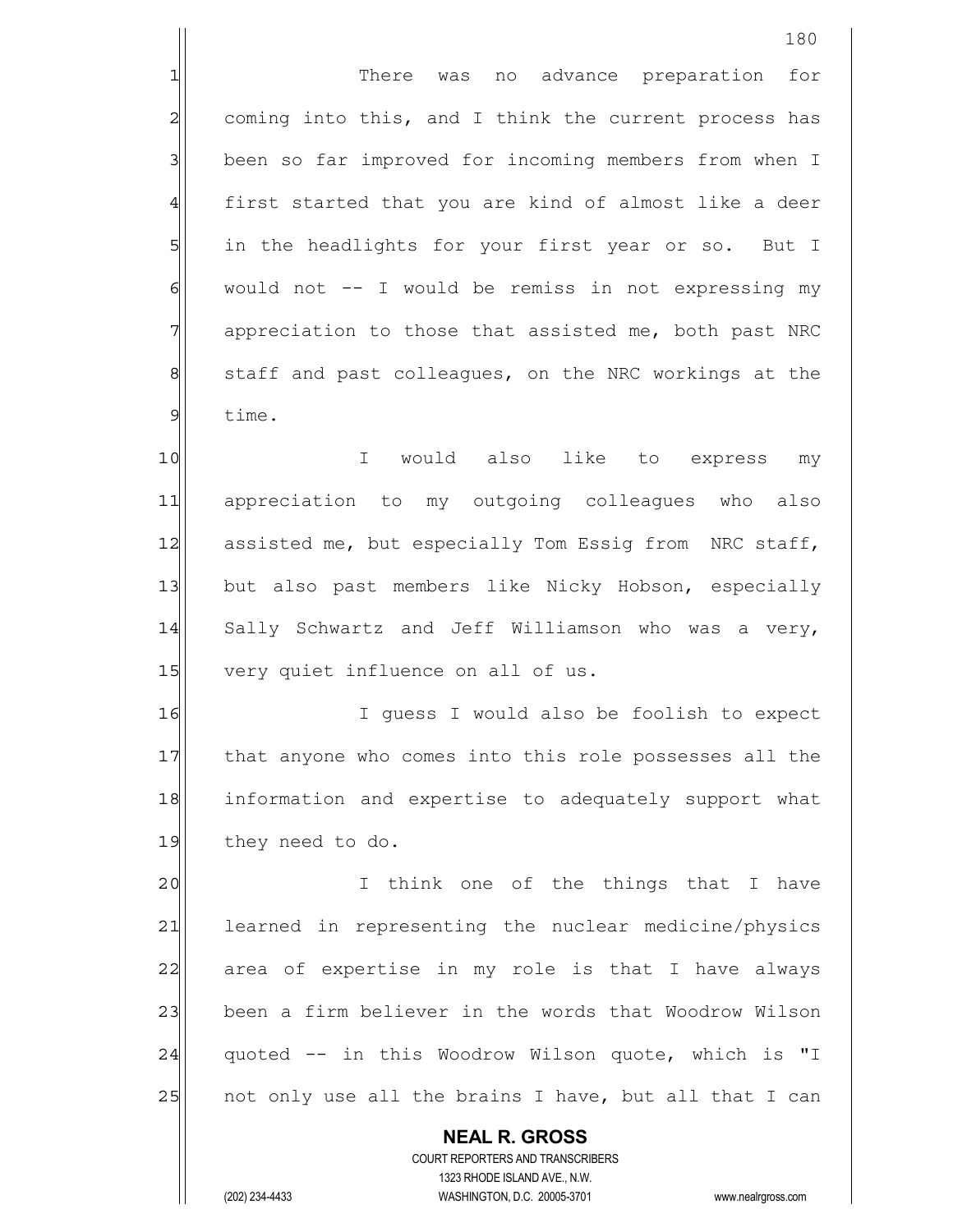There was no advance preparation for coming into this, and I think the current process has been so far improved for incoming members from when I first started that you are kind of almost like a deer in the headlights for your first year or so. But I would not -- I would be remiss in not expressing my appreciation to those that assisted me, both past NRC staff and past colleagues, on the NRC workings at the time.

I would also like to express my appreciation to my outgoing colleagues who also assisted me, but especially Tom Essig from NRC staff, but also past members like Nicky Hobson, especially Sally Schwartz and Jeff Williamson who was a very, very quiet influence on all of us.

I guess I would also be foolish to expect that anyone who comes into this role possesses all the information and expertise to adequately support what they need to do.

I think one of the things that I have learned in representing the nuclear medicine/physics area of expertise in my role is that I have always been a firm believer in the words that Woodrow Wilson quoted -- in this Woodrow Wilson quote, which is "I not only use all the brains I have, but all that I can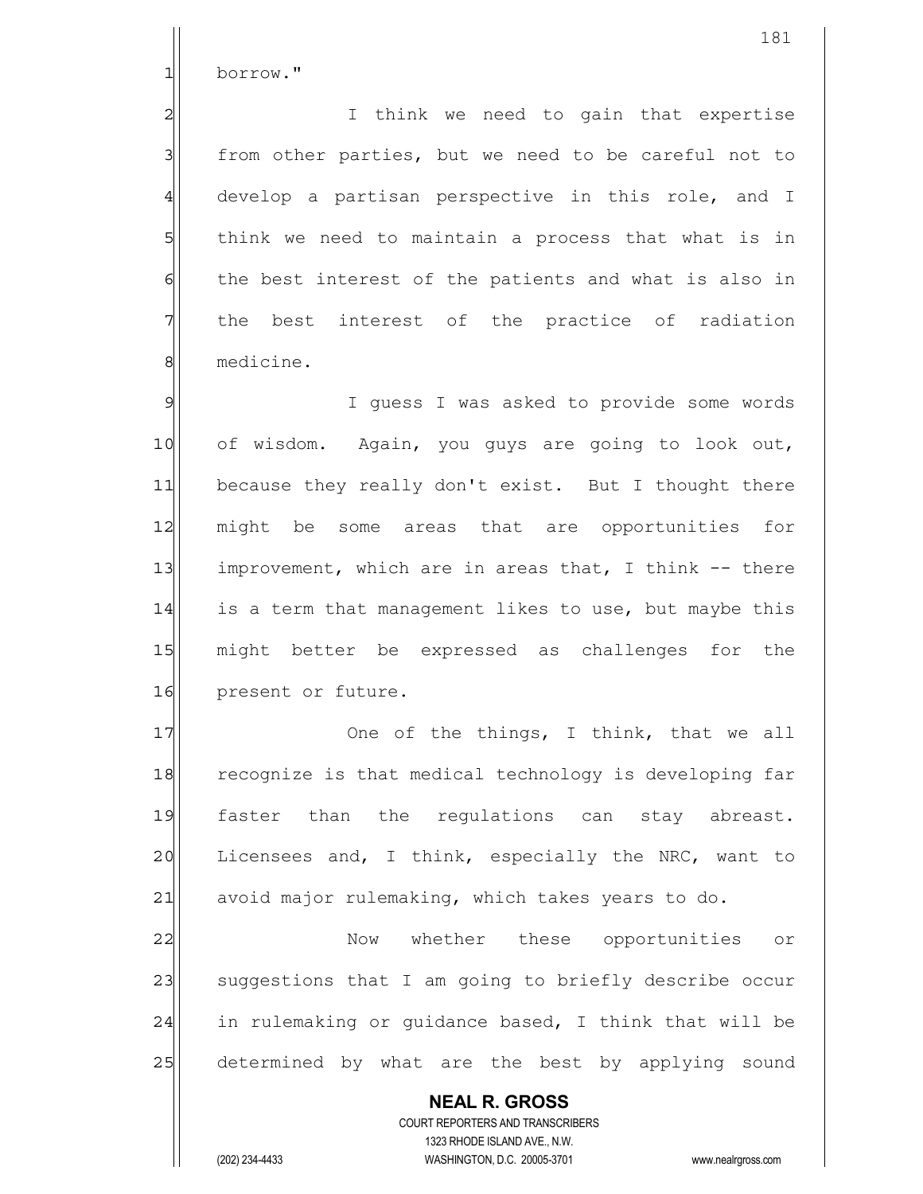borrow."

I think we need to gain that expertise from other parties, but we need to be careful not to develop a partisan perspective in this role, and I think we need to maintain a process that what is in the best interest of the patients and what is also in the best interest of the practice of radiation medicine.

I guess I was asked to provide some words of wisdom. Again, you guys are going to look out, because they really don't exist. But I thought there might be some areas that are opportunities for improvement, which are in areas that, I think -- there is a term that management likes to use, but maybe this might better be expressed as challenges for the present or future.

One of the things, I think, that we all recognize is that medical technology is developing far faster than the regulations can stay abreast. Licensees and, I think, especially the NRC, want to avoid major rulemaking, which takes years to do.

Now whether these opportunities or suggestions that I am going to briefly describe occur in rulemaking or guidance based, I think that will be determined by what are the best by applying sound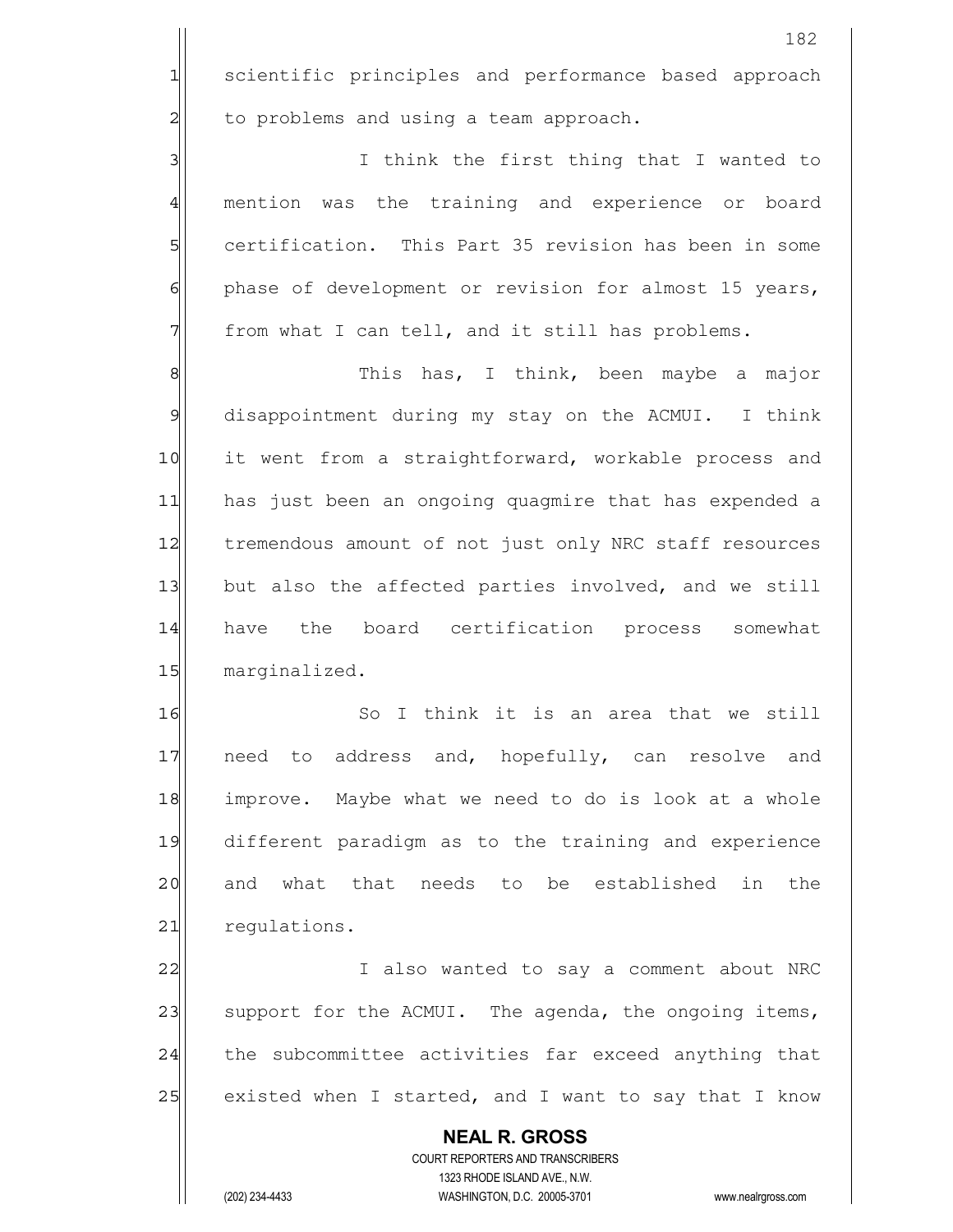scientific principles and performance based approach to problems and using a team approach.

I think the first thing that I wanted to mention was the training and experience or board certification. This Part 35 revision has been in some phase of development or revision for almost 15 years, from what I can tell, and it still has problems.

This has, I think, been maybe a major disappointment during my stay on the ACMUI. I think it went from a straightforward, workable process and has just been an ongoing quagmire that has expended a tremendous amount of not just only NRC staff resources but also the affected parties involved, and we still have the board certification process somewhat marginalized.

So I think it is an area that we still need to address and, hopefully, can resolve and improve. Maybe what we need to do is look at a whole different paradigm as to the training and experience and what that needs to be established in the regulations.

I also wanted to say a comment about NRC support for the ACMUI. The agenda, the ongoing items, the subcommittee activities far exceed anything that existed when I started, and I want to say that I know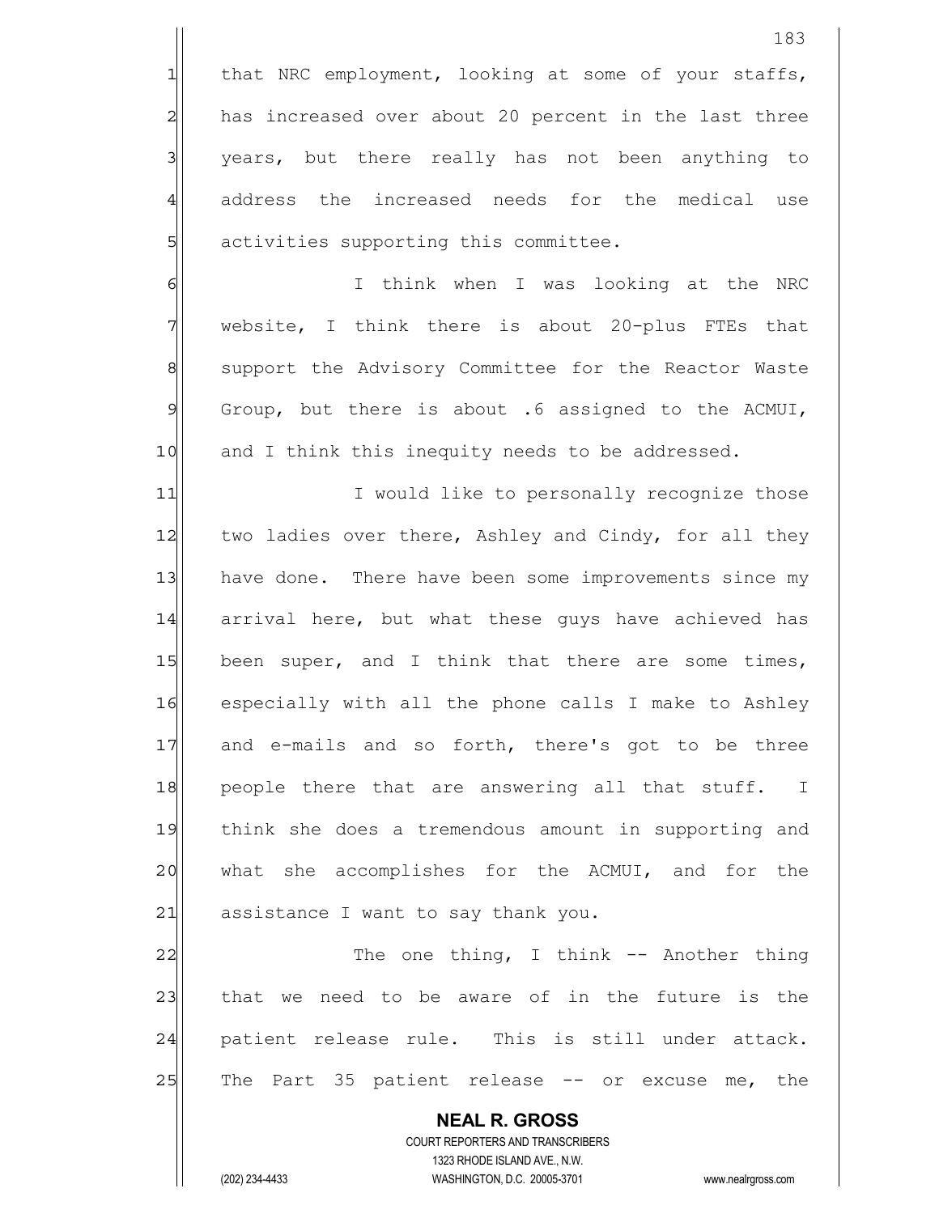that NRC employment, looking at some of your staffs, has increased over about 20 percent in the last three years, but there really has not been anything to address the increased needs for the medical use activities supporting this committee.

I think when I was looking at the NRC website, I think there is about 20-plus FTEs that support the Advisory Committee for the Reactor Waste Group, but there is about .6 assigned to the ACMUI, and I think this inequity needs to be addressed.

I would like to personally recognize those two ladies over there, Ashley and Cindy, for all they have done. There have been some improvements since my arrival here, but what these guys have achieved has been super, and I think that there are some times, especially with all the phone calls I make to Ashley and e-mails and so forth, there's got to be three people there that are answering all that stuff. I think she does a tremendous amount in supporting and what she accomplishes for the ACMUI, and for the assistance I want to say thank you.

The one thing, I think -- Another thing that we need to be aware of in the future is the patient release rule. This is still under attack. The Part 35 patient release -- or excuse me, the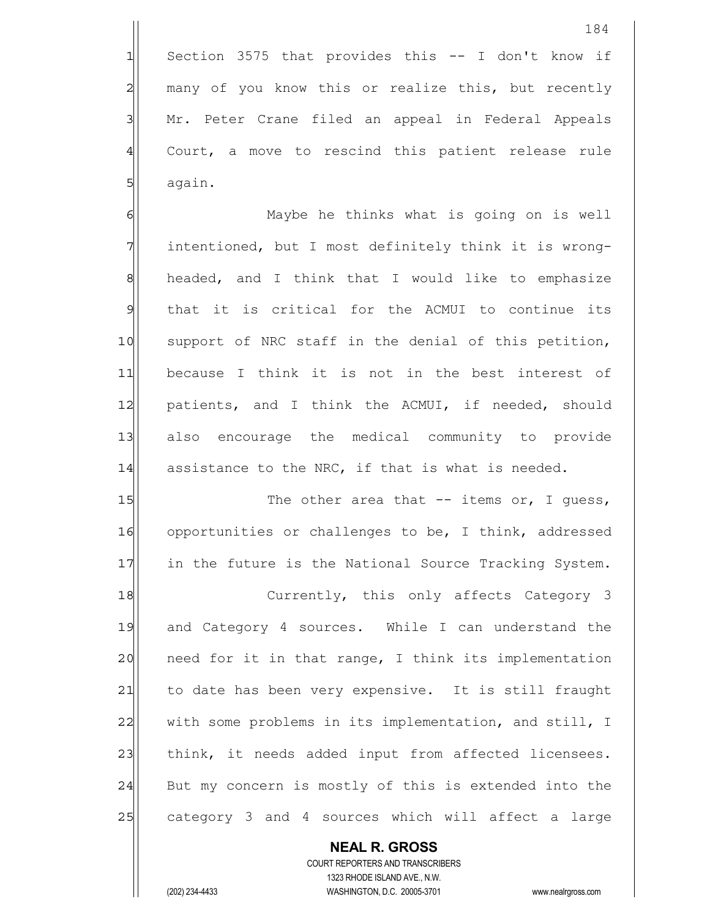Section 3575 that provides this -- I don't know if many of you know this or realize this, but recently Mr. Peter Crane filed an appeal in Federal Appeals Court, a move to rescind this patient release rule again.

Maybe he thinks what is going on is well intentioned, but I most definitely think it is wrong-headed, and I think that I would like to emphasize that it is critical for the ACMUI to continue its support of NRC staff in the denial of this petition, because I think it is not in the best interest of patients, and I think the ACMUI, if needed, should also encourage the medical community to provide assistance to the NRC, if that is what is needed.

The other area that -- items or, I guess, opportunities or challenges to be, I think, addressed in the future is the National Source Tracking System.

Currently, this only affects Category 3 and Category 4 sources. While I can understand the need for it in that range, I think its implementation to date has been very expensive. It is still fraught with some problems in its implementation, and still, I think, it needs added input from affected licensees. But my concern is mostly of this is extended into the category 3 and 4 sources which will affect a large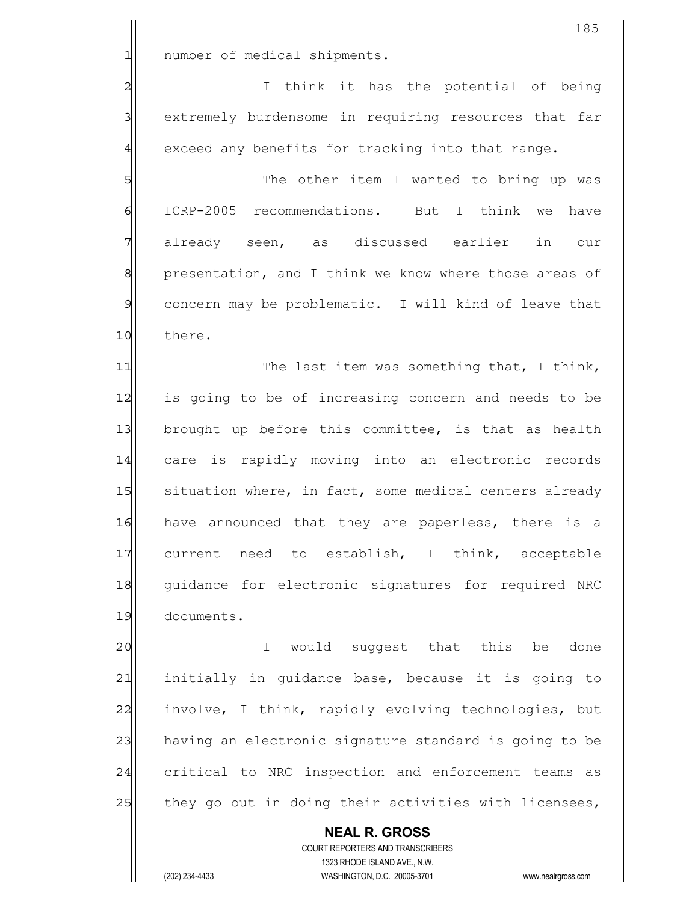number of medical shipments.

I think it has the potential of being extremely burdensome in requiring resources that far exceed any benefits for tracking into that range.

The other item I wanted to bring up was ICRP-2005 recommendations. But I think we have already seen, as discussed earlier in our presentation, and I think we know where those areas of concern may be problematic. I will kind of leave that there.

The last item was something that, I think, is going to be of increasing concern and needs to be brought up before this committee, is that as health care is rapidly moving into an electronic records situation where, in fact, some medical centers already have announced that they are paperless, there is a current need to establish, I think, acceptable guidance for electronic signatures for required NRC documents.

I would suggest that this be done initially in guidance base, because it is going to involve, I think, rapidly evolving technologies, but having an electronic signature standard is going to be critical to NRC inspection and enforcement teams as they go out in doing their activities with licensees,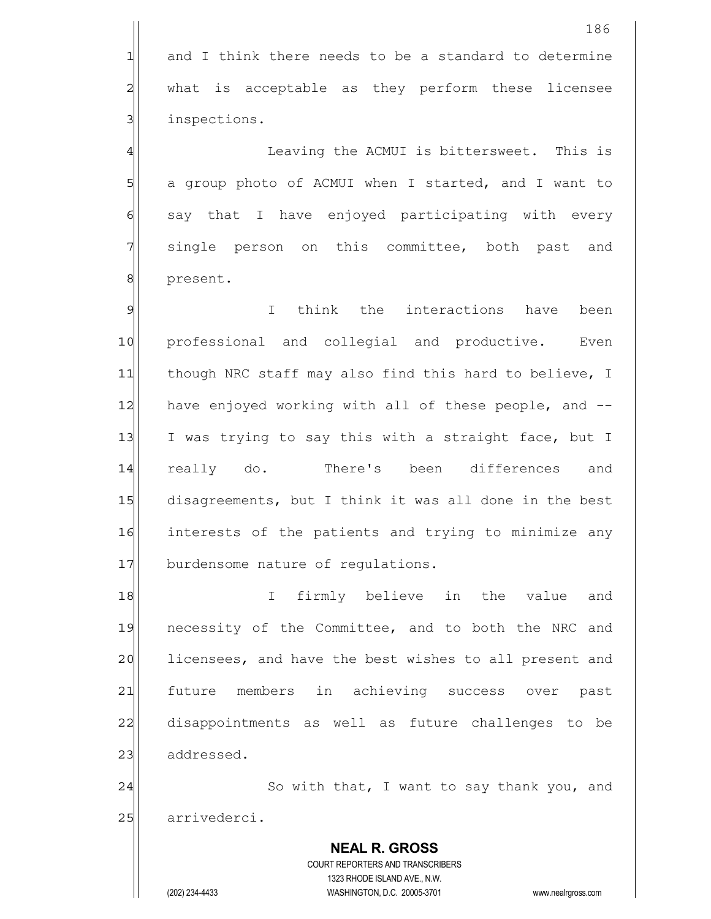and I think there needs to be a standard to determine what is acceptable as they perform these licensee inspections.

Leaving the ACMUI is bittersweet. This is a group photo of ACMUI when I started, and I want to say that I have enjoyed participating with every single person on this committee, both past and present.

I think the interactions have been professional and collegial and productive. Even though NRC staff may also find this hard to believe, I have enjoyed working with all of these people, and -- I was trying to say this with a straight face, but I really do. There's been differences and disagreements, but I think it was all done in the best interests of the patients and trying to minimize any burdensome nature of regulations.

I firmly believe in the value and necessity of the Committee, and to both the NRC and licensees, and have the best wishes to all present and future members in achieving success over past disappointments as well as future challenges to be addressed.

So with that, I want to say thank you, and arrivederci.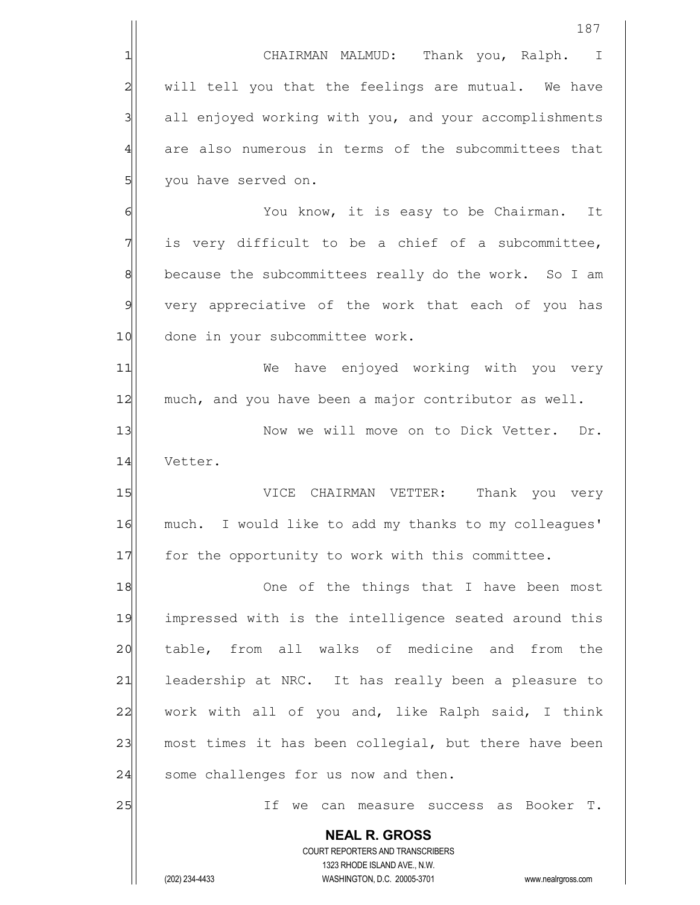CHAIRMAN MALMUD: Thank you, Ralph. I will tell you that the feelings are mutual. We have all enjoyed working with you, and your accomplishments are also numerous in terms of the subcommittees that you have served on.

You know, it is easy to be Chairman. It is very difficult to be a chief of a subcommittee, because the subcommittees really do the work. So I am very appreciative of the work that each of you has done in your subcommittee work.

We have enjoyed working with you very much, and you have been a major contributor as well.

Now we will move on to Dick Vetter. Dr. Vetter.

VICE CHAIRMAN VETTER: Thank you very much. I would like to add my thanks to my colleagues' for the opportunity to work with this committee.

One of the things that I have been most impressed with is the intelligence seated around this table, from all walks of medicine and from the leadership at NRC. It has really been a pleasure to work with all of you and, like Ralph said, I think most times it has been collegial, but there have been some challenges for us now and then.

If we can measure success as Booker T.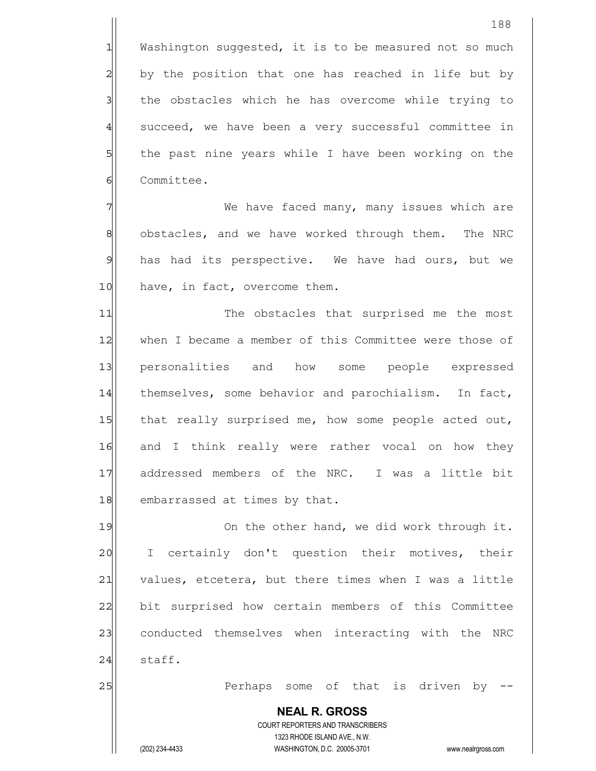Washington suggested, it is to be measured not so much by the position that one has reached in life but by the obstacles which he has overcome while trying to succeed, we have been a very successful committee in the past nine years while I have been working on the Committee.

We have faced many, many issues which are obstacles, and we have worked through them. The NRC has had its perspective. We have had ours, but we have, in fact, overcome them.

The obstacles that surprised me the most when I became a member of this Committee were those of personalities and how some people expressed themselves, some behavior and parochialism. In fact, that really surprised me, how some people acted out, and I think really were rather vocal on how they addressed members of the NRC. I was a little bit embarrassed at times by that.

On the other hand, we did work through it. I certainly don't question their motives, their values, etcetera, but there times when I was a little bit surprised how certain members of this Committee conducted themselves when interacting with the NRC staff.

Perhaps some of that is driven by --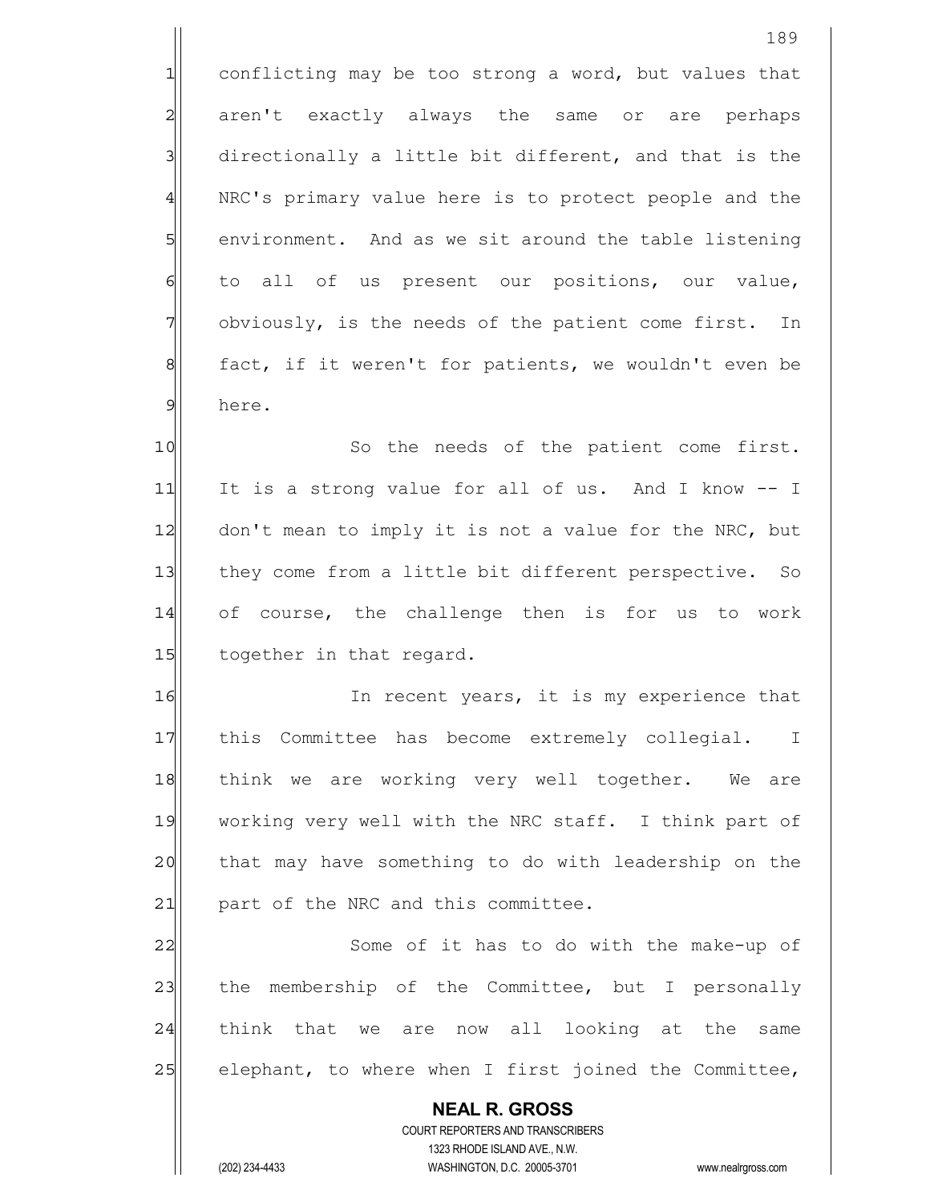conflicting may be too strong a word, but values that aren't exactly always the same or are perhaps directionally a little bit different, and that is the NRC's primary value here is to protect people and the environment. And as we sit around the table listening to all of us present our positions, our value, obviously, is the needs of the patient come first. In fact, if it weren't for patients, we wouldn't even be here.

So the needs of the patient come first. It is a strong value for all of us. And I know -- I don't mean to imply it is not a value for the NRC, but they come from a little bit different perspective. So of course, the challenge then is for us to work together in that regard.

In recent years, it is my experience that this Committee has become extremely collegial. I think we are working very well together. We are working very well with the NRC staff. I think part of that may have something to do with leadership on the part of the NRC and this committee.

Some of it has to do with the make-up of the membership of the Committee, but I personally think that we are now all looking at the same elephant, to where when I first joined the Committee,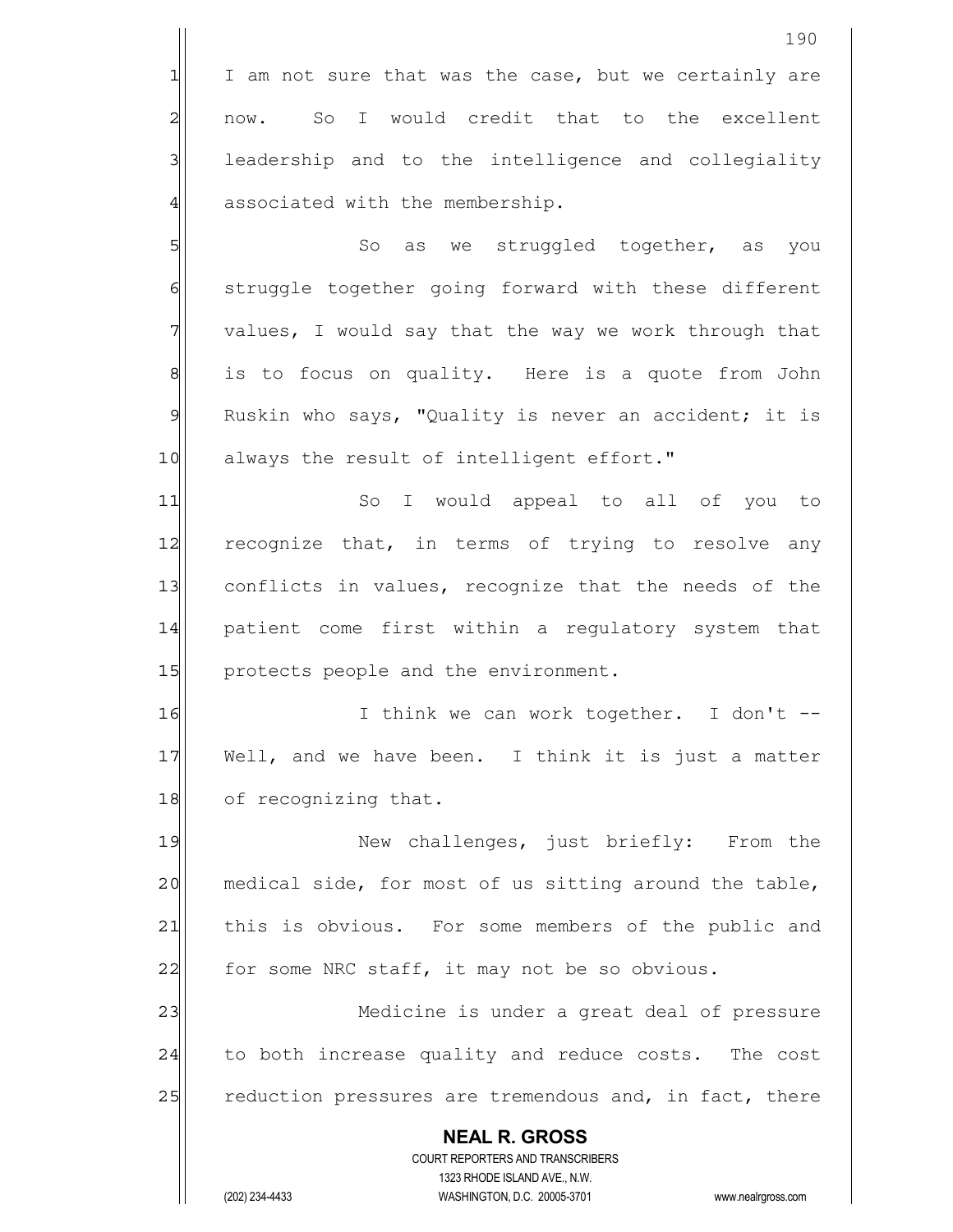I am not sure that was the case, but we certainly are now. So I would credit that to the excellent leadership and to the intelligence and collegiality associated with the membership.

So as we struggled together, as you struggle together going forward with these different values, I would say that the way we work through that is to focus on quality. Here is a quote from John Ruskin who says, "Quality is never an accident; it is always the result of intelligent effort."

So I would appeal to all of you to recognize that, in terms of trying to resolve any conflicts in values, recognize that the needs of the patient come first within a regulatory system that protects people and the environment.

I think we can work together. I don't -- Well, and we have been. I think it is just a matter of recognizing that.

New challenges, just briefly: From the medical side, for most of us sitting around the table, this is obvious. For some members of the public and for some NRC staff, it may not be so obvious.

Medicine is under a great deal of pressure to both increase quality and reduce costs. The cost reduction pressures are tremendous and, in fact, there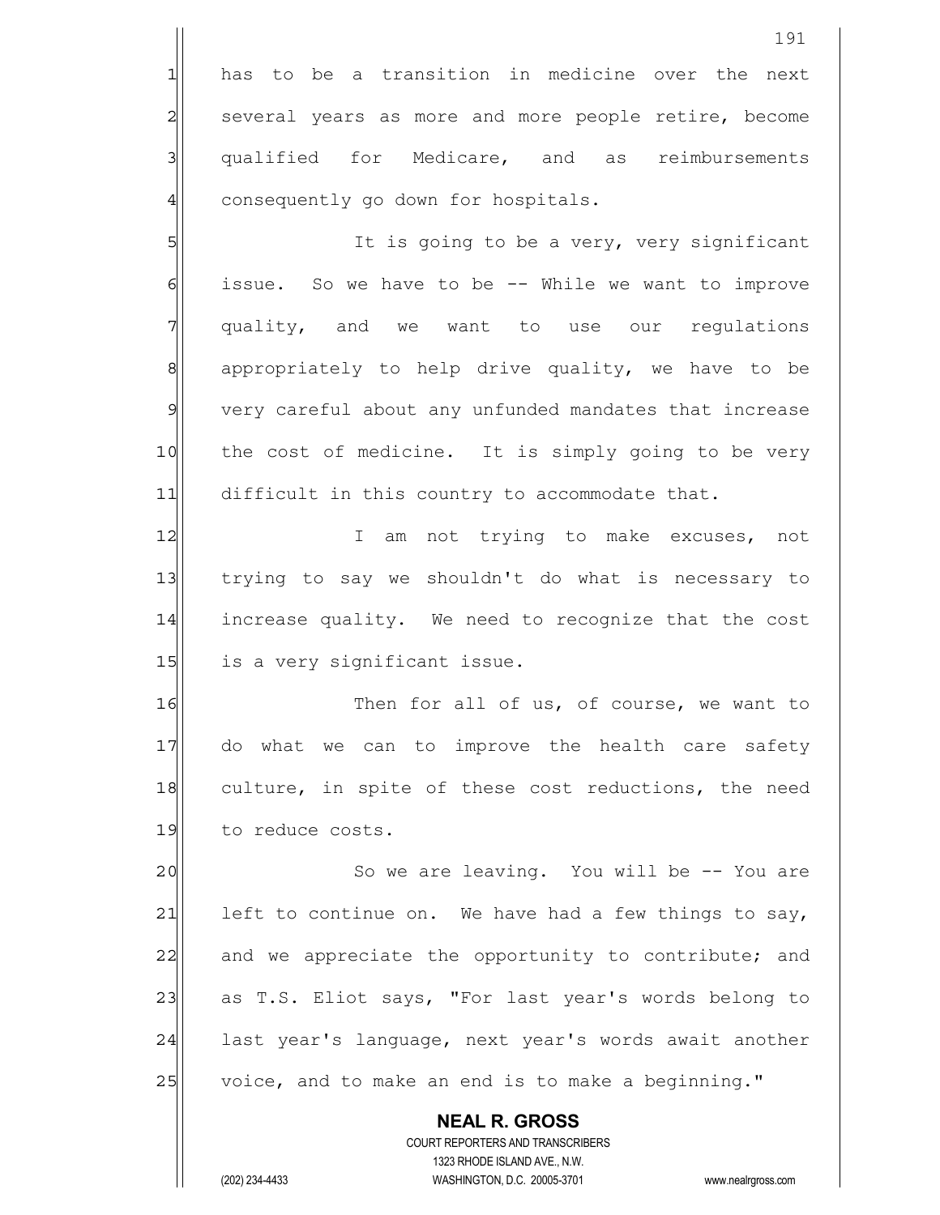has to be a transition in medicine over the next several years as more and more people retire, become qualified for Medicare, and as reimbursements consequently go down for hospitals.

It is going to be a very, very significant issue. So we have to be -- While we want to improve quality, and we want to use our regulations appropriately to help drive quality, we have to be very careful about any unfunded mandates that increase the cost of medicine. It is simply going to be very difficult in this country to accommodate that.

I am not trying to make excuses, not trying to say we shouldn't do what is necessary to increase quality. We need to recognize that the cost is a very significant issue.

Then for all of us, of course, we want to do what we can to improve the health care safety culture, in spite of these cost reductions, the need to reduce costs.

So we are leaving. You will be -- You are left to continue on. We have had a few things to say, and we appreciate the opportunity to contribute; and as T.S. Eliot says, "For last year's words belong to last year's language, next year's words await another voice, and to make an end is to make a beginning."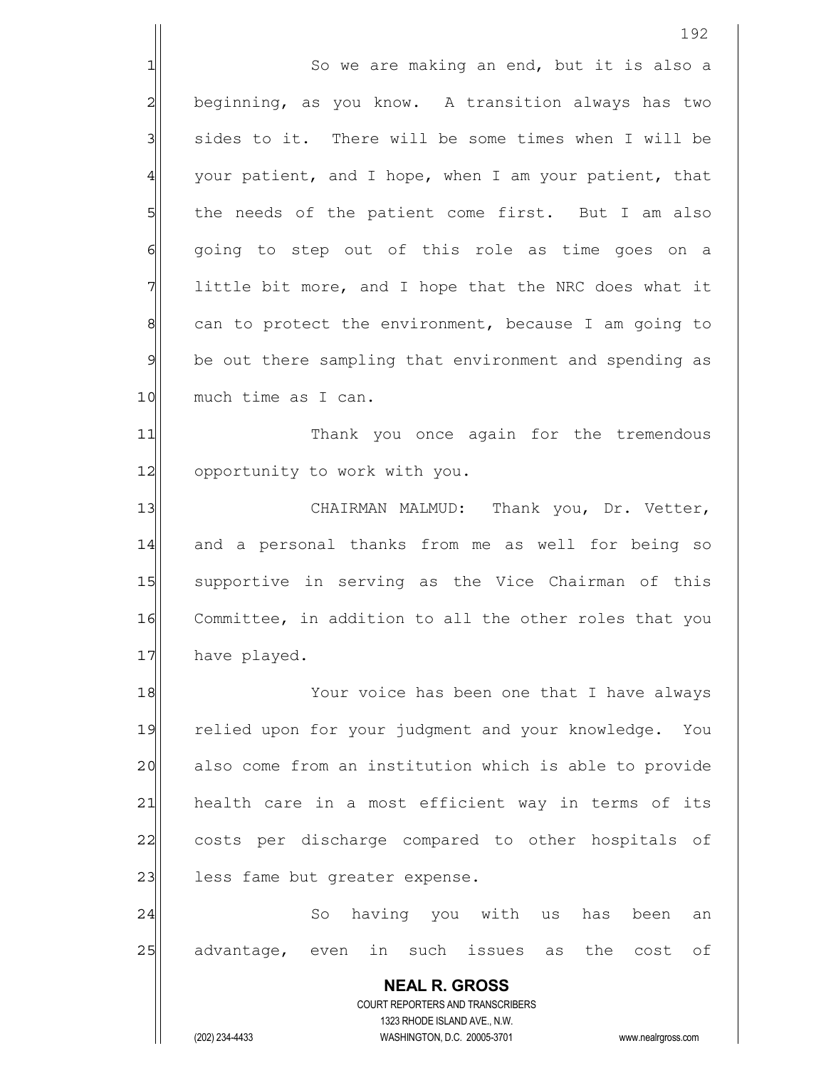So we are making an end, but it is also a beginning, as you know. A transition always has two sides to it. There will be some times when I will be your patient, and I hope, when I am your patient, that the needs of the patient come first. But I am also going to step out of this role as time goes on a little bit more, and I hope that the NRC does what it can to protect the environment, because I am going to be out there sampling that environment and spending as much time as I can.

Thank you once again for the tremendous opportunity to work with you.

CHAIRMAN MALMUD: Thank you, Dr. Vetter, and a personal thanks from me as well for being so supportive in serving as the Vice Chairman of this Committee, in addition to all the other roles that you have played.

Your voice has been one that I have always relied upon for your judgment and your knowledge. You also come from an institution which is able to provide health care in a most efficient way in terms of its costs per discharge compared to other hospitals of less fame but greater expense.

So having you with us has been an advantage, even in such issues as the cost of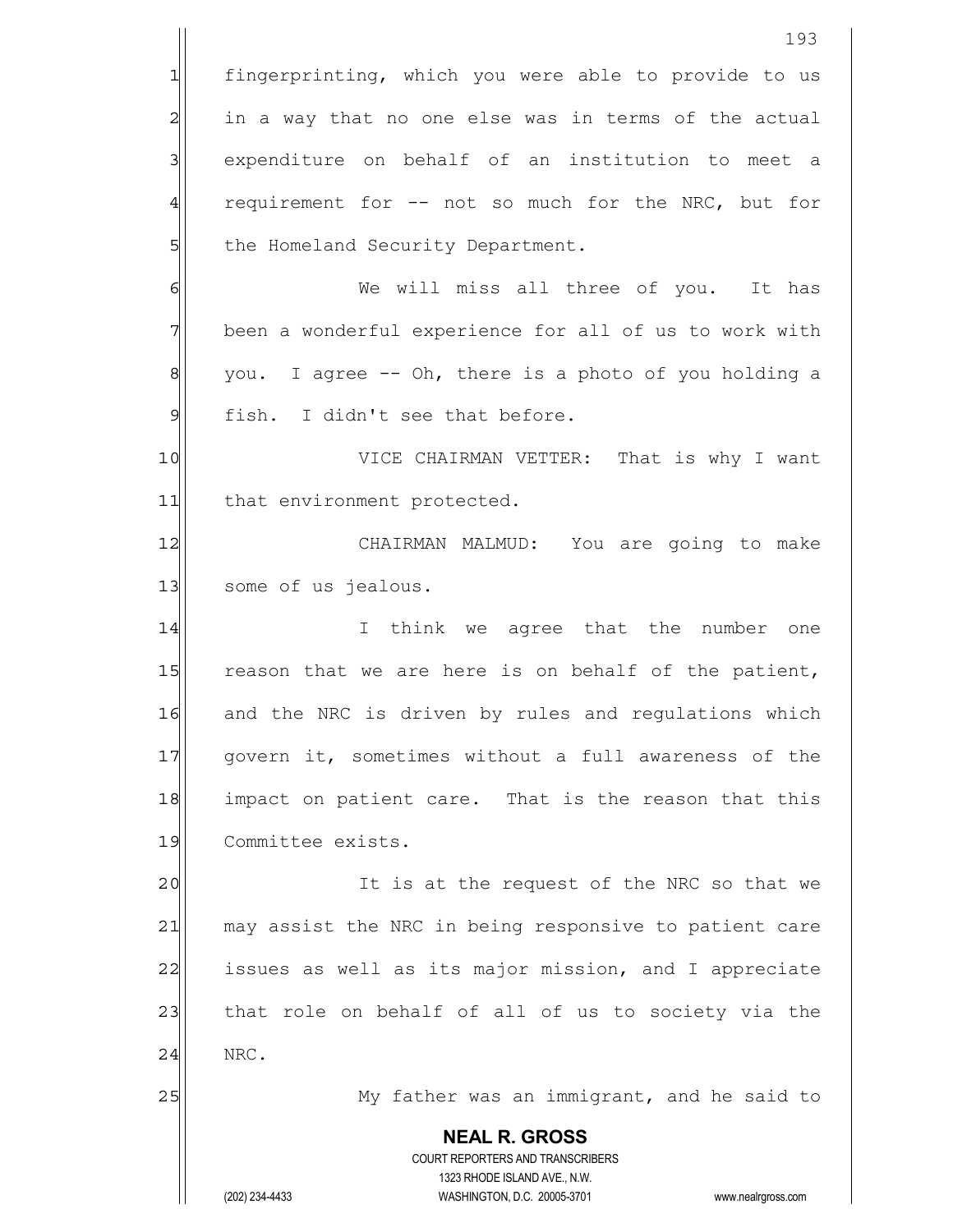fingerprinting, which you were able to provide to us in a way that no one else was in terms of the actual expenditure on behalf of an institution to meet a requirement for -- not so much for the NRC, but for the Homeland Security Department.

We will miss all three of you. It has been a wonderful experience for all of us to work with you. I agree -- Oh, there is a photo of you holding a fish. I didn't see that before.

VICE CHAIRMAN VETTER: That is why I want that environment protected.

CHAIRMAN MALMUD: You are going to make some of us jealous.

I think we agree that the number one reason that we are here is on behalf of the patient, and the NRC is driven by rules and regulations which govern it, sometimes without a full awareness of the impact on patient care. That is the reason that this Committee exists.

It is at the request of the NRC so that we may assist the NRC in being responsive to patient care issues as well as its major mission, and I appreciate that role on behalf of all of us to society via the NRC.

My father was an immigrant, and he said to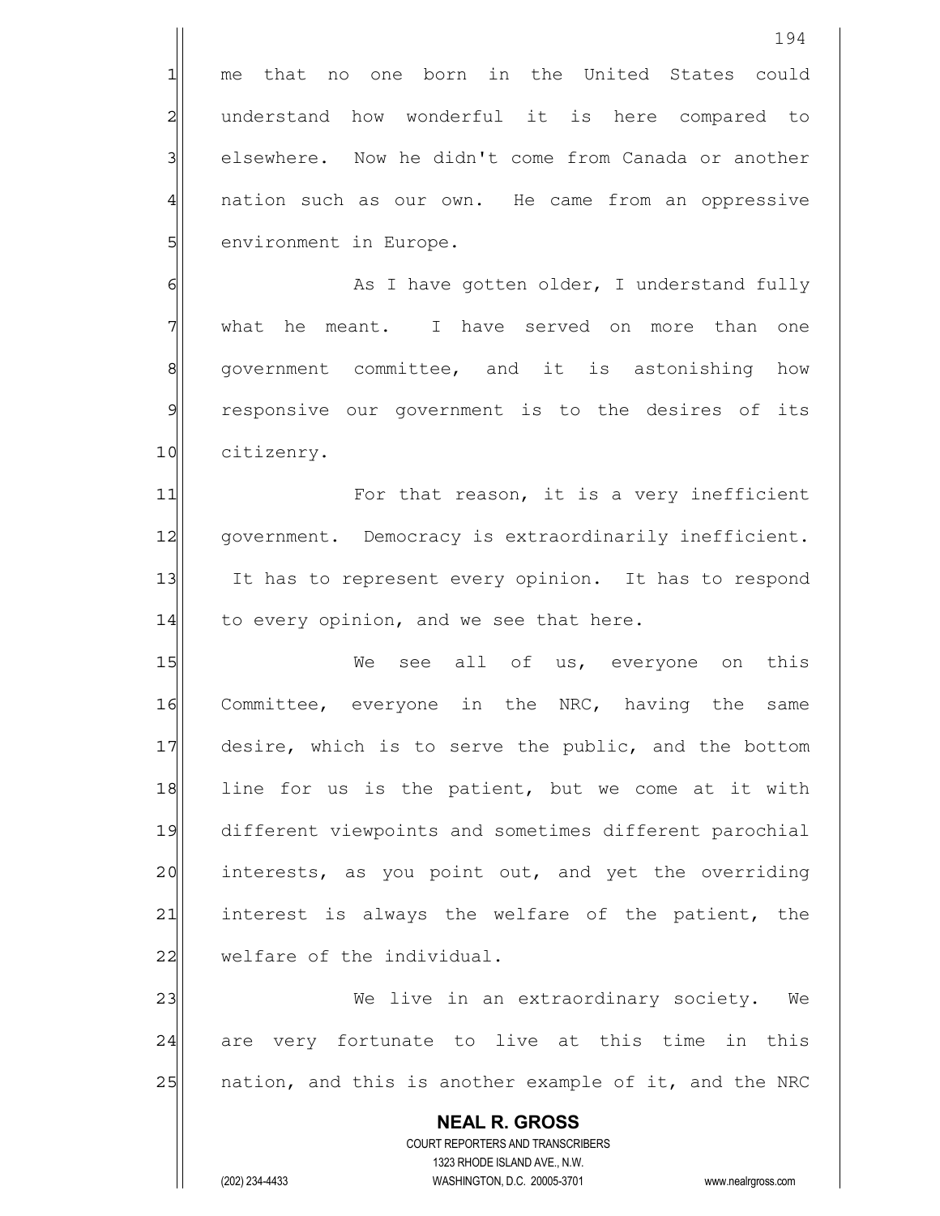me that no one born in the United States could understand how wonderful it is here compared to elsewhere. Now he didn't come from Canada or another nation such as our own. He came from an oppressive environment in Europe.

As I have gotten older, I understand fully what he meant. I have served on more than one government committee, and it is astonishing how responsive our government is to the desires of its citizenry.

For that reason, it is a very inefficient government. Democracy is extraordinarily inefficient. It has to represent every opinion. It has to respond to every opinion, and we see that here.

We see all of us, everyone on this Committee, everyone in the NRC, having the same desire, which is to serve the public, and the bottom line for us is the patient, but we come at it with different viewpoints and sometimes different parochial interests, as you point out, and yet the overriding interest is always the welfare of the patient, the welfare of the individual.

We live in an extraordinary society. We are very fortunate to live at this time in this nation, and this is another example of it, and the NRC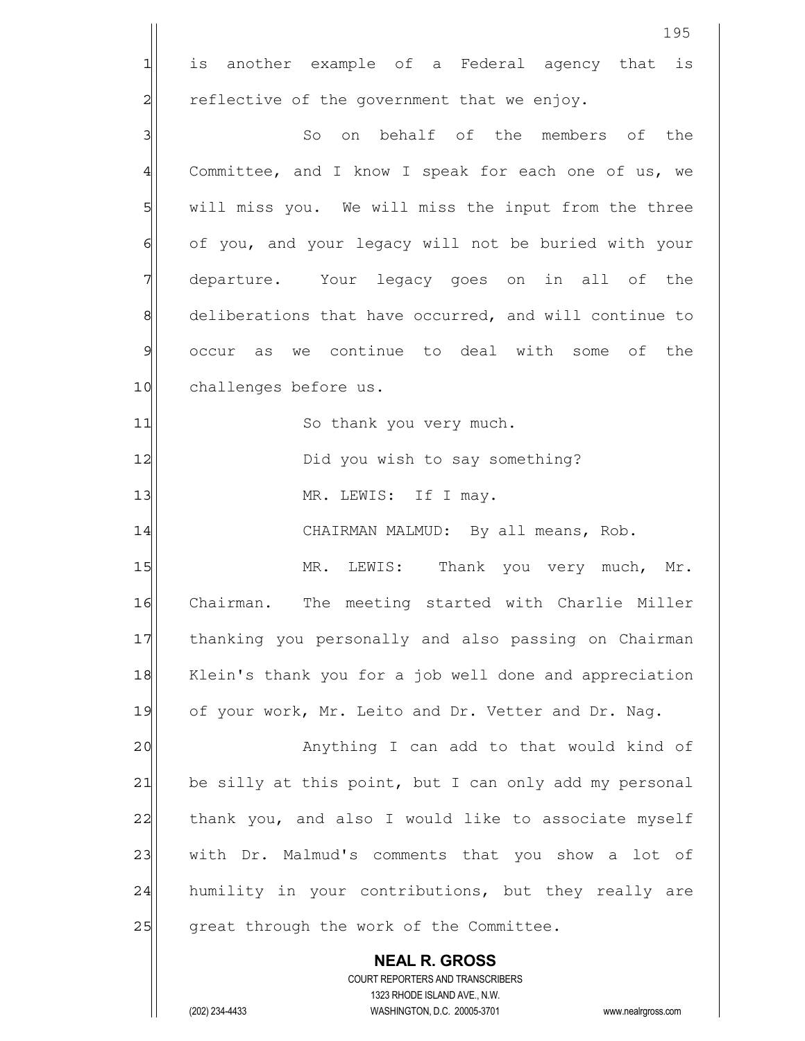is another example of a Federal agency that is reflective of the government that we enjoy.

So on behalf of the members of the Committee, and I know I speak for each one of us, we will miss you. We will miss the input from the three of you, and your legacy will not be buried with your departure. Your legacy goes on in all of the deliberations that have occurred, and will continue to occur as we continue to deal with some of the challenges before us.

So thank you very much.

Did you wish to say something?

MR. LEWIS: If I may.

CHAIRMAN MALMUD: By all means, Rob.

MR. LEWIS: Thank you very much, Mr. Chairman. The meeting started with Charlie Miller thanking you personally and also passing on Chairman Klein's thank you for a job well done and appreciation of your work, Mr. Leito and Dr. Vetter and Dr. Nag.

Anything I can add to that would kind of be silly at this point, but I can only add my personal thank you, and also I would like to associate myself with Dr. Malmud's comments that you show a lot of humility in your contributions, but they really are great through the work of the Committee.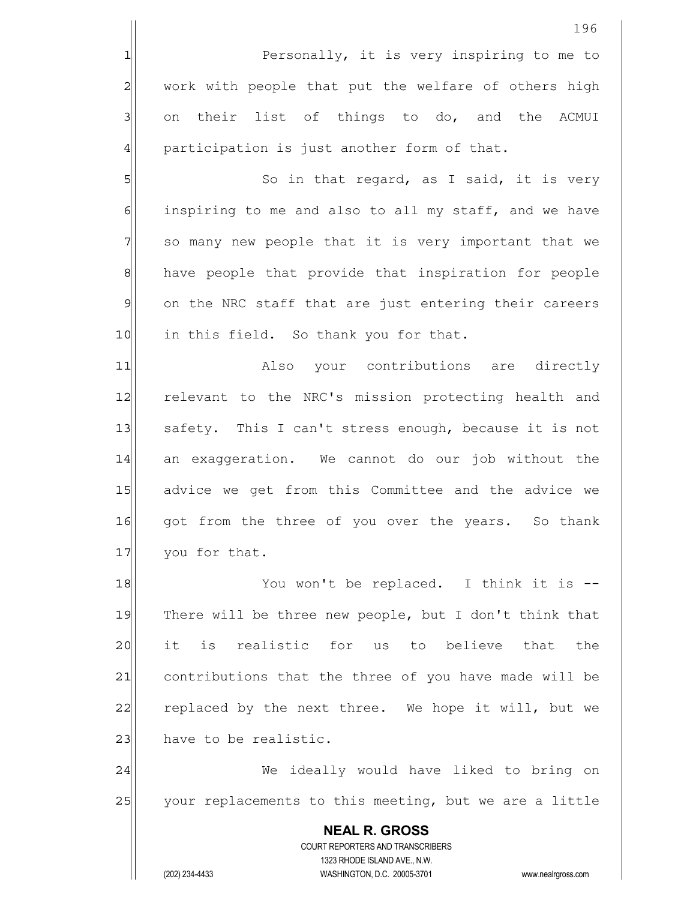Personally, it is very inspiring to me to work with people that put the welfare of others high on their list of things to do, and the ACMUI participation is just another form of that.

So in that regard, as I said, it is very inspiring to me and also to all my staff, and we have so many new people that it is very important that we have people that provide that inspiration for people on the NRC staff that are just entering their careers in this field. So thank you for that.

Also your contributions are directly relevant to the NRC's mission protecting health and safety. This I can't stress enough, because it is not an exaggeration. We cannot do our job without the advice we get from this Committee and the advice we got from the three of you over the years. So thank you for that.

You won't be replaced. I think it is -- There will be three new people, but I don't think that it is realistic for us to believe that the contributions that the three of you have made will be replaced by the next three. We hope it will, but we have to be realistic.

We ideally would have liked to bring on your replacements to this meeting, but we are a little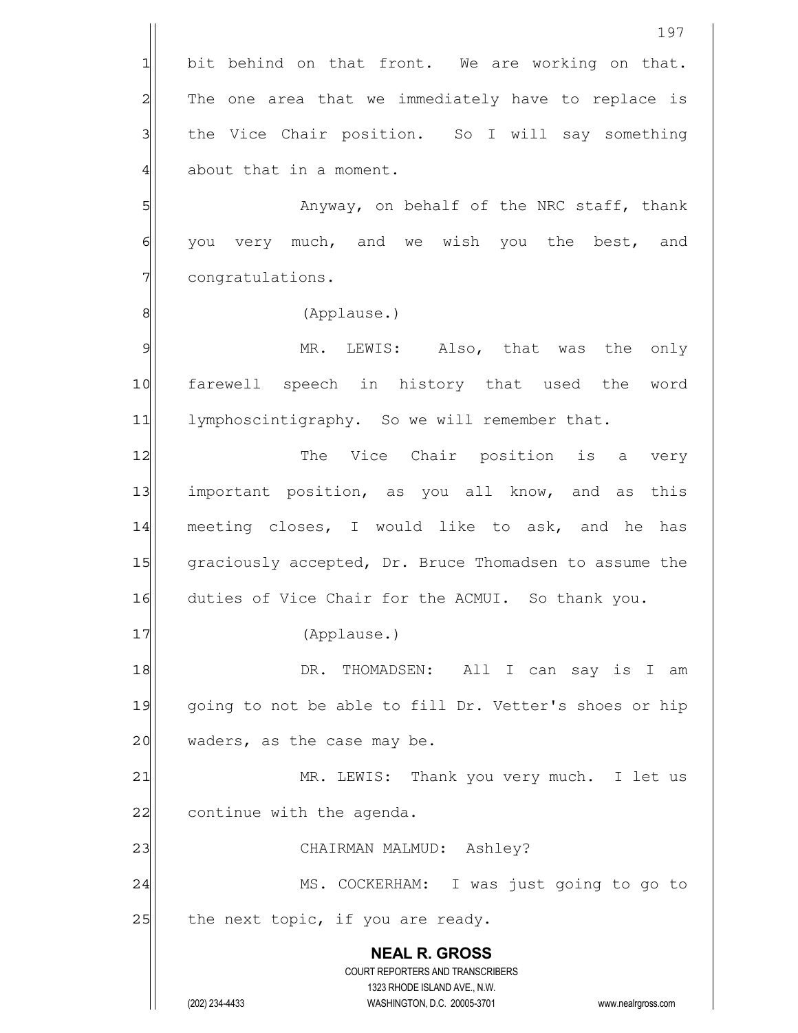bit behind on that front. We are working on that. The one area that we immediately have to replace is the Vice Chair position. So I will say something about that in a moment.

Anyway, on behalf of the NRC staff, thank you very much, and we wish you the best, and congratulations.

(Applause.)

MR. LEWIS: Also, that was the only farewell speech in history that used the word lymphoscintigraphy. So we will remember that.

The Vice Chair position is a very important position, as you all know, and as this meeting closes, I would like to ask, and he has graciously accepted, Dr. Bruce Thomadsen to assume the duties of Vice Chair for the ACMUI. So thank you.

(Applause.)

DR. THOMADSEN: All I can say is I am going to not be able to fill Dr. Vetter's shoes or hip waders, as the case may be.

MR. LEWIS: Thank you very much. I let us continue with the agenda.

CHAIRMAN MALMUD: Ashley?

MS. COCKERHAM: I was just going to go to the next topic, if you are ready.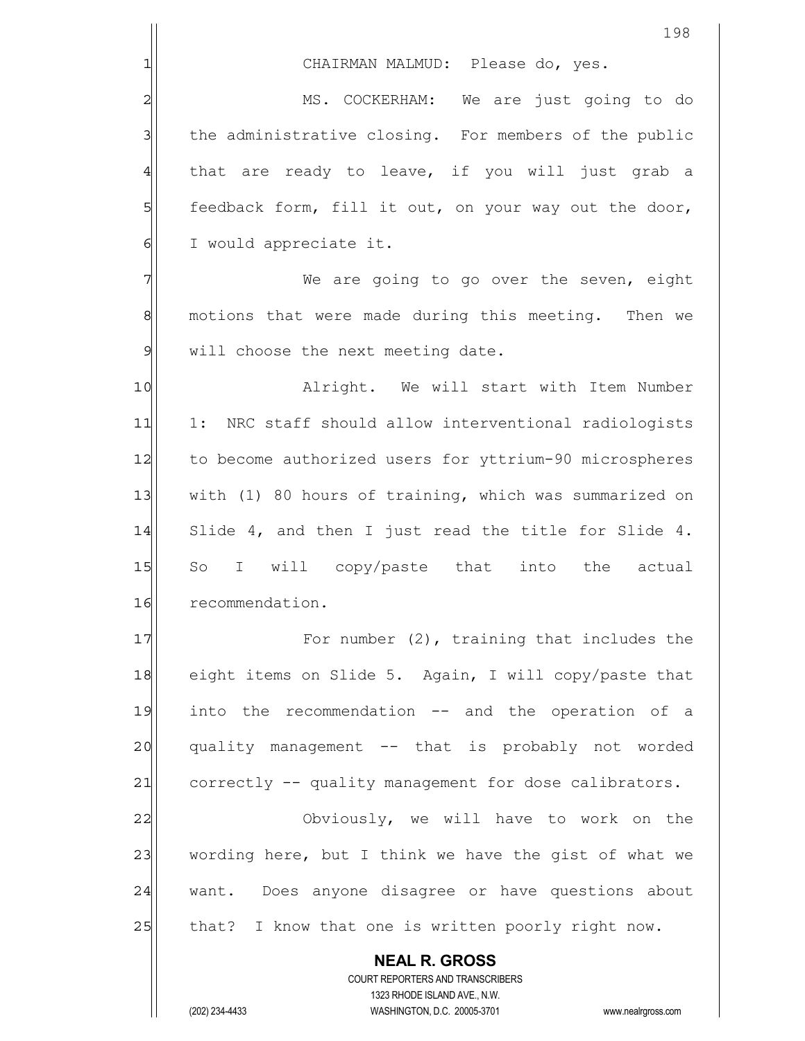CHAIRMAN MALMUD: Please do, yes.

MS. COCKERHAM: We are just going to do the administrative closing. For members of the public that are ready to leave, if you will just grab a feedback form, fill it out, on your way out the door, I would appreciate it.

We are going to go over the seven, eight motions that were made during this meeting. Then we will choose the next meeting date.

Alright. We will start with Item Number 1: NRC staff should allow interventional radiologists to become authorized users for yttrium-90 microspheres with (1) 80 hours of training, which was summarized on Slide 4, and then I just read the title for Slide 4. So I will copy/paste that into the actual recommendation.

For number (2), training that includes the eight items on Slide 5. Again, I will copy/paste that into the recommendation -- and the operation of a quality management -- that is probably not worded correctly -- quality management for dose calibrators.

Obviously, we will have to work on the wording here, but I think we have the gist of what we want. Does anyone disagree or have questions about that? I know that one is written poorly right now.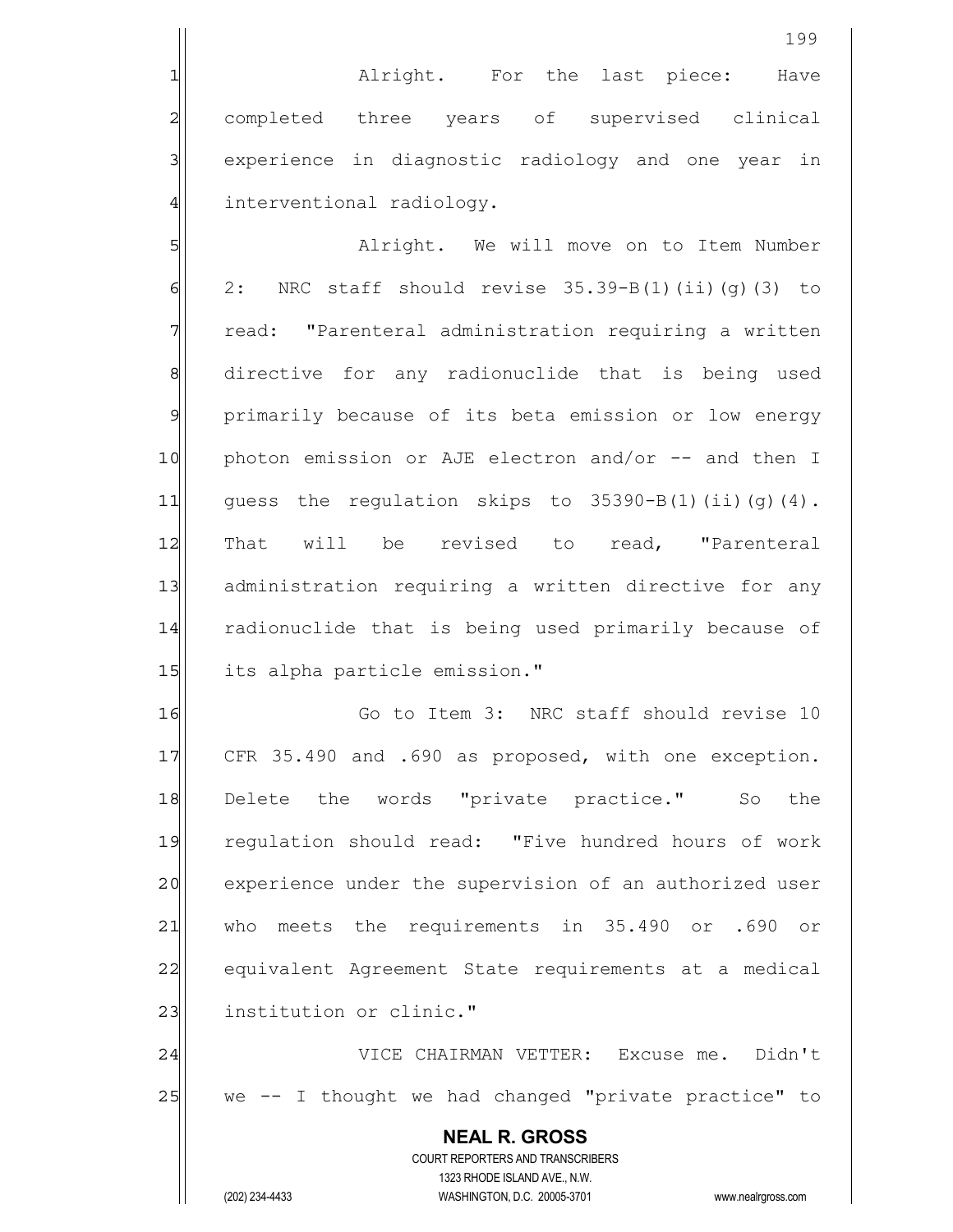Alright. For the last piece: Have completed three years of supervised clinical experience in diagnostic radiology and one year in interventional radiology.

Alright. We will move on to Item Number 2: NRC staff should revise 35.39-B(1)(ii)(g)(3) to read: "Parenteral administration requiring a written directive for any radionuclide that is being used primarily because of its beta emission or low energy photon emission or AJE electron and/or -- and then I guess the regulation skips to 35390-B(1)(ii)(g)(4). That will be revised to read, "Parenteral administration requiring a written directive for any radionuclide that is being used primarily because of its alpha particle emission."

Go to Item 3: NRC staff should revise 10 CFR 35.490 and .690 as proposed, with one exception. Delete the words "private practice." So the regulation should read: "Five hundred hours of work experience under the supervision of an authorized user who meets the requirements in 35.490 or .690 or equivalent Agreement State requirements at a medical institution or clinic."

VICE CHAIRMAN VETTER: Excuse me. Didn't we -- I thought we had changed "private practice" to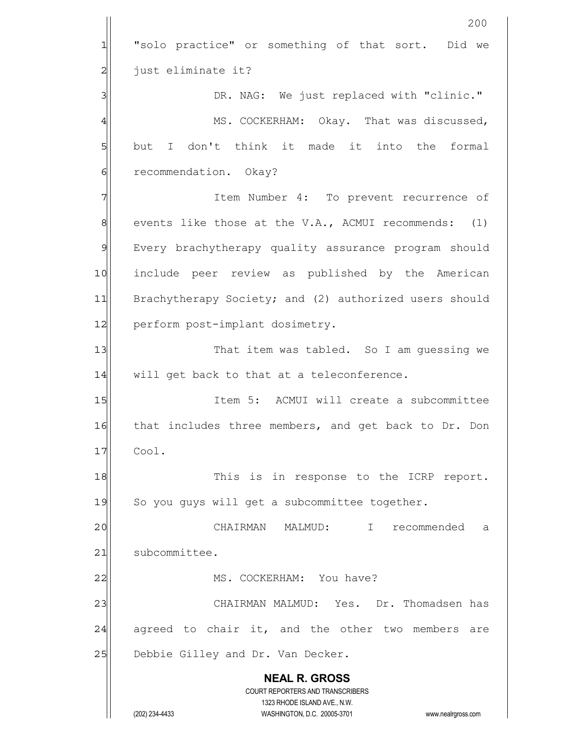"solo practice" or something of that sort. Did we just eliminate it?

DR. NAG: We just replaced with "clinic."

MS. COCKERHAM: Okay. That was discussed, but I don't think it made it into the formal recommendation. Okay?

Item Number 4: To prevent recurrence of events like those at the V.A., ACMUI recommends: (1) Every brachytherapy quality assurance program should include peer review as published by the American Brachytherapy Society; and (2) authorized users should perform post-implant dosimetry.

That item was tabled. So I am guessing we will get back to that at a teleconference.

Item 5: ACMUI will create a subcommittee that includes three members, and get back to Dr. Don Cool.

This is in response to the ICRP report. So you guys will get a subcommittee together.

CHAIRMAN MALMUD: I recommended a subcommittee.

MS. COCKERHAM: You have?

CHAIRMAN MALMUD: Yes. Dr. Thomadsen has agreed to chair it, and the other two members are Debbie Gilley and Dr. Van Decker.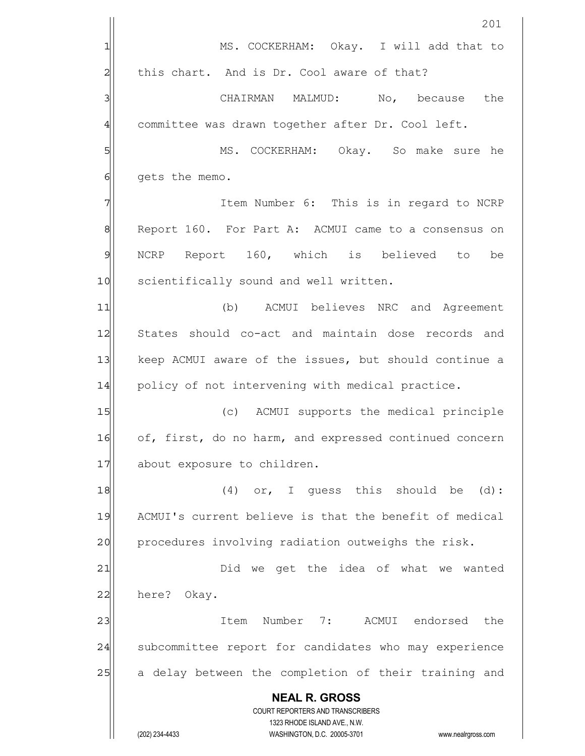MS. COCKERHAM: Okay. I will add that to this chart. And is Dr. Cool aware of that?

CHAIRMAN MALMUD: No, because the committee was drawn together after Dr. Cool left.

MS. COCKERHAM: Okay. So make sure he gets the memo.

Item Number 6: This is in regard to NCRP Report 160. For Part A: ACMUI came to a consensus on NCRP Report 160, which is believed to be scientifically sound and well written.

(b) ACMUI believes NRC and Agreement States should co-act and maintain dose records and keep ACMUI aware of the issues, but should continue a policy of not intervening with medical practice.

(c) ACMUI supports the medical principle of, first, do no harm, and expressed continued concern about exposure to children.

(4) or, I guess this should be (d): ACMUI's current believe is that the benefit of medical procedures involving radiation outweighs the risk.

Did we get the idea of what we wanted here? Okay.

Item Number 7: ACMUI endorsed the subcommittee report for candidates who may experience a delay between the completion of their training and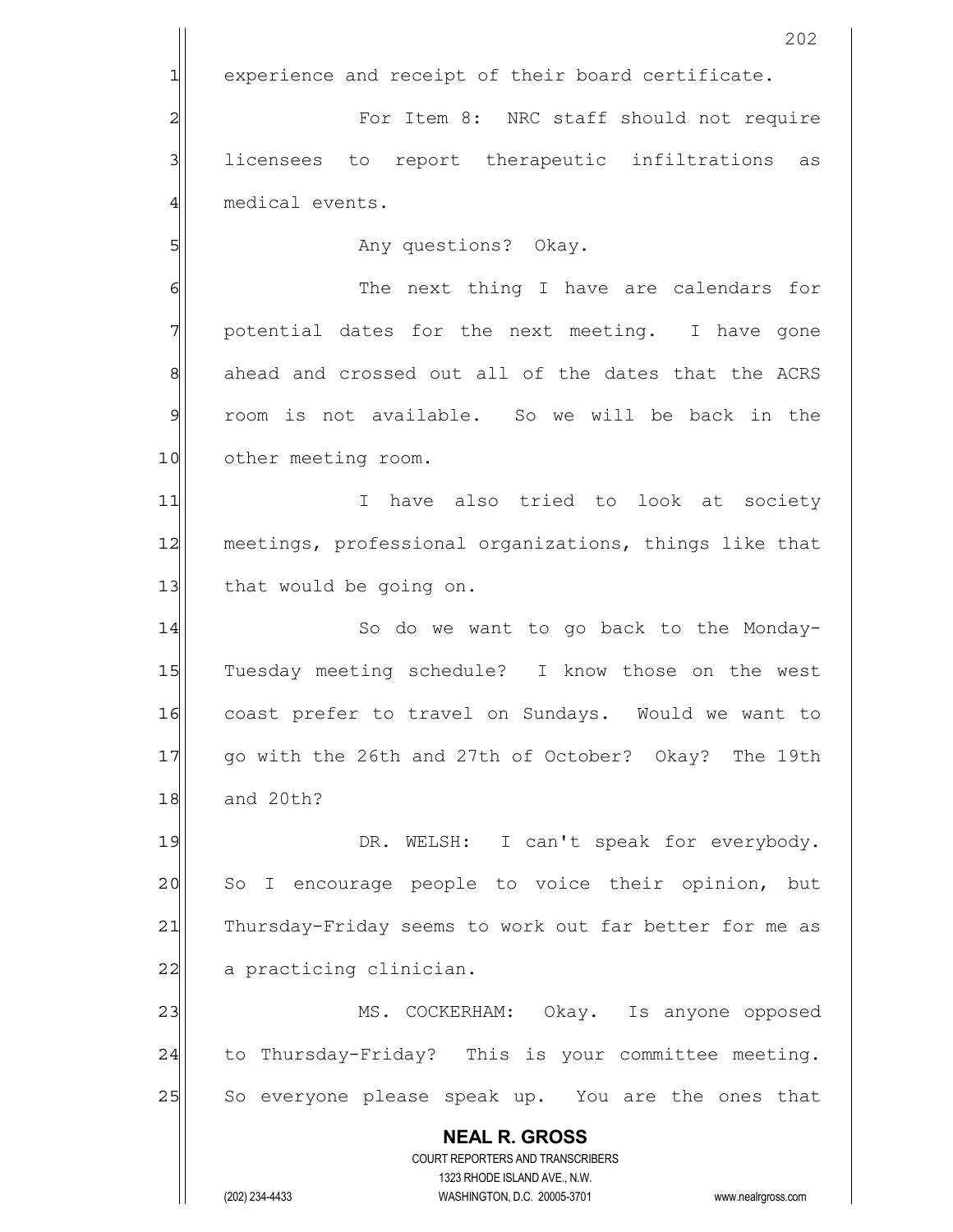experience and receipt of their board certificate.

For Item 8: NRC staff should not require licensees to report therapeutic infiltrations as medical events.

Any questions? Okay.

The next thing I have are calendars for potential dates for the next meeting. I have gone ahead and crossed out all of the dates that the ACRS room is not available. So we will be back in the other meeting room.

I have also tried to look at society meetings, professional organizations, things like that that would be going on.

So do we want to go back to the Monday-Tuesday meeting schedule? I know those on the west coast prefer to travel on Sundays. Would we want to go with the 26th and 27th of October? Okay? The 19th and 20th?

DR. WELSH: I can't speak for everybody. So I encourage people to voice their opinion, but Thursday-Friday seems to work out far better for me as a practicing clinician.

MS. COCKERHAM: Okay. Is anyone opposed to Thursday-Friday? This is your committee meeting. So everyone please speak up. You are the ones that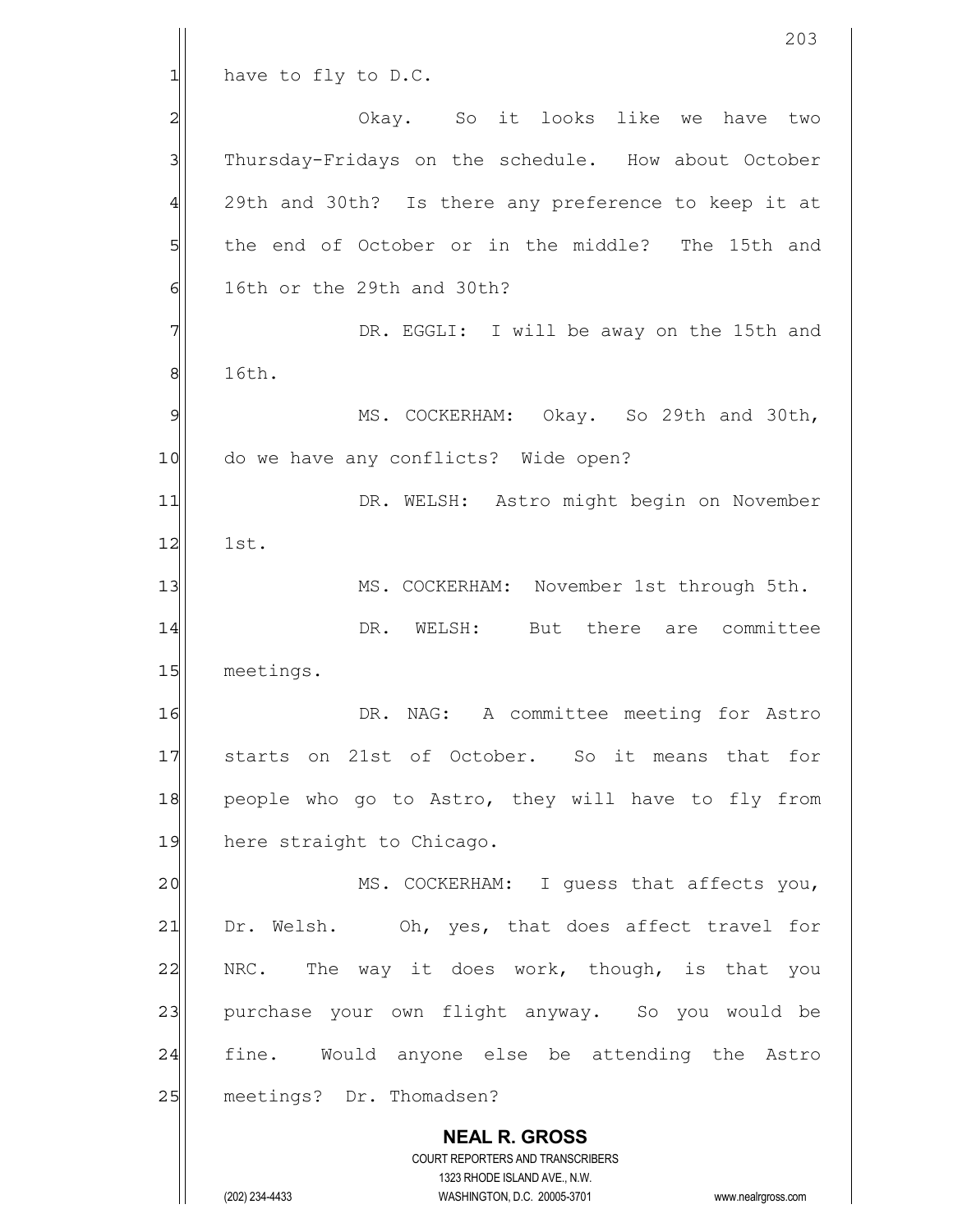have to fly to D.C.

Okay. So it looks like we have two Thursday-Fridays on the schedule. How about October 29th and 30th? Is there any preference to keep it at the end of October or in the middle? The 15th and 16th or the 29th and 30th?

DR. EGGLI: I will be away on the 15th and 16th.

MS. COCKERHAM: Okay. So 29th and 30th, do we have any conflicts? Wide open?

DR. WELSH: Astro might begin on November 1st.

MS. COCKERHAM: November 1st through 5th.

DR. WELSH: But there are committee meetings.

DR. NAG: A committee meeting for Astro starts on 21st of October. So it means that for people who go to Astro, they will have to fly from here straight to Chicago.

MS. COCKERHAM: I guess that affects you, Dr. Welsh. Oh, yes, that does affect travel for NRC. The way it does work, though, is that you purchase your own flight anyway. So you would be fine. Would anyone else be attending the Astro meetings? Dr. Thomadsen?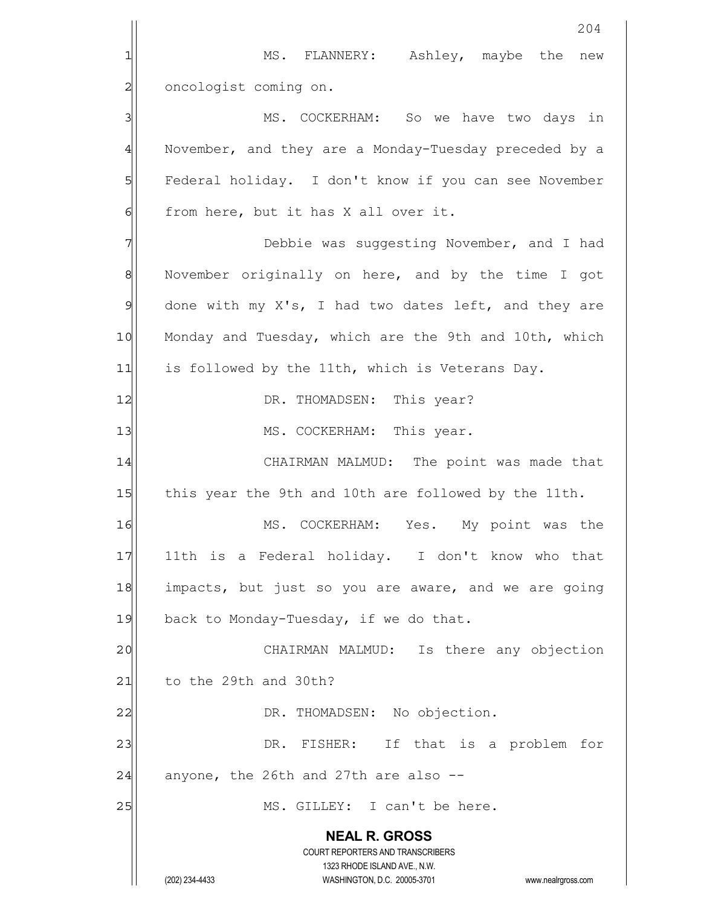MS. FLANNERY: Ashley, maybe the new oncologist coming on.

MS. COCKERHAM: So we have two days in November, and they are a Monday-Tuesday preceded by a Federal holiday. I don't know if you can see November from here, but it has X all over it.

Debbie was suggesting November, and I had November originally on here, and by the time I got done with my X's, I had two dates left, and they are Monday and Tuesday, which are the 9th and 10th, which is followed by the 11th, which is Veterans Day.

DR. THOMADSEN: This year?

MS. COCKERHAM: This year.

CHAIRMAN MALMUD: The point was made that this year the 9th and 10th are followed by the 11th.

MS. COCKERHAM: Yes. My point was the 11th is a Federal holiday. I don't know who that impacts, but just so you are aware, and we are going back to Monday-Tuesday, if we do that.

CHAIRMAN MALMUD: Is there any objection to the 29th and 30th?

DR. THOMADSEN: No objection.

DR. FISHER: If that is a problem for anyone, the 26th and 27th are also --

MS. GILLEY: I can't be here.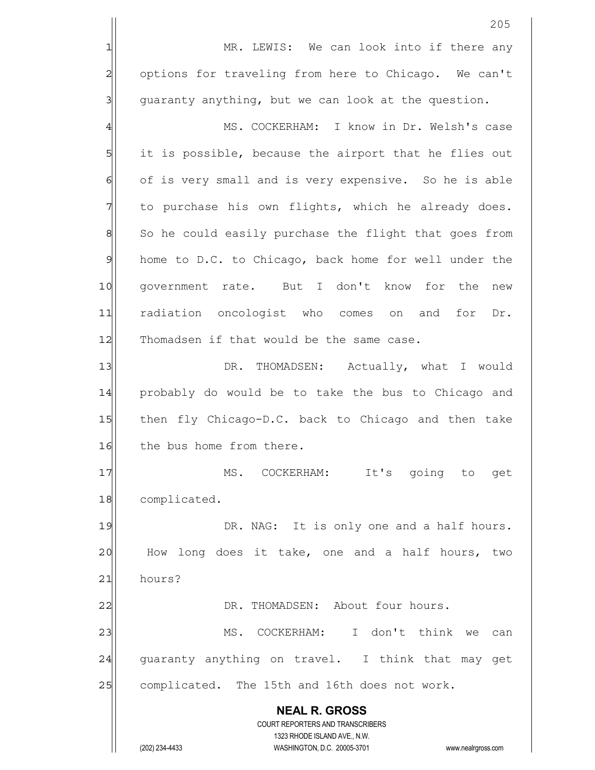MR. LEWIS: We can look into if there any options for traveling from here to Chicago. We can't guaranty anything, but we can look at the question.

MS. COCKERHAM: I know in Dr. Welsh's case it is possible, because the airport that he flies out of is very small and is very expensive. So he is able to purchase his own flights, which he already does. So he could easily purchase the flight that goes from home to D.C. to Chicago, back home for well under the government rate. But I don't know for the new radiation oncologist who comes on and for Dr. Thomadsen if that would be the same case.

DR. THOMADSEN: Actually, what I would probably do would be to take the bus to Chicago and then fly Chicago-D.C. back to Chicago and then take the bus home from there.

MS. COCKERHAM: It's going to get complicated.

DR. NAG: It is only one and a half hours. How long does it take, one and a half hours, two hours?

DR. THOMADSEN: About four hours.

MS. COCKERHAM: I don't think we can guaranty anything on travel. I think that may get complicated. The 15th and 16th does not work.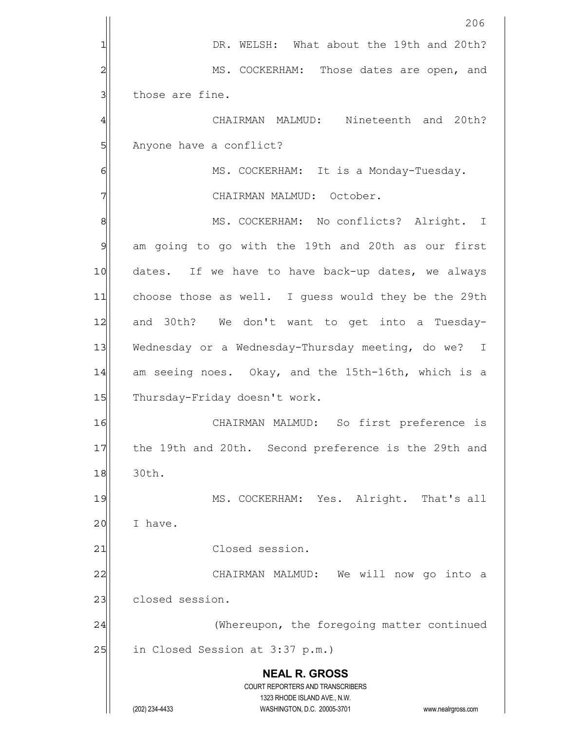DR. WELSH: What about the 19th and 20th?

MS. COCKERHAM: Those dates are open, and those are fine.

CHAIRMAN MALMUD: Nineteenth and 20th? Anyone have a conflict?

MS. COCKERHAM: It is a Monday-Tuesday.

CHAIRMAN MALMUD: October.

MS. COCKERHAM: No conflicts? Alright. I am going to go with the 19th and 20th as our first dates. If we have to have back-up dates, we always choose those as well. I guess would they be the 29th and 30th? We don't want to get into a Tuesday-Wednesday or a Wednesday-Thursday meeting, do we? I am seeing noes. Okay, and the 15th-16th, which is a Thursday-Friday doesn't work.

CHAIRMAN MALMUD: So first preference is the 19th and 20th. Second preference is the 29th and 30th.

MS. COCKERHAM: Yes. Alright. That's all I have.

Closed session.

CHAIRMAN MALMUD: We will now go into a closed session.

(Whereupon, the foregoing matter continued in Closed Session at 3:37 p.m.)